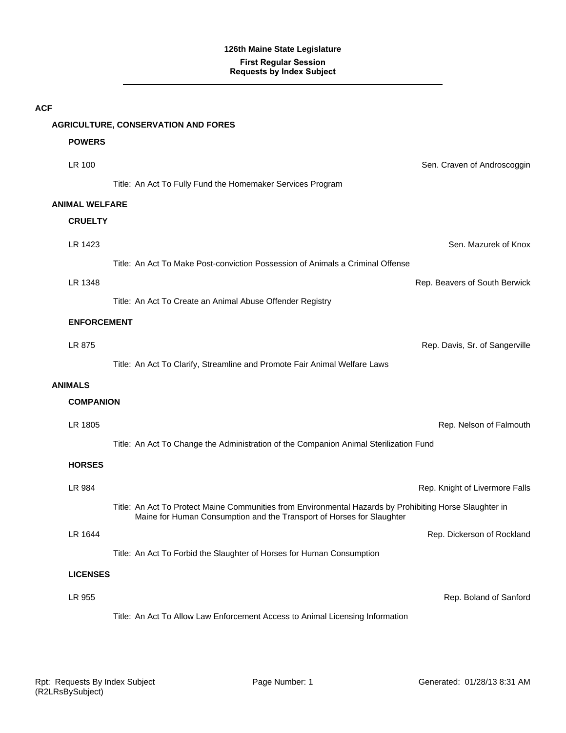**126th Maine State Legislature**

**First Regular Session**
**Requests by Index Subject**

---

# ACF

## AGRICULTURE, CONSERVATION AND FORES

### POWERS

LR 100 — Sen. Craven of Androscoggin

Title: An Act To Fully Fund the Homemaker Services Program

## ANIMAL WELFARE

### CRUELTY

LR 1423 — Sen. Mazurek of Knox

Title: An Act To Make Post-conviction Possession of Animals a Criminal Offense

LR 1348 — Rep. Beavers of South Berwick

Title: An Act To Create an Animal Abuse Offender Registry

### ENFORCEMENT

LR 875 — Rep. Davis, Sr. of Sangerville

Title: An Act To Clarify, Streamline and Promote Fair Animal Welfare Laws

## ANIMALS

### COMPANION

LR 1805 — Rep. Nelson of Falmouth

Title: An Act To Change the Administration of the Companion Animal Sterilization Fund

### HORSES

LR 984 — Rep. Knight of Livermore Falls

Title: An Act To Protect Maine Communities from Environmental Hazards by Prohibiting Horse Slaughter in Maine for Human Consumption and the Transport of Horses for Slaughter

LR 1644 — Rep. Dickerson of Rockland

Title: An Act To Forbid the Slaughter of Horses for Human Consumption

### LICENSES

LR 955 — Rep. Boland of Sanford

Title: An Act To Allow Law Enforcement Access to Animal Licensing Information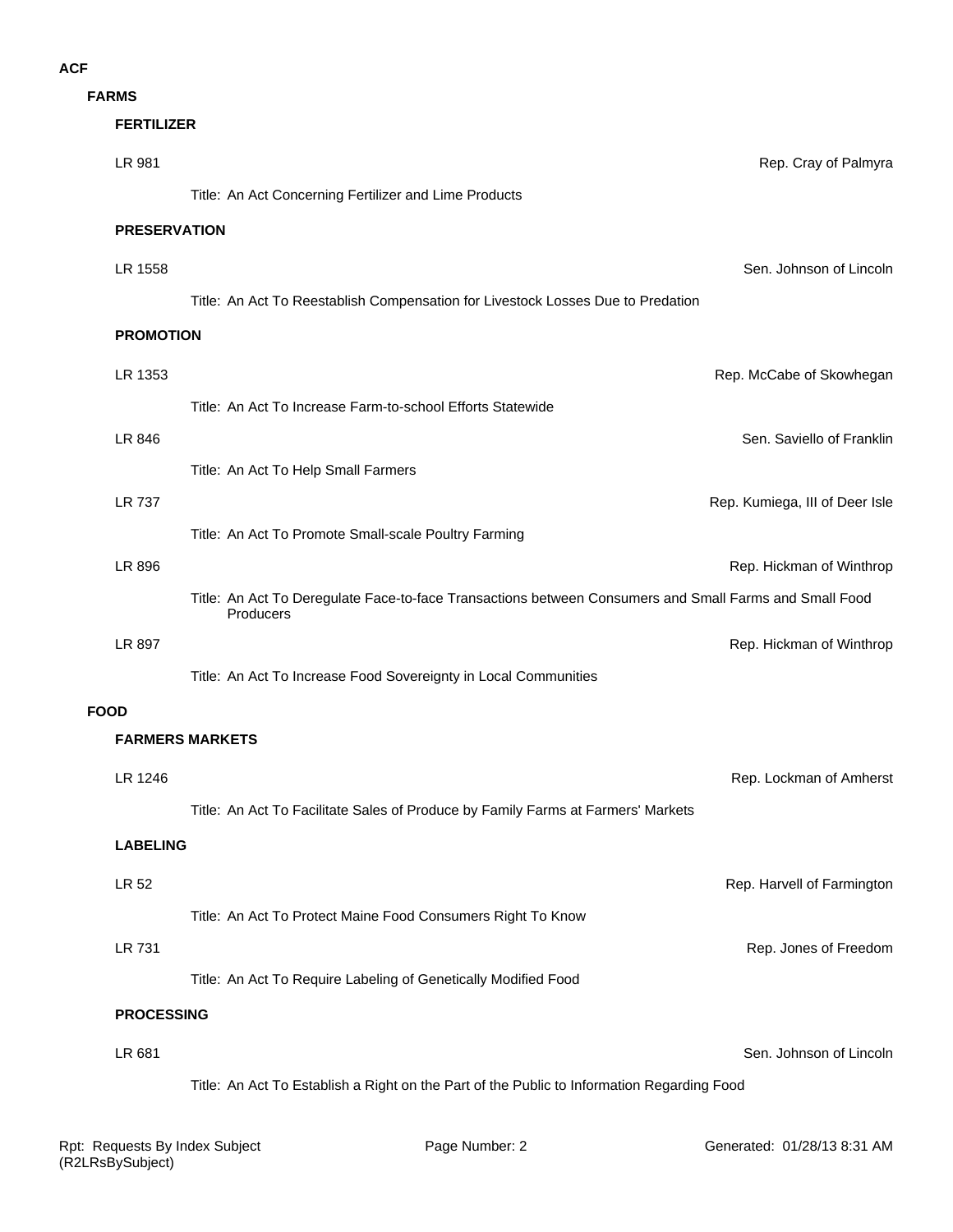# ACF

## FARMS

### FERTILIZER

**LR 981** — Rep. Cray of Palmyra

Title: An Act Concerning Fertilizer and Lime Products

### PRESERVATION

**LR 1558** — Sen. Johnson of Lincoln

Title: An Act To Reestablish Compensation for Livestock Losses Due to Predation

### PROMOTION

**LR 1353** — Rep. McCabe of Skowhegan

Title: An Act To Increase Farm-to-school Efforts Statewide

**LR 846** — Sen. Saviello of Franklin

Title: An Act To Help Small Farmers

**LR 737** — Rep. Kumiega, III of Deer Isle

Title: An Act To Promote Small-scale Poultry Farming

**LR 896** — Rep. Hickman of Winthrop

Title: An Act To Deregulate Face-to-face Transactions between Consumers and Small Farms and Small Food Producers

**LR 897** — Rep. Hickman of Winthrop

Title: An Act To Increase Food Sovereignty in Local Communities

## FOOD

### FARMERS MARKETS

**LR 1246** — Rep. Lockman of Amherst

Title: An Act To Facilitate Sales of Produce by Family Farms at Farmers' Markets

### LABELING

**LR 52** — Rep. Harvell of Farmington

Title: An Act To Protect Maine Food Consumers Right To Know

**LR 731** — Rep. Jones of Freedom

Title: An Act To Require Labeling of Genetically Modified Food

### PROCESSING

**LR 681** — Sen. Johnson of Lincoln

Title: An Act To Establish a Right on the Part of the Public to Information Regarding Food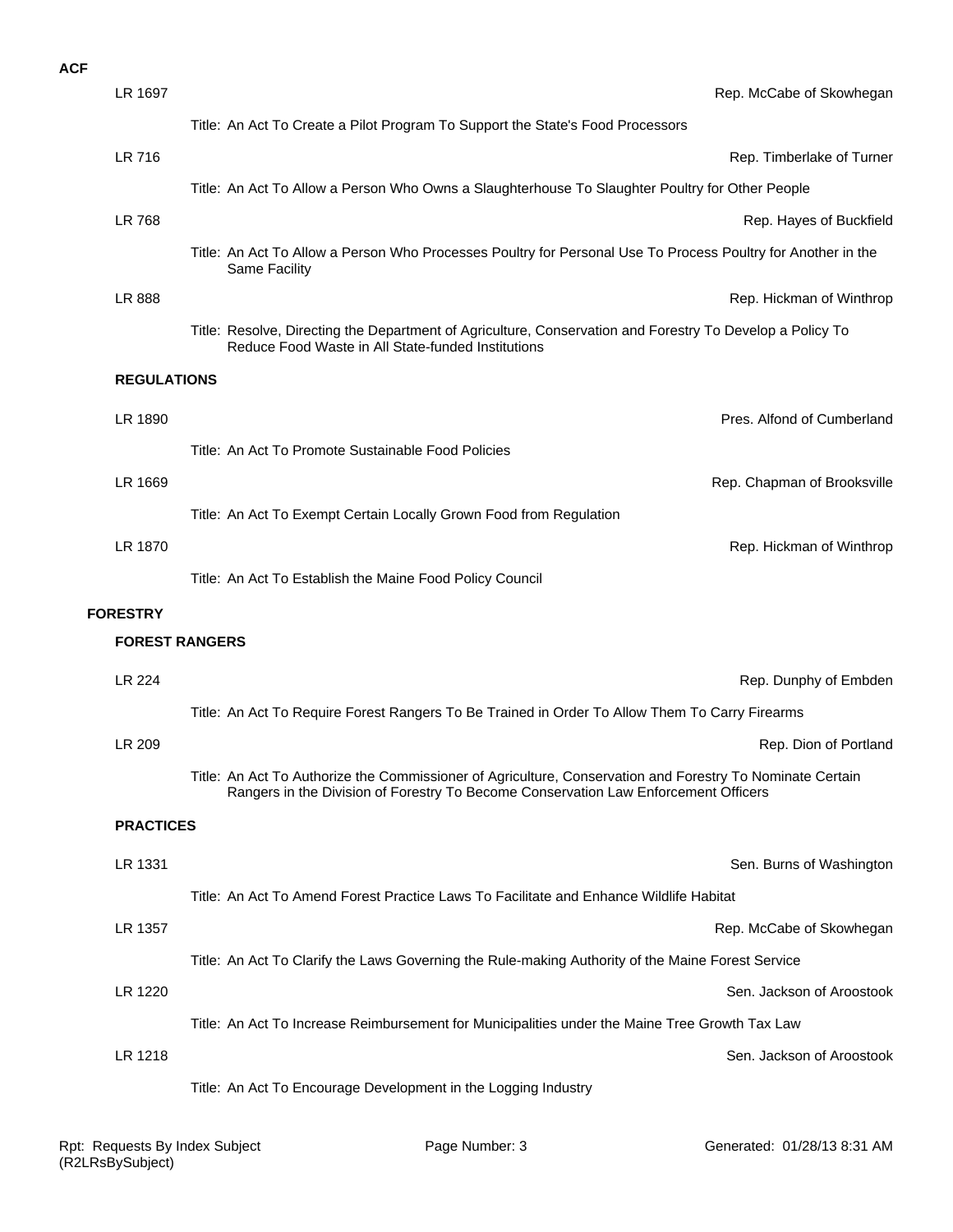**ACF**

LR 1697 — Rep. McCabe of Skowhegan

Title: An Act To Create a Pilot Program To Support the State's Food Processors

LR 716 — Rep. Timberlake of Turner

Title: An Act To Allow a Person Who Owns a Slaughterhouse To Slaughter Poultry for Other People

LR 768 — Rep. Hayes of Buckfield

Title: An Act To Allow a Person Who Processes Poultry for Personal Use To Process Poultry for Another in the Same Facility

LR 888 — Rep. Hickman of Winthrop

Title: Resolve, Directing the Department of Agriculture, Conservation and Forestry To Develop a Policy To Reduce Food Waste in All State-funded Institutions

**REGULATIONS**

LR 1890 — Pres. Alfond of Cumberland

Title: An Act To Promote Sustainable Food Policies

LR 1669 — Rep. Chapman of Brooksville

Title: An Act To Exempt Certain Locally Grown Food from Regulation

LR 1870 — Rep. Hickman of Winthrop

Title: An Act To Establish the Maine Food Policy Council

**FORESTRY**

**FOREST RANGERS**

LR 224 — Rep. Dunphy of Embden

Title: An Act To Require Forest Rangers To Be Trained in Order To Allow Them To Carry Firearms

LR 209 — Rep. Dion of Portland

Title: An Act To Authorize the Commissioner of Agriculture, Conservation and Forestry To Nominate Certain Rangers in the Division of Forestry To Become Conservation Law Enforcement Officers

**PRACTICES**

LR 1331 — Sen. Burns of Washington

Title: An Act To Amend Forest Practice Laws To Facilitate and Enhance Wildlife Habitat

LR 1357 — Rep. McCabe of Skowhegan

Title: An Act To Clarify the Laws Governing the Rule-making Authority of the Maine Forest Service

LR 1220 — Sen. Jackson of Aroostook

Title: An Act To Increase Reimbursement for Municipalities under the Maine Tree Growth Tax Law

LR 1218 — Sen. Jackson of Aroostook

Title: An Act To Encourage Development in the Logging Industry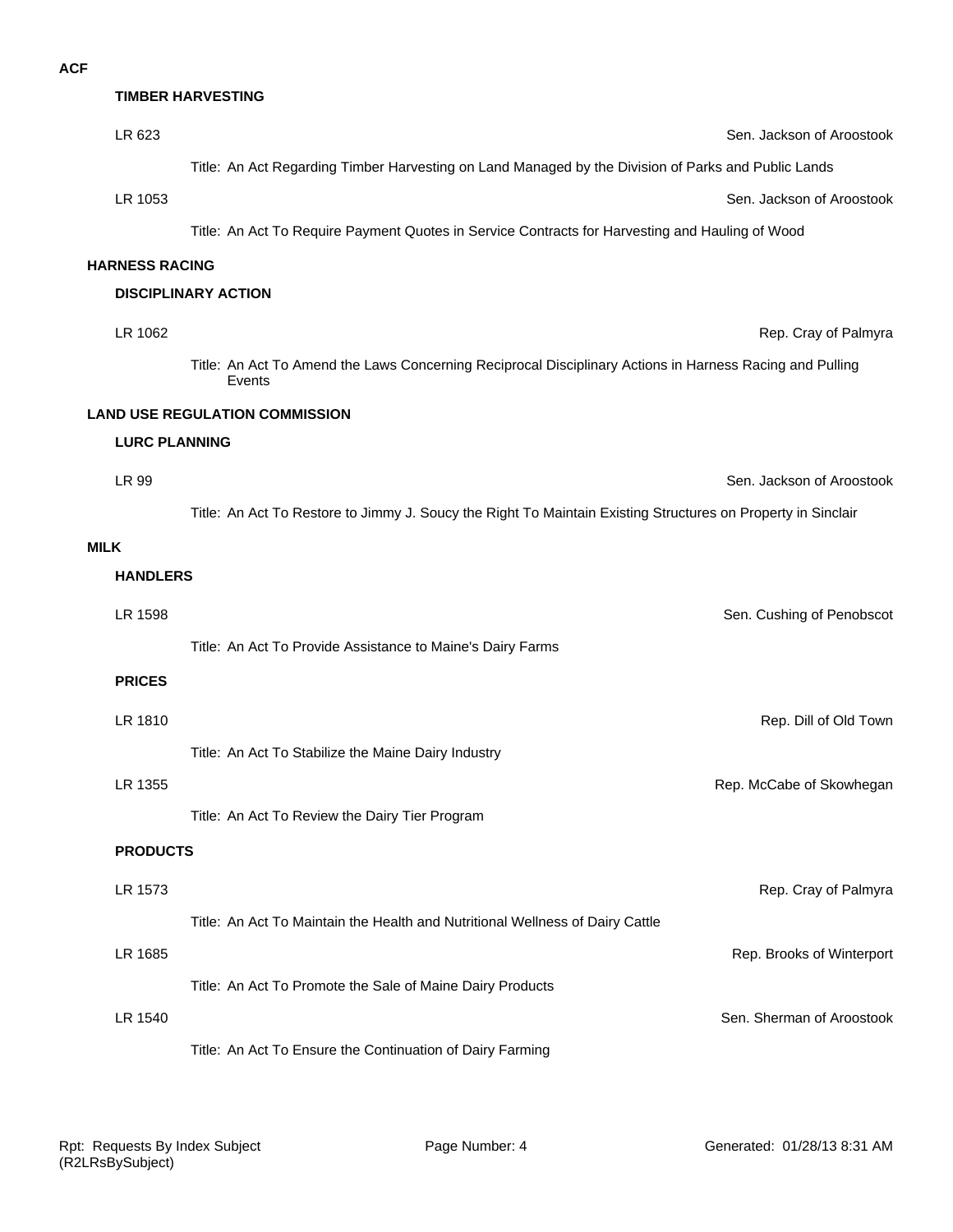**ACF**

### TIMBER HARVESTING

LR 623 — Sen. Jackson of Aroostook

Title: An Act Regarding Timber Harvesting on Land Managed by the Division of Parks and Public Lands

LR 1053 — Sen. Jackson of Aroostook

Title: An Act To Require Payment Quotes in Service Contracts for Harvesting and Hauling of Wood

## HARNESS RACING

### DISCIPLINARY ACTION

LR 1062 — Rep. Cray of Palmyra

Title: An Act To Amend the Laws Concerning Reciprocal Disciplinary Actions in Harness Racing and Pulling Events

## LAND USE REGULATION COMMISSION

### LURC PLANNING

LR 99 — Sen. Jackson of Aroostook

Title: An Act To Restore to Jimmy J. Soucy the Right To Maintain Existing Structures on Property in Sinclair

## MILK

### HANDLERS

LR 1598 — Sen. Cushing of Penobscot

Title: An Act To Provide Assistance to Maine's Dairy Farms

### PRICES

LR 1810 — Rep. Dill of Old Town

Title: An Act To Stabilize the Maine Dairy Industry

LR 1355 — Rep. McCabe of Skowhegan

Title: An Act To Review the Dairy Tier Program

### PRODUCTS

LR 1573 — Rep. Cray of Palmyra

Title: An Act To Maintain the Health and Nutritional Wellness of Dairy Cattle

LR 1685 — Rep. Brooks of Winterport

Title: An Act To Promote the Sale of Maine Dairy Products

LR 1540 — Sen. Sherman of Aroostook

Title: An Act To Ensure the Continuation of Dairy Farming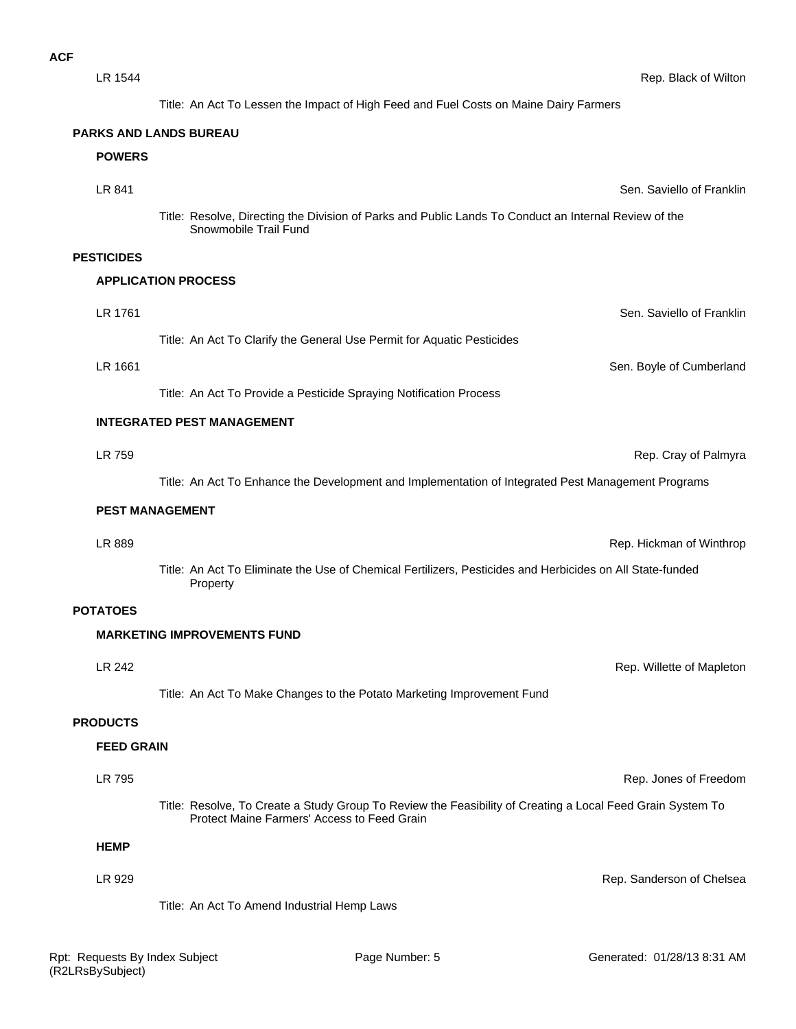**ACF**

LR 1544 — Rep. Black of Wilton

Title: An Act To Lessen the Impact of High Feed and Fuel Costs on Maine Dairy Farmers

## PARKS AND LANDS BUREAU

### POWERS

LR 841 — Sen. Saviello of Franklin

Title: Resolve, Directing the Division of Parks and Public Lands To Conduct an Internal Review of the Snowmobile Trail Fund

## PESTICIDES

### APPLICATION PROCESS

LR 1761 — Sen. Saviello of Franklin

Title: An Act To Clarify the General Use Permit for Aquatic Pesticides

LR 1661 — Sen. Boyle of Cumberland

Title: An Act To Provide a Pesticide Spraying Notification Process

### INTEGRATED PEST MANAGEMENT

LR 759 — Rep. Cray of Palmyra

Title: An Act To Enhance the Development and Implementation of Integrated Pest Management Programs

### PEST MANAGEMENT

LR 889 — Rep. Hickman of Winthrop

Title: An Act To Eliminate the Use of Chemical Fertilizers, Pesticides and Herbicides on All State-funded Property

## POTATOES

### MARKETING IMPROVEMENTS FUND

LR 242 — Rep. Willette of Mapleton

Title: An Act To Make Changes to the Potato Marketing Improvement Fund

## PRODUCTS

### FEED GRAIN

LR 795 — Rep. Jones of Freedom

Title: Resolve, To Create a Study Group To Review the Feasibility of Creating a Local Feed Grain System To Protect Maine Farmers' Access to Feed Grain

### HEMP

LR 929 — Rep. Sanderson of Chelsea

Title: An Act To Amend Industrial Hemp Laws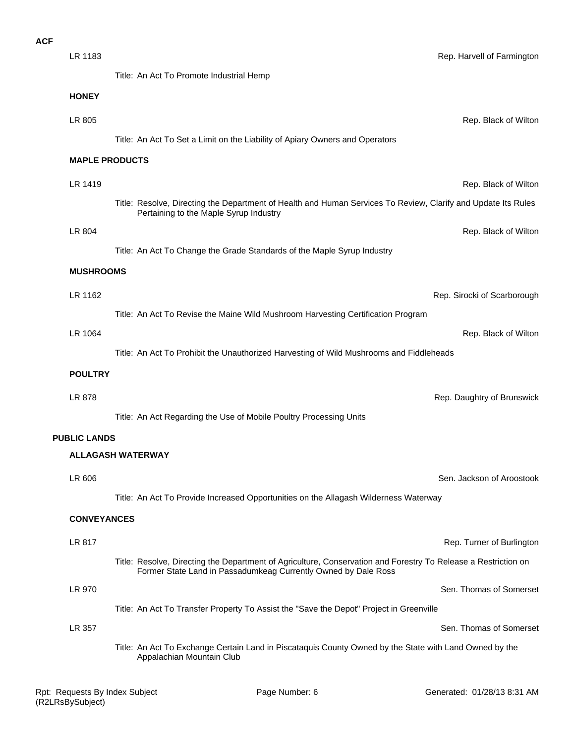**ACF**

LR 1183 — Rep. Harvell of Farmington

Title: An Act To Promote Industrial Hemp

**HONEY**

LR 805 — Rep. Black of Wilton

Title: An Act To Set a Limit on the Liability of Apiary Owners and Operators

**MAPLE PRODUCTS**

LR 1419 — Rep. Black of Wilton

Title: Resolve, Directing the Department of Health and Human Services To Review, Clarify and Update Its Rules Pertaining to the Maple Syrup Industry

LR 804 — Rep. Black of Wilton

Title: An Act To Change the Grade Standards of the Maple Syrup Industry

**MUSHROOMS**

LR 1162 — Rep. Sirocki of Scarborough

Title: An Act To Revise the Maine Wild Mushroom Harvesting Certification Program

LR 1064 — Rep. Black of Wilton

Title: An Act To Prohibit the Unauthorized Harvesting of Wild Mushrooms and Fiddleheads

**POULTRY**

LR 878 — Rep. Daughtry of Brunswick

Title: An Act Regarding the Use of Mobile Poultry Processing Units

**PUBLIC LANDS**

**ALLAGASH WATERWAY**

LR 606 — Sen. Jackson of Aroostook

Title: An Act To Provide Increased Opportunities on the Allagash Wilderness Waterway

**CONVEYANCES**

LR 817 — Rep. Turner of Burlington

Title: Resolve, Directing the Department of Agriculture, Conservation and Forestry To Release a Restriction on Former State Land in Passadumkeag Currently Owned by Dale Ross

LR 970 — Sen. Thomas of Somerset

Title: An Act To Transfer Property To Assist the "Save the Depot" Project in Greenville

LR 357 — Sen. Thomas of Somerset

Title: An Act To Exchange Certain Land in Piscataquis County Owned by the State with Land Owned by the Appalachian Mountain Club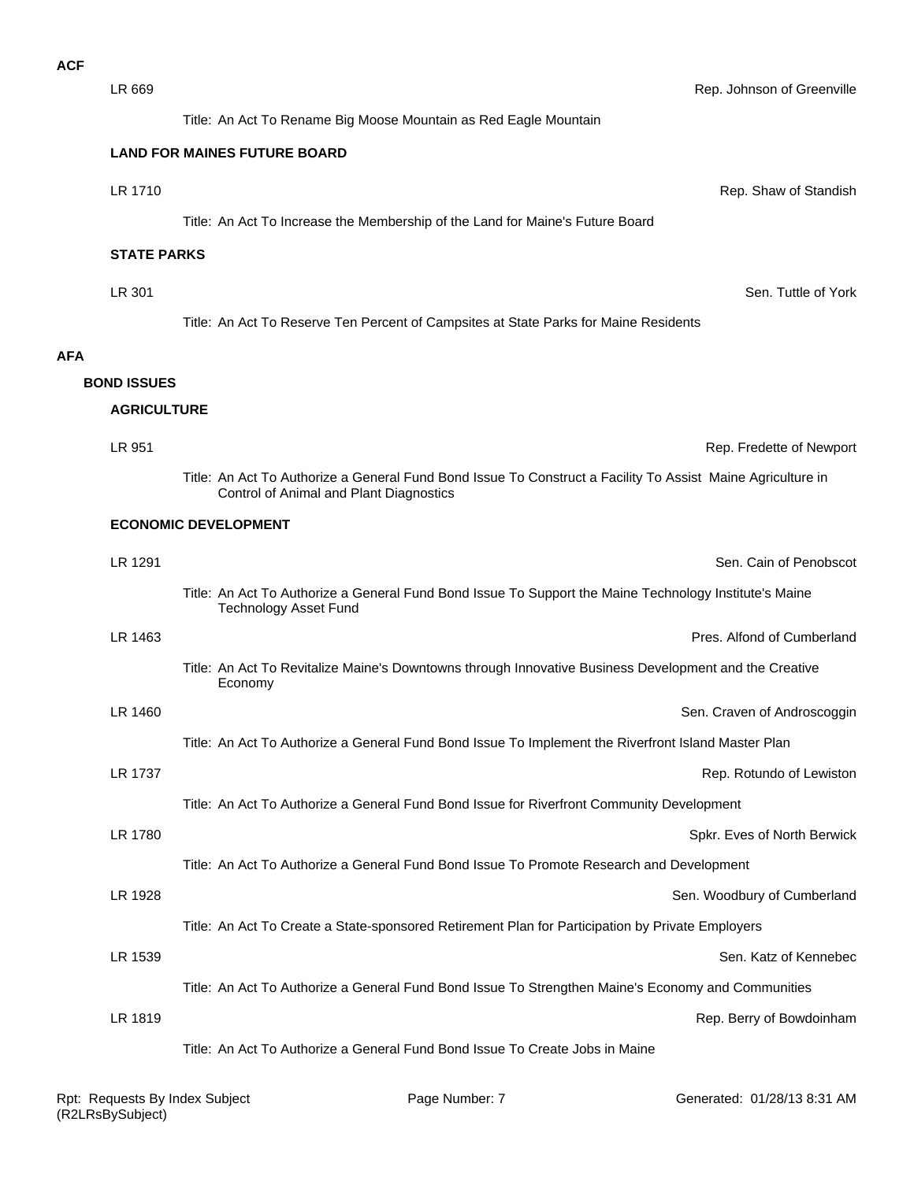## ACF

LR 669 — Rep. Johnson of Greenville

Title: An Act To Rename Big Moose Mountain as Red Eagle Mountain

### LAND FOR MAINES FUTURE BOARD

LR 1710 — Rep. Shaw of Standish

Title: An Act To Increase the Membership of the Land for Maine's Future Board

### STATE PARKS

LR 301 — Sen. Tuttle of York

Title: An Act To Reserve Ten Percent of Campsites at State Parks for Maine Residents

## AFA

### BOND ISSUES

#### AGRICULTURE

LR 951 — Rep. Fredette of Newport

Title: An Act To Authorize a General Fund Bond Issue To Construct a Facility To Assist Maine Agriculture in Control of Animal and Plant Diagnostics

#### ECONOMIC DEVELOPMENT

LR 1291 — Sen. Cain of Penobscot

Title: An Act To Authorize a General Fund Bond Issue To Support the Maine Technology Institute's Maine Technology Asset Fund

LR 1463 — Pres. Alfond of Cumberland

Title: An Act To Revitalize Maine's Downtowns through Innovative Business Development and the Creative Economy

LR 1460 — Sen. Craven of Androscoggin

Title: An Act To Authorize a General Fund Bond Issue To Implement the Riverfront Island Master Plan

LR 1737 — Rep. Rotundo of Lewiston

Title: An Act To Authorize a General Fund Bond Issue for Riverfront Community Development

LR 1780 — Spkr. Eves of North Berwick

Title: An Act To Authorize a General Fund Bond Issue To Promote Research and Development

LR 1928 — Sen. Woodbury of Cumberland

Title: An Act To Create a State-sponsored Retirement Plan for Participation by Private Employers

LR 1539 — Sen. Katz of Kennebec

Title: An Act To Authorize a General Fund Bond Issue To Strengthen Maine's Economy and Communities

LR 1819 — Rep. Berry of Bowdoinham

Title: An Act To Authorize a General Fund Bond Issue To Create Jobs in Maine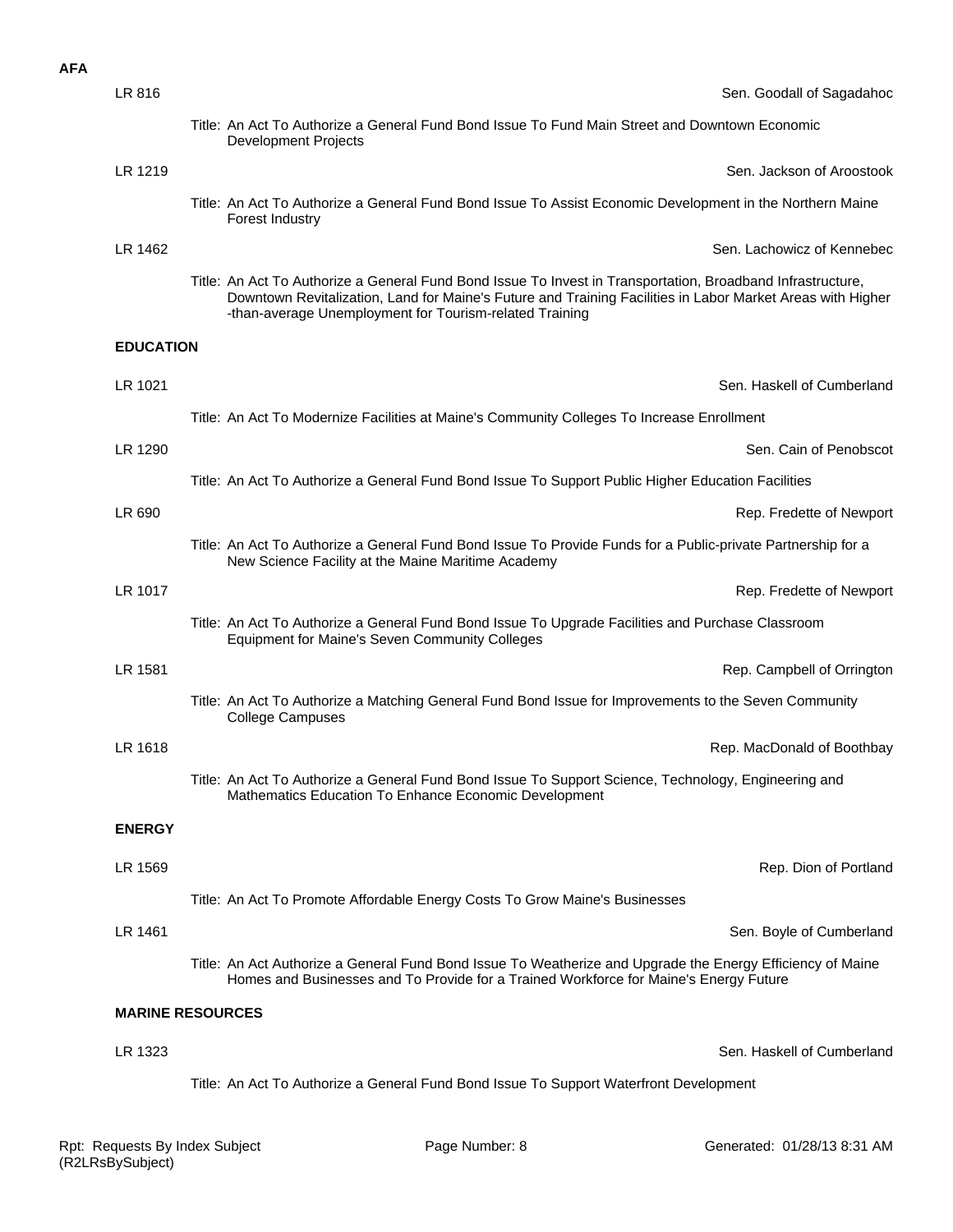**AFA**

LR 816 — Sen. Goodall of Sagadahoc

Title: An Act To Authorize a General Fund Bond Issue To Fund Main Street and Downtown Economic Development Projects

LR 1219 — Sen. Jackson of Aroostook

Title: An Act To Authorize a General Fund Bond Issue To Assist Economic Development in the Northern Maine Forest Industry

LR 1462 — Sen. Lachowicz of Kennebec

Title: An Act To Authorize a General Fund Bond Issue To Invest in Transportation, Broadband Infrastructure, Downtown Revitalization, Land for Maine's Future and Training Facilities in Labor Market Areas with Higher-than-average Unemployment for Tourism-related Training

**EDUCATION**

LR 1021 — Sen. Haskell of Cumberland

Title: An Act To Modernize Facilities at Maine's Community Colleges To Increase Enrollment

LR 1290 — Sen. Cain of Penobscot

Title: An Act To Authorize a General Fund Bond Issue To Support Public Higher Education Facilities

LR 690 — Rep. Fredette of Newport

Title: An Act To Authorize a General Fund Bond Issue To Provide Funds for a Public-private Partnership for a New Science Facility at the Maine Maritime Academy

LR 1017 — Rep. Fredette of Newport

Title: An Act To Authorize a General Fund Bond Issue To Upgrade Facilities and Purchase Classroom Equipment for Maine's Seven Community Colleges

LR 1581 — Rep. Campbell of Orrington

Title: An Act To Authorize a Matching General Fund Bond Issue for Improvements to the Seven Community College Campuses

LR 1618 — Rep. MacDonald of Boothbay

Title: An Act To Authorize a General Fund Bond Issue To Support Science, Technology, Engineering and Mathematics Education To Enhance Economic Development

**ENERGY**

LR 1569 — Rep. Dion of Portland

Title: An Act To Promote Affordable Energy Costs To Grow Maine's Businesses

LR 1461 — Sen. Boyle of Cumberland

Title: An Act Authorize a General Fund Bond Issue To Weatherize and Upgrade the Energy Efficiency of Maine Homes and Businesses and To Provide for a Trained Workforce for Maine's Energy Future

**MARINE RESOURCES**

LR 1323 — Sen. Haskell of Cumberland

Title: An Act To Authorize a General Fund Bond Issue To Support Waterfront Development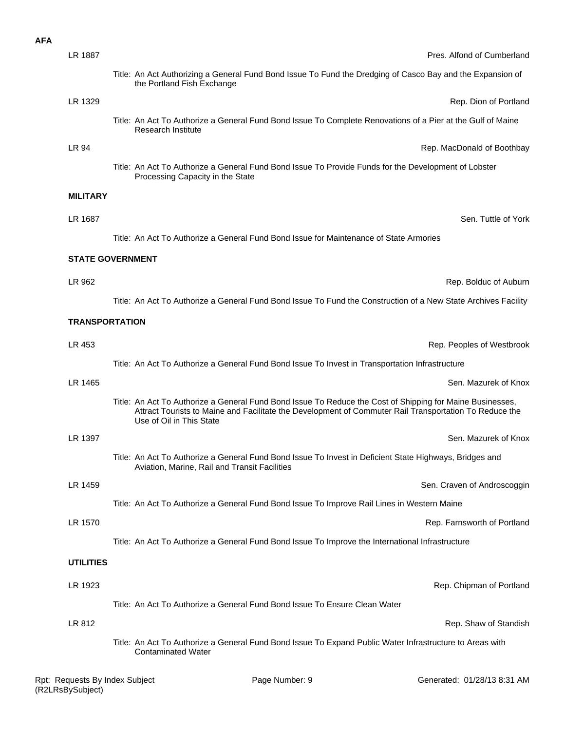**AFA**

LR 1887 — Pres. Alfond of Cumberland

Title: An Act Authorizing a General Fund Bond Issue To Fund the Dredging of Casco Bay and the Expansion of the Portland Fish Exchange

LR 1329 — Rep. Dion of Portland

Title: An Act To Authorize a General Fund Bond Issue To Complete Renovations of a Pier at the Gulf of Maine Research Institute

LR 94 — Rep. MacDonald of Boothbay

Title: An Act To Authorize a General Fund Bond Issue To Provide Funds for the Development of Lobster Processing Capacity in the State

**MILITARY**

LR 1687 — Sen. Tuttle of York

Title: An Act To Authorize a General Fund Bond Issue for Maintenance of State Armories

**STATE GOVERNMENT**

LR 962 — Rep. Bolduc of Auburn

Title: An Act To Authorize a General Fund Bond Issue To Fund the Construction of a New State Archives Facility

**TRANSPORTATION**

LR 453 — Rep. Peoples of Westbrook

Title: An Act To Authorize a General Fund Bond Issue To Invest in Transportation Infrastructure

LR 1465 — Sen. Mazurek of Knox

Title: An Act To Authorize a General Fund Bond Issue To Reduce the Cost of Shipping for Maine Businesses, Attract Tourists to Maine and Facilitate the Development of Commuter Rail Transportation To Reduce the Use of Oil in This State

LR 1397 — Sen. Mazurek of Knox

Title: An Act To Authorize a General Fund Bond Issue To Invest in Deficient State Highways, Bridges and Aviation, Marine, Rail and Transit Facilities

LR 1459 — Sen. Craven of Androscoggin

Title: An Act To Authorize a General Fund Bond Issue To Improve Rail Lines in Western Maine

LR 1570 — Rep. Farnsworth of Portland

Title: An Act To Authorize a General Fund Bond Issue To Improve the International Infrastructure

**UTILITIES**

LR 1923 — Rep. Chipman of Portland

Title: An Act To Authorize a General Fund Bond Issue To Ensure Clean Water

LR 812 — Rep. Shaw of Standish

Title: An Act To Authorize a General Fund Bond Issue To Expand Public Water Infrastructure to Areas with Contaminated Water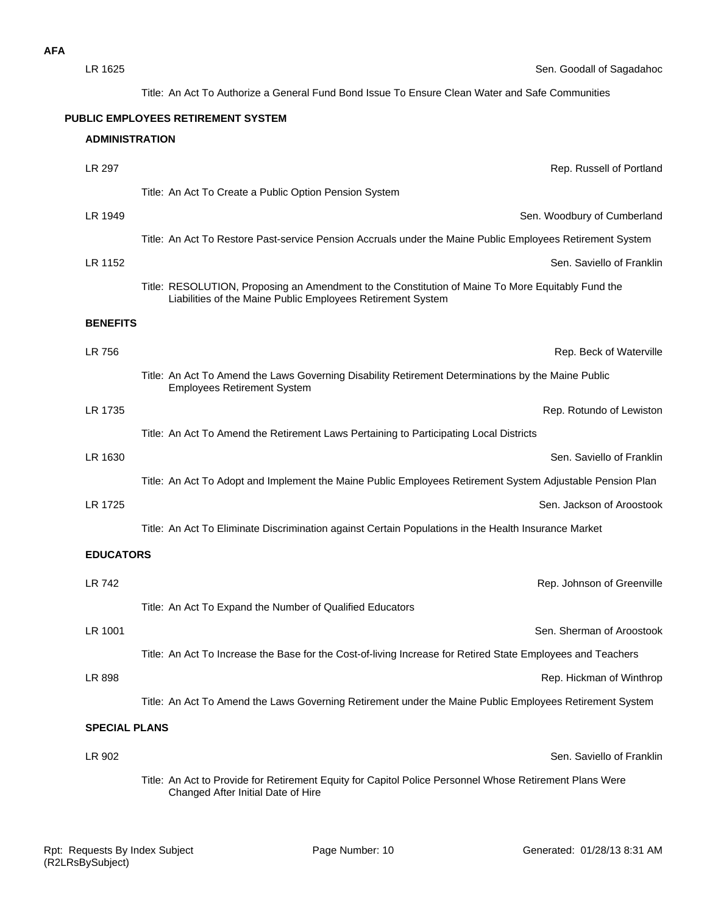**AFA**

LR 1625 — Sen. Goodall of Sagadahoc

Title: An Act To Authorize a General Fund Bond Issue To Ensure Clean Water and Safe Communities

## PUBLIC EMPLOYEES RETIREMENT SYSTEM

### ADMINISTRATION

LR 297 — Rep. Russell of Portland

Title: An Act To Create a Public Option Pension System

LR 1949 — Sen. Woodbury of Cumberland

Title: An Act To Restore Past-service Pension Accruals under the Maine Public Employees Retirement System

LR 1152 — Sen. Saviello of Franklin

Title: RESOLUTION, Proposing an Amendment to the Constitution of Maine To More Equitably Fund the Liabilities of the Maine Public Employees Retirement System

### BENEFITS

LR 756 — Rep. Beck of Waterville

Title: An Act To Amend the Laws Governing Disability Retirement Determinations by the Maine Public Employees Retirement System

LR 1735 — Rep. Rotundo of Lewiston

Title: An Act To Amend the Retirement Laws Pertaining to Participating Local Districts

LR 1630 — Sen. Saviello of Franklin

Title: An Act To Adopt and Implement the Maine Public Employees Retirement System Adjustable Pension Plan

LR 1725 — Sen. Jackson of Aroostook

Title: An Act To Eliminate Discrimination against Certain Populations in the Health Insurance Market

### EDUCATORS

LR 742 — Rep. Johnson of Greenville

Title: An Act To Expand the Number of Qualified Educators

LR 1001 — Sen. Sherman of Aroostook

Title: An Act To Increase the Base for the Cost-of-living Increase for Retired State Employees and Teachers

LR 898 — Rep. Hickman of Winthrop

Title: An Act To Amend the Laws Governing Retirement under the Maine Public Employees Retirement System

### SPECIAL PLANS

LR 902 — Sen. Saviello of Franklin

Title: An Act to Provide for Retirement Equity for Capitol Police Personnel Whose Retirement Plans Were Changed After Initial Date of Hire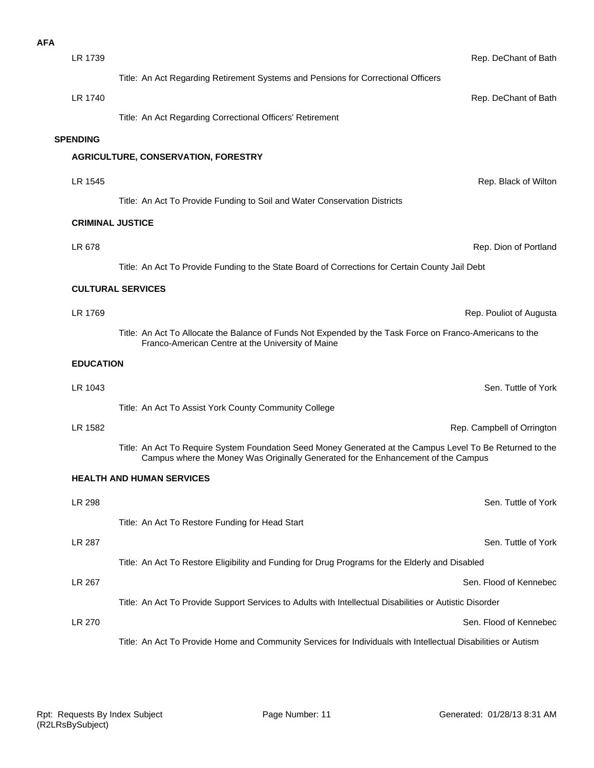**AFA**

LR 1739 — Rep. DeChant of Bath

Title: An Act Regarding Retirement Systems and Pensions for Correctional Officers

LR 1740 — Rep. DeChant of Bath

Title: An Act Regarding Correctional Officers' Retirement

## SPENDING

### AGRICULTURE, CONSERVATION, FORESTRY

LR 1545 — Rep. Black of Wilton

Title: An Act To Provide Funding to Soil and Water Conservation Districts

### CRIMINAL JUSTICE

LR 678 — Rep. Dion of Portland

Title: An Act To Provide Funding to the State Board of Corrections for Certain County Jail Debt

### CULTURAL SERVICES

LR 1769 — Rep. Pouliot of Augusta

Title: An Act To Allocate the Balance of Funds Not Expended by the Task Force on Franco-Americans to the Franco-American Centre at the University of Maine

### EDUCATION

LR 1043 — Sen. Tuttle of York

Title: An Act To Assist York County Community College

LR 1582 — Rep. Campbell of Orrington

Title: An Act To Require System Foundation Seed Money Generated at the Campus Level To Be Returned to the Campus where the Money Was Originally Generated for the Enhancement of the Campus

### HEALTH AND HUMAN SERVICES

LR 298 — Sen. Tuttle of York

Title: An Act To Restore Funding for Head Start

LR 287 — Sen. Tuttle of York

Title: An Act To Restore Eligibility and Funding for Drug Programs for the Elderly and Disabled

LR 267 — Sen. Flood of Kennebec

Title: An Act To Provide Support Services to Adults with Intellectual Disabilities or Autistic Disorder

LR 270 — Sen. Flood of Kennebec

Title: An Act To Provide Home and Community Services for Individuals with Intellectual Disabilities or Autism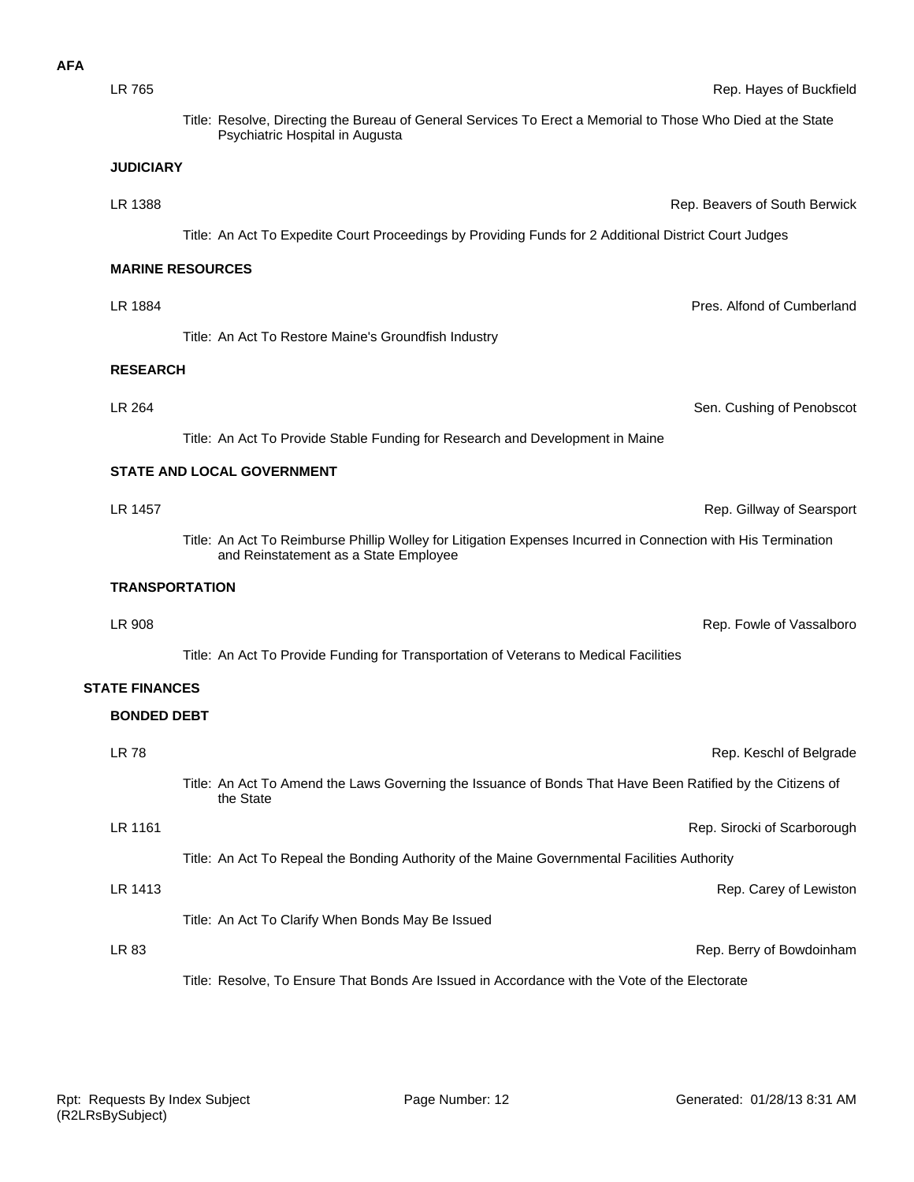**AFA**

LR 765 — Rep. Hayes of Buckfield

Title: Resolve, Directing the Bureau of General Services To Erect a Memorial to Those Who Died at the State Psychiatric Hospital in Augusta

### JUDICIARY

LR 1388 — Rep. Beavers of South Berwick

Title: An Act To Expedite Court Proceedings by Providing Funds for 2 Additional District Court Judges

### MARINE RESOURCES

LR 1884 — Pres. Alfond of Cumberland

Title: An Act To Restore Maine's Groundfish Industry

### RESEARCH

LR 264 — Sen. Cushing of Penobscot

Title: An Act To Provide Stable Funding for Research and Development in Maine

### STATE AND LOCAL GOVERNMENT

LR 1457 — Rep. Gillway of Searsport

Title: An Act To Reimburse Phillip Wolley for Litigation Expenses Incurred in Connection with His Termination and Reinstatement as a State Employee

### TRANSPORTATION

LR 908 — Rep. Fowle of Vassalboro

Title: An Act To Provide Funding for Transportation of Veterans to Medical Facilities

## STATE FINANCES

### BONDED DEBT

LR 78 — Rep. Keschl of Belgrade

Title: An Act To Amend the Laws Governing the Issuance of Bonds That Have Been Ratified by the Citizens of the State

LR 1161 — Rep. Sirocki of Scarborough

Title: An Act To Repeal the Bonding Authority of the Maine Governmental Facilities Authority

LR 1413 — Rep. Carey of Lewiston

Title: An Act To Clarify When Bonds May Be Issued

LR 83 — Rep. Berry of Bowdoinham

Title: Resolve, To Ensure That Bonds Are Issued in Accordance with the Vote of the Electorate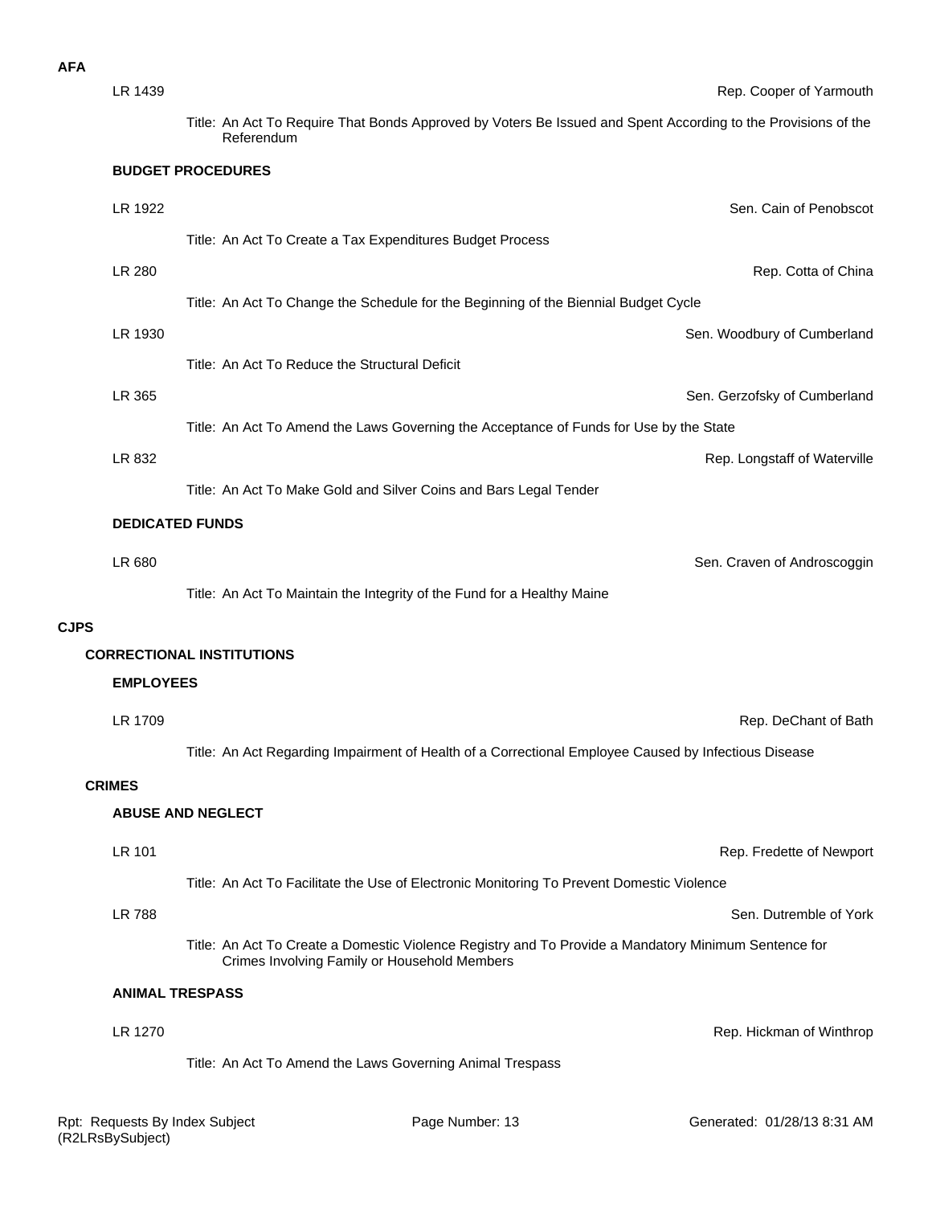**AFA**

LR 1439 — Rep. Cooper of Yarmouth

Title: An Act To Require That Bonds Approved by Voters Be Issued and Spent According to the Provisions of the Referendum

**BUDGET PROCEDURES**

LR 1922 — Sen. Cain of Penobscot

Title: An Act To Create a Tax Expenditures Budget Process

LR 280 — Rep. Cotta of China

Title: An Act To Change the Schedule for the Beginning of the Biennial Budget Cycle

LR 1930 — Sen. Woodbury of Cumberland

Title: An Act To Reduce the Structural Deficit

LR 365 — Sen. Gerzofsky of Cumberland

Title: An Act To Amend the Laws Governing the Acceptance of Funds for Use by the State

LR 832 — Rep. Longstaff of Waterville

Title: An Act To Make Gold and Silver Coins and Bars Legal Tender

**DEDICATED FUNDS**

LR 680 — Sen. Craven of Androscoggin

Title: An Act To Maintain the Integrity of the Fund for a Healthy Maine

**CJPS**

**CORRECTIONAL INSTITUTIONS**

**EMPLOYEES**

LR 1709 — Rep. DeChant of Bath

Title: An Act Regarding Impairment of Health of a Correctional Employee Caused by Infectious Disease

**CRIMES**

**ABUSE AND NEGLECT**

LR 101 — Rep. Fredette of Newport

Title: An Act To Facilitate the Use of Electronic Monitoring To Prevent Domestic Violence

LR 788 — Sen. Dutremble of York

Title: An Act To Create a Domestic Violence Registry and To Provide a Mandatory Minimum Sentence for Crimes Involving Family or Household Members

**ANIMAL TRESPASS**

LR 1270 — Rep. Hickman of Winthrop

Title: An Act To Amend the Laws Governing Animal Trespass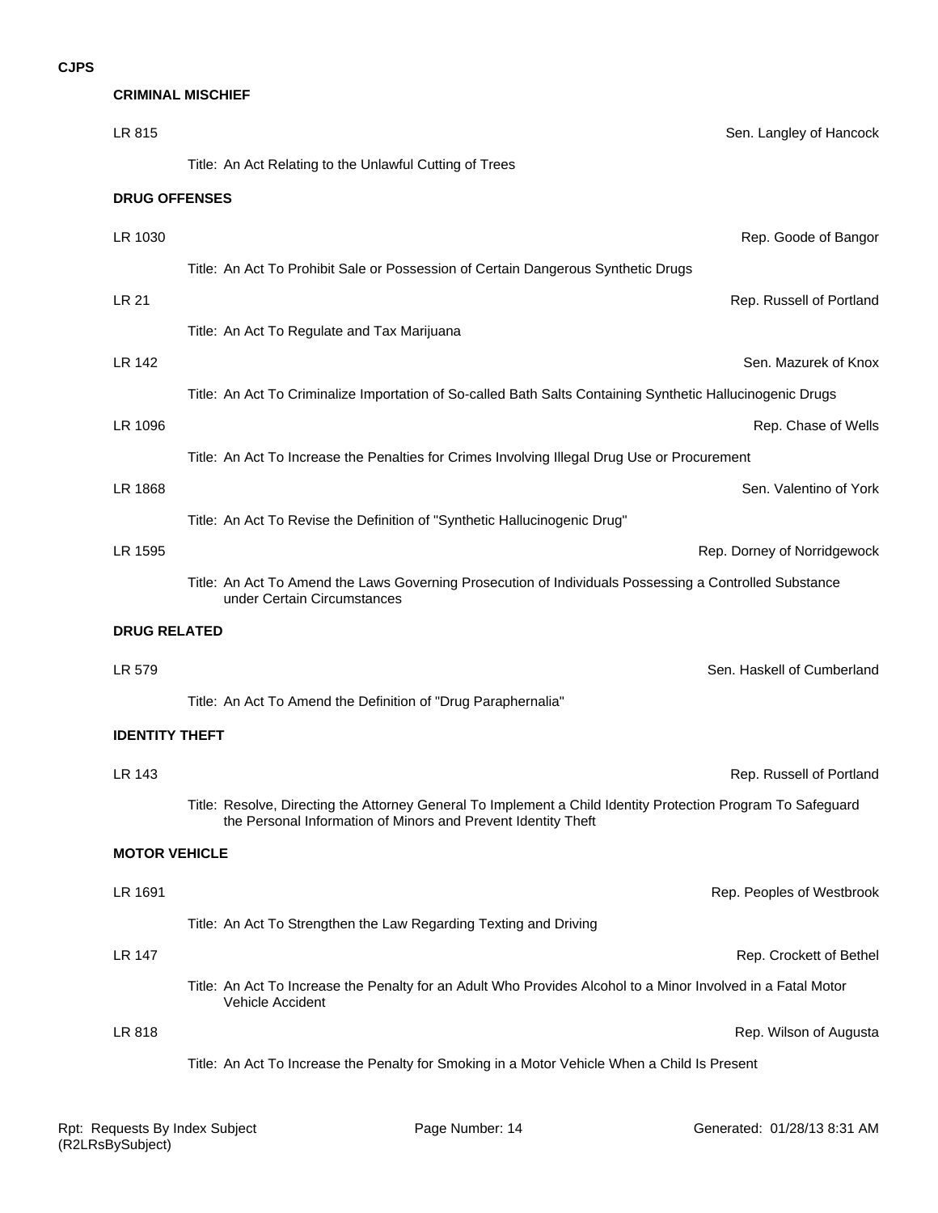**CJPS**

## CRIMINAL MISCHIEF

LR 815 — Sen. Langley of Hancock

Title: An Act Relating to the Unlawful Cutting of Trees

## DRUG OFFENSES

LR 1030 — Rep. Goode of Bangor

Title: An Act To Prohibit Sale or Possession of Certain Dangerous Synthetic Drugs

LR 21 — Rep. Russell of Portland

Title: An Act To Regulate and Tax Marijuana

LR 142 — Sen. Mazurek of Knox

Title: An Act To Criminalize Importation of So-called Bath Salts Containing Synthetic Hallucinogenic Drugs

LR 1096 — Rep. Chase of Wells

Title: An Act To Increase the Penalties for Crimes Involving Illegal Drug Use or Procurement

LR 1868 — Sen. Valentino of York

Title: An Act To Revise the Definition of "Synthetic Hallucinogenic Drug"

LR 1595 — Rep. Dorney of Norridgewock

Title: An Act To Amend the Laws Governing Prosecution of Individuals Possessing a Controlled Substance under Certain Circumstances

## DRUG RELATED

LR 579 — Sen. Haskell of Cumberland

Title: An Act To Amend the Definition of "Drug Paraphernalia"

## IDENTITY THEFT

LR 143 — Rep. Russell of Portland

Title: Resolve, Directing the Attorney General To Implement a Child Identity Protection Program To Safeguard the Personal Information of Minors and Prevent Identity Theft

## MOTOR VEHICLE

LR 1691 — Rep. Peoples of Westbrook

Title: An Act To Strengthen the Law Regarding Texting and Driving

LR 147 — Rep. Crockett of Bethel

Title: An Act To Increase the Penalty for an Adult Who Provides Alcohol to a Minor Involved in a Fatal Motor Vehicle Accident

LR 818 — Rep. Wilson of Augusta

Title: An Act To Increase the Penalty for Smoking in a Motor Vehicle When a Child Is Present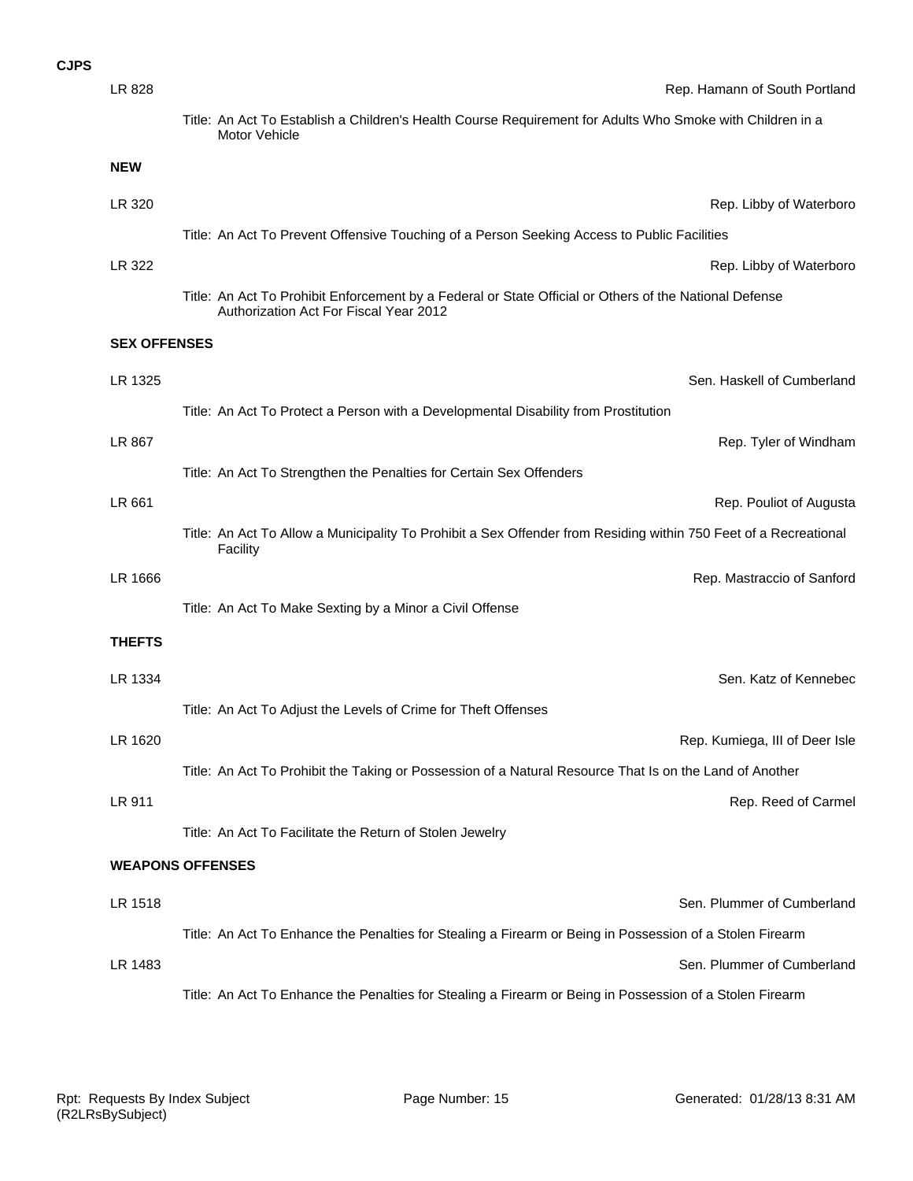**CJPS**

LR 828 — Rep. Hamann of South Portland

Title: An Act To Establish a Children's Health Course Requirement for Adults Who Smoke with Children in a Motor Vehicle

**NEW**

LR 320 — Rep. Libby of Waterboro

Title: An Act To Prevent Offensive Touching of a Person Seeking Access to Public Facilities

LR 322 — Rep. Libby of Waterboro

Title: An Act To Prohibit Enforcement by a Federal or State Official or Others of the National Defense Authorization Act For Fiscal Year 2012

**SEX OFFENSES**

LR 1325 — Sen. Haskell of Cumberland

Title: An Act To Protect a Person with a Developmental Disability from Prostitution

LR 867 — Rep. Tyler of Windham

Title: An Act To Strengthen the Penalties for Certain Sex Offenders

LR 661 — Rep. Pouliot of Augusta

Title: An Act To Allow a Municipality To Prohibit a Sex Offender from Residing within 750 Feet of a Recreational Facility

LR 1666 — Rep. Mastraccio of Sanford

Title: An Act To Make Sexting by a Minor a Civil Offense

**THEFTS**

LR 1334 — Sen. Katz of Kennebec

Title: An Act To Adjust the Levels of Crime for Theft Offenses

LR 1620 — Rep. Kumiega, III of Deer Isle

Title: An Act To Prohibit the Taking or Possession of a Natural Resource That Is on the Land of Another

LR 911 — Rep. Reed of Carmel

Title: An Act To Facilitate the Return of Stolen Jewelry

**WEAPONS OFFENSES**

LR 1518 — Sen. Plummer of Cumberland

Title: An Act To Enhance the Penalties for Stealing a Firearm or Being in Possession of a Stolen Firearm

LR 1483 — Sen. Plummer of Cumberland

Title: An Act To Enhance the Penalties for Stealing a Firearm or Being in Possession of a Stolen Firearm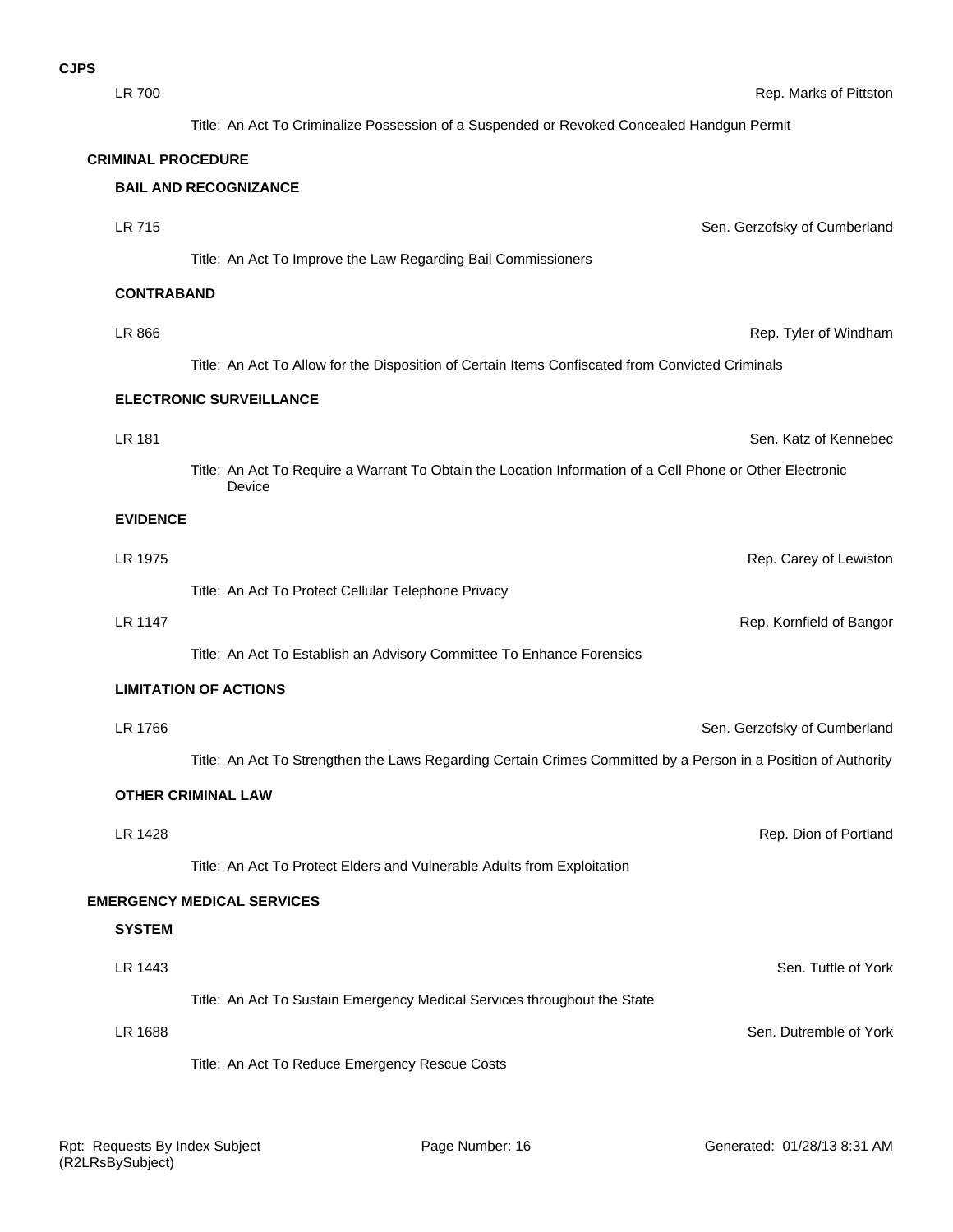**CJPS**

LR 700 — Rep. Marks of Pittston

Title: An Act To Criminalize Possession of a Suspended or Revoked Concealed Handgun Permit

## CRIMINAL PROCEDURE

### BAIL AND RECOGNIZANCE

LR 715 — Sen. Gerzofsky of Cumberland

Title: An Act To Improve the Law Regarding Bail Commissioners

### CONTRABAND

LR 866 — Rep. Tyler of Windham

Title: An Act To Allow for the Disposition of Certain Items Confiscated from Convicted Criminals

### ELECTRONIC SURVEILLANCE

LR 181 — Sen. Katz of Kennebec

Title: An Act To Require a Warrant To Obtain the Location Information of a Cell Phone or Other Electronic Device

### EVIDENCE

LR 1975 — Rep. Carey of Lewiston

Title: An Act To Protect Cellular Telephone Privacy

LR 1147 — Rep. Kornfield of Bangor

Title: An Act To Establish an Advisory Committee To Enhance Forensics

### LIMITATION OF ACTIONS

LR 1766 — Sen. Gerzofsky of Cumberland

Title: An Act To Strengthen the Laws Regarding Certain Crimes Committed by a Person in a Position of Authority

### OTHER CRIMINAL LAW

LR 1428 — Rep. Dion of Portland

Title: An Act To Protect Elders and Vulnerable Adults from Exploitation

## EMERGENCY MEDICAL SERVICES

### SYSTEM

LR 1443 — Sen. Tuttle of York

Title: An Act To Sustain Emergency Medical Services throughout the State

LR 1688 — Sen. Dutremble of York

Title: An Act To Reduce Emergency Rescue Costs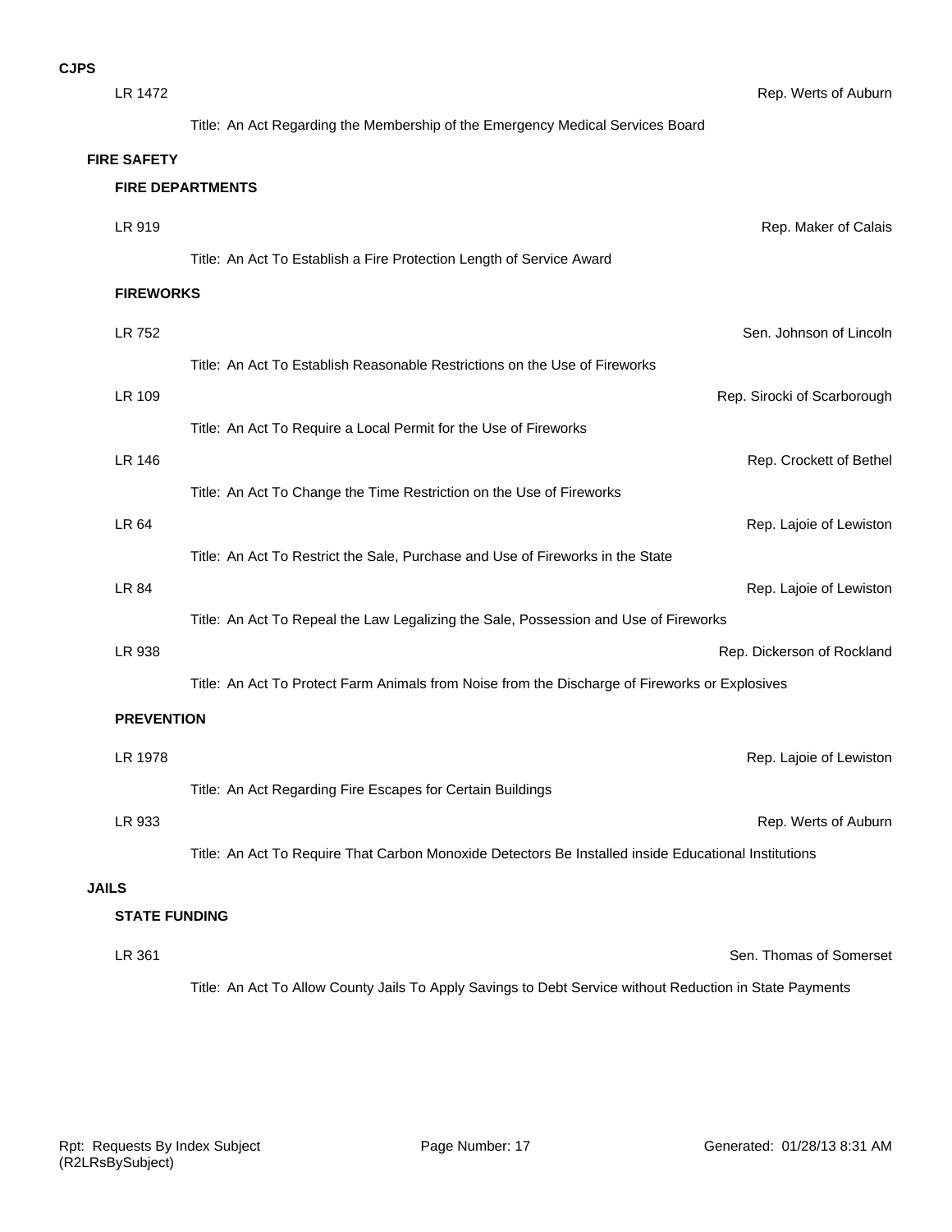**CJPS**

LR 1472 — Rep. Werts of Auburn

Title: An Act Regarding the Membership of the Emergency Medical Services Board

## FIRE SAFETY

### FIRE DEPARTMENTS

LR 919 — Rep. Maker of Calais

Title: An Act To Establish a Fire Protection Length of Service Award

### FIREWORKS

LR 752 — Sen. Johnson of Lincoln

Title: An Act To Establish Reasonable Restrictions on the Use of Fireworks

LR 109 — Rep. Sirocki of Scarborough

Title: An Act To Require a Local Permit for the Use of Fireworks

LR 146 — Rep. Crockett of Bethel

Title: An Act To Change the Time Restriction on the Use of Fireworks

LR 64 — Rep. Lajoie of Lewiston

Title: An Act To Restrict the Sale, Purchase and Use of Fireworks in the State

LR 84 — Rep. Lajoie of Lewiston

Title: An Act To Repeal the Law Legalizing the Sale, Possession and Use of Fireworks

LR 938 — Rep. Dickerson of Rockland

Title: An Act To Protect Farm Animals from Noise from the Discharge of Fireworks or Explosives

### PREVENTION

LR 1978 — Rep. Lajoie of Lewiston

Title: An Act Regarding Fire Escapes for Certain Buildings

LR 933 — Rep. Werts of Auburn

Title: An Act To Require That Carbon Monoxide Detectors Be Installed inside Educational Institutions

## JAILS

### STATE FUNDING

LR 361 — Sen. Thomas of Somerset

Title: An Act To Allow County Jails To Apply Savings to Debt Service without Reduction in State Payments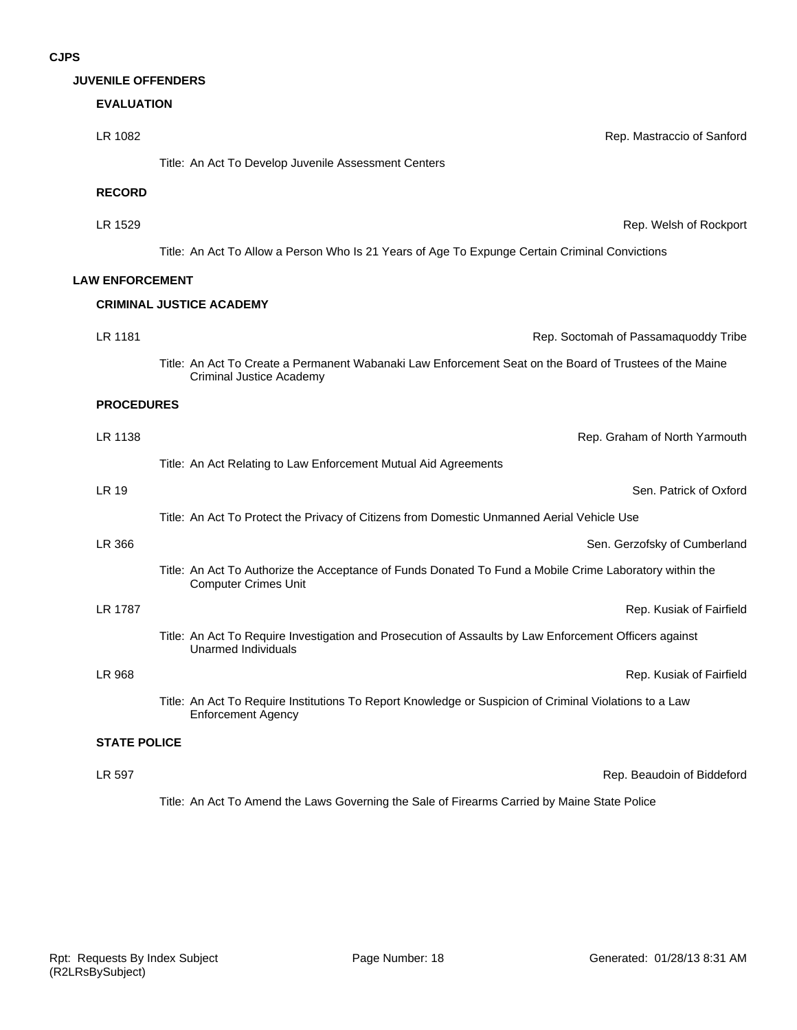# CJPS

## JUVENILE OFFENDERS

### EVALUATION

LR 1082 — Rep. Mastraccio of Sanford

Title: An Act To Develop Juvenile Assessment Centers

### RECORD

LR 1529 — Rep. Welsh of Rockport

Title: An Act To Allow a Person Who Is 21 Years of Age To Expunge Certain Criminal Convictions

## LAW ENFORCEMENT

### CRIMINAL JUSTICE ACADEMY

LR 1181 — Rep. Soctomah of Passamaquoddy Tribe

Title: An Act To Create a Permanent Wabanaki Law Enforcement Seat on the Board of Trustees of the Maine Criminal Justice Academy

### PROCEDURES

LR 1138 — Rep. Graham of North Yarmouth

Title: An Act Relating to Law Enforcement Mutual Aid Agreements

LR 19 — Sen. Patrick of Oxford

Title: An Act To Protect the Privacy of Citizens from Domestic Unmanned Aerial Vehicle Use

LR 366 — Sen. Gerzofsky of Cumberland

Title: An Act To Authorize the Acceptance of Funds Donated To Fund a Mobile Crime Laboratory within the Computer Crimes Unit

LR 1787 — Rep. Kusiak of Fairfield

Title: An Act To Require Investigation and Prosecution of Assaults by Law Enforcement Officers against Unarmed Individuals

LR 968 — Rep. Kusiak of Fairfield

Title: An Act To Require Institutions To Report Knowledge or Suspicion of Criminal Violations to a Law Enforcement Agency

### STATE POLICE

LR 597 — Rep. Beaudoin of Biddeford

Title: An Act To Amend the Laws Governing the Sale of Firearms Carried by Maine State Police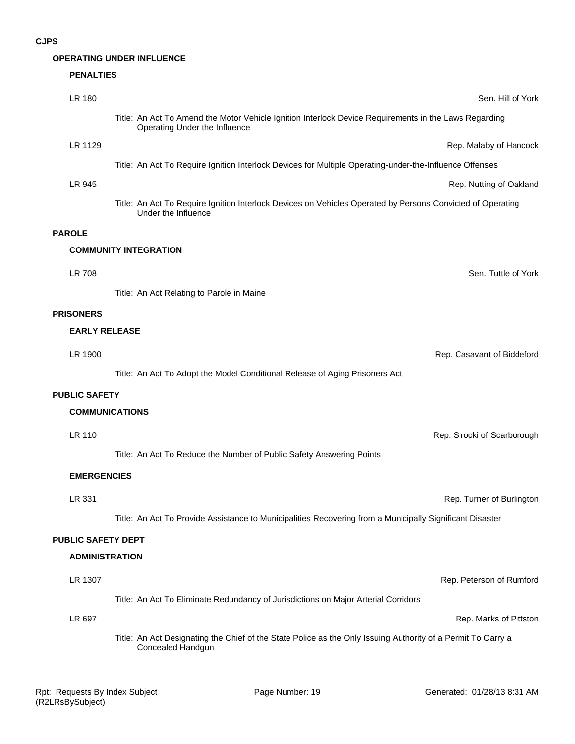# CJPS

## OPERATING UNDER INFLUENCE

### PENALTIES

LR 180 — Sen. Hill of York

Title: An Act To Amend the Motor Vehicle Ignition Interlock Device Requirements in the Laws Regarding Operating Under the Influence

LR 1129 — Rep. Malaby of Hancock

Title: An Act To Require Ignition Interlock Devices for Multiple Operating-under-the-Influence Offenses

LR 945 — Rep. Nutting of Oakland

Title: An Act To Require Ignition Interlock Devices on Vehicles Operated by Persons Convicted of Operating Under the Influence

## PAROLE

### COMMUNITY INTEGRATION

LR 708 — Sen. Tuttle of York

Title: An Act Relating to Parole in Maine

## PRISONERS

### EARLY RELEASE

LR 1900 — Rep. Casavant of Biddeford

Title: An Act To Adopt the Model Conditional Release of Aging Prisoners Act

## PUBLIC SAFETY

### COMMUNICATIONS

LR 110 — Rep. Sirocki of Scarborough

Title: An Act To Reduce the Number of Public Safety Answering Points

### EMERGENCIES

LR 331 — Rep. Turner of Burlington

Title: An Act To Provide Assistance to Municipalities Recovering from a Municipally Significant Disaster

## PUBLIC SAFETY DEPT

### ADMINISTRATION

LR 1307 — Rep. Peterson of Rumford

Title: An Act To Eliminate Redundancy of Jurisdictions on Major Arterial Corridors

LR 697 — Rep. Marks of Pittston

Title: An Act Designating the Chief of the State Police as the Only Issuing Authority of a Permit To Carry a Concealed Handgun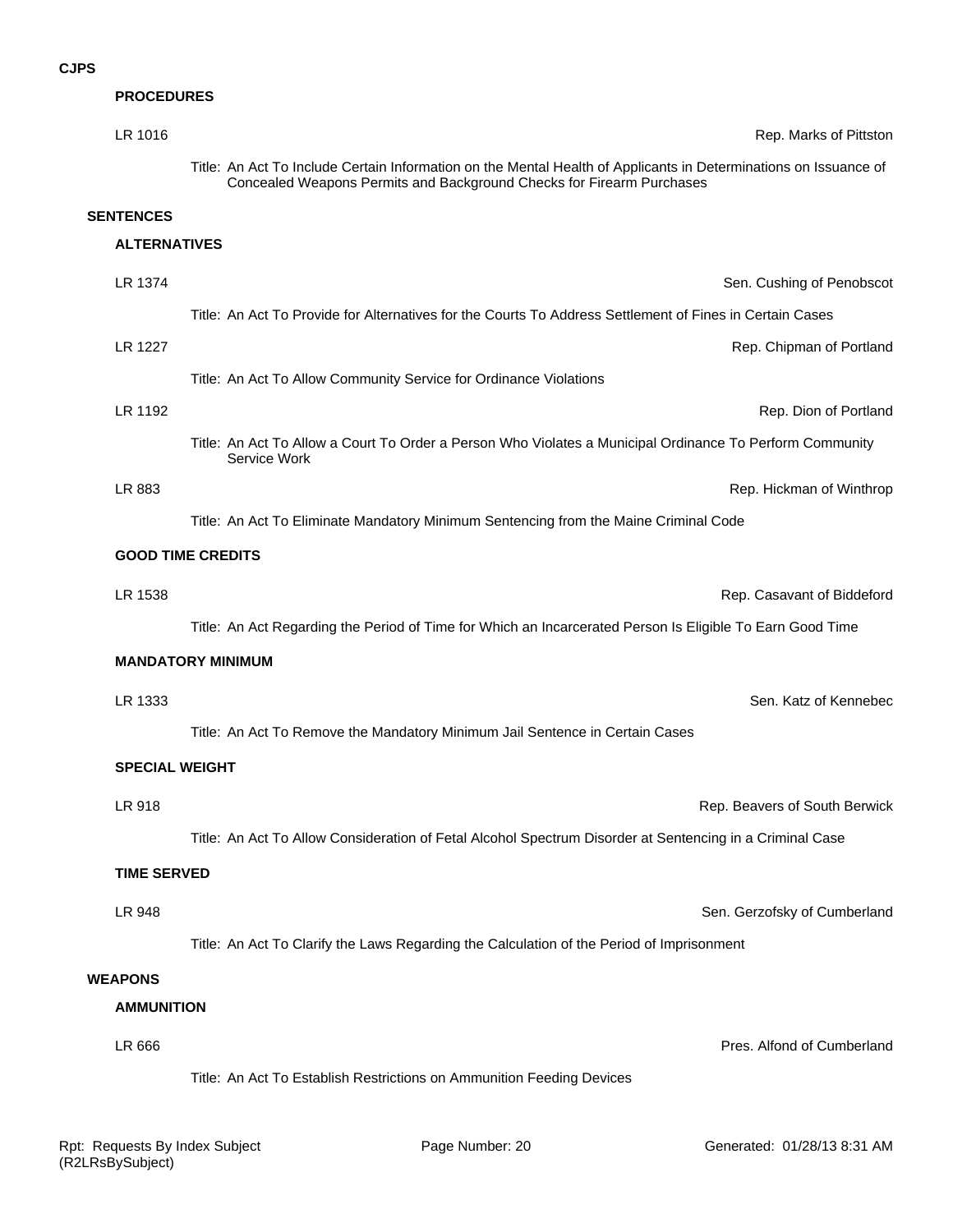**CJPS**

**PROCEDURES**

LR 1016 — Rep. Marks of Pittston

Title: An Act To Include Certain Information on the Mental Health of Applicants in Determinations on Issuance of Concealed Weapons Permits and Background Checks for Firearm Purchases

**SENTENCES**

**ALTERNATIVES**

LR 1374 — Sen. Cushing of Penobscot

Title: An Act To Provide for Alternatives for the Courts To Address Settlement of Fines in Certain Cases

LR 1227 — Rep. Chipman of Portland

Title: An Act To Allow Community Service for Ordinance Violations

LR 1192 — Rep. Dion of Portland

Title: An Act To Allow a Court To Order a Person Who Violates a Municipal Ordinance To Perform Community Service Work

LR 883 — Rep. Hickman of Winthrop

Title: An Act To Eliminate Mandatory Minimum Sentencing from the Maine Criminal Code

**GOOD TIME CREDITS**

LR 1538 — Rep. Casavant of Biddeford

Title: An Act Regarding the Period of Time for Which an Incarcerated Person Is Eligible To Earn Good Time

**MANDATORY MINIMUM**

LR 1333 — Sen. Katz of Kennebec

Title: An Act To Remove the Mandatory Minimum Jail Sentence in Certain Cases

**SPECIAL WEIGHT**

LR 918 — Rep. Beavers of South Berwick

Title: An Act To Allow Consideration of Fetal Alcohol Spectrum Disorder at Sentencing in a Criminal Case

**TIME SERVED**

LR 948 — Sen. Gerzofsky of Cumberland

Title: An Act To Clarify the Laws Regarding the Calculation of the Period of Imprisonment

**WEAPONS**

**AMMUNITION**

LR 666 — Pres. Alfond of Cumberland

Title: An Act To Establish Restrictions on Ammunition Feeding Devices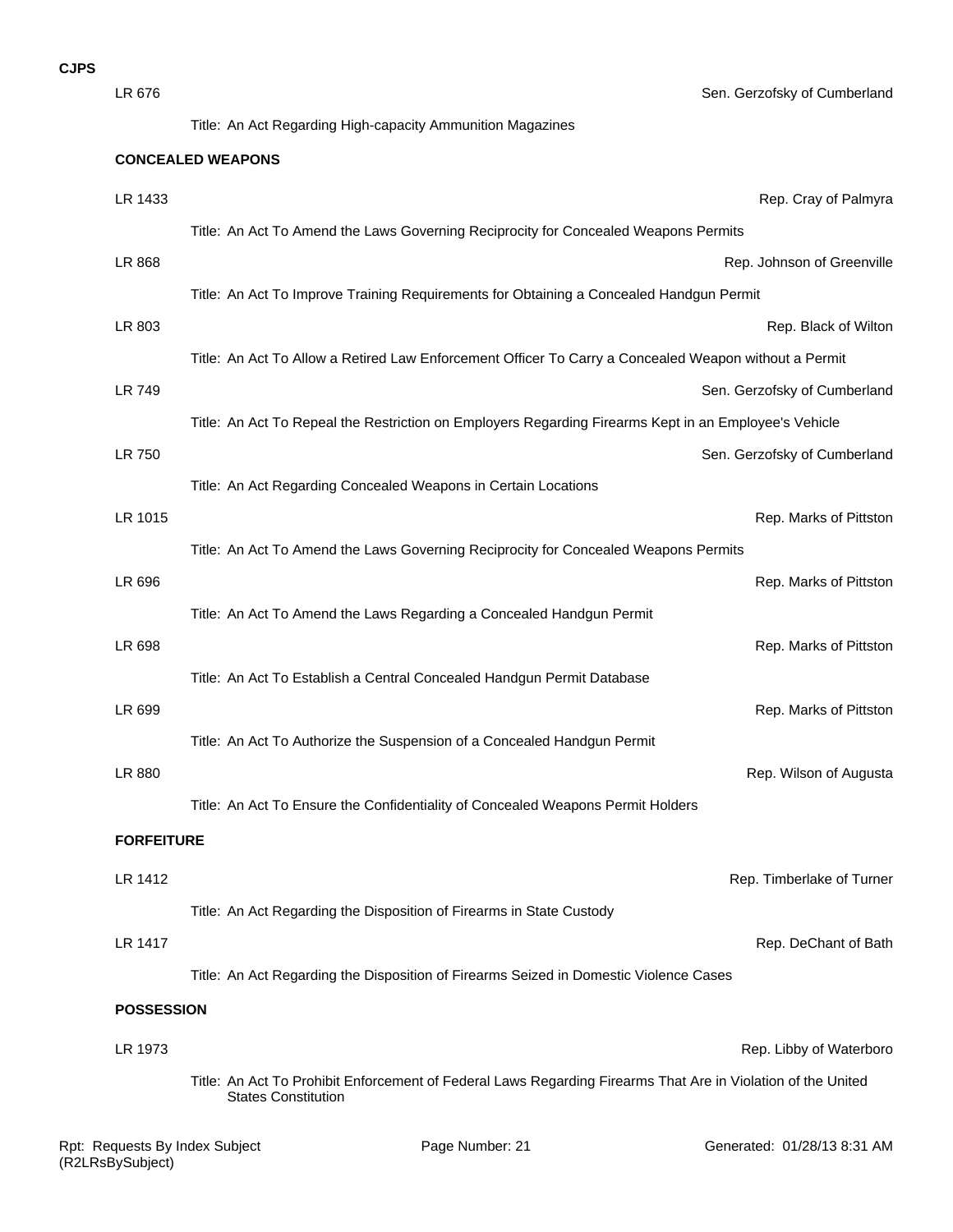**CJPS**

LR 676 — Sen. Gerzofsky of Cumberland

Title: An Act Regarding High-capacity Ammunition Magazines

### CONCEALED WEAPONS

LR 1433 — Rep. Cray of Palmyra

Title: An Act To Amend the Laws Governing Reciprocity for Concealed Weapons Permits

LR 868 — Rep. Johnson of Greenville

Title: An Act To Improve Training Requirements for Obtaining a Concealed Handgun Permit

LR 803 — Rep. Black of Wilton

Title: An Act To Allow a Retired Law Enforcement Officer To Carry a Concealed Weapon without a Permit

LR 749 — Sen. Gerzofsky of Cumberland

Title: An Act To Repeal the Restriction on Employers Regarding Firearms Kept in an Employee's Vehicle

LR 750 — Sen. Gerzofsky of Cumberland

Title: An Act Regarding Concealed Weapons in Certain Locations

LR 1015 — Rep. Marks of Pittston

Title: An Act To Amend the Laws Governing Reciprocity for Concealed Weapons Permits

LR 696 — Rep. Marks of Pittston

Title: An Act To Amend the Laws Regarding a Concealed Handgun Permit

LR 698 — Rep. Marks of Pittston

Title: An Act To Establish a Central Concealed Handgun Permit Database

LR 699 — Rep. Marks of Pittston

Title: An Act To Authorize the Suspension of a Concealed Handgun Permit

LR 880 — Rep. Wilson of Augusta

Title: An Act To Ensure the Confidentiality of Concealed Weapons Permit Holders

### FORFEITURE

LR 1412 — Rep. Timberlake of Turner

Title: An Act Regarding the Disposition of Firearms in State Custody

LR 1417 — Rep. DeChant of Bath

Title: An Act Regarding the Disposition of Firearms Seized in Domestic Violence Cases

### POSSESSION

LR 1973 — Rep. Libby of Waterboro

Title: An Act To Prohibit Enforcement of Federal Laws Regarding Firearms That Are in Violation of the United States Constitution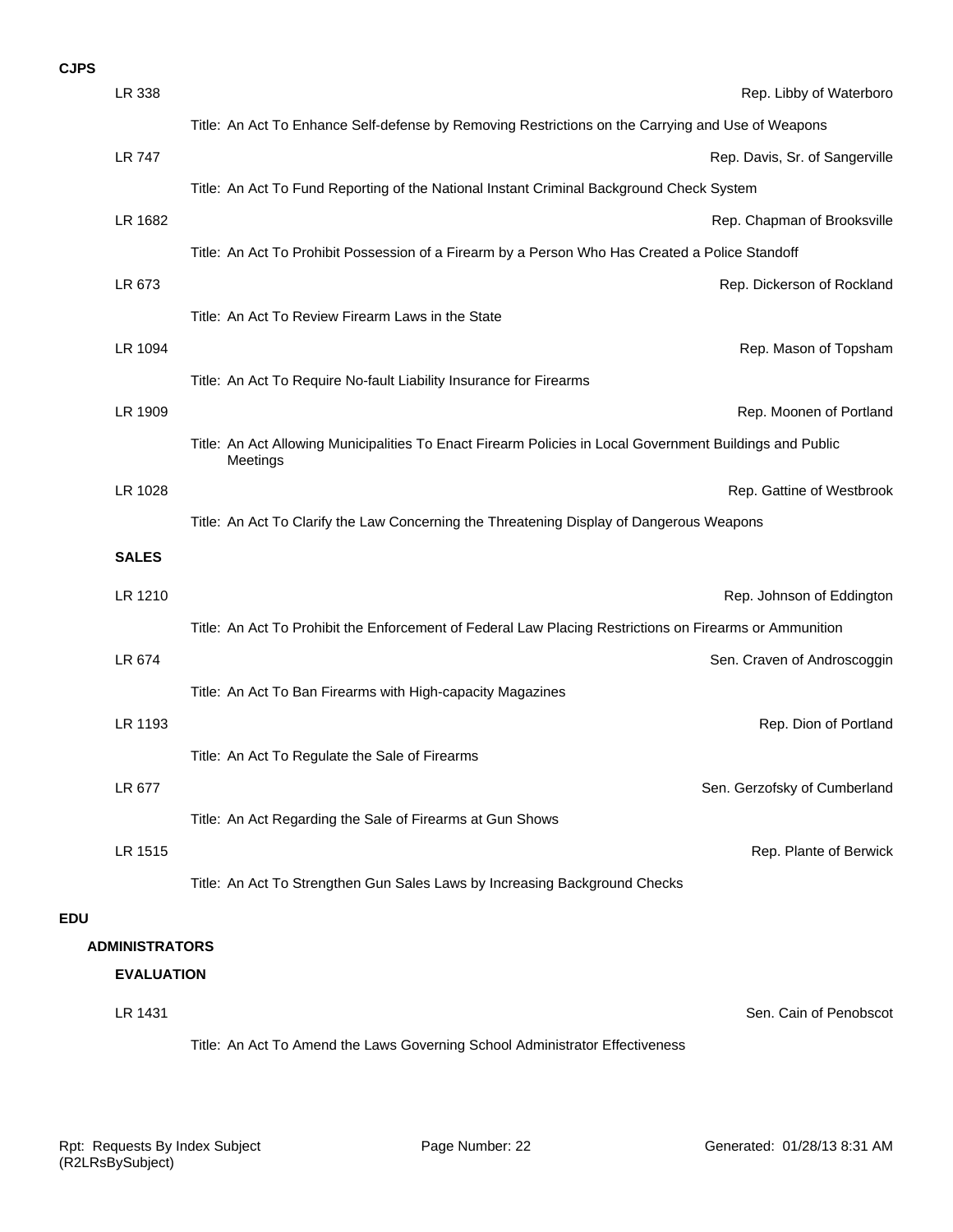**CJPS**

LR 338 — Rep. Libby of Waterboro

Title: An Act To Enhance Self-defense by Removing Restrictions on the Carrying and Use of Weapons

LR 747 — Rep. Davis, Sr. of Sangerville

Title: An Act To Fund Reporting of the National Instant Criminal Background Check System

LR 1682 — Rep. Chapman of Brooksville

Title: An Act To Prohibit Possession of a Firearm by a Person Who Has Created a Police Standoff

LR 673 — Rep. Dickerson of Rockland

Title: An Act To Review Firearm Laws in the State

LR 1094 — Rep. Mason of Topsham

Title: An Act To Require No-fault Liability Insurance for Firearms

LR 1909 — Rep. Moonen of Portland

Title: An Act Allowing Municipalities To Enact Firearm Policies in Local Government Buildings and Public Meetings

LR 1028 — Rep. Gattine of Westbrook

Title: An Act To Clarify the Law Concerning the Threatening Display of Dangerous Weapons

**SALES**

LR 1210 — Rep. Johnson of Eddington

Title: An Act To Prohibit the Enforcement of Federal Law Placing Restrictions on Firearms or Ammunition

LR 674 — Sen. Craven of Androscoggin

Title: An Act To Ban Firearms with High-capacity Magazines

LR 1193 — Rep. Dion of Portland

Title: An Act To Regulate the Sale of Firearms

LR 677 — Sen. Gerzofsky of Cumberland

Title: An Act Regarding the Sale of Firearms at Gun Shows

LR 1515 — Rep. Plante of Berwick

Title: An Act To Strengthen Gun Sales Laws by Increasing Background Checks

**EDU**

**ADMINISTRATORS**

**EVALUATION**

LR 1431 — Sen. Cain of Penobscot

Title: An Act To Amend the Laws Governing School Administrator Effectiveness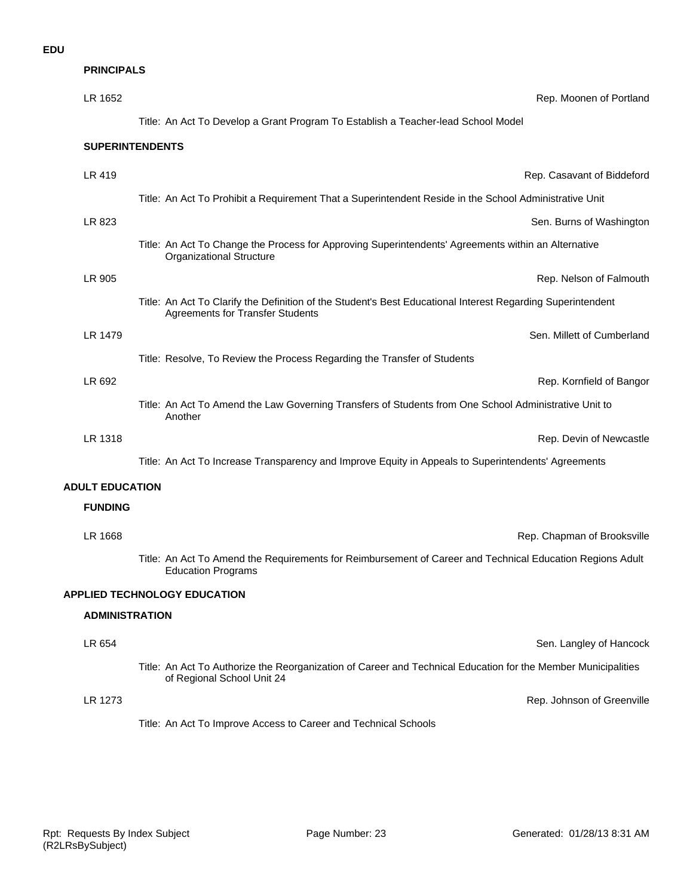**EDU**

### PRINCIPALS

LR 1652 — Rep. Moonen of Portland

Title: An Act To Develop a Grant Program To Establish a Teacher-lead School Model

### SUPERINTENDENTS

LR 419 — Rep. Casavant of Biddeford

Title: An Act To Prohibit a Requirement That a Superintendent Reside in the School Administrative Unit

LR 823 — Sen. Burns of Washington

Title: An Act To Change the Process for Approving Superintendents' Agreements within an Alternative Organizational Structure

LR 905 — Rep. Nelson of Falmouth

Title: An Act To Clarify the Definition of the Student's Best Educational Interest Regarding Superintendent Agreements for Transfer Students

LR 1479 — Sen. Millett of Cumberland

Title: Resolve, To Review the Process Regarding the Transfer of Students

LR 692 — Rep. Kornfield of Bangor

Title: An Act To Amend the Law Governing Transfers of Students from One School Administrative Unit to Another

LR 1318 — Rep. Devin of Newcastle

Title: An Act To Increase Transparency and Improve Equity in Appeals to Superintendents' Agreements

## ADULT EDUCATION

### FUNDING

LR 1668 — Rep. Chapman of Brooksville

Title: An Act To Amend the Requirements for Reimbursement of Career and Technical Education Regions Adult Education Programs

## APPLIED TECHNOLOGY EDUCATION

### ADMINISTRATION

LR 654 — Sen. Langley of Hancock

Title: An Act To Authorize the Reorganization of Career and Technical Education for the Member Municipalities of Regional School Unit 24

LR 1273 — Rep. Johnson of Greenville

Title: An Act To Improve Access to Career and Technical Schools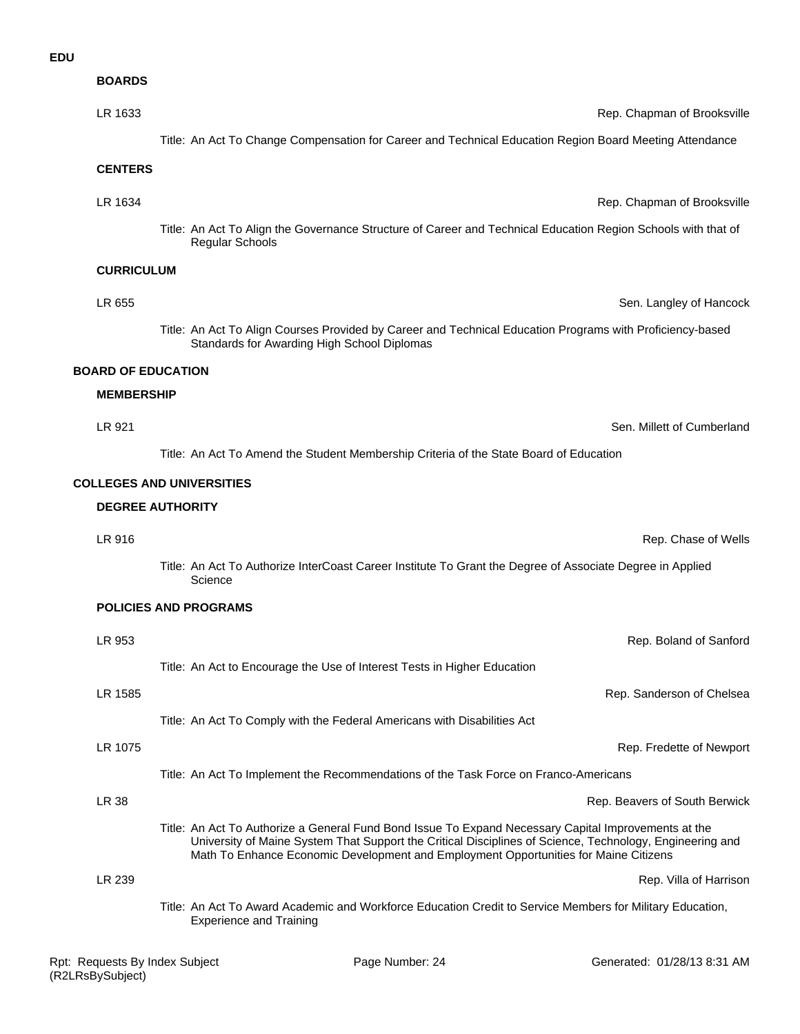**EDU**

**BOARDS**

LR 1633 — Rep. Chapman of Brooksville

Title: An Act To Change Compensation for Career and Technical Education Region Board Meeting Attendance

**CENTERS**

LR 1634 — Rep. Chapman of Brooksville

Title: An Act To Align the Governance Structure of Career and Technical Education Region Schools with that of Regular Schools

**CURRICULUM**

LR 655 — Sen. Langley of Hancock

Title: An Act To Align Courses Provided by Career and Technical Education Programs with Proficiency-based Standards for Awarding High School Diplomas

**BOARD OF EDUCATION**

**MEMBERSHIP**

LR 921 — Sen. Millett of Cumberland

Title: An Act To Amend the Student Membership Criteria of the State Board of Education

**COLLEGES AND UNIVERSITIES**

**DEGREE AUTHORITY**

LR 916 — Rep. Chase of Wells

Title: An Act To Authorize InterCoast Career Institute To Grant the Degree of Associate Degree in Applied Science

**POLICIES AND PROGRAMS**

LR 953 — Rep. Boland of Sanford

Title: An Act to Encourage the Use of Interest Tests in Higher Education

LR 1585 — Rep. Sanderson of Chelsea

Title: An Act To Comply with the Federal Americans with Disabilities Act

LR 1075 — Rep. Fredette of Newport

Title: An Act To Implement the Recommendations of the Task Force on Franco-Americans

LR 38 — Rep. Beavers of South Berwick

Title: An Act To Authorize a General Fund Bond Issue To Expand Necessary Capital Improvements at the University of Maine System That Support the Critical Disciplines of Science, Technology, Engineering and Math To Enhance Economic Development and Employment Opportunities for Maine Citizens

LR 239 — Rep. Villa of Harrison

Title: An Act To Award Academic and Workforce Education Credit to Service Members for Military Education, Experience and Training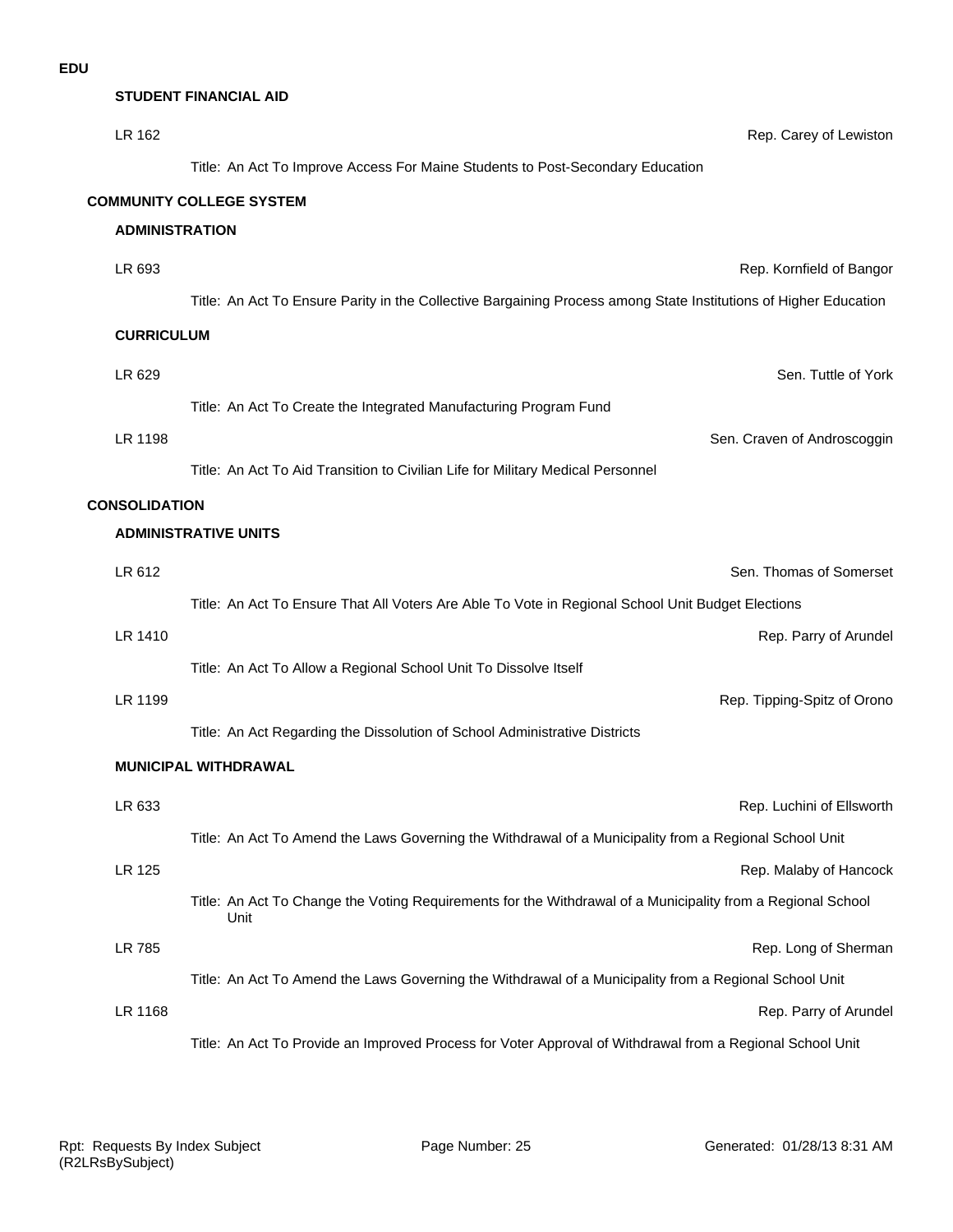**EDU**

**STUDENT FINANCIAL AID**

LR 162 — Rep. Carey of Lewiston

Title: An Act To Improve Access For Maine Students to Post-Secondary Education

**COMMUNITY COLLEGE SYSTEM**

**ADMINISTRATION**

LR 693 — Rep. Kornfield of Bangor

Title: An Act To Ensure Parity in the Collective Bargaining Process among State Institutions of Higher Education

**CURRICULUM**

LR 629 — Sen. Tuttle of York

Title: An Act To Create the Integrated Manufacturing Program Fund

LR 1198 — Sen. Craven of Androscoggin

Title: An Act To Aid Transition to Civilian Life for Military Medical Personnel

**CONSOLIDATION**

**ADMINISTRATIVE UNITS**

LR 612 — Sen. Thomas of Somerset

Title: An Act To Ensure That All Voters Are Able To Vote in Regional School Unit Budget Elections

LR 1410 — Rep. Parry of Arundel

Title: An Act To Allow a Regional School Unit To Dissolve Itself

LR 1199 — Rep. Tipping-Spitz of Orono

Title: An Act Regarding the Dissolution of School Administrative Districts

**MUNICIPAL WITHDRAWAL**

LR 633 — Rep. Luchini of Ellsworth

Title: An Act To Amend the Laws Governing the Withdrawal of a Municipality from a Regional School Unit

LR 125 — Rep. Malaby of Hancock

Title: An Act To Change the Voting Requirements for the Withdrawal of a Municipality from a Regional School Unit

LR 785 — Rep. Long of Sherman

Title: An Act To Amend the Laws Governing the Withdrawal of a Municipality from a Regional School Unit

LR 1168 — Rep. Parry of Arundel

Title: An Act To Provide an Improved Process for Voter Approval of Withdrawal from a Regional School Unit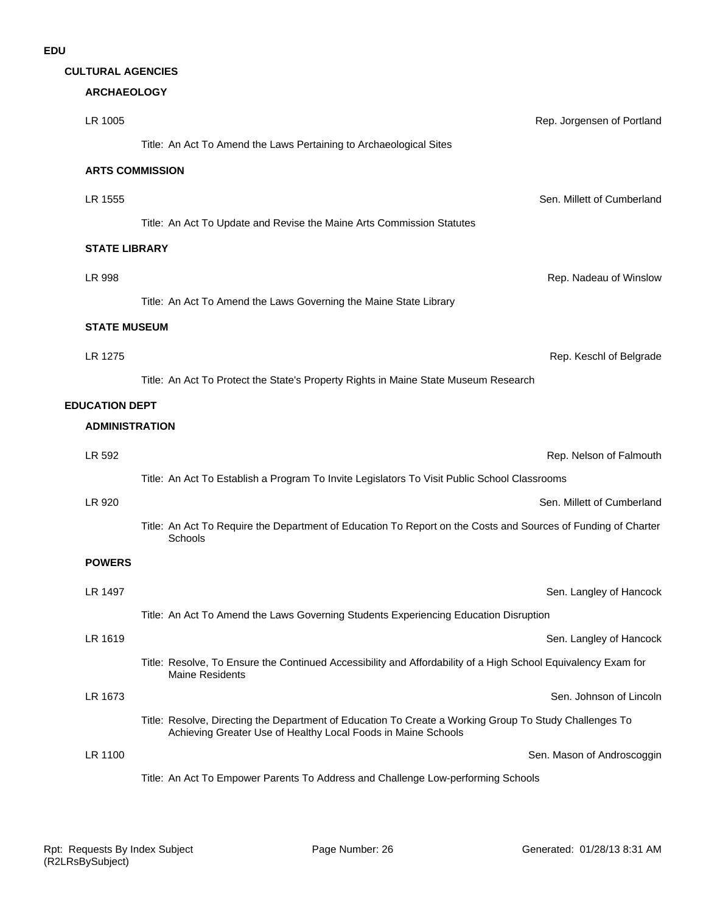# EDU

## CULTURAL AGENCIES

### ARCHAEOLOGY

LR 1005 — Rep. Jorgensen of Portland

Title: An Act To Amend the Laws Pertaining to Archaeological Sites

### ARTS COMMISSION

LR 1555 — Sen. Millett of Cumberland

Title: An Act To Update and Revise the Maine Arts Commission Statutes

### STATE LIBRARY

LR 998 — Rep. Nadeau of Winslow

Title: An Act To Amend the Laws Governing the Maine State Library

### STATE MUSEUM

LR 1275 — Rep. Keschl of Belgrade

Title: An Act To Protect the State's Property Rights in Maine State Museum Research

## EDUCATION DEPT

### ADMINISTRATION

LR 592 — Rep. Nelson of Falmouth

Title: An Act To Establish a Program To Invite Legislators To Visit Public School Classrooms

LR 920 — Sen. Millett of Cumberland

Title: An Act To Require the Department of Education To Report on the Costs and Sources of Funding of Charter Schools

### POWERS

LR 1497 — Sen. Langley of Hancock

Title: An Act To Amend the Laws Governing Students Experiencing Education Disruption

LR 1619 — Sen. Langley of Hancock

Title: Resolve, To Ensure the Continued Accessibility and Affordability of a High School Equivalency Exam for Maine Residents

LR 1673 — Sen. Johnson of Lincoln

Title: Resolve, Directing the Department of Education To Create a Working Group To Study Challenges To Achieving Greater Use of Healthy Local Foods in Maine Schools

LR 1100 — Sen. Mason of Androscoggin

Title: An Act To Empower Parents To Address and Challenge Low-performing Schools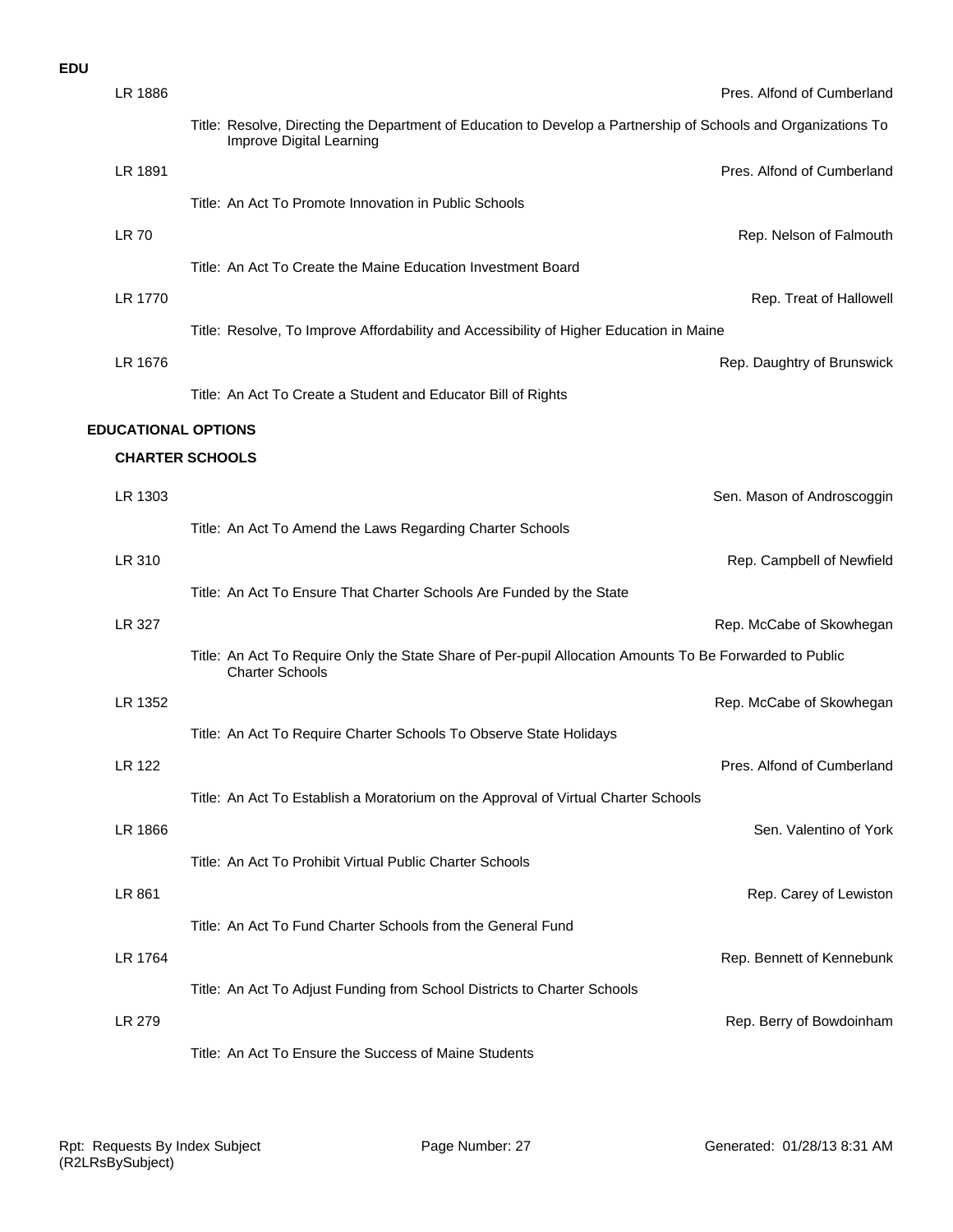**EDU**

LR 1886 — Pres. Alfond of Cumberland

Title: Resolve, Directing the Department of Education to Develop a Partnership of Schools and Organizations To Improve Digital Learning

LR 1891 — Pres. Alfond of Cumberland

Title: An Act To Promote Innovation in Public Schools

LR 70 — Rep. Nelson of Falmouth

Title: An Act To Create the Maine Education Investment Board

LR 1770 — Rep. Treat of Hallowell

Title: Resolve, To Improve Affordability and Accessibility of Higher Education in Maine

LR 1676 — Rep. Daughtry of Brunswick

Title: An Act To Create a Student and Educator Bill of Rights

## EDUCATIONAL OPTIONS

### CHARTER SCHOOLS

LR 1303 — Sen. Mason of Androscoggin

Title: An Act To Amend the Laws Regarding Charter Schools

LR 310 — Rep. Campbell of Newfield

Title: An Act To Ensure That Charter Schools Are Funded by the State

LR 327 — Rep. McCabe of Skowhegan

Title: An Act To Require Only the State Share of Per-pupil Allocation Amounts To Be Forwarded to Public Charter Schools

LR 1352 — Rep. McCabe of Skowhegan

Title: An Act To Require Charter Schools To Observe State Holidays

LR 122 — Pres. Alfond of Cumberland

Title: An Act To Establish a Moratorium on the Approval of Virtual Charter Schools

LR 1866 — Sen. Valentino of York

Title: An Act To Prohibit Virtual Public Charter Schools

LR 861 — Rep. Carey of Lewiston

Title: An Act To Fund Charter Schools from the General Fund

LR 1764 — Rep. Bennett of Kennebunk

Title: An Act To Adjust Funding from School Districts to Charter Schools

LR 279 — Rep. Berry of Bowdoinham

Title: An Act To Ensure the Success of Maine Students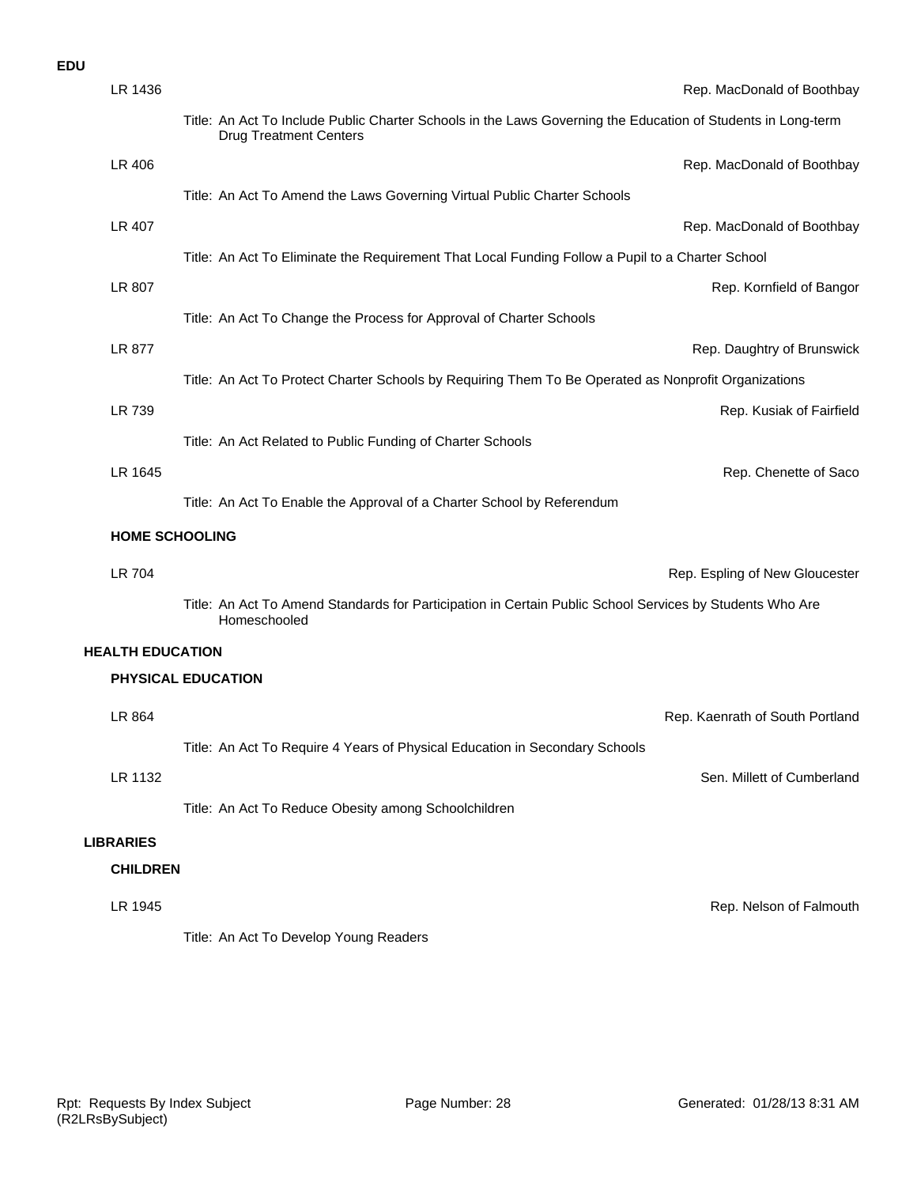**EDU**

LR 1436 — Rep. MacDonald of Boothbay

Title: An Act To Include Public Charter Schools in the Laws Governing the Education of Students in Long-term Drug Treatment Centers

LR 406 — Rep. MacDonald of Boothbay

Title: An Act To Amend the Laws Governing Virtual Public Charter Schools

LR 407 — Rep. MacDonald of Boothbay

Title: An Act To Eliminate the Requirement That Local Funding Follow a Pupil to a Charter School

LR 807 — Rep. Kornfield of Bangor

Title: An Act To Change the Process for Approval of Charter Schools

LR 877 — Rep. Daughtry of Brunswick

Title: An Act To Protect Charter Schools by Requiring Them To Be Operated as Nonprofit Organizations

LR 739 — Rep. Kusiak of Fairfield

Title: An Act Related to Public Funding of Charter Schools

LR 1645 — Rep. Chenette of Saco

Title: An Act To Enable the Approval of a Charter School by Referendum

### HOME SCHOOLING

LR 704 — Rep. Espling of New Gloucester

Title: An Act To Amend Standards for Participation in Certain Public School Services by Students Who Are Homeschooled

## HEALTH EDUCATION

### PHYSICAL EDUCATION

LR 864 — Rep. Kaenrath of South Portland

Title: An Act To Require 4 Years of Physical Education in Secondary Schools

LR 1132 — Sen. Millett of Cumberland

Title: An Act To Reduce Obesity among Schoolchildren

## LIBRARIES

### CHILDREN

LR 1945 — Rep. Nelson of Falmouth

Title: An Act To Develop Young Readers

Rpt: Requests By Index Subject (R2LRsBySubject) — Generated: 01/28/13 8:31 AM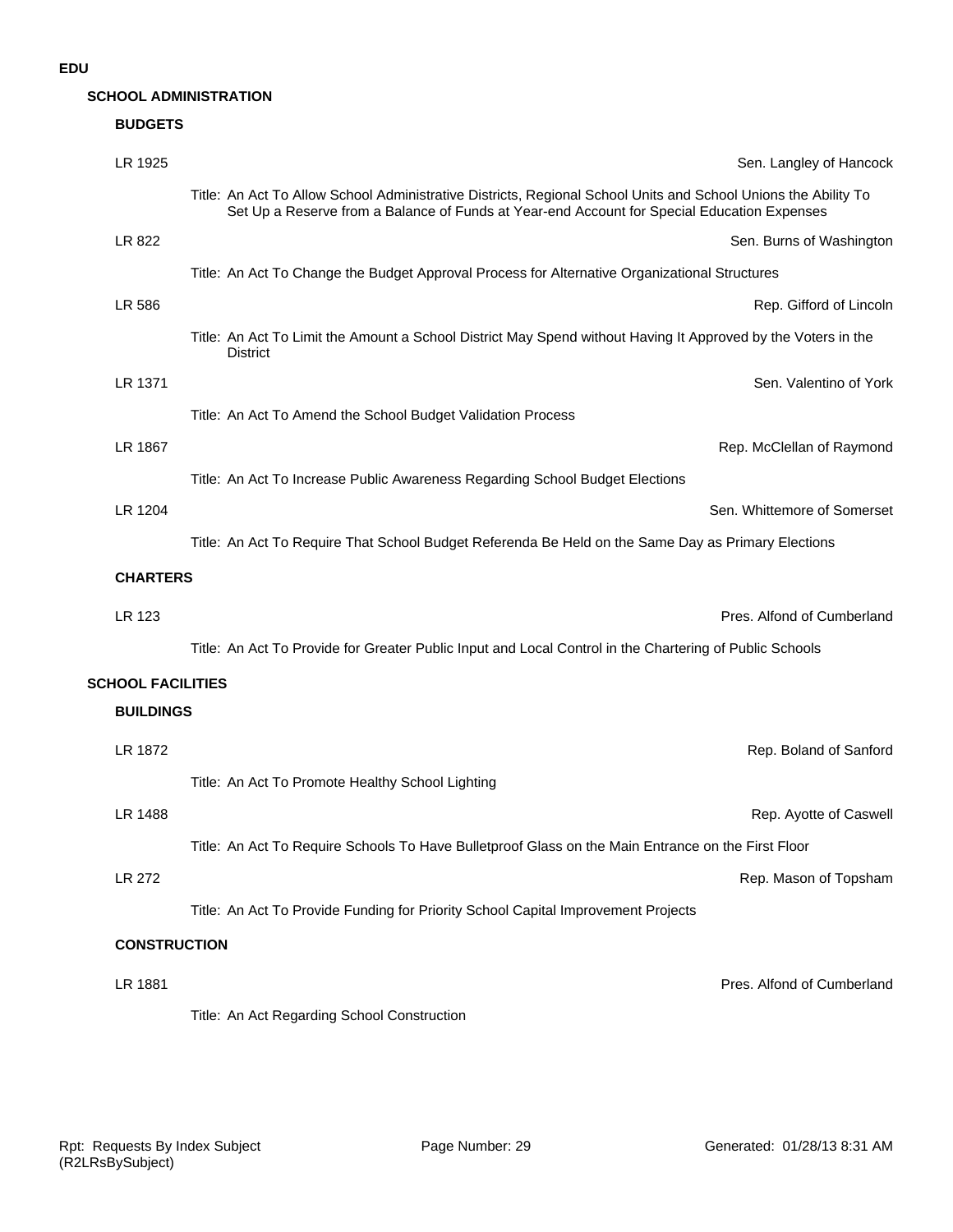# EDU

## SCHOOL ADMINISTRATION

### BUDGETS

**LR 1925** — Sen. Langley of Hancock

Title: An Act To Allow School Administrative Districts, Regional School Units and School Unions the Ability To Set Up a Reserve from a Balance of Funds at Year-end Account for Special Education Expenses

**LR 822** — Sen. Burns of Washington

Title: An Act To Change the Budget Approval Process for Alternative Organizational Structures

**LR 586** — Rep. Gifford of Lincoln

Title: An Act To Limit the Amount a School District May Spend without Having It Approved by the Voters in the District

**LR 1371** — Sen. Valentino of York

Title: An Act To Amend the School Budget Validation Process

**LR 1867** — Rep. McClellan of Raymond

Title: An Act To Increase Public Awareness Regarding School Budget Elections

**LR 1204** — Sen. Whittemore of Somerset

Title: An Act To Require That School Budget Referenda Be Held on the Same Day as Primary Elections

### CHARTERS

**LR 123** — Pres. Alfond of Cumberland

Title: An Act To Provide for Greater Public Input and Local Control in the Chartering of Public Schools

## SCHOOL FACILITIES

### BUILDINGS

**LR 1872** — Rep. Boland of Sanford

Title: An Act To Promote Healthy School Lighting

**LR 1488** — Rep. Ayotte of Caswell

Title: An Act To Require Schools To Have Bulletproof Glass on the Main Entrance on the First Floor

**LR 272** — Rep. Mason of Topsham

Title: An Act To Provide Funding for Priority School Capital Improvement Projects

### CONSTRUCTION

**LR 1881** — Pres. Alfond of Cumberland

Title: An Act Regarding School Construction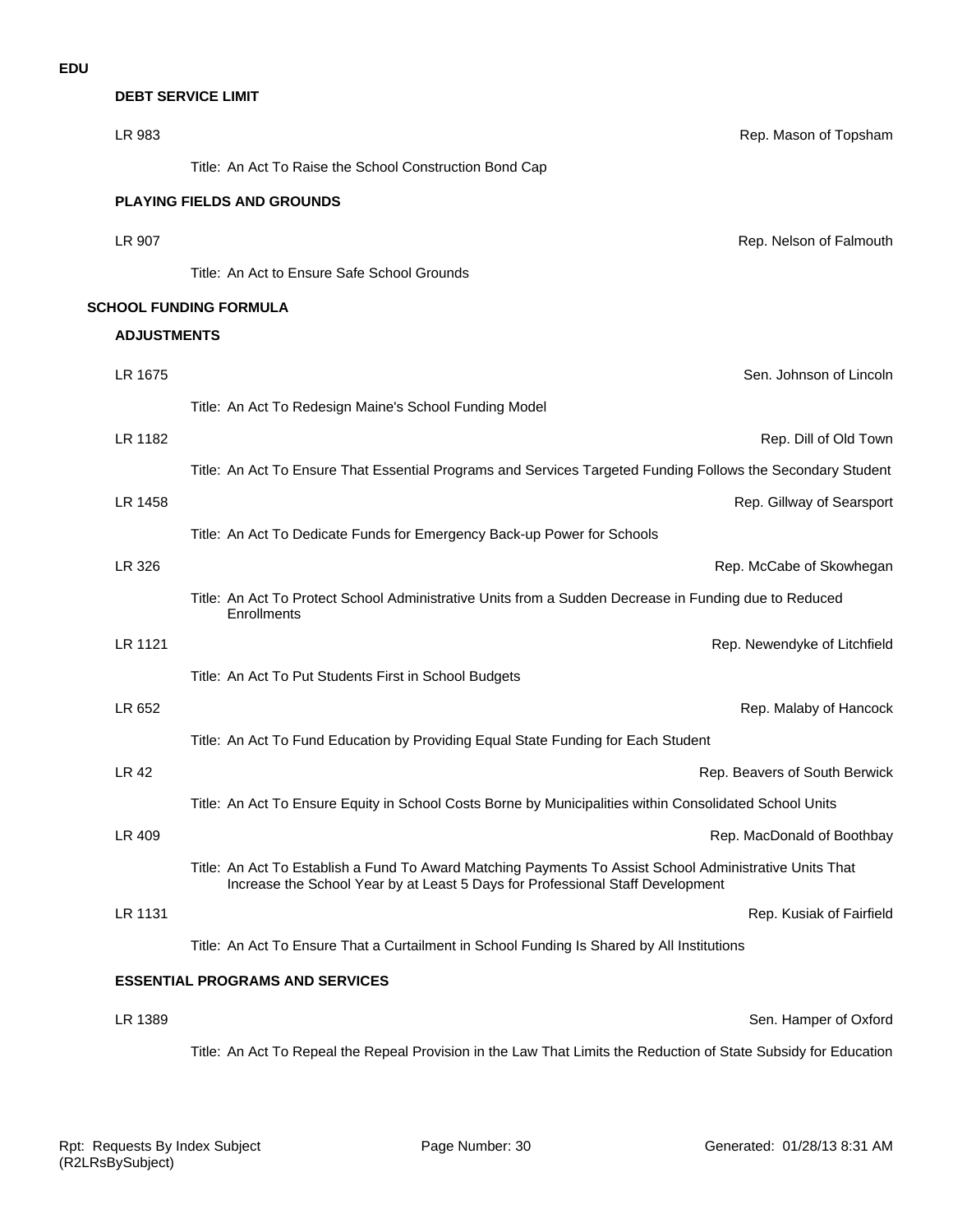**EDU**

### DEBT SERVICE LIMIT

LR 983 — Rep. Mason of Topsham

Title: An Act To Raise the School Construction Bond Cap

### PLAYING FIELDS AND GROUNDS

LR 907 — Rep. Nelson of Falmouth

Title: An Act to Ensure Safe School Grounds

## SCHOOL FUNDING FORMULA

### ADJUSTMENTS

LR 1675 — Sen. Johnson of Lincoln

Title: An Act To Redesign Maine's School Funding Model

LR 1182 — Rep. Dill of Old Town

Title: An Act To Ensure That Essential Programs and Services Targeted Funding Follows the Secondary Student

LR 1458 — Rep. Gillway of Searsport

Title: An Act To Dedicate Funds for Emergency Back-up Power for Schools

LR 326 — Rep. McCabe of Skowhegan

Title: An Act To Protect School Administrative Units from a Sudden Decrease in Funding due to Reduced Enrollments

LR 1121 — Rep. Newendyke of Litchfield

Title: An Act To Put Students First in School Budgets

LR 652 — Rep. Malaby of Hancock

Title: An Act To Fund Education by Providing Equal State Funding for Each Student

LR 42 — Rep. Beavers of South Berwick

Title: An Act To Ensure Equity in School Costs Borne by Municipalities within Consolidated School Units

LR 409 — Rep. MacDonald of Boothbay

Title: An Act To Establish a Fund To Award Matching Payments To Assist School Administrative Units That Increase the School Year by at Least 5 Days for Professional Staff Development

LR 1131 — Rep. Kusiak of Fairfield

Title: An Act To Ensure That a Curtailment in School Funding Is Shared by All Institutions

### ESSENTIAL PROGRAMS AND SERVICES

LR 1389 — Sen. Hamper of Oxford

Title: An Act To Repeal the Repeal Provision in the Law That Limits the Reduction of State Subsidy for Education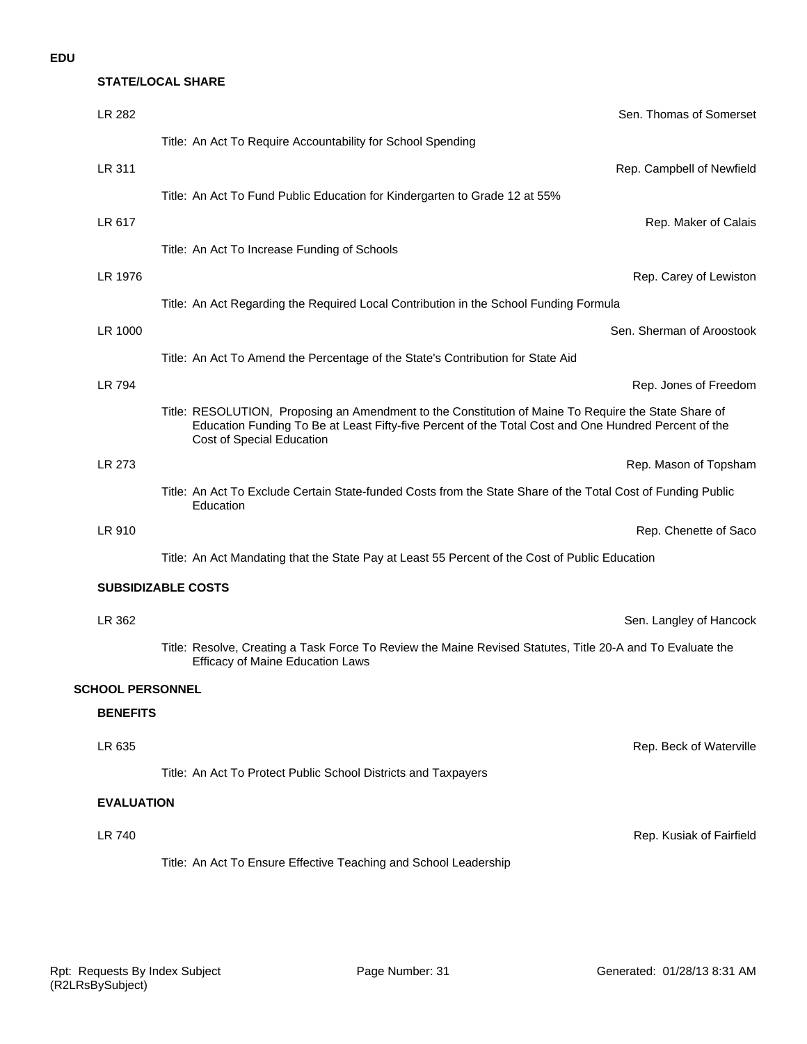**EDU**

### STATE/LOCAL SHARE

LR 282 — Sen. Thomas of Somerset

Title: An Act To Require Accountability for School Spending

LR 311 — Rep. Campbell of Newfield

Title: An Act To Fund Public Education for Kindergarten to Grade 12 at 55%

LR 617 — Rep. Maker of Calais

Title: An Act To Increase Funding of Schools

LR 1976 — Rep. Carey of Lewiston

Title: An Act Regarding the Required Local Contribution in the School Funding Formula

LR 1000 — Sen. Sherman of Aroostook

Title: An Act To Amend the Percentage of the State's Contribution for State Aid

LR 794 — Rep. Jones of Freedom

Title: RESOLUTION, Proposing an Amendment to the Constitution of Maine To Require the State Share of Education Funding To Be at Least Fifty-five Percent of the Total Cost and One Hundred Percent of the Cost of Special Education

LR 273 — Rep. Mason of Topsham

Title: An Act To Exclude Certain State-funded Costs from the State Share of the Total Cost of Funding Public Education

LR 910 — Rep. Chenette of Saco

Title: An Act Mandating that the State Pay at Least 55 Percent of the Cost of Public Education

### SUBSIDIZABLE COSTS

LR 362 — Sen. Langley of Hancock

Title: Resolve, Creating a Task Force To Review the Maine Revised Statutes, Title 20-A and To Evaluate the Efficacy of Maine Education Laws

## SCHOOL PERSONNEL

### BENEFITS

LR 635 — Rep. Beck of Waterville

Title: An Act To Protect Public School Districts and Taxpayers

### EVALUATION

LR 740 — Rep. Kusiak of Fairfield

Title: An Act To Ensure Effective Teaching and School Leadership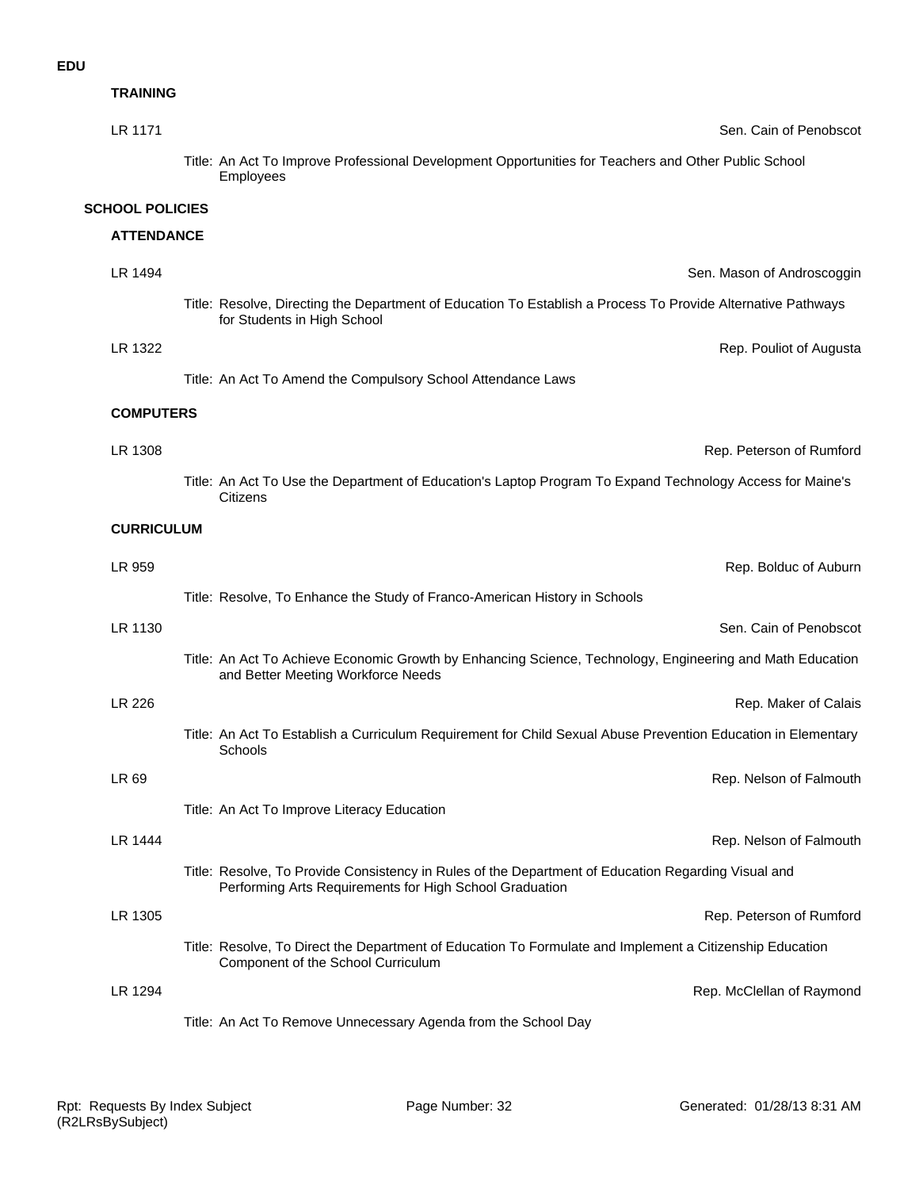**EDU**

### TRAINING

LR 1171 — Sen. Cain of Penobscot

Title: An Act To Improve Professional Development Opportunities for Teachers and Other Public School Employees

## SCHOOL POLICIES

### ATTENDANCE

LR 1494 — Sen. Mason of Androscoggin

Title: Resolve, Directing the Department of Education To Establish a Process To Provide Alternative Pathways for Students in High School

LR 1322 — Rep. Pouliot of Augusta

Title: An Act To Amend the Compulsory School Attendance Laws

### COMPUTERS

LR 1308 — Rep. Peterson of Rumford

Title: An Act To Use the Department of Education's Laptop Program To Expand Technology Access for Maine's Citizens

### CURRICULUM

LR 959 — Rep. Bolduc of Auburn

Title: Resolve, To Enhance the Study of Franco-American History in Schools

LR 1130 — Sen. Cain of Penobscot

Title: An Act To Achieve Economic Growth by Enhancing Science, Technology, Engineering and Math Education and Better Meeting Workforce Needs

LR 226 — Rep. Maker of Calais

Title: An Act To Establish a Curriculum Requirement for Child Sexual Abuse Prevention Education in Elementary Schools

LR 69 — Rep. Nelson of Falmouth

Title: An Act To Improve Literacy Education

LR 1444 — Rep. Nelson of Falmouth

Title: Resolve, To Provide Consistency in Rules of the Department of Education Regarding Visual and Performing Arts Requirements for High School Graduation

LR 1305 — Rep. Peterson of Rumford

Title: Resolve, To Direct the Department of Education To Formulate and Implement a Citizenship Education Component of the School Curriculum

LR 1294 — Rep. McClellan of Raymond

Title: An Act To Remove Unnecessary Agenda from the School Day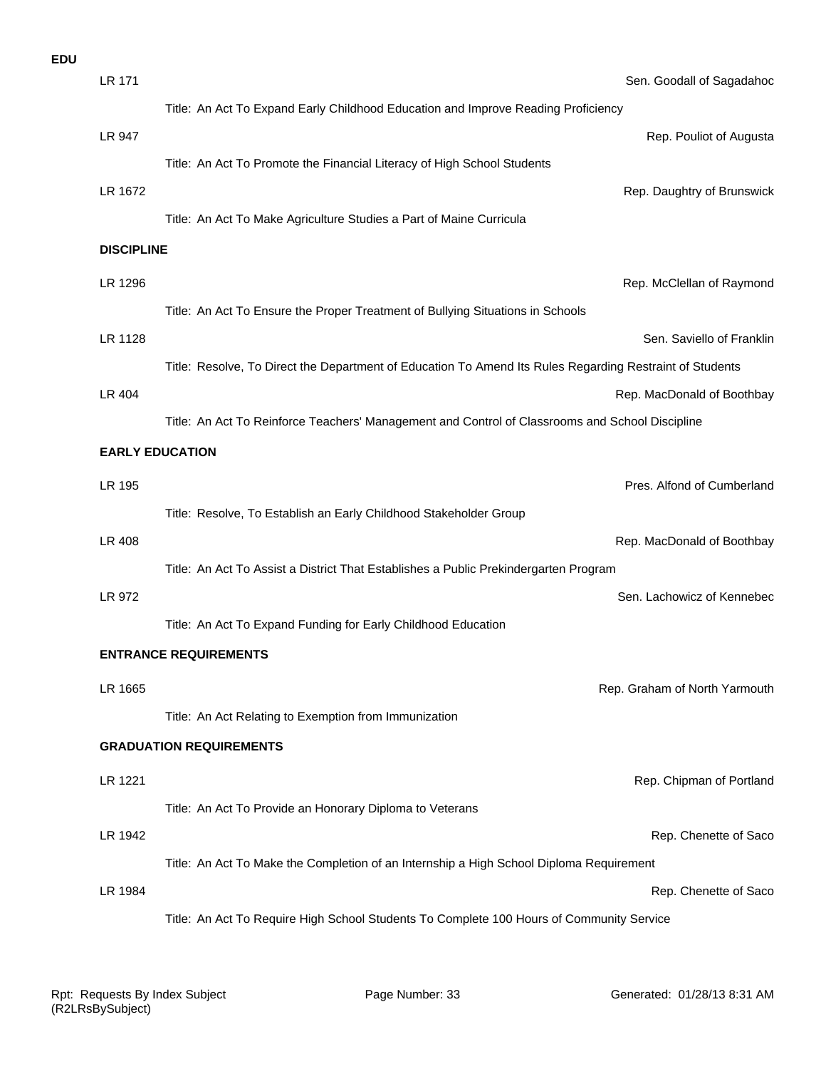**EDU**

LR 171 — Sen. Goodall of Sagadahoc

Title: An Act To Expand Early Childhood Education and Improve Reading Proficiency

LR 947 — Rep. Pouliot of Augusta

Title: An Act To Promote the Financial Literacy of High School Students

LR 1672 — Rep. Daughtry of Brunswick

Title: An Act To Make Agriculture Studies a Part of Maine Curricula

**DISCIPLINE**

LR 1296 — Rep. McClellan of Raymond

Title: An Act To Ensure the Proper Treatment of Bullying Situations in Schools

LR 1128 — Sen. Saviello of Franklin

Title: Resolve, To Direct the Department of Education To Amend Its Rules Regarding Restraint of Students

LR 404 — Rep. MacDonald of Boothbay

Title: An Act To Reinforce Teachers' Management and Control of Classrooms and School Discipline

**EARLY EDUCATION**

LR 195 — Pres. Alfond of Cumberland

Title: Resolve, To Establish an Early Childhood Stakeholder Group

LR 408 — Rep. MacDonald of Boothbay

Title: An Act To Assist a District That Establishes a Public Prekindergarten Program

LR 972 — Sen. Lachowicz of Kennebec

Title: An Act To Expand Funding for Early Childhood Education

**ENTRANCE REQUIREMENTS**

LR 1665 — Rep. Graham of North Yarmouth

Title: An Act Relating to Exemption from Immunization

**GRADUATION REQUIREMENTS**

LR 1221 — Rep. Chipman of Portland

Title: An Act To Provide an Honorary Diploma to Veterans

LR 1942 — Rep. Chenette of Saco

Title: An Act To Make the Completion of an Internship a High School Diploma Requirement

LR 1984 — Rep. Chenette of Saco

Title: An Act To Require High School Students To Complete 100 Hours of Community Service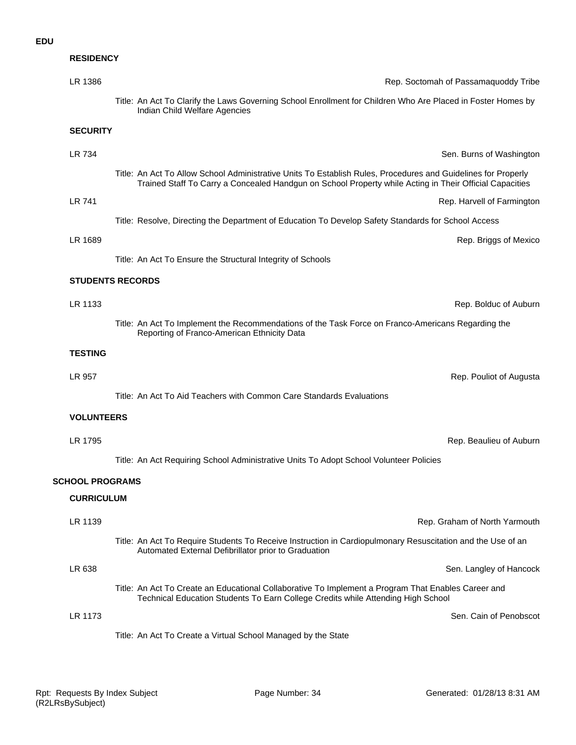**EDU**

### RESIDENCY

LR 1386 — Rep. Soctomah of Passamaquoddy Tribe

Title: An Act To Clarify the Laws Governing School Enrollment for Children Who Are Placed in Foster Homes by Indian Child Welfare Agencies

### SECURITY

LR 734 — Sen. Burns of Washington

Title: An Act To Allow School Administrative Units To Establish Rules, Procedures and Guidelines for Properly Trained Staff To Carry a Concealed Handgun on School Property while Acting in Their Official Capacities

LR 741 — Rep. Harvell of Farmington

Title: Resolve, Directing the Department of Education To Develop Safety Standards for School Access

LR 1689 — Rep. Briggs of Mexico

Title: An Act To Ensure the Structural Integrity of Schools

### STUDENTS RECORDS

LR 1133 — Rep. Bolduc of Auburn

Title: An Act To Implement the Recommendations of the Task Force on Franco-Americans Regarding the Reporting of Franco-American Ethnicity Data

### TESTING

LR 957 — Rep. Pouliot of Augusta

Title: An Act To Aid Teachers with Common Care Standards Evaluations

### VOLUNTEERS

LR 1795 — Rep. Beaulieu of Auburn

Title: An Act Requiring School Administrative Units To Adopt School Volunteer Policies

## SCHOOL PROGRAMS

### CURRICULUM

LR 1139 — Rep. Graham of North Yarmouth

Title: An Act To Require Students To Receive Instruction in Cardiopulmonary Resuscitation and the Use of an Automated External Defibrillator prior to Graduation

LR 638 — Sen. Langley of Hancock

Title: An Act To Create an Educational Collaborative To Implement a Program That Enables Career and Technical Education Students To Earn College Credits while Attending High School

LR 1173 — Sen. Cain of Penobscot

Title: An Act To Create a Virtual School Managed by the State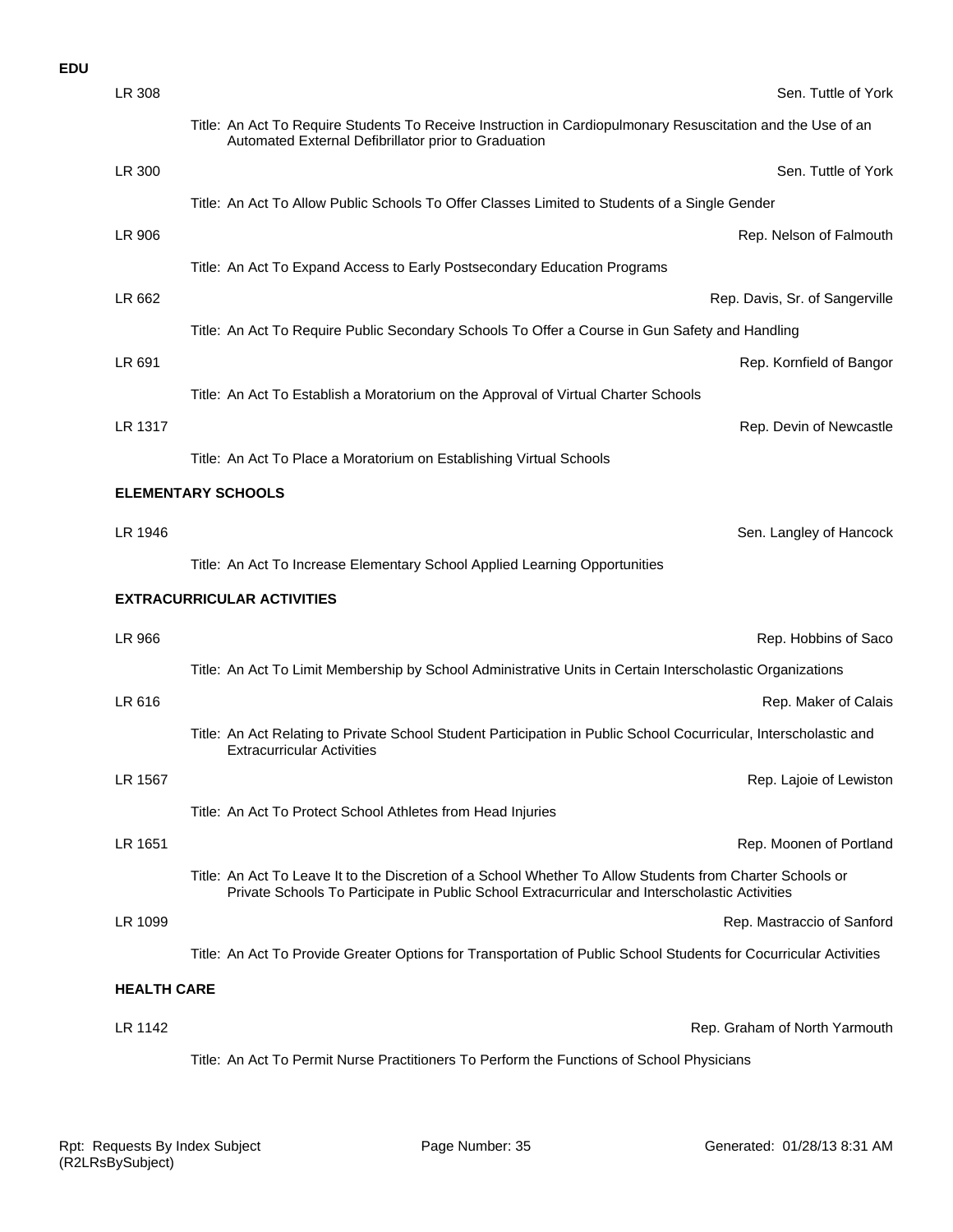**EDU**

LR 308 — Sen. Tuttle of York

Title: An Act To Require Students To Receive Instruction in Cardiopulmonary Resuscitation and the Use of an Automated External Defibrillator prior to Graduation

LR 300 — Sen. Tuttle of York

Title: An Act To Allow Public Schools To Offer Classes Limited to Students of a Single Gender

LR 906 — Rep. Nelson of Falmouth

Title: An Act To Expand Access to Early Postsecondary Education Programs

LR 662 — Rep. Davis, Sr. of Sangerville

Title: An Act To Require Public Secondary Schools To Offer a Course in Gun Safety and Handling

LR 691 — Rep. Kornfield of Bangor

Title: An Act To Establish a Moratorium on the Approval of Virtual Charter Schools

LR 1317 — Rep. Devin of Newcastle

Title: An Act To Place a Moratorium on Establishing Virtual Schools

### ELEMENTARY SCHOOLS

LR 1946 — Sen. Langley of Hancock

Title: An Act To Increase Elementary School Applied Learning Opportunities

### EXTRACURRICULAR ACTIVITIES

LR 966 — Rep. Hobbins of Saco

Title: An Act To Limit Membership by School Administrative Units in Certain Interscholastic Organizations

LR 616 — Rep. Maker of Calais

Title: An Act Relating to Private School Student Participation in Public School Cocurricular, Interscholastic and Extracurricular Activities

LR 1567 — Rep. Lajoie of Lewiston

Title: An Act To Protect School Athletes from Head Injuries

LR 1651 — Rep. Moonen of Portland

Title: An Act To Leave It to the Discretion of a School Whether To Allow Students from Charter Schools or Private Schools To Participate in Public School Extracurricular and Interscholastic Activities

LR 1099 — Rep. Mastraccio of Sanford

Title: An Act To Provide Greater Options for Transportation of Public School Students for Cocurricular Activities

### HEALTH CARE

LR 1142 — Rep. Graham of North Yarmouth

Title: An Act To Permit Nurse Practitioners To Perform the Functions of School Physicians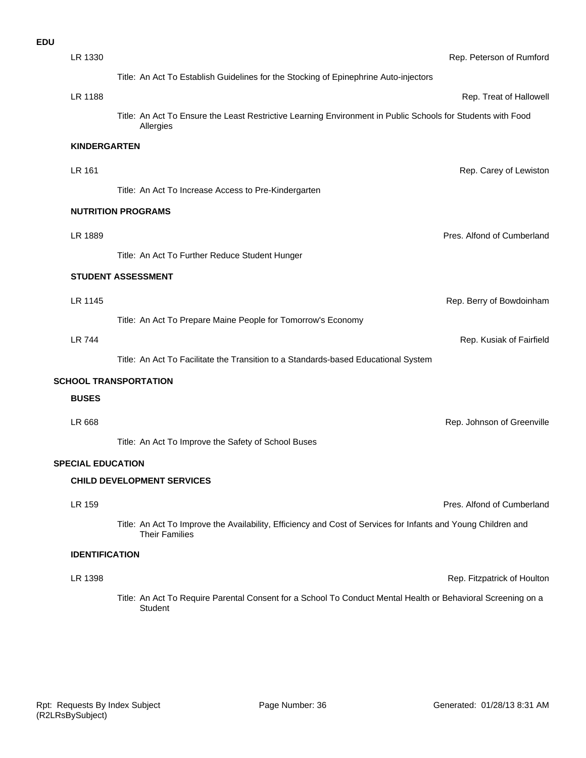**EDU**

LR 1330 — Rep. Peterson of Rumford

Title: An Act To Establish Guidelines for the Stocking of Epinephrine Auto-injectors

LR 1188 — Rep. Treat of Hallowell

Title: An Act To Ensure the Least Restrictive Learning Environment in Public Schools for Students with Food Allergies

**KINDERGARTEN**

LR 161 — Rep. Carey of Lewiston

Title: An Act To Increase Access to Pre-Kindergarten

**NUTRITION PROGRAMS**

LR 1889 — Pres. Alfond of Cumberland

Title: An Act To Further Reduce Student Hunger

**STUDENT ASSESSMENT**

LR 1145 — Rep. Berry of Bowdoinham

Title: An Act To Prepare Maine People for Tomorrow's Economy

LR 744 — Rep. Kusiak of Fairfield

Title: An Act To Facilitate the Transition to a Standards-based Educational System

**SCHOOL TRANSPORTATION**

**BUSES**

LR 668 — Rep. Johnson of Greenville

Title: An Act To Improve the Safety of School Buses

**SPECIAL EDUCATION**

**CHILD DEVELOPMENT SERVICES**

LR 159 — Pres. Alfond of Cumberland

Title: An Act To Improve the Availability, Efficiency and Cost of Services for Infants and Young Children and Their Families

**IDENTIFICATION**

LR 1398 — Rep. Fitzpatrick of Houlton

Title: An Act To Require Parental Consent for a School To Conduct Mental Health or Behavioral Screening on a Student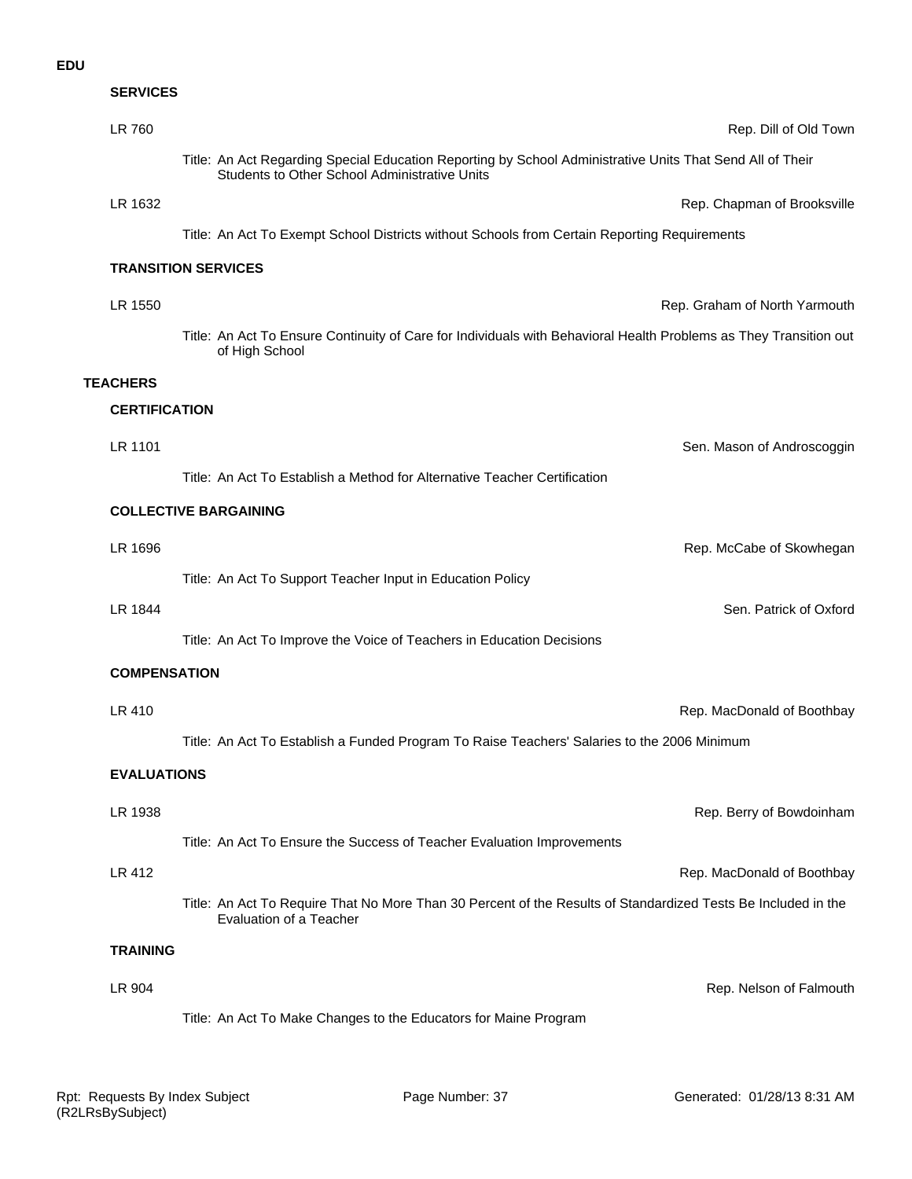**EDU**

**SERVICES**

LR 760 — Rep. Dill of Old Town

Title: An Act Regarding Special Education Reporting by School Administrative Units That Send All of Their Students to Other School Administrative Units

LR 1632 — Rep. Chapman of Brooksville

Title: An Act To Exempt School Districts without Schools from Certain Reporting Requirements

**TRANSITION SERVICES**

LR 1550 — Rep. Graham of North Yarmouth

Title: An Act To Ensure Continuity of Care for Individuals with Behavioral Health Problems as They Transition out of High School

**TEACHERS**

**CERTIFICATION**

LR 1101 — Sen. Mason of Androscoggin

Title: An Act To Establish a Method for Alternative Teacher Certification

**COLLECTIVE BARGAINING**

LR 1696 — Rep. McCabe of Skowhegan

Title: An Act To Support Teacher Input in Education Policy

LR 1844 — Sen. Patrick of Oxford

Title: An Act To Improve the Voice of Teachers in Education Decisions

**COMPENSATION**

LR 410 — Rep. MacDonald of Boothbay

Title: An Act To Establish a Funded Program To Raise Teachers' Salaries to the 2006 Minimum

**EVALUATIONS**

LR 1938 — Rep. Berry of Bowdoinham

Title: An Act To Ensure the Success of Teacher Evaluation Improvements

LR 412 — Rep. MacDonald of Boothbay

Title: An Act To Require That No More Than 30 Percent of the Results of Standardized Tests Be Included in the Evaluation of a Teacher

**TRAINING**

LR 904 — Rep. Nelson of Falmouth

Title: An Act To Make Changes to the Educators for Maine Program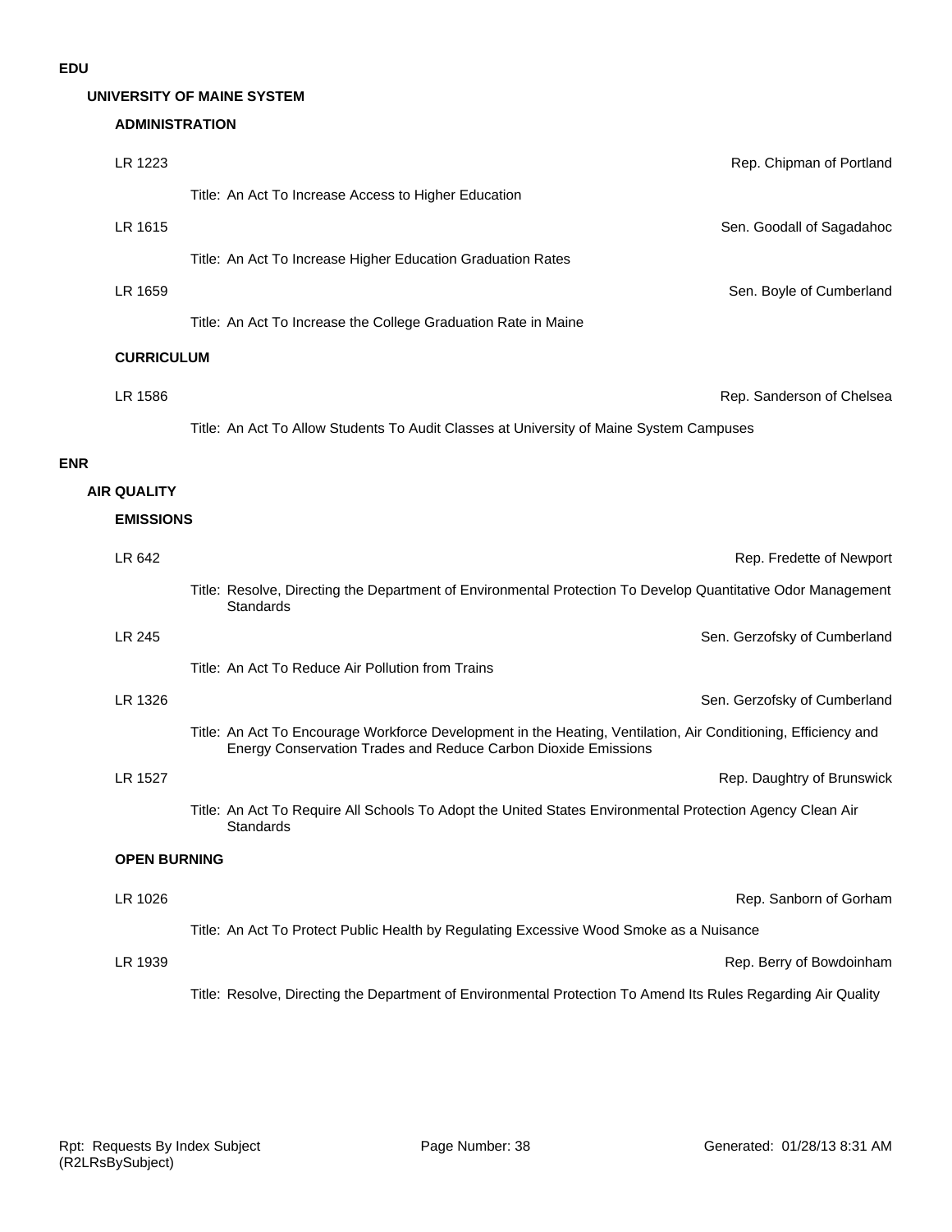# EDU

## UNIVERSITY OF MAINE SYSTEM

### ADMINISTRATION

LR 1223 — Rep. Chipman of Portland

Title: An Act To Increase Access to Higher Education

LR 1615 — Sen. Goodall of Sagadahoc

Title: An Act To Increase Higher Education Graduation Rates

LR 1659 — Sen. Boyle of Cumberland

Title: An Act To Increase the College Graduation Rate in Maine

### CURRICULUM

LR 1586 — Rep. Sanderson of Chelsea

Title: An Act To Allow Students To Audit Classes at University of Maine System Campuses

# ENR

## AIR QUALITY

### EMISSIONS

LR 642 — Rep. Fredette of Newport

Title: Resolve, Directing the Department of Environmental Protection To Develop Quantitative Odor Management Standards

LR 245 — Sen. Gerzofsky of Cumberland

Title: An Act To Reduce Air Pollution from Trains

LR 1326 — Sen. Gerzofsky of Cumberland

Title: An Act To Encourage Workforce Development in the Heating, Ventilation, Air Conditioning, Efficiency and Energy Conservation Trades and Reduce Carbon Dioxide Emissions

LR 1527 — Rep. Daughtry of Brunswick

Title: An Act To Require All Schools To Adopt the United States Environmental Protection Agency Clean Air Standards

### OPEN BURNING

LR 1026 — Rep. Sanborn of Gorham

Title: An Act To Protect Public Health by Regulating Excessive Wood Smoke as a Nuisance

LR 1939 — Rep. Berry of Bowdoinham

Title: Resolve, Directing the Department of Environmental Protection To Amend Its Rules Regarding Air Quality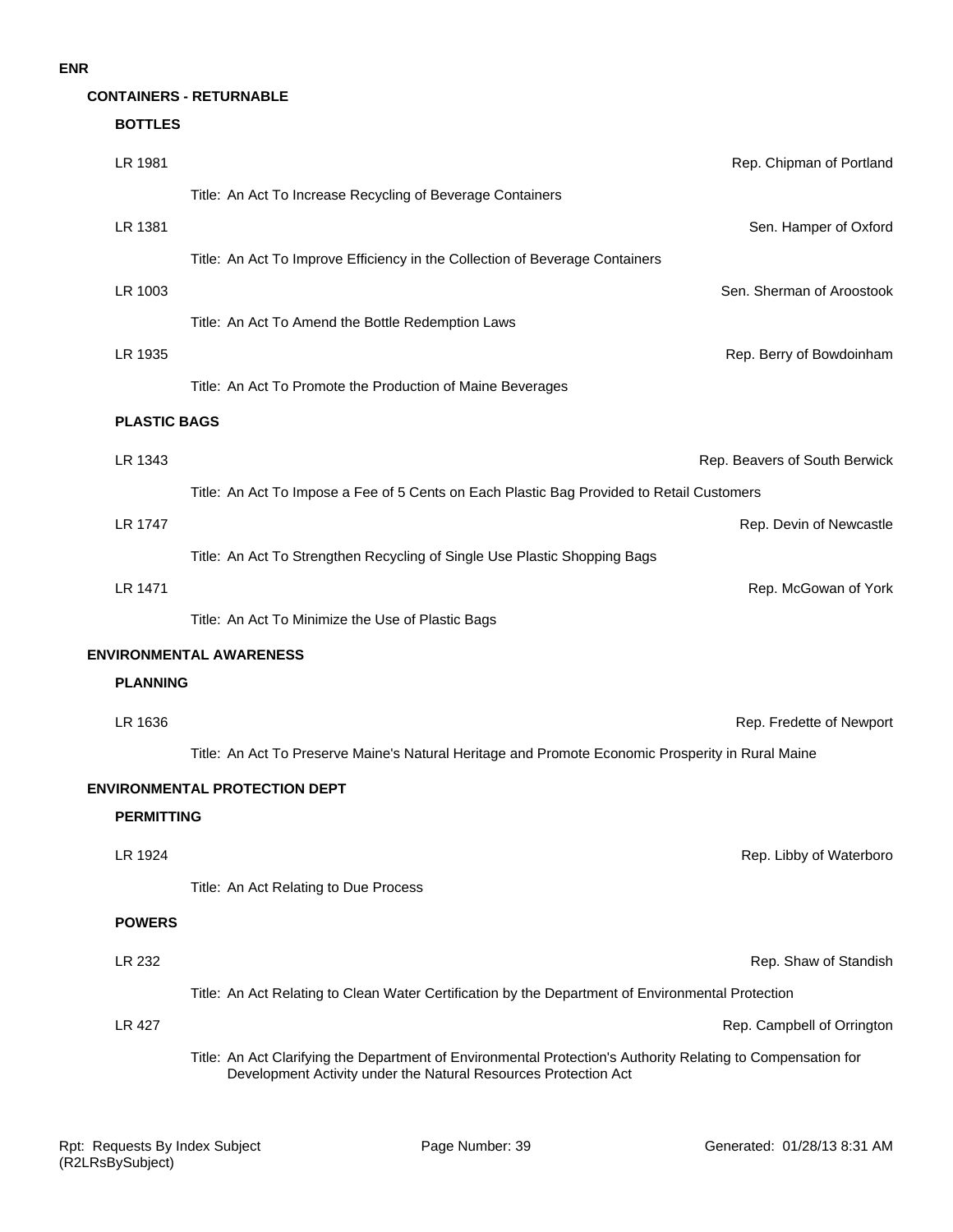# ENR

## CONTAINERS - RETURNABLE

### BOTTLES

LR 1981 — Rep. Chipman of Portland

Title: An Act To Increase Recycling of Beverage Containers

LR 1381 — Sen. Hamper of Oxford

Title: An Act To Improve Efficiency in the Collection of Beverage Containers

LR 1003 — Sen. Sherman of Aroostook

Title: An Act To Amend the Bottle Redemption Laws

LR 1935 — Rep. Berry of Bowdoinham

Title: An Act To Promote the Production of Maine Beverages

### PLASTIC BAGS

LR 1343 — Rep. Beavers of South Berwick

Title: An Act To Impose a Fee of 5 Cents on Each Plastic Bag Provided to Retail Customers

LR 1747 — Rep. Devin of Newcastle

Title: An Act To Strengthen Recycling of Single Use Plastic Shopping Bags

LR 1471 — Rep. McGowan of York

Title: An Act To Minimize the Use of Plastic Bags

## ENVIRONMENTAL AWARENESS

### PLANNING

LR 1636 — Rep. Fredette of Newport

Title: An Act To Preserve Maine's Natural Heritage and Promote Economic Prosperity in Rural Maine

## ENVIRONMENTAL PROTECTION DEPT

### PERMITTING

LR 1924 — Rep. Libby of Waterboro

Title: An Act Relating to Due Process

### POWERS

LR 232 — Rep. Shaw of Standish

Title: An Act Relating to Clean Water Certification by the Department of Environmental Protection

LR 427 — Rep. Campbell of Orrington

Title: An Act Clarifying the Department of Environmental Protection's Authority Relating to Compensation for Development Activity under the Natural Resources Protection Act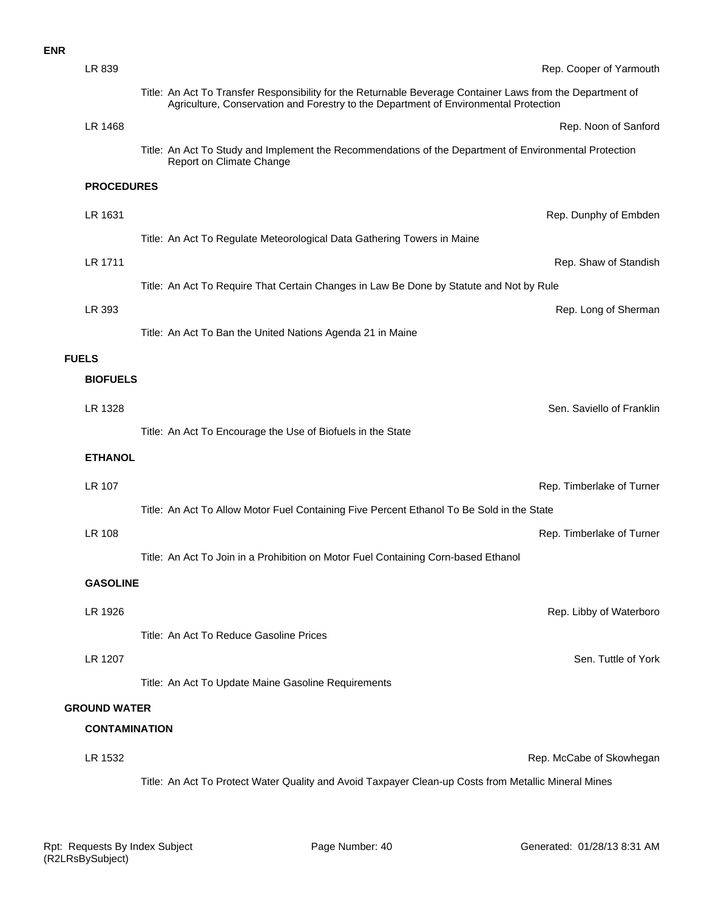**ENR**

LR 839 — Rep. Cooper of Yarmouth

Title: An Act To Transfer Responsibility for the Returnable Beverage Container Laws from the Department of Agriculture, Conservation and Forestry to the Department of Environmental Protection

LR 1468 — Rep. Noon of Sanford

Title: An Act To Study and Implement the Recommendations of the Department of Environmental Protection Report on Climate Change

**PROCEDURES**

LR 1631 — Rep. Dunphy of Embden

Title: An Act To Regulate Meteorological Data Gathering Towers in Maine

LR 1711 — Rep. Shaw of Standish

Title: An Act To Require That Certain Changes in Law Be Done by Statute and Not by Rule

LR 393 — Rep. Long of Sherman

Title: An Act To Ban the United Nations Agenda 21 in Maine

## FUELS

**BIOFUELS**

LR 1328 — Sen. Saviello of Franklin

Title: An Act To Encourage the Use of Biofuels in the State

**ETHANOL**

LR 107 — Rep. Timberlake of Turner

Title: An Act To Allow Motor Fuel Containing Five Percent Ethanol To Be Sold in the State

LR 108 — Rep. Timberlake of Turner

Title: An Act To Join in a Prohibition on Motor Fuel Containing Corn-based Ethanol

**GASOLINE**

LR 1926 — Rep. Libby of Waterboro

Title: An Act To Reduce Gasoline Prices

LR 1207 — Sen. Tuttle of York

Title: An Act To Update Maine Gasoline Requirements

## GROUND WATER

**CONTAMINATION**

LR 1532 — Rep. McCabe of Skowhegan

Title: An Act To Protect Water Quality and Avoid Taxpayer Clean-up Costs from Metallic Mineral Mines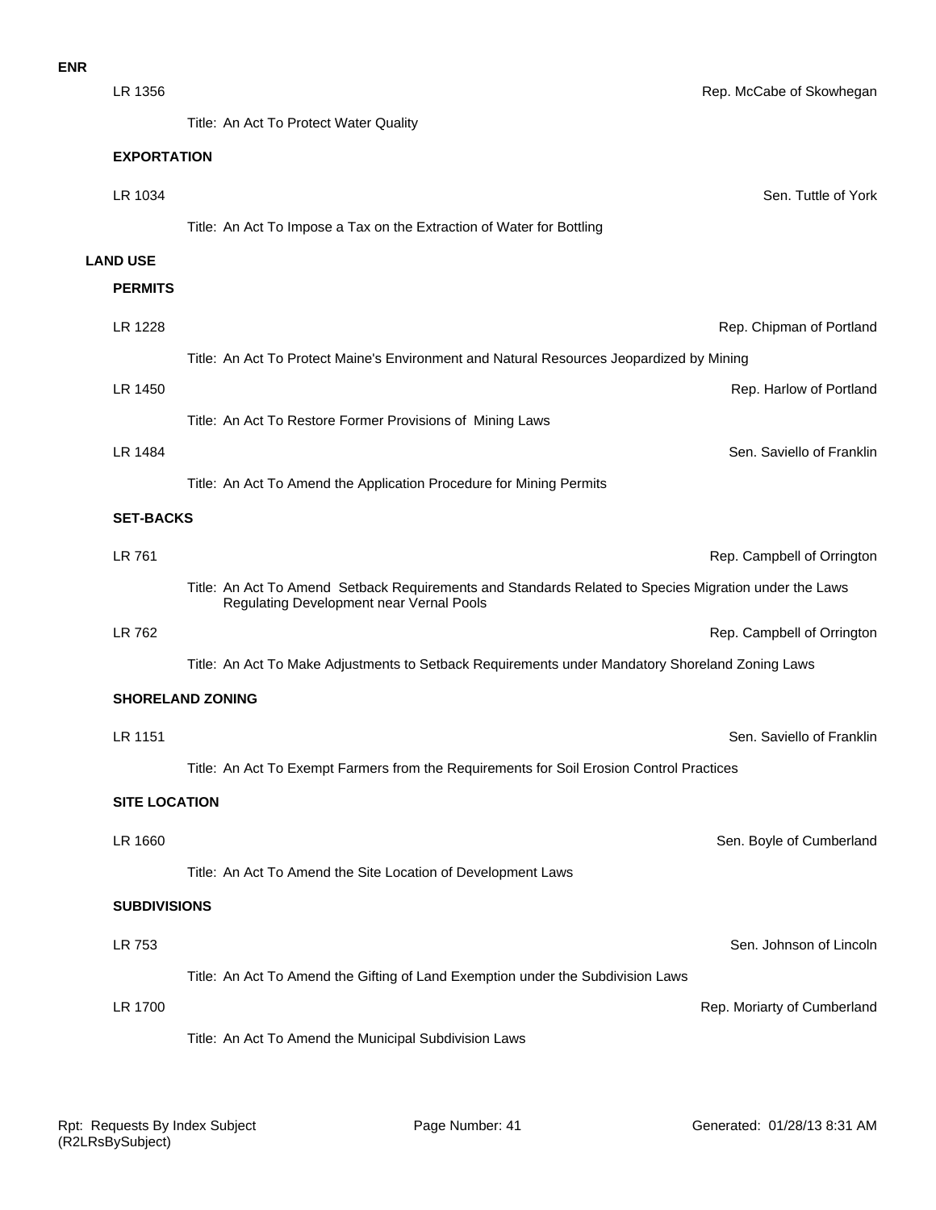**ENR**

LR 1356 — Rep. McCabe of Skowhegan

Title: An Act To Protect Water Quality

**EXPORTATION**

LR 1034 — Sen. Tuttle of York

Title: An Act To Impose a Tax on the Extraction of Water for Bottling

## LAND USE

### PERMITS

LR 1228 — Rep. Chipman of Portland

Title: An Act To Protect Maine's Environment and Natural Resources Jeopardized by Mining

LR 1450 — Rep. Harlow of Portland

Title: An Act To Restore Former Provisions of Mining Laws

LR 1484 — Sen. Saviello of Franklin

Title: An Act To Amend the Application Procedure for Mining Permits

### SET-BACKS

LR 761 — Rep. Campbell of Orrington

Title: An Act To Amend Setback Requirements and Standards Related to Species Migration under the Laws Regulating Development near Vernal Pools

LR 762 — Rep. Campbell of Orrington

Title: An Act To Make Adjustments to Setback Requirements under Mandatory Shoreland Zoning Laws

### SHORELAND ZONING

LR 1151 — Sen. Saviello of Franklin

Title: An Act To Exempt Farmers from the Requirements for Soil Erosion Control Practices

### SITE LOCATION

LR 1660 — Sen. Boyle of Cumberland

Title: An Act To Amend the Site Location of Development Laws

### SUBDIVISIONS

LR 753 — Sen. Johnson of Lincoln

Title: An Act To Amend the Gifting of Land Exemption under the Subdivision Laws

LR 1700 — Rep. Moriarty of Cumberland

Title: An Act To Amend the Municipal Subdivision Laws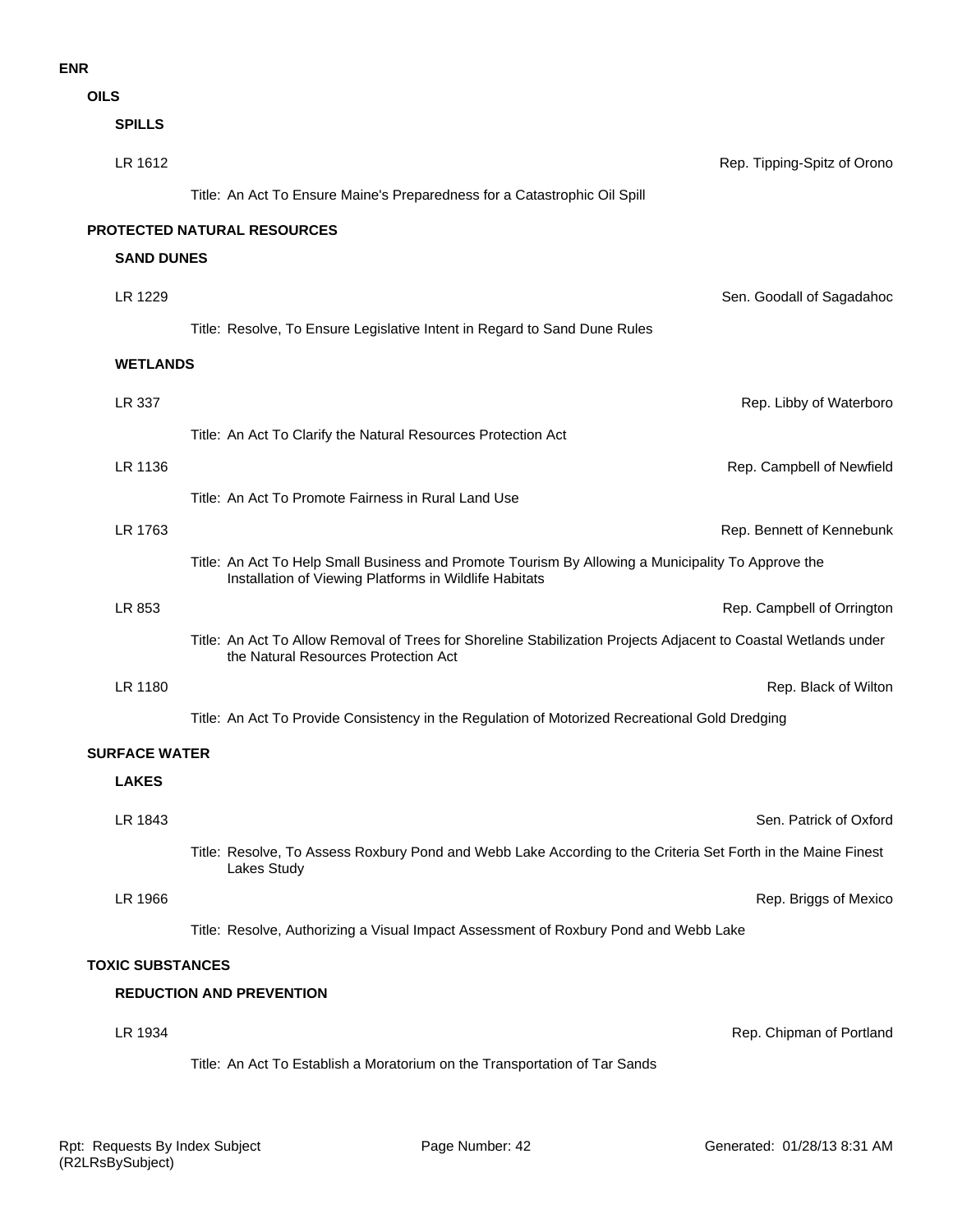# ENR

## OILS

### SPILLS

LR 1612 — Rep. Tipping-Spitz of Orono

Title: An Act To Ensure Maine's Preparedness for a Catastrophic Oil Spill

## PROTECTED NATURAL RESOURCES

### SAND DUNES

LR 1229 — Sen. Goodall of Sagadahoc

Title: Resolve, To Ensure Legislative Intent in Regard to Sand Dune Rules

### WETLANDS

LR 337 — Rep. Libby of Waterboro

Title: An Act To Clarify the Natural Resources Protection Act

LR 1136 — Rep. Campbell of Newfield

Title: An Act To Promote Fairness in Rural Land Use

LR 1763 — Rep. Bennett of Kennebunk

Title: An Act To Help Small Business and Promote Tourism By Allowing a Municipality To Approve the Installation of Viewing Platforms in Wildlife Habitats

LR 853 — Rep. Campbell of Orrington

Title: An Act To Allow Removal of Trees for Shoreline Stabilization Projects Adjacent to Coastal Wetlands under the Natural Resources Protection Act

LR 1180 — Rep. Black of Wilton

Title: An Act To Provide Consistency in the Regulation of Motorized Recreational Gold Dredging

## SURFACE WATER

### LAKES

LR 1843 — Sen. Patrick of Oxford

Title: Resolve, To Assess Roxbury Pond and Webb Lake According to the Criteria Set Forth in the Maine Finest Lakes Study

LR 1966 — Rep. Briggs of Mexico

Title: Resolve, Authorizing a Visual Impact Assessment of Roxbury Pond and Webb Lake

## TOXIC SUBSTANCES

### REDUCTION AND PREVENTION

LR 1934 — Rep. Chipman of Portland

Title: An Act To Establish a Moratorium on the Transportation of Tar Sands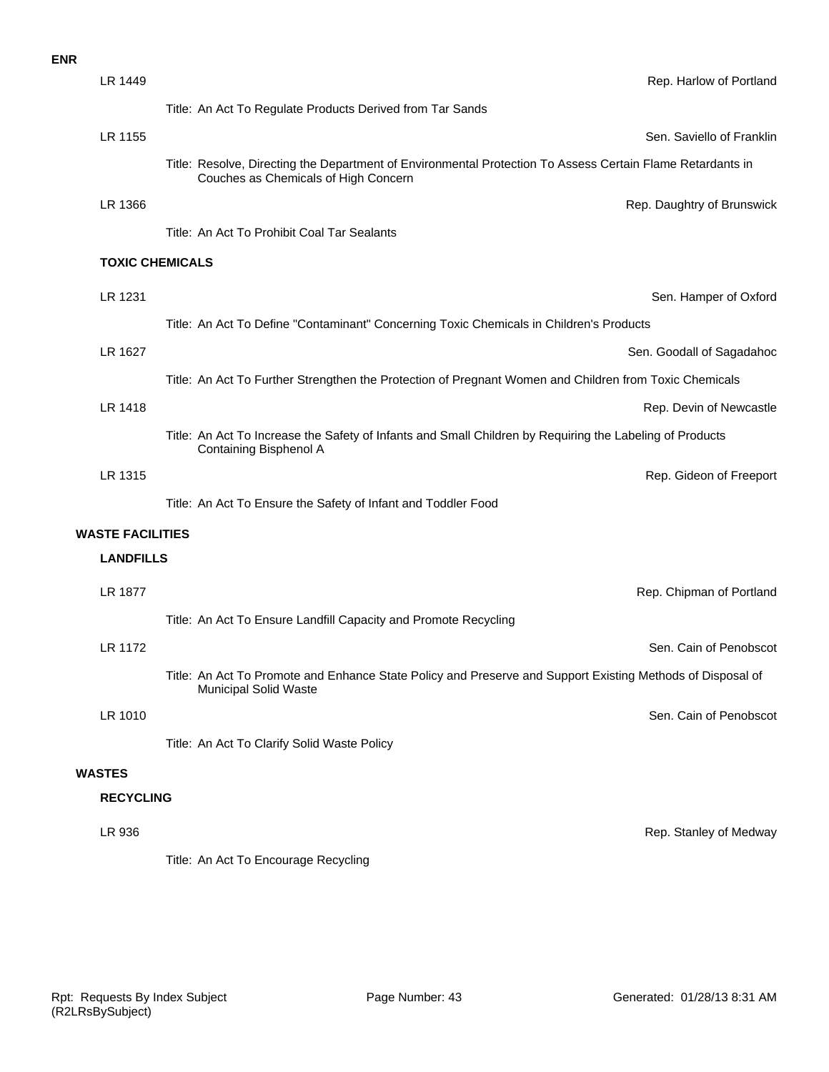**ENR**

LR 1449 — Rep. Harlow of Portland

Title: An Act To Regulate Products Derived from Tar Sands

LR 1155 — Sen. Saviello of Franklin

Title: Resolve, Directing the Department of Environmental Protection To Assess Certain Flame Retardants in Couches as Chemicals of High Concern

LR 1366 — Rep. Daughtry of Brunswick

Title: An Act To Prohibit Coal Tar Sealants

**TOXIC CHEMICALS**

LR 1231 — Sen. Hamper of Oxford

Title: An Act To Define "Contaminant" Concerning Toxic Chemicals in Children's Products

LR 1627 — Sen. Goodall of Sagadahoc

Title: An Act To Further Strengthen the Protection of Pregnant Women and Children from Toxic Chemicals

LR 1418 — Rep. Devin of Newcastle

Title: An Act To Increase the Safety of Infants and Small Children by Requiring the Labeling of Products Containing Bisphenol A

LR 1315 — Rep. Gideon of Freeport

Title: An Act To Ensure the Safety of Infant and Toddler Food

**WASTE FACILITIES**

**LANDFILLS**

LR 1877 — Rep. Chipman of Portland

Title: An Act To Ensure Landfill Capacity and Promote Recycling

LR 1172 — Sen. Cain of Penobscot

Title: An Act To Promote and Enhance State Policy and Preserve and Support Existing Methods of Disposal of Municipal Solid Waste

LR 1010 — Sen. Cain of Penobscot

Title: An Act To Clarify Solid Waste Policy

**WASTES**

**RECYCLING**

LR 936 — Rep. Stanley of Medway

Title: An Act To Encourage Recycling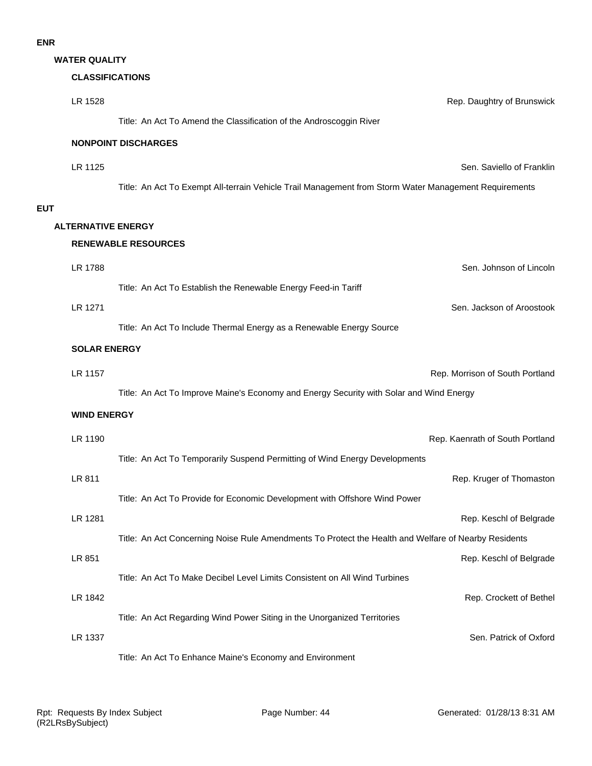# ENR

## WATER QUALITY

### CLASSIFICATIONS

LR 1528 — Rep. Daughtry of Brunswick

Title: An Act To Amend the Classification of the Androscoggin River

### NONPOINT DISCHARGES

LR 1125 — Sen. Saviello of Franklin

Title: An Act To Exempt All-terrain Vehicle Trail Management from Storm Water Management Requirements

# EUT

## ALTERNATIVE ENERGY

### RENEWABLE RESOURCES

LR 1788 — Sen. Johnson of Lincoln

Title: An Act To Establish the Renewable Energy Feed-in Tariff

LR 1271 — Sen. Jackson of Aroostook

Title: An Act To Include Thermal Energy as a Renewable Energy Source

### SOLAR ENERGY

LR 1157 — Rep. Morrison of South Portland

Title: An Act To Improve Maine's Economy and Energy Security with Solar and Wind Energy

### WIND ENERGY

LR 1190 — Rep. Kaenrath of South Portland

Title: An Act To Temporarily Suspend Permitting of Wind Energy Developments

LR 811 — Rep. Kruger of Thomaston

Title: An Act To Provide for Economic Development with Offshore Wind Power

LR 1281 — Rep. Keschl of Belgrade

Title: An Act Concerning Noise Rule Amendments To Protect the Health and Welfare of Nearby Residents

LR 851 — Rep. Keschl of Belgrade

Title: An Act To Make Decibel Level Limits Consistent on All Wind Turbines

LR 1842 — Rep. Crockett of Bethel

Title: An Act Regarding Wind Power Siting in the Unorganized Territories

LR 1337 — Sen. Patrick of Oxford

Title: An Act To Enhance Maine's Economy and Environment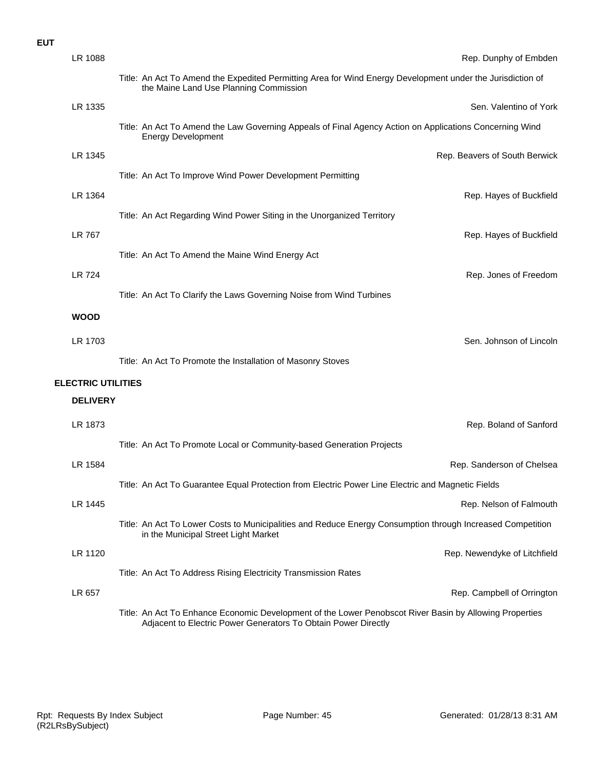**EUT**

LR 1088 — Rep. Dunphy of Embden

Title: An Act To Amend the Expedited Permitting Area for Wind Energy Development under the Jurisdiction of the Maine Land Use Planning Commission

LR 1335 — Sen. Valentino of York

Title: An Act To Amend the Law Governing Appeals of Final Agency Action on Applications Concerning Wind Energy Development

LR 1345 — Rep. Beavers of South Berwick

Title: An Act To Improve Wind Power Development Permitting

LR 1364 — Rep. Hayes of Buckfield

Title: An Act Regarding Wind Power Siting in the Unorganized Territory

LR 767 — Rep. Hayes of Buckfield

Title: An Act To Amend the Maine Wind Energy Act

LR 724 — Rep. Jones of Freedom

Title: An Act To Clarify the Laws Governing Noise from Wind Turbines

**WOOD**

LR 1703 — Sen. Johnson of Lincoln

Title: An Act To Promote the Installation of Masonry Stoves

**ELECTRIC UTILITIES**

**DELIVERY**

LR 1873 — Rep. Boland of Sanford

Title: An Act To Promote Local or Community-based Generation Projects

LR 1584 — Rep. Sanderson of Chelsea

Title: An Act To Guarantee Equal Protection from Electric Power Line Electric and Magnetic Fields

LR 1445 — Rep. Nelson of Falmouth

Title: An Act To Lower Costs to Municipalities and Reduce Energy Consumption through Increased Competition in the Municipal Street Light Market

LR 1120 — Rep. Newendyke of Litchfield

Title: An Act To Address Rising Electricity Transmission Rates

LR 657 — Rep. Campbell of Orrington

Title: An Act To Enhance Economic Development of the Lower Penobscot River Basin by Allowing Properties Adjacent to Electric Power Generators To Obtain Power Directly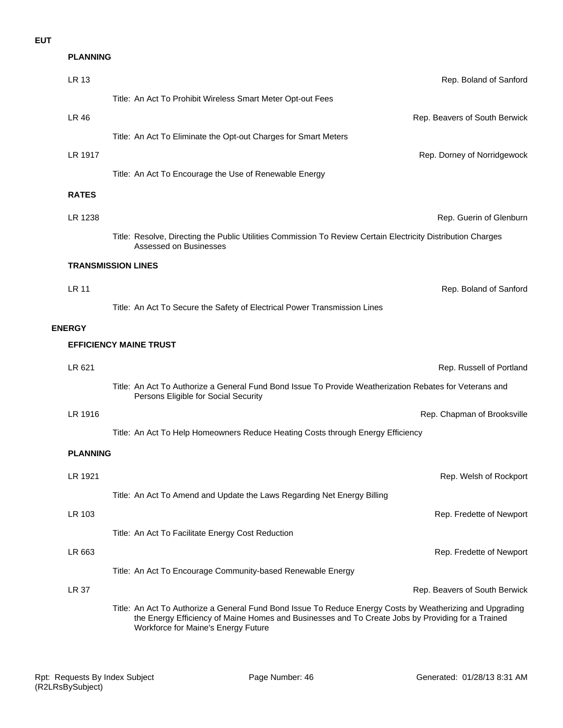**EUT**

**PLANNING**

LR 13 — Rep. Boland of Sanford

Title: An Act To Prohibit Wireless Smart Meter Opt-out Fees

LR 46 — Rep. Beavers of South Berwick

Title: An Act To Eliminate the Opt-out Charges for Smart Meters

LR 1917 — Rep. Dorney of Norridgewock

Title: An Act To Encourage the Use of Renewable Energy

**RATES**

LR 1238 — Rep. Guerin of Glenburn

Title: Resolve, Directing the Public Utilities Commission To Review Certain Electricity Distribution Charges Assessed on Businesses

**TRANSMISSION LINES**

LR 11 — Rep. Boland of Sanford

Title: An Act To Secure the Safety of Electrical Power Transmission Lines

**ENERGY**

**EFFICIENCY MAINE TRUST**

LR 621 — Rep. Russell of Portland

Title: An Act To Authorize a General Fund Bond Issue To Provide Weatherization Rebates for Veterans and Persons Eligible for Social Security

LR 1916 — Rep. Chapman of Brooksville

Title: An Act To Help Homeowners Reduce Heating Costs through Energy Efficiency

**PLANNING**

LR 1921 — Rep. Welsh of Rockport

Title: An Act To Amend and Update the Laws Regarding Net Energy Billing

LR 103 — Rep. Fredette of Newport

Title: An Act To Facilitate Energy Cost Reduction

LR 663 — Rep. Fredette of Newport

Title: An Act To Encourage Community-based Renewable Energy

LR 37 — Rep. Beavers of South Berwick

Title: An Act To Authorize a General Fund Bond Issue To Reduce Energy Costs by Weatherizing and Upgrading the Energy Efficiency of Maine Homes and Businesses and To Create Jobs by Providing for a Trained Workforce for Maine's Energy Future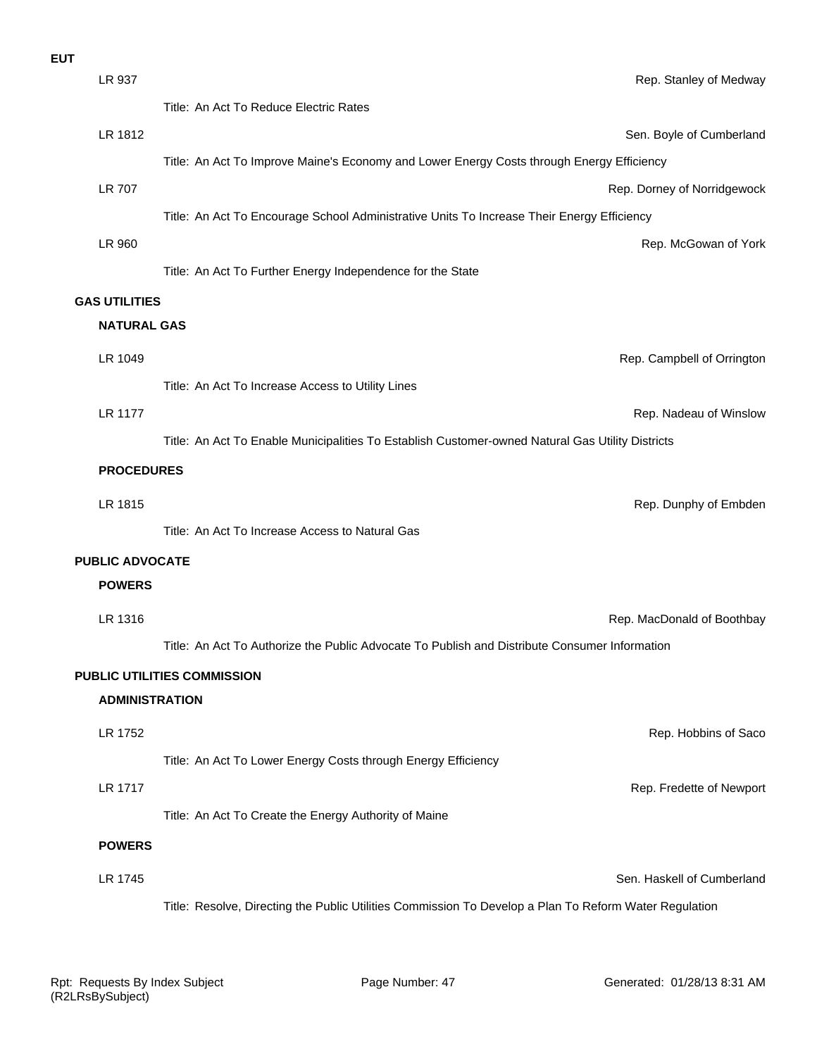**EUT**

LR 937 — Rep. Stanley of Medway

Title: An Act To Reduce Electric Rates

LR 1812 — Sen. Boyle of Cumberland

Title: An Act To Improve Maine's Economy and Lower Energy Costs through Energy Efficiency

LR 707 — Rep. Dorney of Norridgewock

Title: An Act To Encourage School Administrative Units To Increase Their Energy Efficiency

LR 960 — Rep. McGowan of York

Title: An Act To Further Energy Independence for the State

## GAS UTILITIES

### NATURAL GAS

LR 1049 — Rep. Campbell of Orrington

Title: An Act To Increase Access to Utility Lines

LR 1177 — Rep. Nadeau of Winslow

Title: An Act To Enable Municipalities To Establish Customer-owned Natural Gas Utility Districts

### PROCEDURES

LR 1815 — Rep. Dunphy of Embden

Title: An Act To Increase Access to Natural Gas

## PUBLIC ADVOCATE

### POWERS

LR 1316 — Rep. MacDonald of Boothbay

Title: An Act To Authorize the Public Advocate To Publish and Distribute Consumer Information

## PUBLIC UTILITIES COMMISSION

### ADMINISTRATION

LR 1752 — Rep. Hobbins of Saco

Title: An Act To Lower Energy Costs through Energy Efficiency

LR 1717 — Rep. Fredette of Newport

Title: An Act To Create the Energy Authority of Maine

### POWERS

LR 1745 — Sen. Haskell of Cumberland

Title: Resolve, Directing the Public Utilities Commission To Develop a Plan To Reform Water Regulation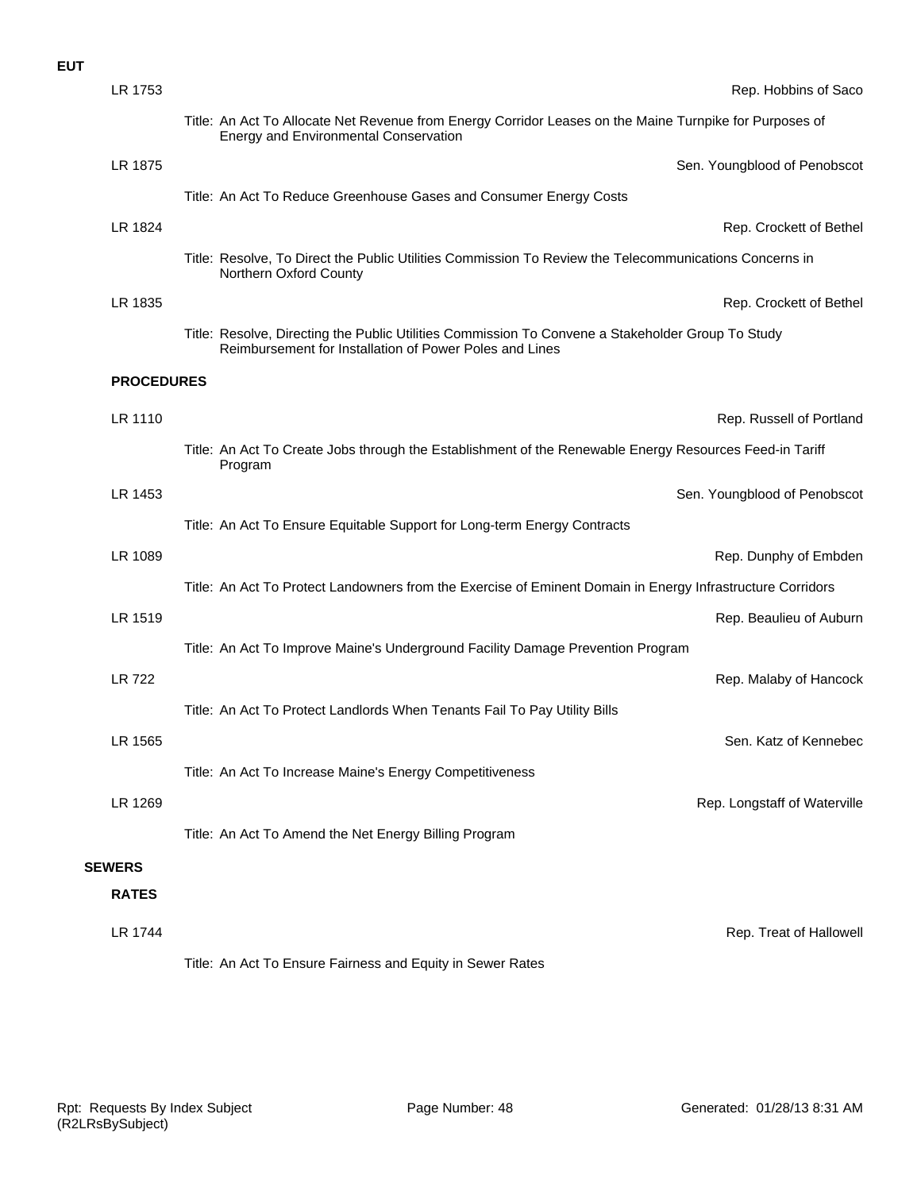**EUT**

LR 1753 — Rep. Hobbins of Saco

Title: An Act To Allocate Net Revenue from Energy Corridor Leases on the Maine Turnpike for Purposes of Energy and Environmental Conservation

LR 1875 — Sen. Youngblood of Penobscot

Title: An Act To Reduce Greenhouse Gases and Consumer Energy Costs

LR 1824 — Rep. Crockett of Bethel

Title: Resolve, To Direct the Public Utilities Commission To Review the Telecommunications Concerns in Northern Oxford County

LR 1835 — Rep. Crockett of Bethel

Title: Resolve, Directing the Public Utilities Commission To Convene a Stakeholder Group To Study Reimbursement for Installation of Power Poles and Lines

**PROCEDURES**

LR 1110 — Rep. Russell of Portland

Title: An Act To Create Jobs through the Establishment of the Renewable Energy Resources Feed-in Tariff Program

LR 1453 — Sen. Youngblood of Penobscot

Title: An Act To Ensure Equitable Support for Long-term Energy Contracts

LR 1089 — Rep. Dunphy of Embden

Title: An Act To Protect Landowners from the Exercise of Eminent Domain in Energy Infrastructure Corridors

LR 1519 — Rep. Beaulieu of Auburn

Title: An Act To Improve Maine's Underground Facility Damage Prevention Program

LR 722 — Rep. Malaby of Hancock

Title: An Act To Protect Landlords When Tenants Fail To Pay Utility Bills

LR 1565 — Sen. Katz of Kennebec

Title: An Act To Increase Maine's Energy Competitiveness

LR 1269 — Rep. Longstaff of Waterville

Title: An Act To Amend the Net Energy Billing Program

**SEWERS**

**RATES**

LR 1744 — Rep. Treat of Hallowell

Title: An Act To Ensure Fairness and Equity in Sewer Rates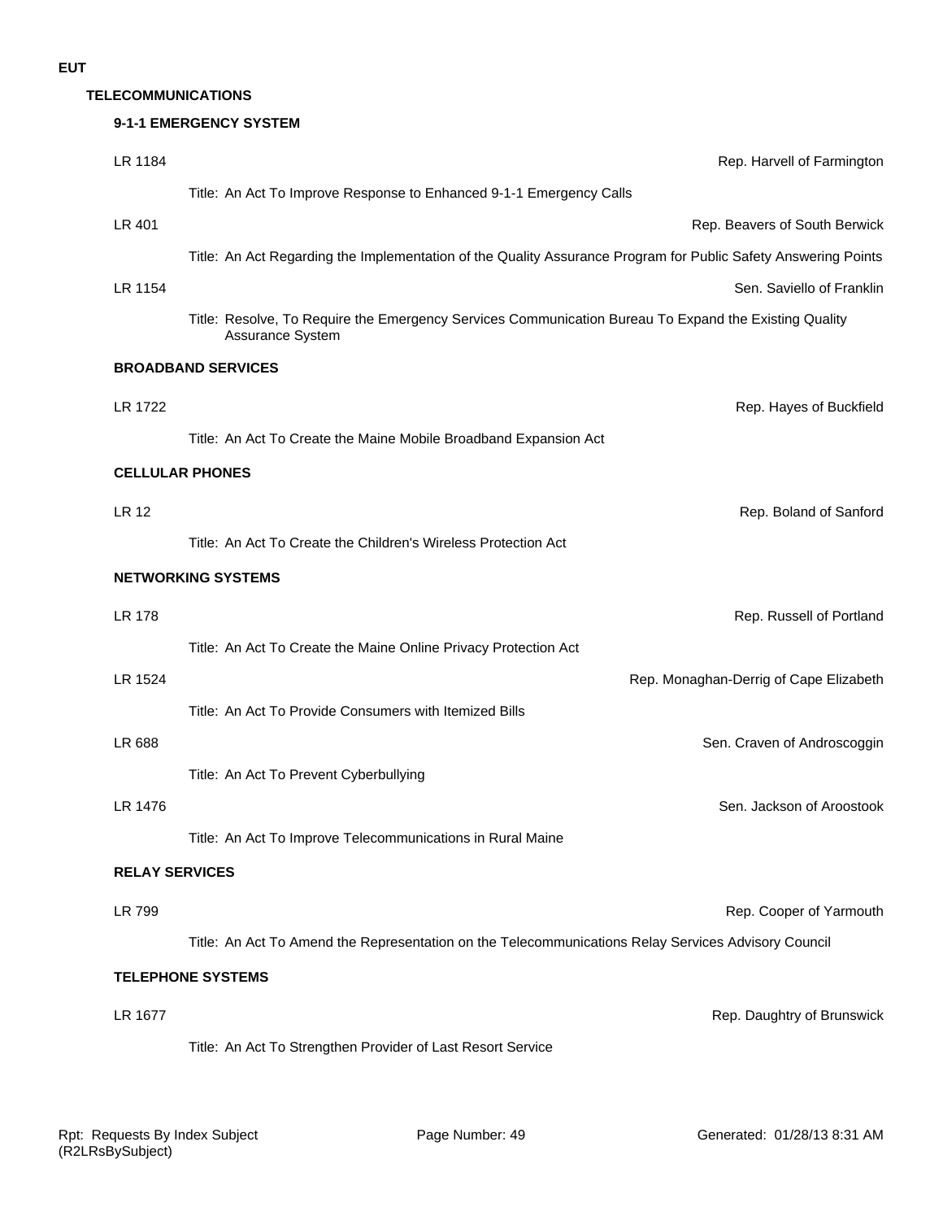**EUT**

## TELECOMMUNICATIONS

### 9-1-1 EMERGENCY SYSTEM

LR 1184 — Rep. Harvell of Farmington

Title: An Act To Improve Response to Enhanced 9-1-1 Emergency Calls

LR 401 — Rep. Beavers of South Berwick

Title: An Act Regarding the Implementation of the Quality Assurance Program for Public Safety Answering Points

LR 1154 — Sen. Saviello of Franklin

Title: Resolve, To Require the Emergency Services Communication Bureau To Expand the Existing Quality Assurance System

### BROADBAND SERVICES

LR 1722 — Rep. Hayes of Buckfield

Title: An Act To Create the Maine Mobile Broadband Expansion Act

### CELLULAR PHONES

LR 12 — Rep. Boland of Sanford

Title: An Act To Create the Children's Wireless Protection Act

### NETWORKING SYSTEMS

LR 178 — Rep. Russell of Portland

Title: An Act To Create the Maine Online Privacy Protection Act

LR 1524 — Rep. Monaghan-Derrig of Cape Elizabeth

Title: An Act To Provide Consumers with Itemized Bills

LR 688 — Sen. Craven of Androscoggin

Title: An Act To Prevent Cyberbullying

LR 1476 — Sen. Jackson of Aroostook

Title: An Act To Improve Telecommunications in Rural Maine

### RELAY SERVICES

LR 799 — Rep. Cooper of Yarmouth

Title: An Act To Amend the Representation on the Telecommunications Relay Services Advisory Council

### TELEPHONE SYSTEMS

LR 1677 — Rep. Daughtry of Brunswick

Title: An Act To Strengthen Provider of Last Resort Service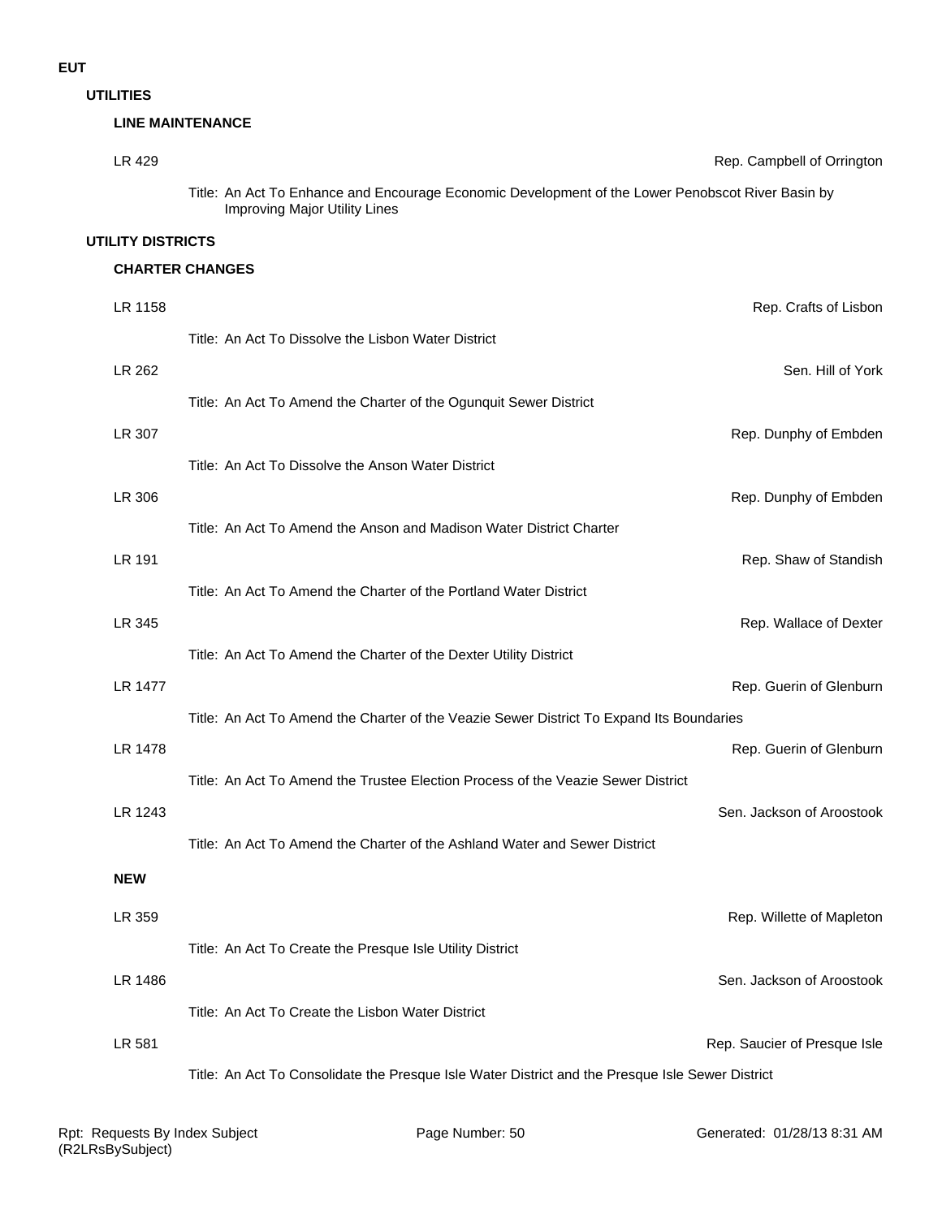# EUT

## UTILITIES

### LINE MAINTENANCE

LR 429 — Rep. Campbell of Orrington

Title: An Act To Enhance and Encourage Economic Development of the Lower Penobscot River Basin by Improving Major Utility Lines

## UTILITY DISTRICTS

### CHARTER CHANGES

LR 1158 — Rep. Crafts of Lisbon

Title: An Act To Dissolve the Lisbon Water District

LR 262 — Sen. Hill of York

Title: An Act To Amend the Charter of the Ogunquit Sewer District

LR 307 — Rep. Dunphy of Embden

Title: An Act To Dissolve the Anson Water District

LR 306 — Rep. Dunphy of Embden

Title: An Act To Amend the Anson and Madison Water District Charter

LR 191 — Rep. Shaw of Standish

Title: An Act To Amend the Charter of the Portland Water District

LR 345 — Rep. Wallace of Dexter

Title: An Act To Amend the Charter of the Dexter Utility District

LR 1477 — Rep. Guerin of Glenburn

Title: An Act To Amend the Charter of the Veazie Sewer District To Expand Its Boundaries

LR 1478 — Rep. Guerin of Glenburn

Title: An Act To Amend the Trustee Election Process of the Veazie Sewer District

LR 1243 — Sen. Jackson of Aroostook

Title: An Act To Amend the Charter of the Ashland Water and Sewer District

### NEW

LR 359 — Rep. Willette of Mapleton

Title: An Act To Create the Presque Isle Utility District

LR 1486 — Sen. Jackson of Aroostook

Title: An Act To Create the Lisbon Water District

LR 581 — Rep. Saucier of Presque Isle

Title: An Act To Consolidate the Presque Isle Water District and the Presque Isle Sewer District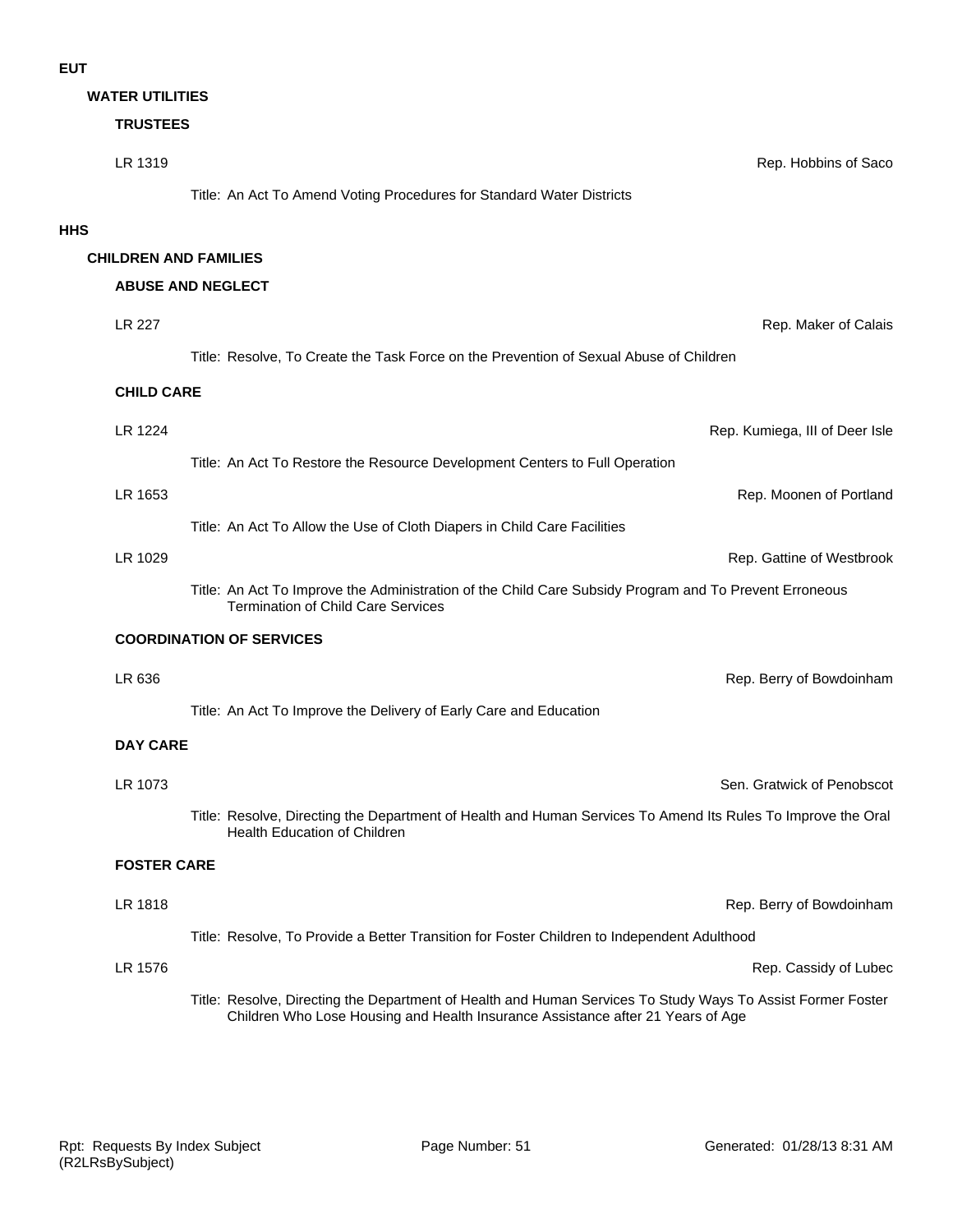# EUT

## WATER UTILITIES

### TRUSTEES

LR 1319 — Rep. Hobbins of Saco

Title: An Act To Amend Voting Procedures for Standard Water Districts

# HHS

## CHILDREN AND FAMILIES

### ABUSE AND NEGLECT

LR 227 — Rep. Maker of Calais

Title: Resolve, To Create the Task Force on the Prevention of Sexual Abuse of Children

### CHILD CARE

LR 1224 — Rep. Kumiega, III of Deer Isle

Title: An Act To Restore the Resource Development Centers to Full Operation

LR 1653 — Rep. Moonen of Portland

Title: An Act To Allow the Use of Cloth Diapers in Child Care Facilities

LR 1029 — Rep. Gattine of Westbrook

Title: An Act To Improve the Administration of the Child Care Subsidy Program and To Prevent Erroneous Termination of Child Care Services

### COORDINATION OF SERVICES

LR 636 — Rep. Berry of Bowdoinham

Title: An Act To Improve the Delivery of Early Care and Education

### DAY CARE

LR 1073 — Sen. Gratwick of Penobscot

Title: Resolve, Directing the Department of Health and Human Services To Amend Its Rules To Improve the Oral Health Education of Children

### FOSTER CARE

LR 1818 — Rep. Berry of Bowdoinham

Title: Resolve, To Provide a Better Transition for Foster Children to Independent Adulthood

LR 1576 — Rep. Cassidy of Lubec

Title: Resolve, Directing the Department of Health and Human Services To Study Ways To Assist Former Foster Children Who Lose Housing and Health Insurance Assistance after 21 Years of Age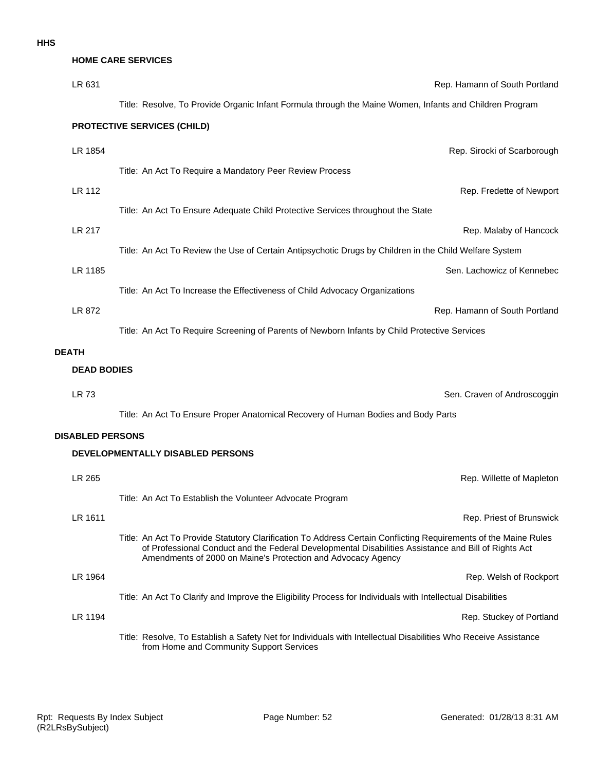**HHS**

**HOME CARE SERVICES**

LR 631 — Rep. Hamann of South Portland

Title: Resolve, To Provide Organic Infant Formula through the Maine Women, Infants and Children Program

**PROTECTIVE SERVICES (CHILD)**

LR 1854 — Rep. Sirocki of Scarborough

Title: An Act To Require a Mandatory Peer Review Process

LR 112 — Rep. Fredette of Newport

Title: An Act To Ensure Adequate Child Protective Services throughout the State

LR 217 — Rep. Malaby of Hancock

Title: An Act To Review the Use of Certain Antipsychotic Drugs by Children in the Child Welfare System

LR 1185 — Sen. Lachowicz of Kennebec

Title: An Act To Increase the Effectiveness of Child Advocacy Organizations

LR 872 — Rep. Hamann of South Portland

Title: An Act To Require Screening of Parents of Newborn Infants by Child Protective Services

**DEATH**

**DEAD BODIES**

LR 73 — Sen. Craven of Androscoggin

Title: An Act To Ensure Proper Anatomical Recovery of Human Bodies and Body Parts

**DISABLED PERSONS**

**DEVELOPMENTALLY DISABLED PERSONS**

LR 265 — Rep. Willette of Mapleton

Title: An Act To Establish the Volunteer Advocate Program

LR 1611 — Rep. Priest of Brunswick

Title: An Act To Provide Statutory Clarification To Address Certain Conflicting Requirements of the Maine Rules of Professional Conduct and the Federal Developmental Disabilities Assistance and Bill of Rights Act Amendments of 2000 on Maine's Protection and Advocacy Agency

LR 1964 — Rep. Welsh of Rockport

Title: An Act To Clarify and Improve the Eligibility Process for Individuals with Intellectual Disabilities

LR 1194 — Rep. Stuckey of Portland

Title: Resolve, To Establish a Safety Net for Individuals with Intellectual Disabilities Who Receive Assistance from Home and Community Support Services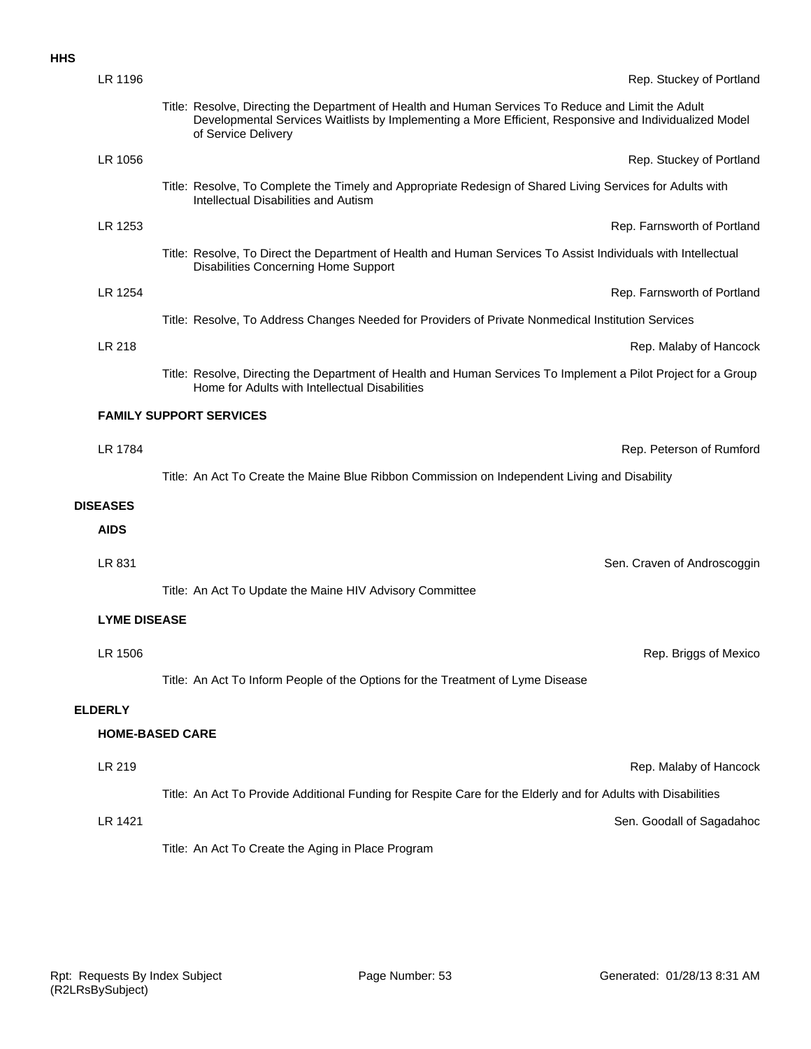**HHS**

LR 1196 — Rep. Stuckey of Portland

Title: Resolve, Directing the Department of Health and Human Services To Reduce and Limit the Adult Developmental Services Waitlists by Implementing a More Efficient, Responsive and Individualized Model of Service Delivery

LR 1056 — Rep. Stuckey of Portland

Title: Resolve, To Complete the Timely and Appropriate Redesign of Shared Living Services for Adults with Intellectual Disabilities and Autism

LR 1253 — Rep. Farnsworth of Portland

Title: Resolve, To Direct the Department of Health and Human Services To Assist Individuals with Intellectual Disabilities Concerning Home Support

LR 1254 — Rep. Farnsworth of Portland

Title: Resolve, To Address Changes Needed for Providers of Private Nonmedical Institution Services

LR 218 — Rep. Malaby of Hancock

Title: Resolve, Directing the Department of Health and Human Services To Implement a Pilot Project for a Group Home for Adults with Intellectual Disabilities

### FAMILY SUPPORT SERVICES

LR 1784 — Rep. Peterson of Rumford

Title: An Act To Create the Maine Blue Ribbon Commission on Independent Living and Disability

## DISEASES

### AIDS

LR 831 — Sen. Craven of Androscoggin

Title: An Act To Update the Maine HIV Advisory Committee

### LYME DISEASE

LR 1506 — Rep. Briggs of Mexico

Title: An Act To Inform People of the Options for the Treatment of Lyme Disease

## ELDERLY

### HOME-BASED CARE

LR 219 — Rep. Malaby of Hancock

Title: An Act To Provide Additional Funding for Respite Care for the Elderly and for Adults with Disabilities

LR 1421 — Sen. Goodall of Sagadahoc

Title: An Act To Create the Aging in Place Program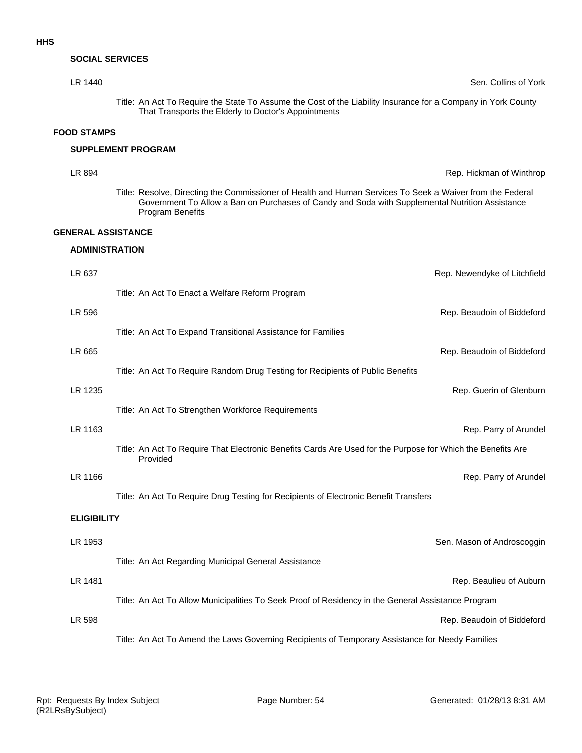**HHS**

### SOCIAL SERVICES

LR 1440 — Sen. Collins of York

Title: An Act To Require the State To Assume the Cost of the Liability Insurance for a Company in York County That Transports the Elderly to Doctor's Appointments

## FOOD STAMPS

### SUPPLEMENT PROGRAM

LR 894 — Rep. Hickman of Winthrop

Title: Resolve, Directing the Commissioner of Health and Human Services To Seek a Waiver from the Federal Government To Allow a Ban on Purchases of Candy and Soda with Supplemental Nutrition Assistance Program Benefits

## GENERAL ASSISTANCE

### ADMINISTRATION

LR 637 — Rep. Newendyke of Litchfield

Title: An Act To Enact a Welfare Reform Program

LR 596 — Rep. Beaudoin of Biddeford

Title: An Act To Expand Transitional Assistance for Families

LR 665 — Rep. Beaudoin of Biddeford

Title: An Act To Require Random Drug Testing for Recipients of Public Benefits

LR 1235 — Rep. Guerin of Glenburn

Title: An Act To Strengthen Workforce Requirements

LR 1163 — Rep. Parry of Arundel

Title: An Act To Require That Electronic Benefits Cards Are Used for the Purpose for Which the Benefits Are Provided

LR 1166 — Rep. Parry of Arundel

Title: An Act To Require Drug Testing for Recipients of Electronic Benefit Transfers

### ELIGIBILITY

LR 1953 — Sen. Mason of Androscoggin

Title: An Act Regarding Municipal General Assistance

LR 1481 — Rep. Beaulieu of Auburn

Title: An Act To Allow Municipalities To Seek Proof of Residency in the General Assistance Program

LR 598 — Rep. Beaudoin of Biddeford

Title: An Act To Amend the Laws Governing Recipients of Temporary Assistance for Needy Families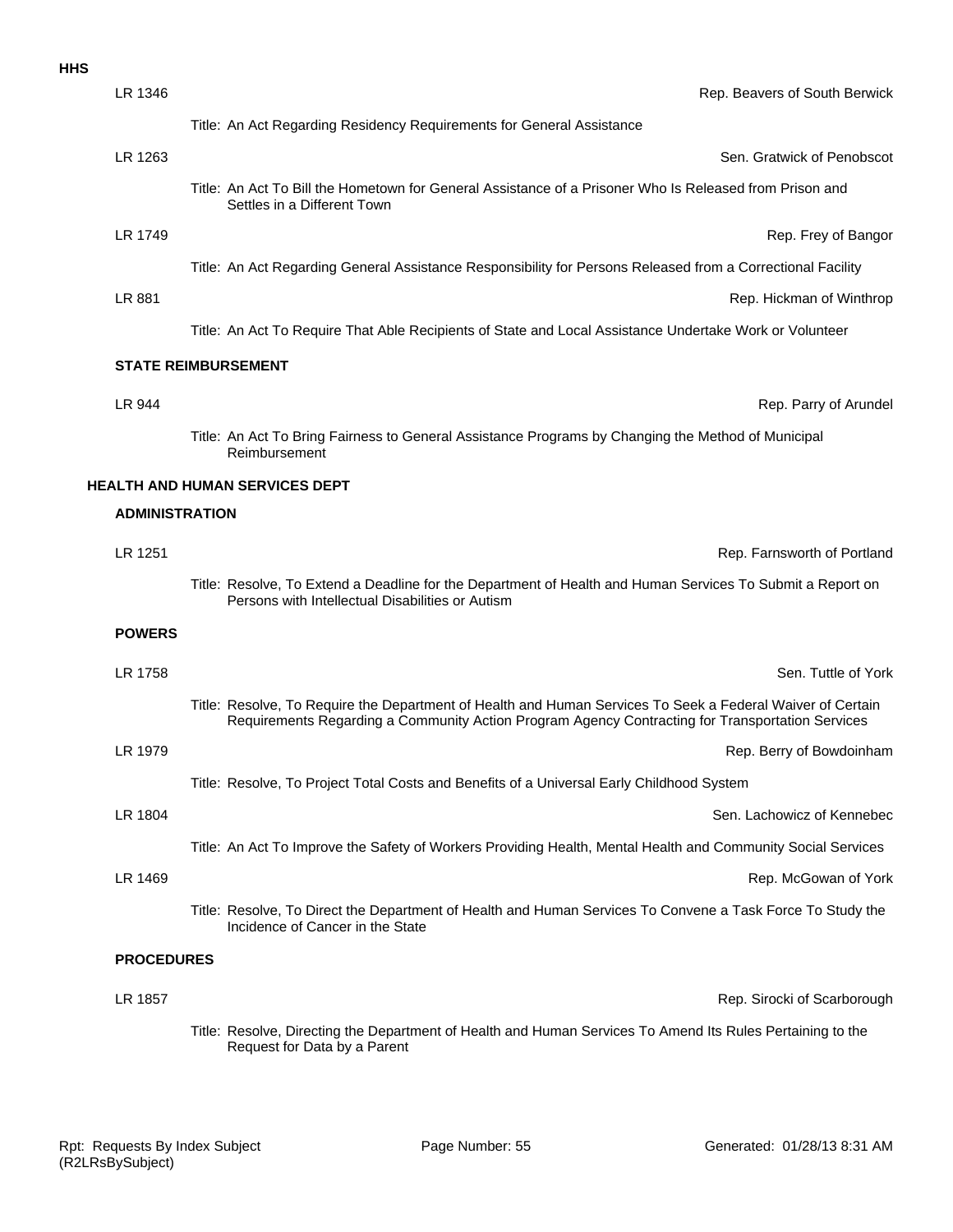**HHS**

LR 1346 — Rep. Beavers of South Berwick

Title: An Act Regarding Residency Requirements for General Assistance

LR 1263 — Sen. Gratwick of Penobscot

Title: An Act To Bill the Hometown for General Assistance of a Prisoner Who Is Released from Prison and Settles in a Different Town

LR 1749 — Rep. Frey of Bangor

Title: An Act Regarding General Assistance Responsibility for Persons Released from a Correctional Facility

LR 881 — Rep. Hickman of Winthrop

Title: An Act To Require That Able Recipients of State and Local Assistance Undertake Work or Volunteer

### STATE REIMBURSEMENT

LR 944 — Rep. Parry of Arundel

Title: An Act To Bring Fairness to General Assistance Programs by Changing the Method of Municipal Reimbursement

## HEALTH AND HUMAN SERVICES DEPT

### ADMINISTRATION

LR 1251 — Rep. Farnsworth of Portland

Title: Resolve, To Extend a Deadline for the Department of Health and Human Services To Submit a Report on Persons with Intellectual Disabilities or Autism

### POWERS

LR 1758 — Sen. Tuttle of York

Title: Resolve, To Require the Department of Health and Human Services To Seek a Federal Waiver of Certain Requirements Regarding a Community Action Program Agency Contracting for Transportation Services

LR 1979 — Rep. Berry of Bowdoinham

Title: Resolve, To Project Total Costs and Benefits of a Universal Early Childhood System

LR 1804 — Sen. Lachowicz of Kennebec

Title: An Act To Improve the Safety of Workers Providing Health, Mental Health and Community Social Services

LR 1469 — Rep. McGowan of York

Title: Resolve, To Direct the Department of Health and Human Services To Convene a Task Force To Study the Incidence of Cancer in the State

### PROCEDURES

LR 1857 — Rep. Sirocki of Scarborough

Title: Resolve, Directing the Department of Health and Human Services To Amend Its Rules Pertaining to the Request for Data by a Parent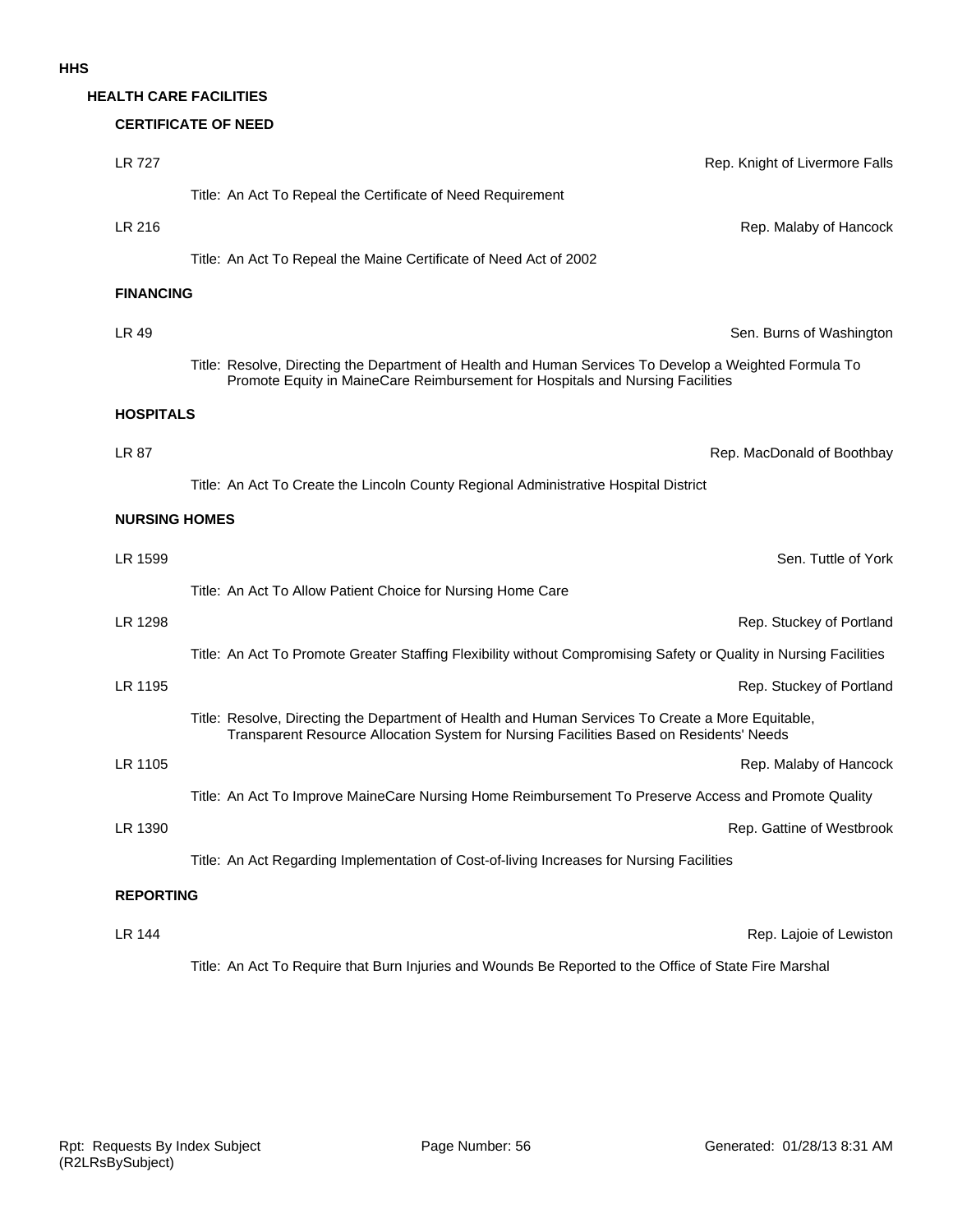# HHS

## HEALTH CARE FACILITIES

### CERTIFICATE OF NEED

LR 727 — Rep. Knight of Livermore Falls

Title: An Act To Repeal the Certificate of Need Requirement

LR 216 — Rep. Malaby of Hancock

Title: An Act To Repeal the Maine Certificate of Need Act of 2002

### FINANCING

LR 49 — Sen. Burns of Washington

Title: Resolve, Directing the Department of Health and Human Services To Develop a Weighted Formula To Promote Equity in MaineCare Reimbursement for Hospitals and Nursing Facilities

### HOSPITALS

LR 87 — Rep. MacDonald of Boothbay

Title: An Act To Create the Lincoln County Regional Administrative Hospital District

### NURSING HOMES

LR 1599 — Sen. Tuttle of York

Title: An Act To Allow Patient Choice for Nursing Home Care

LR 1298 — Rep. Stuckey of Portland

Title: An Act To Promote Greater Staffing Flexibility without Compromising Safety or Quality in Nursing Facilities

LR 1195 — Rep. Stuckey of Portland

Title: Resolve, Directing the Department of Health and Human Services To Create a More Equitable, Transparent Resource Allocation System for Nursing Facilities Based on Residents' Needs

LR 1105 — Rep. Malaby of Hancock

Title: An Act To Improve MaineCare Nursing Home Reimbursement To Preserve Access and Promote Quality

LR 1390 — Rep. Gattine of Westbrook

Title: An Act Regarding Implementation of Cost-of-living Increases for Nursing Facilities

### REPORTING

LR 144 — Rep. Lajoie of Lewiston

Title: An Act To Require that Burn Injuries and Wounds Be Reported to the Office of State Fire Marshal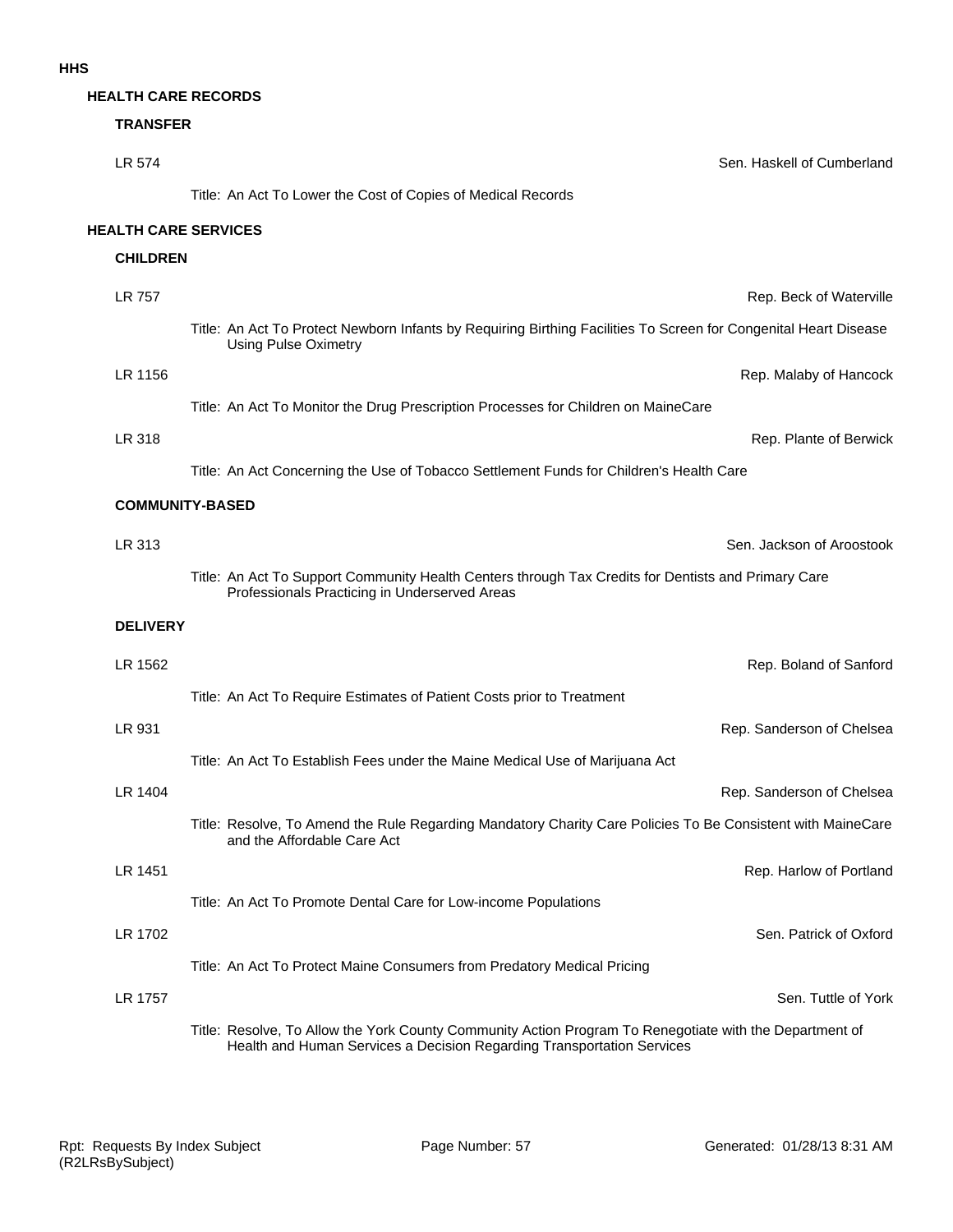# HHS

## HEALTH CARE RECORDS

### TRANSFER

LR 574 — Sen. Haskell of Cumberland

Title: An Act To Lower the Cost of Copies of Medical Records

## HEALTH CARE SERVICES

### CHILDREN

LR 757 — Rep. Beck of Waterville

Title: An Act To Protect Newborn Infants by Requiring Birthing Facilities To Screen for Congenital Heart Disease Using Pulse Oximetry

LR 1156 — Rep. Malaby of Hancock

Title: An Act To Monitor the Drug Prescription Processes for Children on MaineCare

LR 318 — Rep. Plante of Berwick

Title: An Act Concerning the Use of Tobacco Settlement Funds for Children's Health Care

### COMMUNITY-BASED

LR 313 — Sen. Jackson of Aroostook

Title: An Act To Support Community Health Centers through Tax Credits for Dentists and Primary Care Professionals Practicing in Underserved Areas

### DELIVERY

LR 1562 — Rep. Boland of Sanford

Title: An Act To Require Estimates of Patient Costs prior to Treatment

LR 931 — Rep. Sanderson of Chelsea

Title: An Act To Establish Fees under the Maine Medical Use of Marijuana Act

LR 1404 — Rep. Sanderson of Chelsea

Title: Resolve, To Amend the Rule Regarding Mandatory Charity Care Policies To Be Consistent with MaineCare and the Affordable Care Act

LR 1451 — Rep. Harlow of Portland

Title: An Act To Promote Dental Care for Low-income Populations

LR 1702 — Sen. Patrick of Oxford

Title: An Act To Protect Maine Consumers from Predatory Medical Pricing

LR 1757 — Sen. Tuttle of York

Title: Resolve, To Allow the York County Community Action Program To Renegotiate with the Department of Health and Human Services a Decision Regarding Transportation Services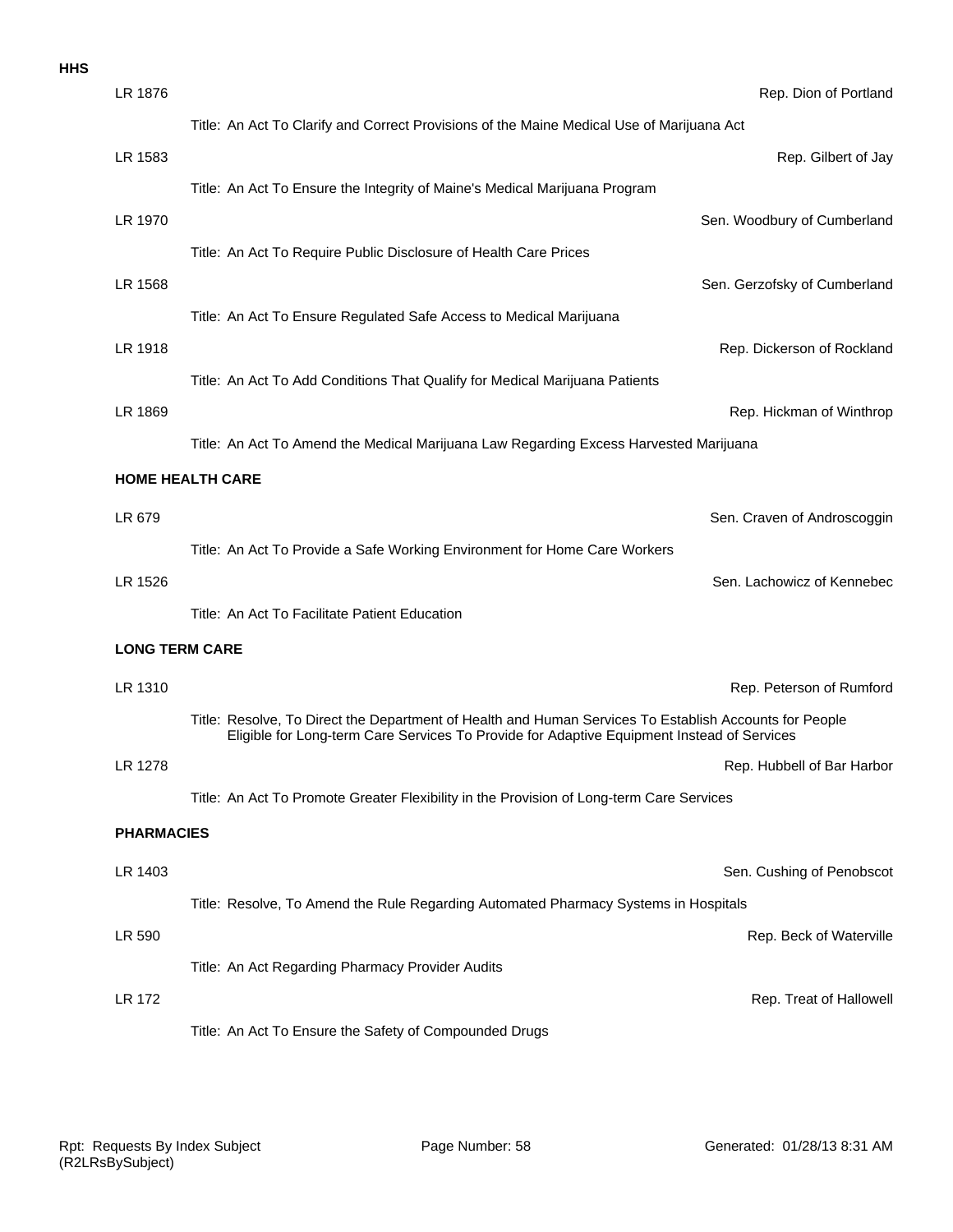**HHS**

LR 1876 — Rep. Dion of Portland

Title: An Act To Clarify and Correct Provisions of the Maine Medical Use of Marijuana Act

LR 1583 — Rep. Gilbert of Jay

Title: An Act To Ensure the Integrity of Maine's Medical Marijuana Program

LR 1970 — Sen. Woodbury of Cumberland

Title: An Act To Require Public Disclosure of Health Care Prices

LR 1568 — Sen. Gerzofsky of Cumberland

Title: An Act To Ensure Regulated Safe Access to Medical Marijuana

LR 1918 — Rep. Dickerson of Rockland

Title: An Act To Add Conditions That Qualify for Medical Marijuana Patients

LR 1869 — Rep. Hickman of Winthrop

Title: An Act To Amend the Medical Marijuana Law Regarding Excess Harvested Marijuana

**HOME HEALTH CARE**

LR 679 — Sen. Craven of Androscoggin

Title: An Act To Provide a Safe Working Environment for Home Care Workers

LR 1526 — Sen. Lachowicz of Kennebec

Title: An Act To Facilitate Patient Education

**LONG TERM CARE**

LR 1310 — Rep. Peterson of Rumford

Title: Resolve, To Direct the Department of Health and Human Services To Establish Accounts for People Eligible for Long-term Care Services To Provide for Adaptive Equipment Instead of Services

LR 1278 — Rep. Hubbell of Bar Harbor

Title: An Act To Promote Greater Flexibility in the Provision of Long-term Care Services

**PHARMACIES**

LR 1403 — Sen. Cushing of Penobscot

Title: Resolve, To Amend the Rule Regarding Automated Pharmacy Systems in Hospitals

LR 590 — Rep. Beck of Waterville

Title: An Act Regarding Pharmacy Provider Audits

LR 172 — Rep. Treat of Hallowell

Title: An Act To Ensure the Safety of Compounded Drugs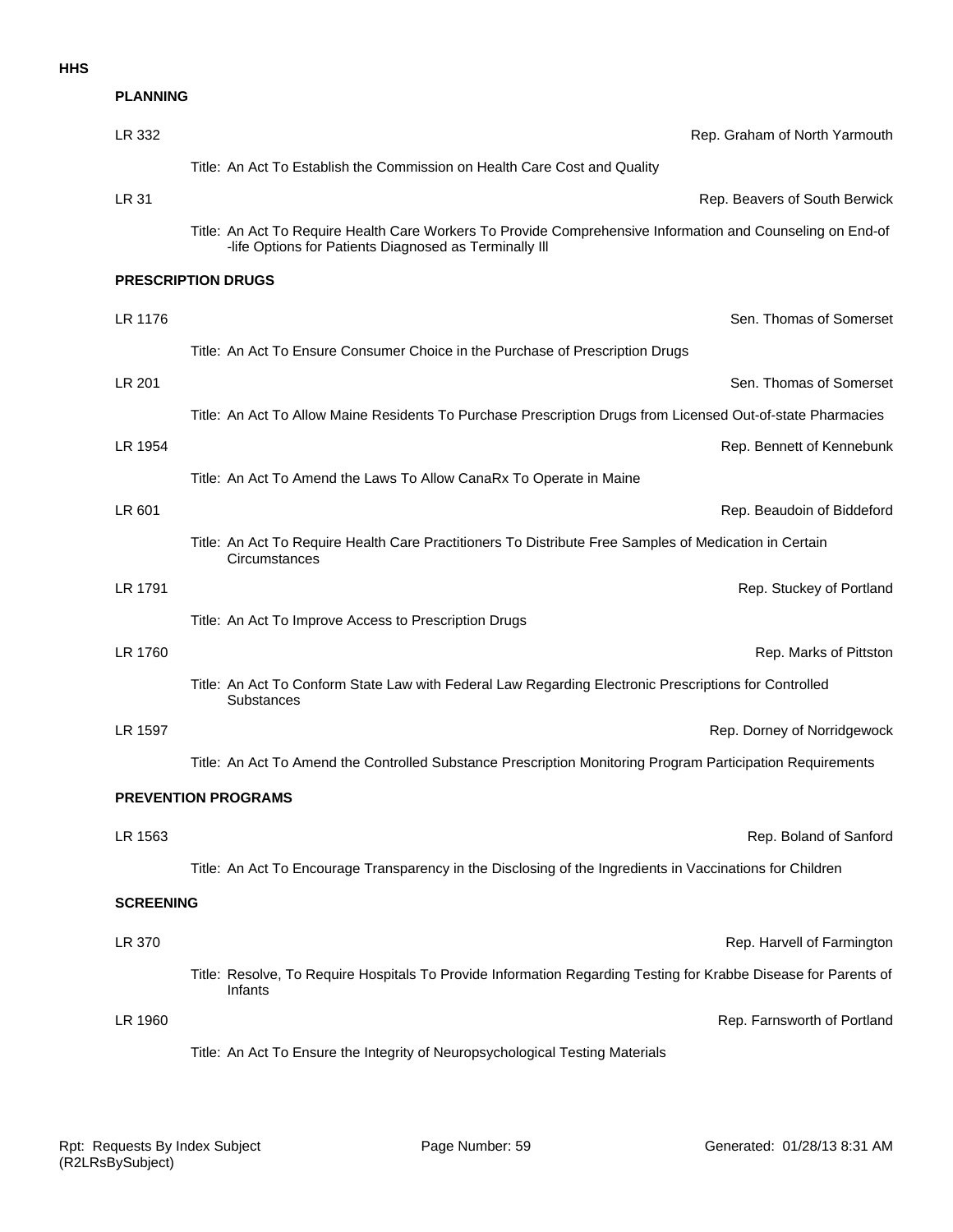# HHS

## PLANNING

**LR 332** — Rep. Graham of North Yarmouth

Title: An Act To Establish the Commission on Health Care Cost and Quality

**LR 31** — Rep. Beavers of South Berwick

Title: An Act To Require Health Care Workers To Provide Comprehensive Information and Counseling on End-of-life Options for Patients Diagnosed as Terminally Ill

## PRESCRIPTION DRUGS

**LR 1176** — Sen. Thomas of Somerset

Title: An Act To Ensure Consumer Choice in the Purchase of Prescription Drugs

**LR 201** — Sen. Thomas of Somerset

Title: An Act To Allow Maine Residents To Purchase Prescription Drugs from Licensed Out-of-state Pharmacies

**LR 1954** — Rep. Bennett of Kennebunk

Title: An Act To Amend the Laws To Allow CanaRx To Operate in Maine

**LR 601** — Rep. Beaudoin of Biddeford

Title: An Act To Require Health Care Practitioners To Distribute Free Samples of Medication in Certain Circumstances

**LR 1791** — Rep. Stuckey of Portland

Title: An Act To Improve Access to Prescription Drugs

**LR 1760** — Rep. Marks of Pittston

Title: An Act To Conform State Law with Federal Law Regarding Electronic Prescriptions for Controlled Substances

**LR 1597** — Rep. Dorney of Norridgewock

Title: An Act To Amend the Controlled Substance Prescription Monitoring Program Participation Requirements

## PREVENTION PROGRAMS

**LR 1563** — Rep. Boland of Sanford

Title: An Act To Encourage Transparency in the Disclosing of the Ingredients in Vaccinations for Children

## SCREENING

**LR 370** — Rep. Harvell of Farmington

Title: Resolve, To Require Hospitals To Provide Information Regarding Testing for Krabbe Disease for Parents of Infants

**LR 1960** — Rep. Farnsworth of Portland

Title: An Act To Ensure the Integrity of Neuropsychological Testing Materials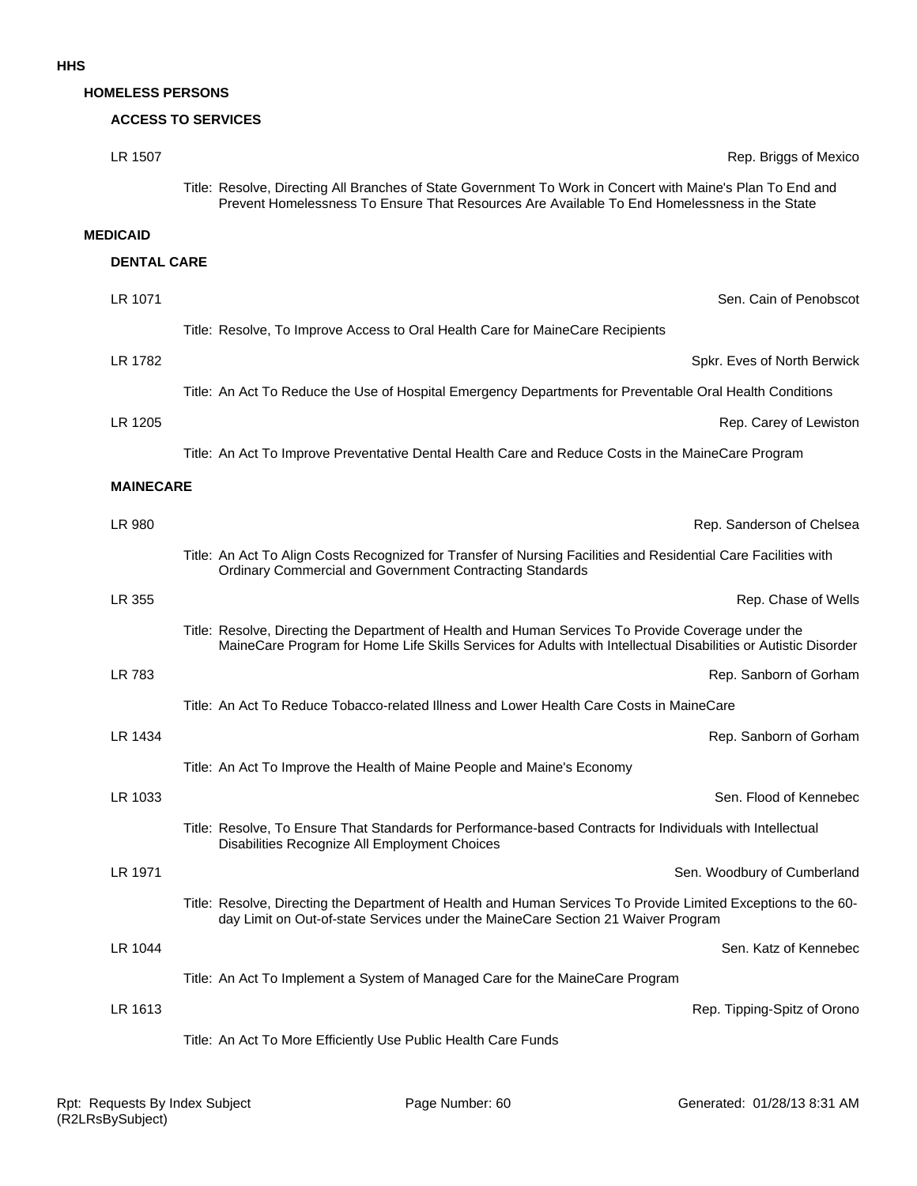# HHS

## HOMELESS PERSONS

### ACCESS TO SERVICES

LR 1507 — Rep. Briggs of Mexico

Title: Resolve, Directing All Branches of State Government To Work in Concert with Maine's Plan To End and Prevent Homelessness To Ensure That Resources Are Available To End Homelessness in the State

## MEDICAID

### DENTAL CARE

LR 1071 — Sen. Cain of Penobscot

Title: Resolve, To Improve Access to Oral Health Care for MaineCare Recipients

LR 1782 — Spkr. Eves of North Berwick

Title: An Act To Reduce the Use of Hospital Emergency Departments for Preventable Oral Health Conditions

LR 1205 — Rep. Carey of Lewiston

Title: An Act To Improve Preventative Dental Health Care and Reduce Costs in the MaineCare Program

### MAINECARE

LR 980 — Rep. Sanderson of Chelsea

Title: An Act To Align Costs Recognized for Transfer of Nursing Facilities and Residential Care Facilities with Ordinary Commercial and Government Contracting Standards

LR 355 — Rep. Chase of Wells

Title: Resolve, Directing the Department of Health and Human Services To Provide Coverage under the MaineCare Program for Home Life Skills Services for Adults with Intellectual Disabilities or Autistic Disorder

LR 783 — Rep. Sanborn of Gorham

Title: An Act To Reduce Tobacco-related Illness and Lower Health Care Costs in MaineCare

LR 1434 — Rep. Sanborn of Gorham

Title: An Act To Improve the Health of Maine People and Maine's Economy

LR 1033 — Sen. Flood of Kennebec

Title: Resolve, To Ensure That Standards for Performance-based Contracts for Individuals with Intellectual Disabilities Recognize All Employment Choices

LR 1971 — Sen. Woodbury of Cumberland

Title: Resolve, Directing the Department of Health and Human Services To Provide Limited Exceptions to the 60-day Limit on Out-of-state Services under the MaineCare Section 21 Waiver Program

LR 1044 — Sen. Katz of Kennebec

Title: An Act To Implement a System of Managed Care for the MaineCare Program

LR 1613 — Rep. Tipping-Spitz of Orono

Title: An Act To More Efficiently Use Public Health Care Funds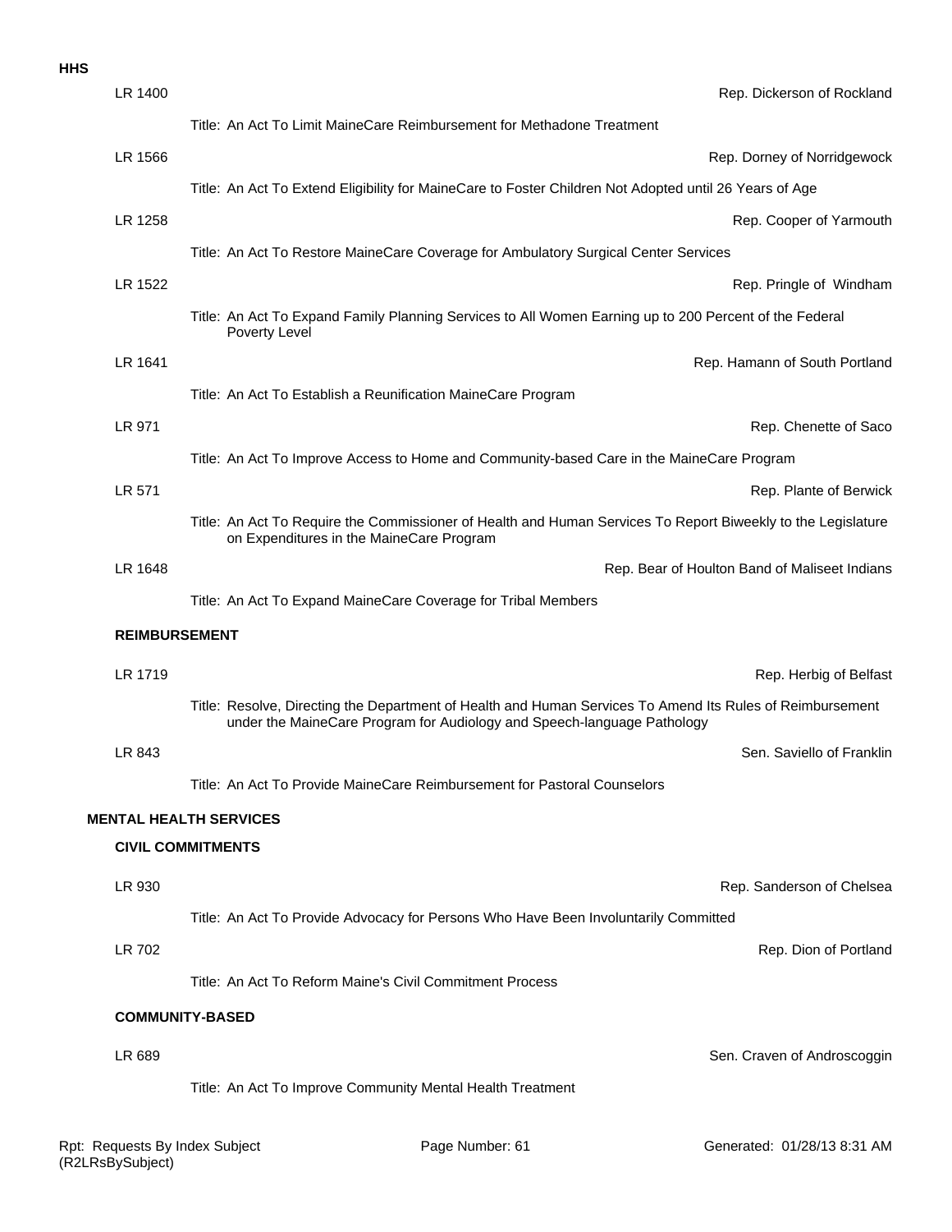**HHS**

LR 1400 — Rep. Dickerson of Rockland

Title: An Act To Limit MaineCare Reimbursement for Methadone Treatment

LR 1566 — Rep. Dorney of Norridgewock

Title: An Act To Extend Eligibility for MaineCare to Foster Children Not Adopted until 26 Years of Age

LR 1258 — Rep. Cooper of Yarmouth

Title: An Act To Restore MaineCare Coverage for Ambulatory Surgical Center Services

LR 1522 — Rep. Pringle of Windham

Title: An Act To Expand Family Planning Services to All Women Earning up to 200 Percent of the Federal Poverty Level

LR 1641 — Rep. Hamann of South Portland

Title: An Act To Establish a Reunification MaineCare Program

LR 971 — Rep. Chenette of Saco

Title: An Act To Improve Access to Home and Community-based Care in the MaineCare Program

LR 571 — Rep. Plante of Berwick

Title: An Act To Require the Commissioner of Health and Human Services To Report Biweekly to the Legislature on Expenditures in the MaineCare Program

LR 1648 — Rep. Bear of Houlton Band of Maliseet Indians

Title: An Act To Expand MaineCare Coverage for Tribal Members

**REIMBURSEMENT**

LR 1719 — Rep. Herbig of Belfast

Title: Resolve, Directing the Department of Health and Human Services To Amend Its Rules of Reimbursement under the MaineCare Program for Audiology and Speech-language Pathology

LR 843 — Sen. Saviello of Franklin

Title: An Act To Provide MaineCare Reimbursement for Pastoral Counselors

**MENTAL HEALTH SERVICES**

**CIVIL COMMITMENTS**

LR 930 — Rep. Sanderson of Chelsea

Title: An Act To Provide Advocacy for Persons Who Have Been Involuntarily Committed

LR 702 — Rep. Dion of Portland

Title: An Act To Reform Maine's Civil Commitment Process

**COMMUNITY-BASED**

LR 689 — Sen. Craven of Androscoggin

Title: An Act To Improve Community Mental Health Treatment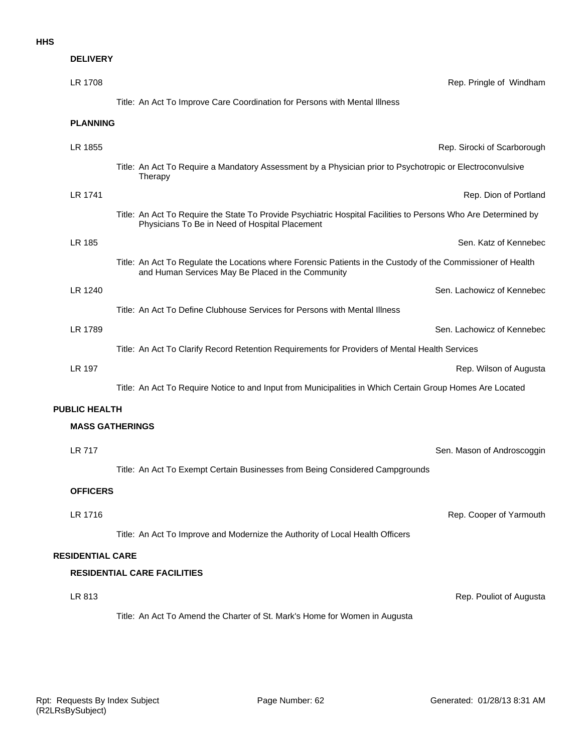**HHS**

**DELIVERY**

LR 1708 — Rep. Pringle of Windham

Title: An Act To Improve Care Coordination for Persons with Mental Illness

**PLANNING**

LR 1855 — Rep. Sirocki of Scarborough

Title: An Act To Require a Mandatory Assessment by a Physician prior to Psychotropic or Electroconvulsive Therapy

LR 1741 — Rep. Dion of Portland

Title: An Act To Require the State To Provide Psychiatric Hospital Facilities to Persons Who Are Determined by Physicians To Be in Need of Hospital Placement

LR 185 — Sen. Katz of Kennebec

Title: An Act To Regulate the Locations where Forensic Patients in the Custody of the Commissioner of Health and Human Services May Be Placed in the Community

LR 1240 — Sen. Lachowicz of Kennebec

Title: An Act To Define Clubhouse Services for Persons with Mental Illness

LR 1789 — Sen. Lachowicz of Kennebec

Title: An Act To Clarify Record Retention Requirements for Providers of Mental Health Services

LR 197 — Rep. Wilson of Augusta

Title: An Act To Require Notice to and Input from Municipalities in Which Certain Group Homes Are Located

**PUBLIC HEALTH**

**MASS GATHERINGS**

LR 717 — Sen. Mason of Androscoggin

Title: An Act To Exempt Certain Businesses from Being Considered Campgrounds

**OFFICERS**

LR 1716 — Rep. Cooper of Yarmouth

Title: An Act To Improve and Modernize the Authority of Local Health Officers

**RESIDENTIAL CARE**

**RESIDENTIAL CARE FACILITIES**

LR 813 — Rep. Pouliot of Augusta

Title: An Act To Amend the Charter of St. Mark's Home for Women in Augusta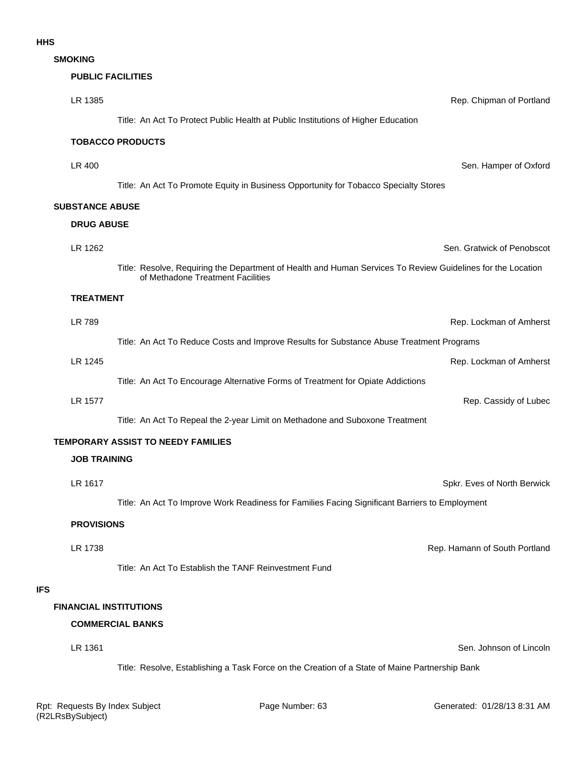# HHS

## SMOKING

### PUBLIC FACILITIES

LR 1385 — Rep. Chipman of Portland

Title: An Act To Protect Public Health at Public Institutions of Higher Education

### TOBACCO PRODUCTS

LR 400 — Sen. Hamper of Oxford

Title: An Act To Promote Equity in Business Opportunity for Tobacco Specialty Stores

## SUBSTANCE ABUSE

### DRUG ABUSE

LR 1262 — Sen. Gratwick of Penobscot

Title: Resolve, Requiring the Department of Health and Human Services To Review Guidelines for the Location of Methadone Treatment Facilities

### TREATMENT

LR 789 — Rep. Lockman of Amherst

Title: An Act To Reduce Costs and Improve Results for Substance Abuse Treatment Programs

LR 1245 — Rep. Lockman of Amherst

Title: An Act To Encourage Alternative Forms of Treatment for Opiate Addictions

LR 1577 — Rep. Cassidy of Lubec

Title: An Act To Repeal the 2-year Limit on Methadone and Suboxone Treatment

## TEMPORARY ASSIST TO NEEDY FAMILIES

### JOB TRAINING

LR 1617 — Spkr. Eves of North Berwick

Title: An Act To Improve Work Readiness for Families Facing Significant Barriers to Employment

### PROVISIONS

LR 1738 — Rep. Hamann of South Portland

Title: An Act To Establish the TANF Reinvestment Fund

# IFS

## FINANCIAL INSTITUTIONS

### COMMERCIAL BANKS

LR 1361 — Sen. Johnson of Lincoln

Title: Resolve, Establishing a Task Force on the Creation of a State of Maine Partnership Bank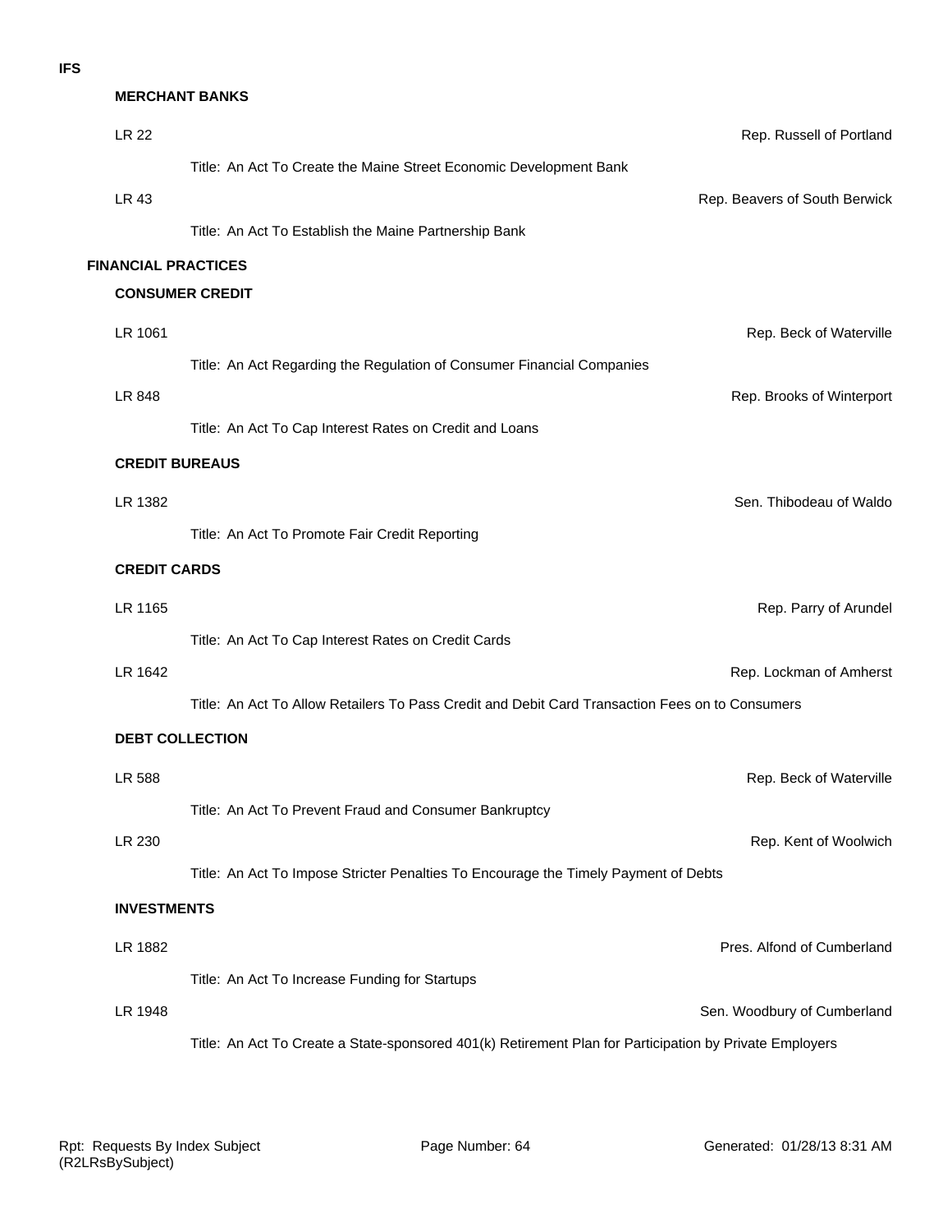**IFS**

### MERCHANT BANKS

LR 22 — Rep. Russell of Portland

Title: An Act To Create the Maine Street Economic Development Bank

LR 43 — Rep. Beavers of South Berwick

Title: An Act To Establish the Maine Partnership Bank

## FINANCIAL PRACTICES

### CONSUMER CREDIT

LR 1061 — Rep. Beck of Waterville

Title: An Act Regarding the Regulation of Consumer Financial Companies

LR 848 — Rep. Brooks of Winterport

Title: An Act To Cap Interest Rates on Credit and Loans

### CREDIT BUREAUS

LR 1382 — Sen. Thibodeau of Waldo

Title: An Act To Promote Fair Credit Reporting

### CREDIT CARDS

LR 1165 — Rep. Parry of Arundel

Title: An Act To Cap Interest Rates on Credit Cards

LR 1642 — Rep. Lockman of Amherst

Title: An Act To Allow Retailers To Pass Credit and Debit Card Transaction Fees on to Consumers

### DEBT COLLECTION

LR 588 — Rep. Beck of Waterville

Title: An Act To Prevent Fraud and Consumer Bankruptcy

LR 230 — Rep. Kent of Woolwich

Title: An Act To Impose Stricter Penalties To Encourage the Timely Payment of Debts

### INVESTMENTS

LR 1882 — Pres. Alfond of Cumberland

Title: An Act To Increase Funding for Startups

LR 1948 — Sen. Woodbury of Cumberland

Title: An Act To Create a State-sponsored 401(k) Retirement Plan for Participation by Private Employers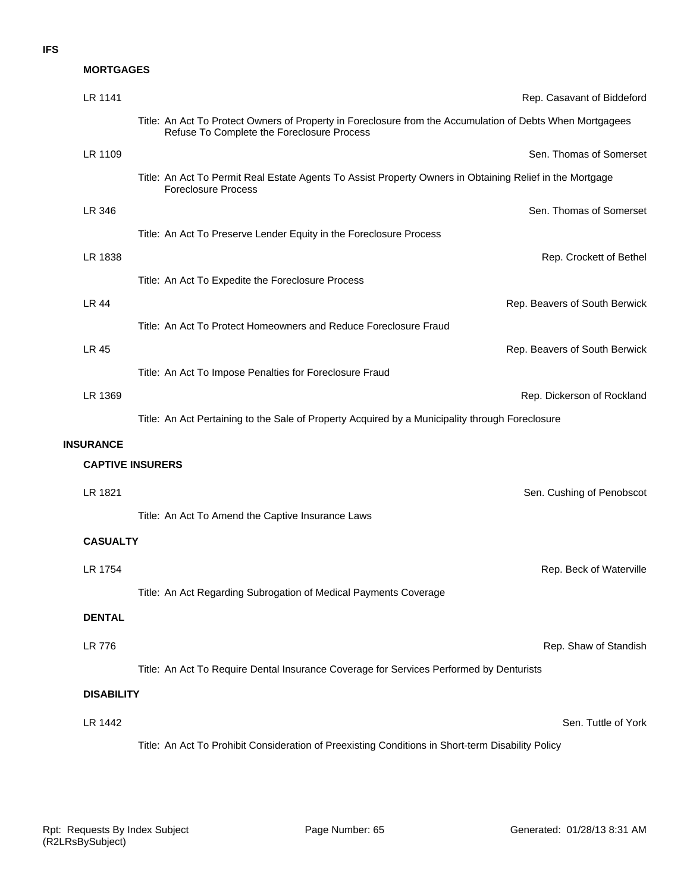**IFS**

### MORTGAGES

LR 1141 — Rep. Casavant of Biddeford

Title: An Act To Protect Owners of Property in Foreclosure from the Accumulation of Debts When Mortgagees Refuse To Complete the Foreclosure Process

LR 1109 — Sen. Thomas of Somerset

Title: An Act To Permit Real Estate Agents To Assist Property Owners in Obtaining Relief in the Mortgage Foreclosure Process

LR 346 — Sen. Thomas of Somerset

Title: An Act To Preserve Lender Equity in the Foreclosure Process

LR 1838 — Rep. Crockett of Bethel

Title: An Act To Expedite the Foreclosure Process

LR 44 — Rep. Beavers of South Berwick

Title: An Act To Protect Homeowners and Reduce Foreclosure Fraud

LR 45 — Rep. Beavers of South Berwick

Title: An Act To Impose Penalties for Foreclosure Fraud

LR 1369 — Rep. Dickerson of Rockland

Title: An Act Pertaining to the Sale of Property Acquired by a Municipality through Foreclosure

## INSURANCE

### CAPTIVE INSURERS

LR 1821 — Sen. Cushing of Penobscot

Title: An Act To Amend the Captive Insurance Laws

### CASUALTY

LR 1754 — Rep. Beck of Waterville

Title: An Act Regarding Subrogation of Medical Payments Coverage

### DENTAL

LR 776 — Rep. Shaw of Standish

Title: An Act To Require Dental Insurance Coverage for Services Performed by Denturists

### DISABILITY

LR 1442 — Sen. Tuttle of York

Title: An Act To Prohibit Consideration of Preexisting Conditions in Short-term Disability Policy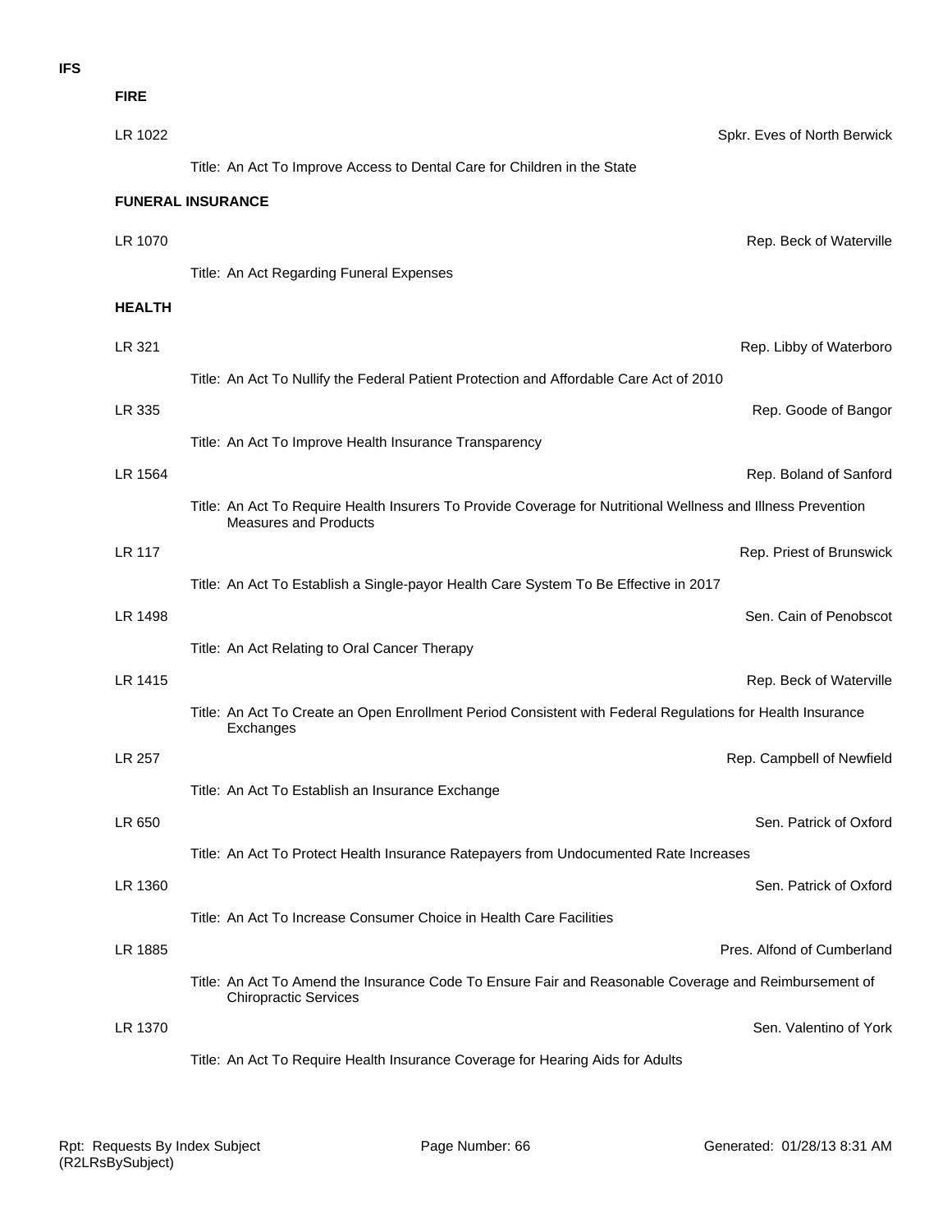**IFS**

### FIRE

LR 1022 — Spkr. Eves of North Berwick

Title: An Act To Improve Access to Dental Care for Children in the State

### FUNERAL INSURANCE

LR 1070 — Rep. Beck of Waterville

Title: An Act Regarding Funeral Expenses

### HEALTH

LR 321 — Rep. Libby of Waterboro

Title: An Act To Nullify the Federal Patient Protection and Affordable Care Act of 2010

LR 335 — Rep. Goode of Bangor

Title: An Act To Improve Health Insurance Transparency

LR 1564 — Rep. Boland of Sanford

Title: An Act To Require Health Insurers To Provide Coverage for Nutritional Wellness and Illness Prevention Measures and Products

LR 117 — Rep. Priest of Brunswick

Title: An Act To Establish a Single-payor Health Care System To Be Effective in 2017

LR 1498 — Sen. Cain of Penobscot

Title: An Act Relating to Oral Cancer Therapy

LR 1415 — Rep. Beck of Waterville

Title: An Act To Create an Open Enrollment Period Consistent with Federal Regulations for Health Insurance Exchanges

LR 257 — Rep. Campbell of Newfield

Title: An Act To Establish an Insurance Exchange

LR 650 — Sen. Patrick of Oxford

Title: An Act To Protect Health Insurance Ratepayers from Undocumented Rate Increases

LR 1360 — Sen. Patrick of Oxford

Title: An Act To Increase Consumer Choice in Health Care Facilities

LR 1885 — Pres. Alfond of Cumberland

Title: An Act To Amend the Insurance Code To Ensure Fair and Reasonable Coverage and Reimbursement of Chiropractic Services

LR 1370 — Sen. Valentino of York

Title: An Act To Require Health Insurance Coverage for Hearing Aids for Adults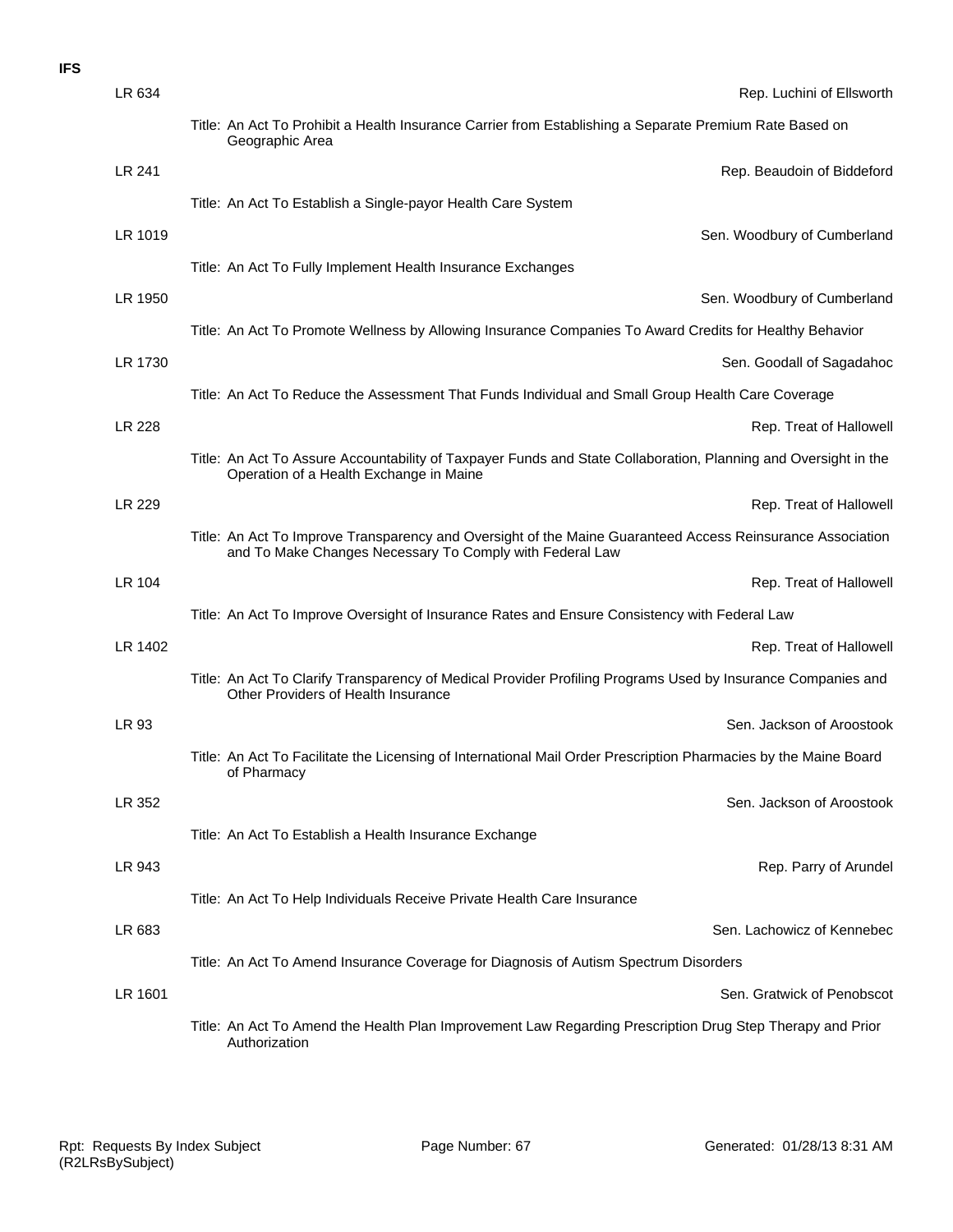**IFS**

LR 634 — Rep. Luchini of Ellsworth

Title: An Act To Prohibit a Health Insurance Carrier from Establishing a Separate Premium Rate Based on Geographic Area

LR 241 — Rep. Beaudoin of Biddeford

Title: An Act To Establish a Single-payor Health Care System

LR 1019 — Sen. Woodbury of Cumberland

Title: An Act To Fully Implement Health Insurance Exchanges

LR 1950 — Sen. Woodbury of Cumberland

Title: An Act To Promote Wellness by Allowing Insurance Companies To Award Credits for Healthy Behavior

LR 1730 — Sen. Goodall of Sagadahoc

Title: An Act To Reduce the Assessment That Funds Individual and Small Group Health Care Coverage

LR 228 — Rep. Treat of Hallowell

Title: An Act To Assure Accountability of Taxpayer Funds and State Collaboration, Planning and Oversight in the Operation of a Health Exchange in Maine

LR 229 — Rep. Treat of Hallowell

Title: An Act To Improve Transparency and Oversight of the Maine Guaranteed Access Reinsurance Association and To Make Changes Necessary To Comply with Federal Law

LR 104 — Rep. Treat of Hallowell

Title: An Act To Improve Oversight of Insurance Rates and Ensure Consistency with Federal Law

LR 1402 — Rep. Treat of Hallowell

Title: An Act To Clarify Transparency of Medical Provider Profiling Programs Used by Insurance Companies and Other Providers of Health Insurance

LR 93 — Sen. Jackson of Aroostook

Title: An Act To Facilitate the Licensing of International Mail Order Prescription Pharmacies by the Maine Board of Pharmacy

LR 352 — Sen. Jackson of Aroostook

Title: An Act To Establish a Health Insurance Exchange

LR 943 — Rep. Parry of Arundel

Title: An Act To Help Individuals Receive Private Health Care Insurance

LR 683 — Sen. Lachowicz of Kennebec

Title: An Act To Amend Insurance Coverage for Diagnosis of Autism Spectrum Disorders

LR 1601 — Sen. Gratwick of Penobscot

Title: An Act To Amend the Health Plan Improvement Law Regarding Prescription Drug Step Therapy and Prior Authorization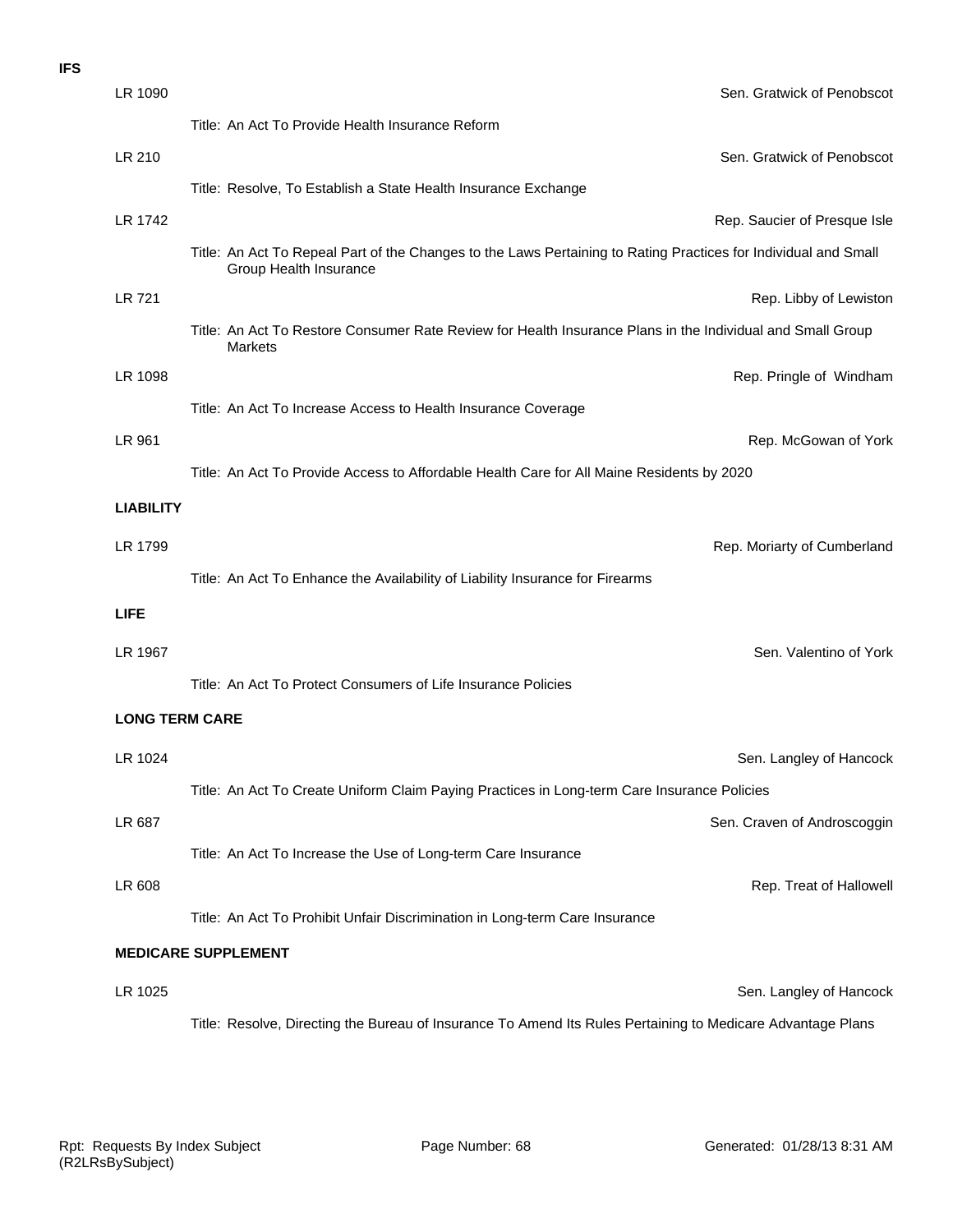**IFS**

LR 1090 — Sen. Gratwick of Penobscot

Title: An Act To Provide Health Insurance Reform

LR 210 — Sen. Gratwick of Penobscot

Title: Resolve, To Establish a State Health Insurance Exchange

LR 1742 — Rep. Saucier of Presque Isle

Title: An Act To Repeal Part of the Changes to the Laws Pertaining to Rating Practices for Individual and Small Group Health Insurance

LR 721 — Rep. Libby of Lewiston

Title: An Act To Restore Consumer Rate Review for Health Insurance Plans in the Individual and Small Group Markets

LR 1098 — Rep. Pringle of Windham

Title: An Act To Increase Access to Health Insurance Coverage

LR 961 — Rep. McGowan of York

Title: An Act To Provide Access to Affordable Health Care for All Maine Residents by 2020

**LIABILITY**

LR 1799 — Rep. Moriarty of Cumberland

Title: An Act To Enhance the Availability of Liability Insurance for Firearms

**LIFE**

LR 1967 — Sen. Valentino of York

Title: An Act To Protect Consumers of Life Insurance Policies

**LONG TERM CARE**

LR 1024 — Sen. Langley of Hancock

Title: An Act To Create Uniform Claim Paying Practices in Long-term Care Insurance Policies

LR 687 — Sen. Craven of Androscoggin

Title: An Act To Increase the Use of Long-term Care Insurance

LR 608 — Rep. Treat of Hallowell

Title: An Act To Prohibit Unfair Discrimination in Long-term Care Insurance

**MEDICARE SUPPLEMENT**

LR 1025 — Sen. Langley of Hancock

Title: Resolve, Directing the Bureau of Insurance To Amend Its Rules Pertaining to Medicare Advantage Plans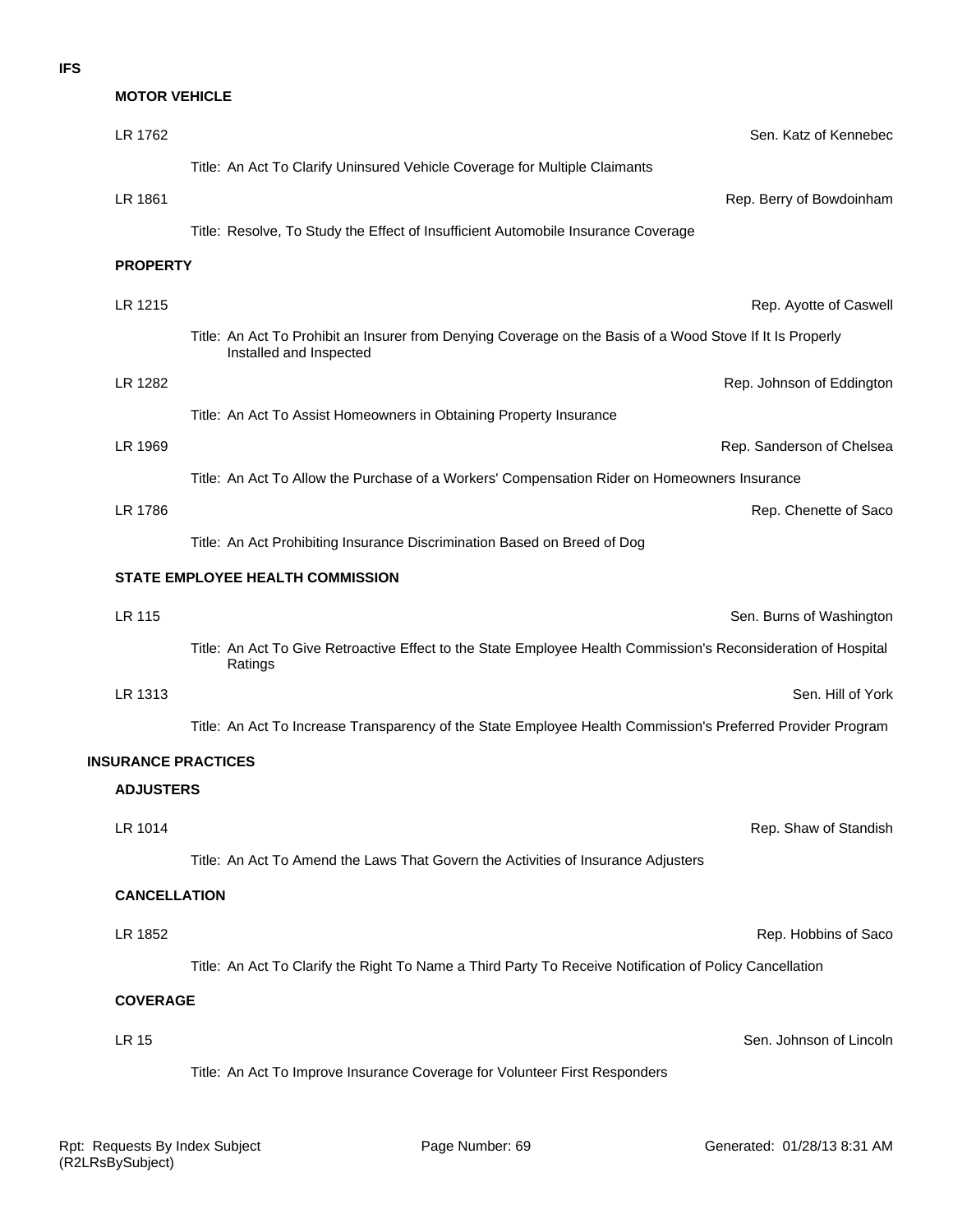**IFS**

**MOTOR VEHICLE**

LR 1762 — Sen. Katz of Kennebec

Title: An Act To Clarify Uninsured Vehicle Coverage for Multiple Claimants

LR 1861 — Rep. Berry of Bowdoinham

Title: Resolve, To Study the Effect of Insufficient Automobile Insurance Coverage

**PROPERTY**

LR 1215 — Rep. Ayotte of Caswell

Title: An Act To Prohibit an Insurer from Denying Coverage on the Basis of a Wood Stove If It Is Properly Installed and Inspected

LR 1282 — Rep. Johnson of Eddington

Title: An Act To Assist Homeowners in Obtaining Property Insurance

LR 1969 — Rep. Sanderson of Chelsea

Title: An Act To Allow the Purchase of a Workers' Compensation Rider on Homeowners Insurance

LR 1786 — Rep. Chenette of Saco

Title: An Act Prohibiting Insurance Discrimination Based on Breed of Dog

**STATE EMPLOYEE HEALTH COMMISSION**

LR 115 — Sen. Burns of Washington

Title: An Act To Give Retroactive Effect to the State Employee Health Commission's Reconsideration of Hospital Ratings

LR 1313 — Sen. Hill of York

Title: An Act To Increase Transparency of the State Employee Health Commission's Preferred Provider Program

**INSURANCE PRACTICES**

**ADJUSTERS**

LR 1014 — Rep. Shaw of Standish

Title: An Act To Amend the Laws That Govern the Activities of Insurance Adjusters

**CANCELLATION**

LR 1852 — Rep. Hobbins of Saco

Title: An Act To Clarify the Right To Name a Third Party To Receive Notification of Policy Cancellation

**COVERAGE**

LR 15 — Sen. Johnson of Lincoln

Title: An Act To Improve Insurance Coverage for Volunteer First Responders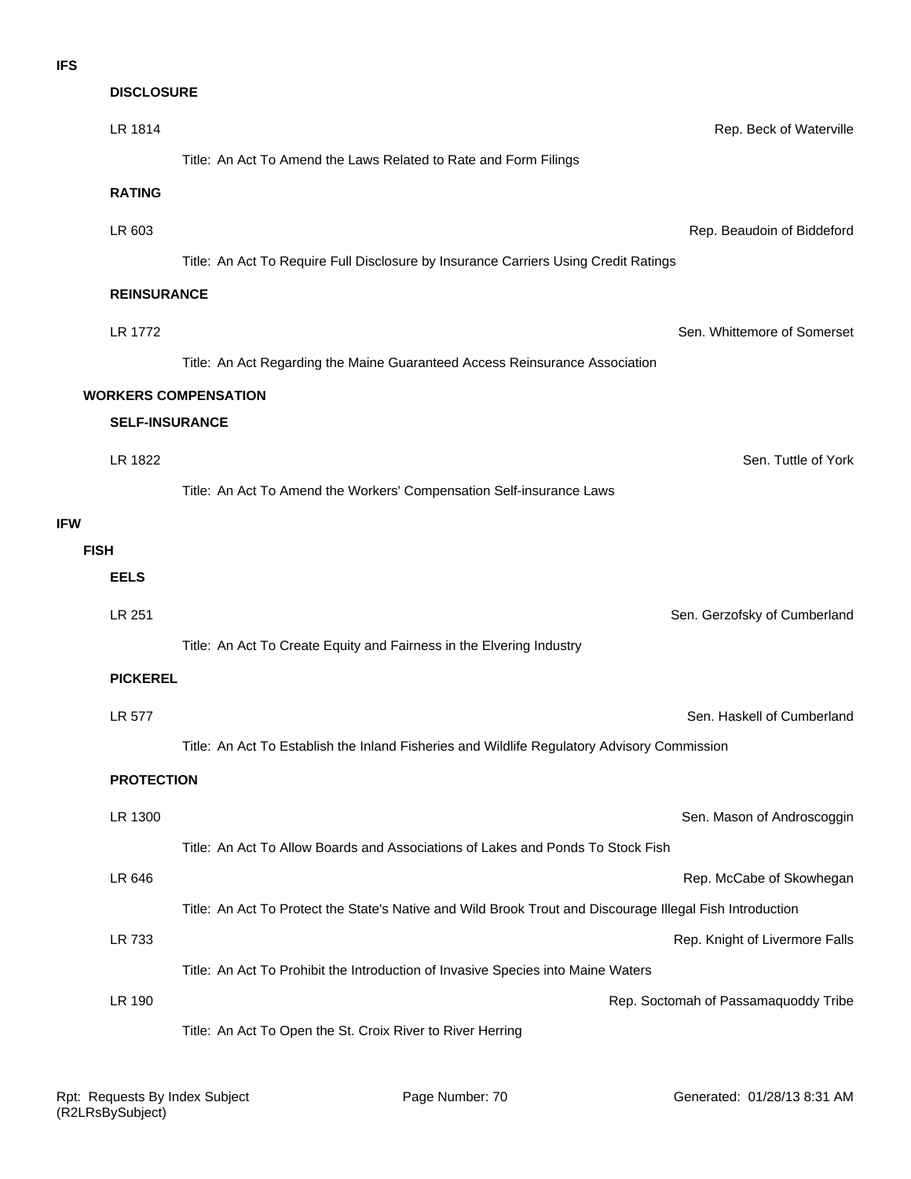**IFS**

**DISCLOSURE**

LR 1814 — Rep. Beck of Waterville

Title: An Act To Amend the Laws Related to Rate and Form Filings

**RATING**

LR 603 — Rep. Beaudoin of Biddeford

Title: An Act To Require Full Disclosure by Insurance Carriers Using Credit Ratings

**REINSURANCE**

LR 1772 — Sen. Whittemore of Somerset

Title: An Act Regarding the Maine Guaranteed Access Reinsurance Association

**WORKERS COMPENSATION**

**SELF-INSURANCE**

LR 1822 — Sen. Tuttle of York

Title: An Act To Amend the Workers' Compensation Self-insurance Laws

**IFW**

**FISH**

**EELS**

LR 251 — Sen. Gerzofsky of Cumberland

Title: An Act To Create Equity and Fairness in the Elvering Industry

**PICKEREL**

LR 577 — Sen. Haskell of Cumberland

Title: An Act To Establish the Inland Fisheries and Wildlife Regulatory Advisory Commission

**PROTECTION**

LR 1300 — Sen. Mason of Androscoggin

Title: An Act To Allow Boards and Associations of Lakes and Ponds To Stock Fish

LR 646 — Rep. McCabe of Skowhegan

Title: An Act To Protect the State's Native and Wild Brook Trout and Discourage Illegal Fish Introduction

LR 733 — Rep. Knight of Livermore Falls

Title: An Act To Prohibit the Introduction of Invasive Species into Maine Waters

LR 190 — Rep. Soctomah of Passamaquoddy Tribe

Title: An Act To Open the St. Croix River to River Herring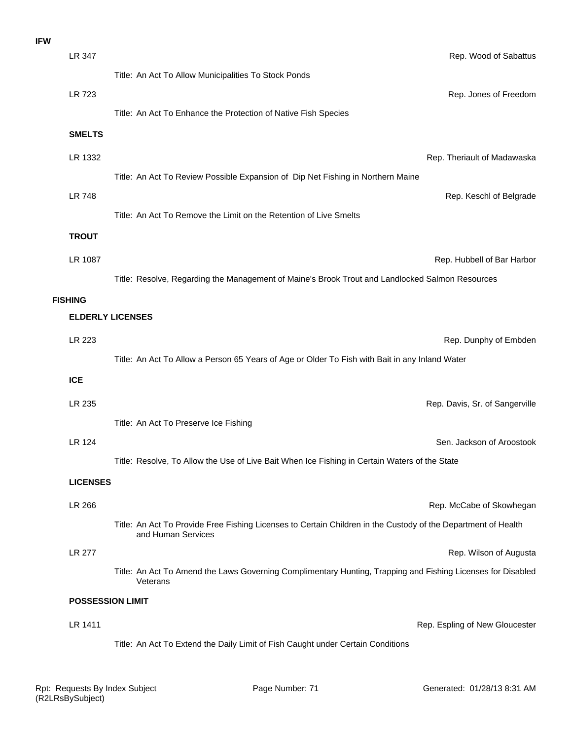**IFW**

LR 347 — Rep. Wood of Sabattus

Title: An Act To Allow Municipalities To Stock Ponds

LR 723 — Rep. Jones of Freedom

Title: An Act To Enhance the Protection of Native Fish Species

**SMELTS**

LR 1332 — Rep. Theriault of Madawaska

Title: An Act To Review Possible Expansion of Dip Net Fishing in Northern Maine

LR 748 — Rep. Keschl of Belgrade

Title: An Act To Remove the Limit on the Retention of Live Smelts

**TROUT**

LR 1087 — Rep. Hubbell of Bar Harbor

Title: Resolve, Regarding the Management of Maine's Brook Trout and Landlocked Salmon Resources

**FISHING**

**ELDERLY LICENSES**

LR 223 — Rep. Dunphy of Embden

Title: An Act To Allow a Person 65 Years of Age or Older To Fish with Bait in any Inland Water

**ICE**

LR 235 — Rep. Davis, Sr. of Sangerville

Title: An Act To Preserve Ice Fishing

LR 124 — Sen. Jackson of Aroostook

Title: Resolve, To Allow the Use of Live Bait When Ice Fishing in Certain Waters of the State

**LICENSES**

LR 266 — Rep. McCabe of Skowhegan

Title: An Act To Provide Free Fishing Licenses to Certain Children in the Custody of the Department of Health and Human Services

LR 277 — Rep. Wilson of Augusta

Title: An Act To Amend the Laws Governing Complimentary Hunting, Trapping and Fishing Licenses for Disabled Veterans

**POSSESSION LIMIT**

LR 1411 — Rep. Espling of New Gloucester

Title: An Act To Extend the Daily Limit of Fish Caught under Certain Conditions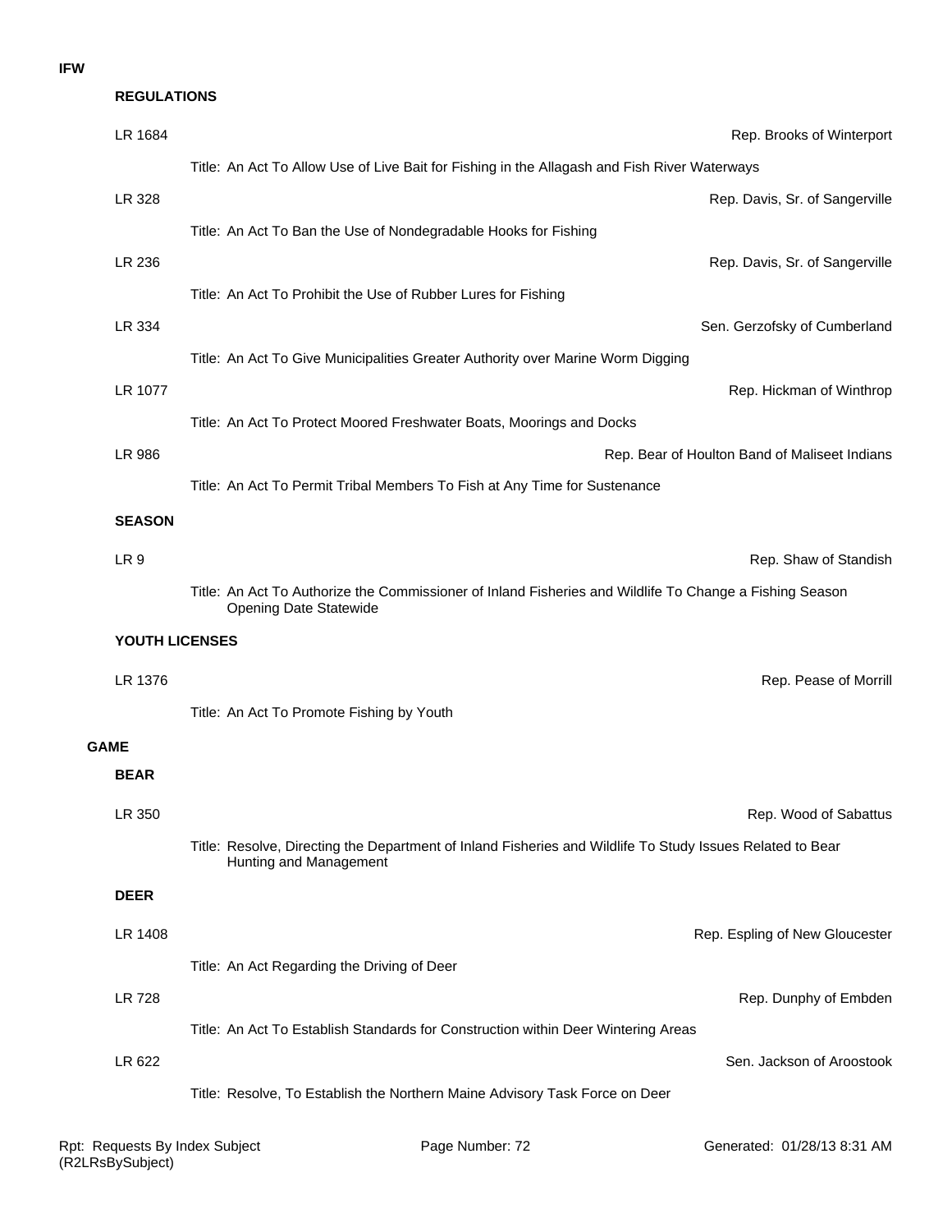**IFW**

**REGULATIONS**

LR 1684 — Rep. Brooks of Winterport

Title: An Act To Allow Use of Live Bait for Fishing in the Allagash and Fish River Waterways

LR 328 — Rep. Davis, Sr. of Sangerville

Title: An Act To Ban the Use of Nondegradable Hooks for Fishing

LR 236 — Rep. Davis, Sr. of Sangerville

Title: An Act To Prohibit the Use of Rubber Lures for Fishing

LR 334 — Sen. Gerzofsky of Cumberland

Title: An Act To Give Municipalities Greater Authority over Marine Worm Digging

LR 1077 — Rep. Hickman of Winthrop

Title: An Act To Protect Moored Freshwater Boats, Moorings and Docks

LR 986 — Rep. Bear of Houlton Band of Maliseet Indians

Title: An Act To Permit Tribal Members To Fish at Any Time for Sustenance

**SEASON**

LR 9 — Rep. Shaw of Standish

Title: An Act To Authorize the Commissioner of Inland Fisheries and Wildlife To Change a Fishing Season Opening Date Statewide

**YOUTH LICENSES**

LR 1376 — Rep. Pease of Morrill

Title: An Act To Promote Fishing by Youth

**GAME**

**BEAR**

LR 350 — Rep. Wood of Sabattus

Title: Resolve, Directing the Department of Inland Fisheries and Wildlife To Study Issues Related to Bear Hunting and Management

**DEER**

LR 1408 — Rep. Espling of New Gloucester

Title: An Act Regarding the Driving of Deer

LR 728 — Rep. Dunphy of Embden

Title: An Act To Establish Standards for Construction within Deer Wintering Areas

LR 622 — Sen. Jackson of Aroostook

Title: Resolve, To Establish the Northern Maine Advisory Task Force on Deer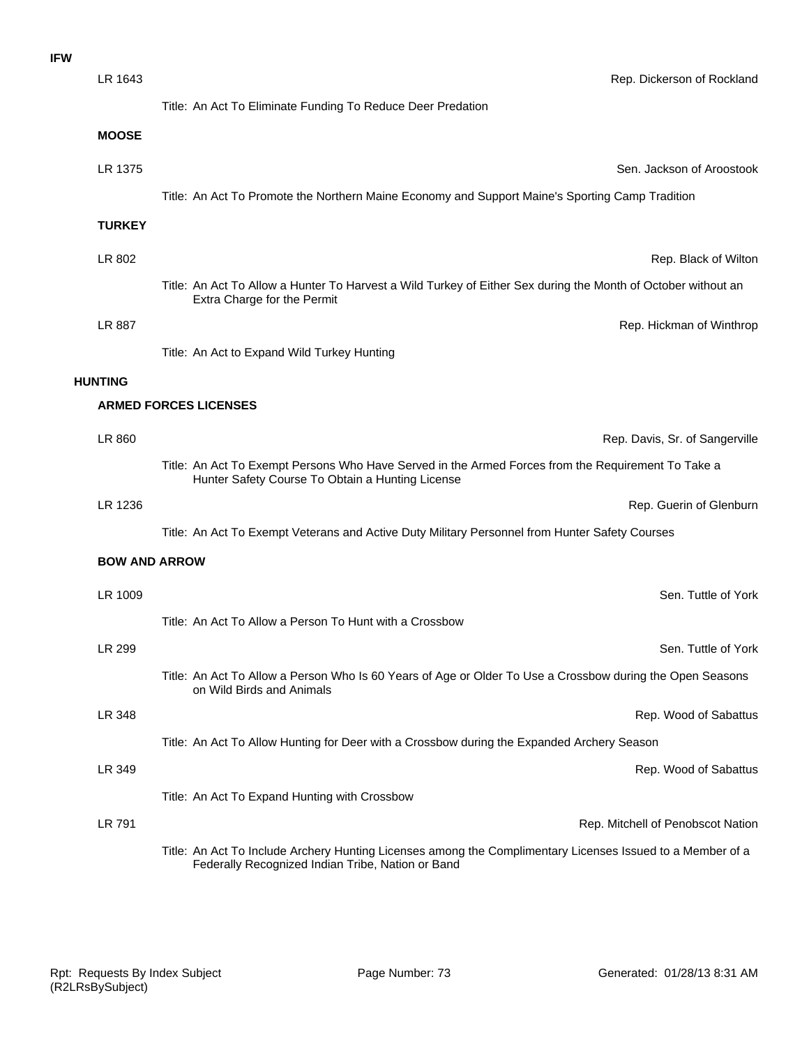**IFW**

LR 1643 — Rep. Dickerson of Rockland

Title: An Act To Eliminate Funding To Reduce Deer Predation

### MOOSE

LR 1375 — Sen. Jackson of Aroostook

Title: An Act To Promote the Northern Maine Economy and Support Maine's Sporting Camp Tradition

### TURKEY

LR 802 — Rep. Black of Wilton

Title: An Act To Allow a Hunter To Harvest a Wild Turkey of Either Sex during the Month of October without an Extra Charge for the Permit

LR 887 — Rep. Hickman of Winthrop

Title: An Act to Expand Wild Turkey Hunting

## HUNTING

### ARMED FORCES LICENSES

LR 860 — Rep. Davis, Sr. of Sangerville

Title: An Act To Exempt Persons Who Have Served in the Armed Forces from the Requirement To Take a Hunter Safety Course To Obtain a Hunting License

LR 1236 — Rep. Guerin of Glenburn

Title: An Act To Exempt Veterans and Active Duty Military Personnel from Hunter Safety Courses

### BOW AND ARROW

LR 1009 — Sen. Tuttle of York

Title: An Act To Allow a Person To Hunt with a Crossbow

LR 299 — Sen. Tuttle of York

Title: An Act To Allow a Person Who Is 60 Years of Age or Older To Use a Crossbow during the Open Seasons on Wild Birds and Animals

LR 348 — Rep. Wood of Sabattus

Title: An Act To Allow Hunting for Deer with a Crossbow during the Expanded Archery Season

LR 349 — Rep. Wood of Sabattus

Title: An Act To Expand Hunting with Crossbow

LR 791 — Rep. Mitchell of Penobscot Nation

Title: An Act To Include Archery Hunting Licenses among the Complimentary Licenses Issued to a Member of a Federally Recognized Indian Tribe, Nation or Band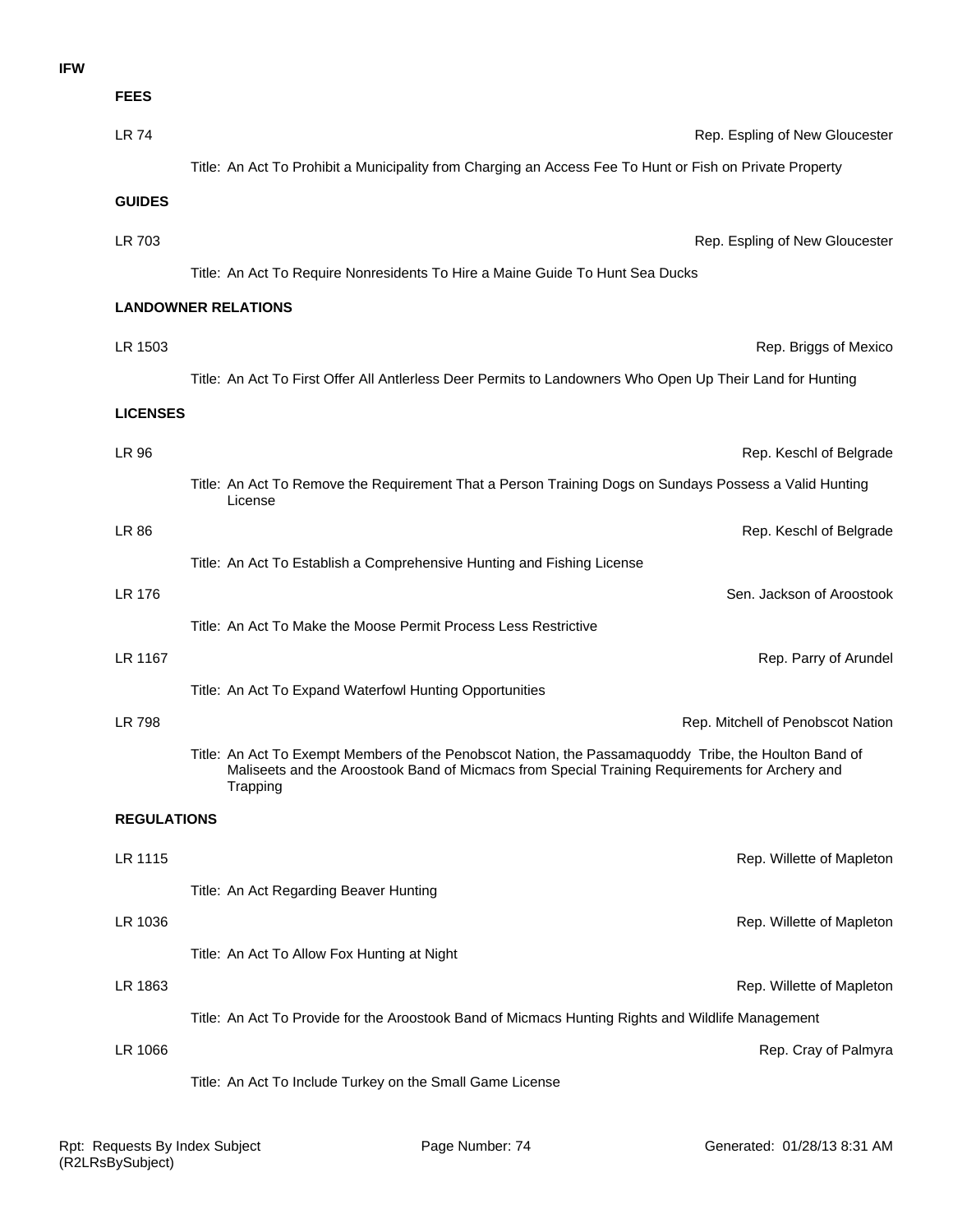# IFW

## FEES

**LR 74** — Rep. Espling of New Gloucester

Title: An Act To Prohibit a Municipality from Charging an Access Fee To Hunt or Fish on Private Property

## GUIDES

**LR 703** — Rep. Espling of New Gloucester

Title: An Act To Require Nonresidents To Hire a Maine Guide To Hunt Sea Ducks

## LANDOWNER RELATIONS

**LR 1503** — Rep. Briggs of Mexico

Title: An Act To First Offer All Antlerless Deer Permits to Landowners Who Open Up Their Land for Hunting

## LICENSES

**LR 96** — Rep. Keschl of Belgrade

Title: An Act To Remove the Requirement That a Person Training Dogs on Sundays Possess a Valid Hunting License

**LR 86** — Rep. Keschl of Belgrade

Title: An Act To Establish a Comprehensive Hunting and Fishing License

**LR 176** — Sen. Jackson of Aroostook

Title: An Act To Make the Moose Permit Process Less Restrictive

**LR 1167** — Rep. Parry of Arundel

Title: An Act To Expand Waterfowl Hunting Opportunities

**LR 798** — Rep. Mitchell of Penobscot Nation

Title: An Act To Exempt Members of the Penobscot Nation, the Passamaquoddy Tribe, the Houlton Band of Maliseets and the Aroostook Band of Micmacs from Special Training Requirements for Archery and Trapping

## REGULATIONS

**LR 1115** — Rep. Willette of Mapleton

Title: An Act Regarding Beaver Hunting

**LR 1036** — Rep. Willette of Mapleton

Title: An Act To Allow Fox Hunting at Night

**LR 1863** — Rep. Willette of Mapleton

Title: An Act To Provide for the Aroostook Band of Micmacs Hunting Rights and Wildlife Management

**LR 1066** — Rep. Cray of Palmyra

Title: An Act To Include Turkey on the Small Game License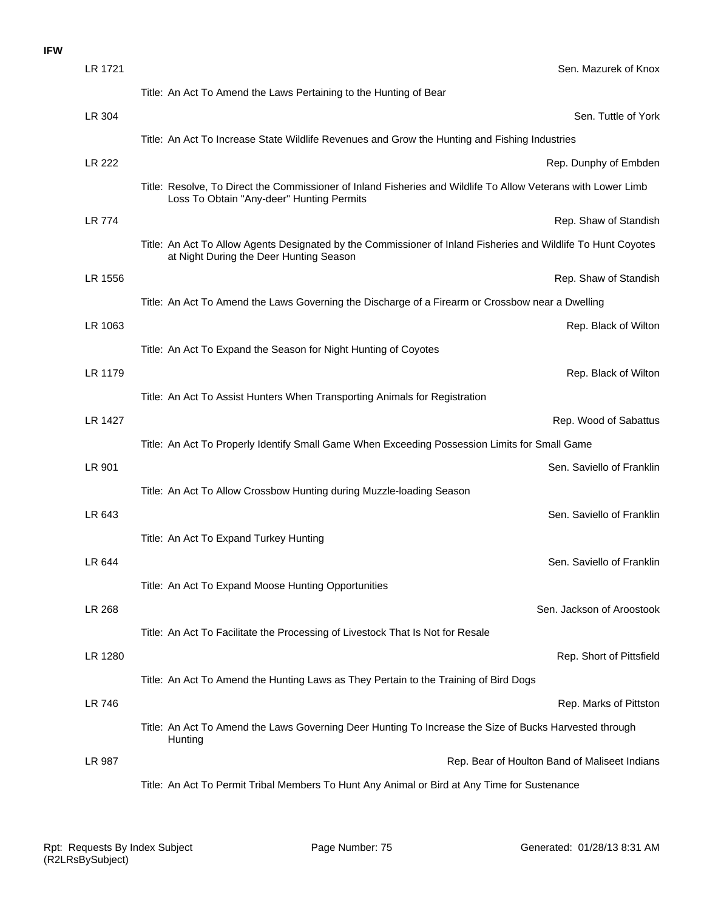**IFW**

LR 1721 — Sen. Mazurek of Knox

Title: An Act To Amend the Laws Pertaining to the Hunting of Bear

LR 304 — Sen. Tuttle of York

Title: An Act To Increase State Wildlife Revenues and Grow the Hunting and Fishing Industries

LR 222 — Rep. Dunphy of Embden

Title: Resolve, To Direct the Commissioner of Inland Fisheries and Wildlife To Allow Veterans with Lower Limb Loss To Obtain "Any-deer" Hunting Permits

LR 774 — Rep. Shaw of Standish

Title: An Act To Allow Agents Designated by the Commissioner of Inland Fisheries and Wildlife To Hunt Coyotes at Night During the Deer Hunting Season

LR 1556 — Rep. Shaw of Standish

Title: An Act To Amend the Laws Governing the Discharge of a Firearm or Crossbow near a Dwelling

LR 1063 — Rep. Black of Wilton

Title: An Act To Expand the Season for Night Hunting of Coyotes

LR 1179 — Rep. Black of Wilton

Title: An Act To Assist Hunters When Transporting Animals for Registration

LR 1427 — Rep. Wood of Sabattus

Title: An Act To Properly Identify Small Game When Exceeding Possession Limits for Small Game

LR 901 — Sen. Saviello of Franklin

Title: An Act To Allow Crossbow Hunting during Muzzle-loading Season

LR 643 — Sen. Saviello of Franklin

Title: An Act To Expand Turkey Hunting

LR 644 — Sen. Saviello of Franklin

Title: An Act To Expand Moose Hunting Opportunities

LR 268 — Sen. Jackson of Aroostook

Title: An Act To Facilitate the Processing of Livestock That Is Not for Resale

LR 1280 — Rep. Short of Pittsfield

Title: An Act To Amend the Hunting Laws as They Pertain to the Training of Bird Dogs

LR 746 — Rep. Marks of Pittston

Title: An Act To Amend the Laws Governing Deer Hunting To Increase the Size of Bucks Harvested through Hunting

LR 987 — Rep. Bear of Houlton Band of Maliseet Indians

Title: An Act To Permit Tribal Members To Hunt Any Animal or Bird at Any Time for Sustenance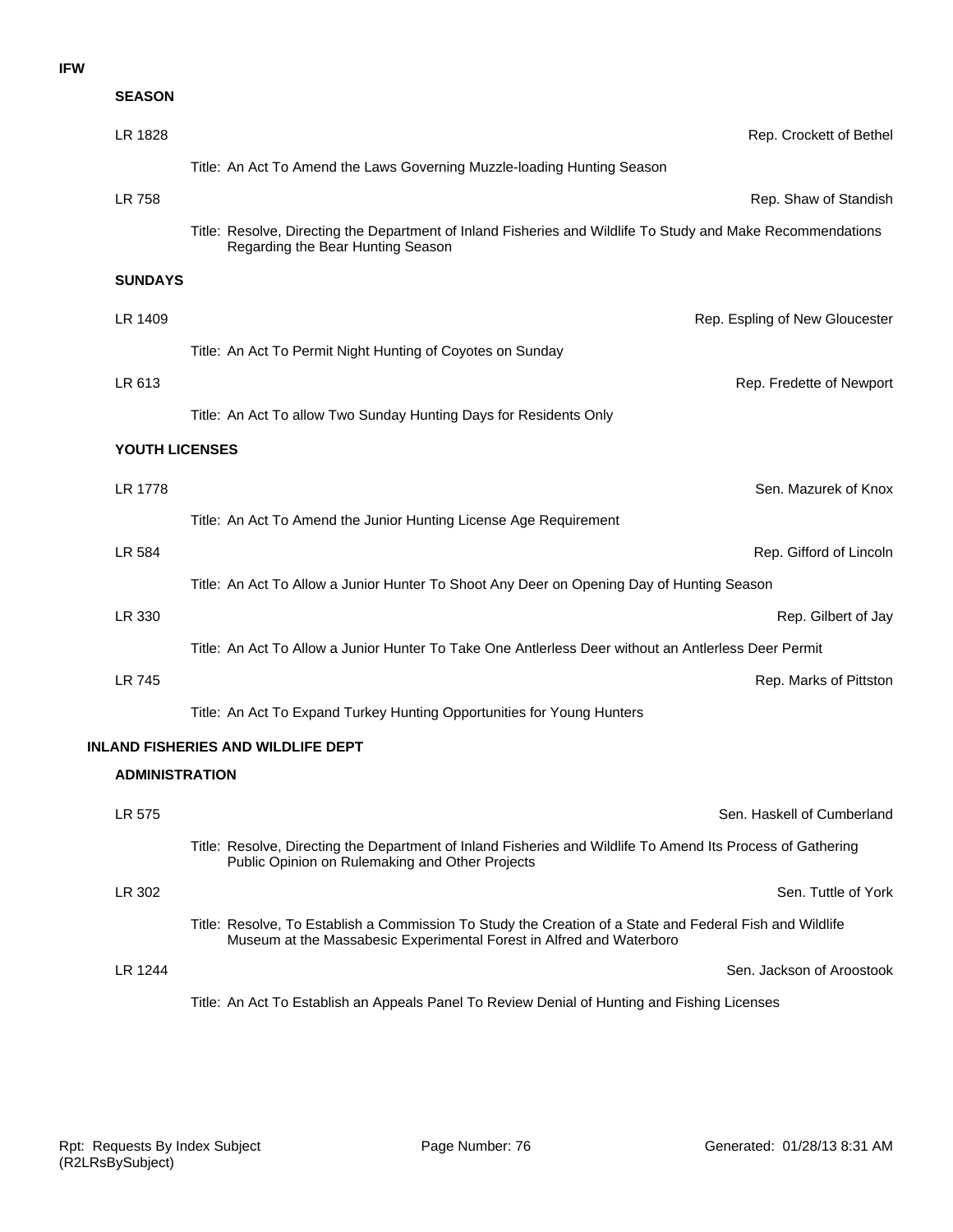**IFW**

### SEASON

**LR 1828** — Rep. Crockett of Bethel

Title: An Act To Amend the Laws Governing Muzzle-loading Hunting Season

**LR 758** — Rep. Shaw of Standish

Title: Resolve, Directing the Department of Inland Fisheries and Wildlife To Study and Make Recommendations Regarding the Bear Hunting Season

### SUNDAYS

**LR 1409** — Rep. Espling of New Gloucester

Title: An Act To Permit Night Hunting of Coyotes on Sunday

**LR 613** — Rep. Fredette of Newport

Title: An Act To allow Two Sunday Hunting Days for Residents Only

### YOUTH LICENSES

**LR 1778** — Sen. Mazurek of Knox

Title: An Act To Amend the Junior Hunting License Age Requirement

**LR 584** — Rep. Gifford of Lincoln

Title: An Act To Allow a Junior Hunter To Shoot Any Deer on Opening Day of Hunting Season

**LR 330** — Rep. Gilbert of Jay

Title: An Act To Allow a Junior Hunter To Take One Antlerless Deer without an Antlerless Deer Permit

**LR 745** — Rep. Marks of Pittston

Title: An Act To Expand Turkey Hunting Opportunities for Young Hunters

## INLAND FISHERIES AND WILDLIFE DEPT

### ADMINISTRATION

**LR 575** — Sen. Haskell of Cumberland

Title: Resolve, Directing the Department of Inland Fisheries and Wildlife To Amend Its Process of Gathering Public Opinion on Rulemaking and Other Projects

**LR 302** — Sen. Tuttle of York

Title: Resolve, To Establish a Commission To Study the Creation of a State and Federal Fish and Wildlife Museum at the Massabesic Experimental Forest in Alfred and Waterboro

**LR 1244** — Sen. Jackson of Aroostook

Title: An Act To Establish an Appeals Panel To Review Denial of Hunting and Fishing Licenses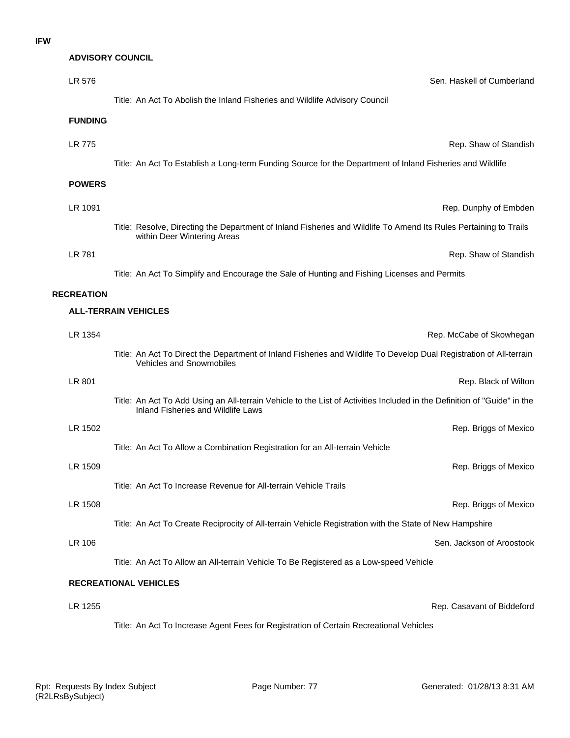**IFW**

### ADVISORY COUNCIL

LR 576 — Sen. Haskell of Cumberland

Title: An Act To Abolish the Inland Fisheries and Wildlife Advisory Council

### FUNDING

LR 775 — Rep. Shaw of Standish

Title: An Act To Establish a Long-term Funding Source for the Department of Inland Fisheries and Wildlife

### POWERS

LR 1091 — Rep. Dunphy of Embden

Title: Resolve, Directing the Department of Inland Fisheries and Wildlife To Amend Its Rules Pertaining to Trails within Deer Wintering Areas

LR 781 — Rep. Shaw of Standish

Title: An Act To Simplify and Encourage the Sale of Hunting and Fishing Licenses and Permits

## RECREATION

### ALL-TERRAIN VEHICLES

LR 1354 — Rep. McCabe of Skowhegan

Title: An Act To Direct the Department of Inland Fisheries and Wildlife To Develop Dual Registration of All-terrain Vehicles and Snowmobiles

LR 801 — Rep. Black of Wilton

Title: An Act To Add Using an All-terrain Vehicle to the List of Activities Included in the Definition of "Guide" in the Inland Fisheries and Wildlife Laws

LR 1502 — Rep. Briggs of Mexico

Title: An Act To Allow a Combination Registration for an All-terrain Vehicle

LR 1509 — Rep. Briggs of Mexico

Title: An Act To Increase Revenue for All-terrain Vehicle Trails

LR 1508 — Rep. Briggs of Mexico

Title: An Act To Create Reciprocity of All-terrain Vehicle Registration with the State of New Hampshire

LR 106 — Sen. Jackson of Aroostook

Title: An Act To Allow an All-terrain Vehicle To Be Registered as a Low-speed Vehicle

### RECREATIONAL VEHICLES

LR 1255 — Rep. Casavant of Biddeford

Title: An Act To Increase Agent Fees for Registration of Certain Recreational Vehicles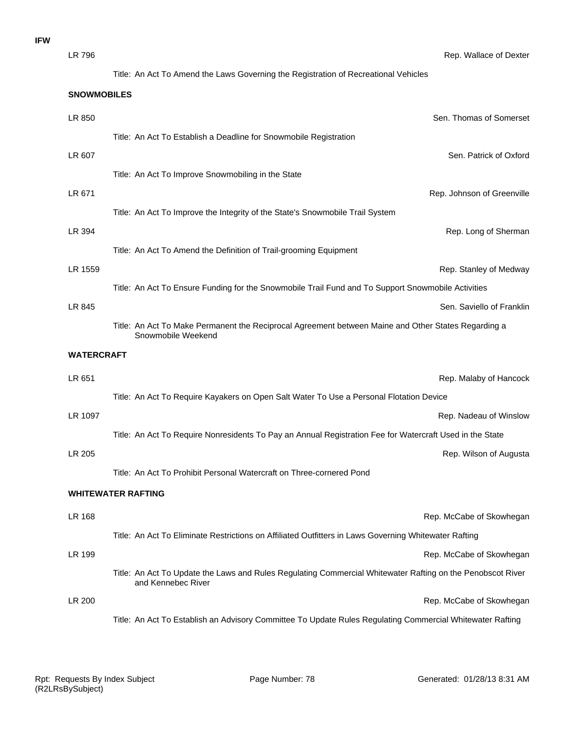**IFW**

LR 796 — Rep. Wallace of Dexter

Title: An Act To Amend the Laws Governing the Registration of Recreational Vehicles

### SNOWMOBILES

LR 850 — Sen. Thomas of Somerset

Title: An Act To Establish a Deadline for Snowmobile Registration

LR 607 — Sen. Patrick of Oxford

Title: An Act To Improve Snowmobiling in the State

LR 671 — Rep. Johnson of Greenville

Title: An Act To Improve the Integrity of the State's Snowmobile Trail System

LR 394 — Rep. Long of Sherman

Title: An Act To Amend the Definition of Trail-grooming Equipment

LR 1559 — Rep. Stanley of Medway

Title: An Act To Ensure Funding for the Snowmobile Trail Fund and To Support Snowmobile Activities

LR 845 — Sen. Saviello of Franklin

Title: An Act To Make Permanent the Reciprocal Agreement between Maine and Other States Regarding a Snowmobile Weekend

### WATERCRAFT

LR 651 — Rep. Malaby of Hancock

Title: An Act To Require Kayakers on Open Salt Water To Use a Personal Flotation Device

LR 1097 — Rep. Nadeau of Winslow

Title: An Act To Require Nonresidents To Pay an Annual Registration Fee for Watercraft Used in the State

LR 205 — Rep. Wilson of Augusta

Title: An Act To Prohibit Personal Watercraft on Three-cornered Pond

### WHITEWATER RAFTING

LR 168 — Rep. McCabe of Skowhegan

Title: An Act To Eliminate Restrictions on Affiliated Outfitters in Laws Governing Whitewater Rafting

LR 199 — Rep. McCabe of Skowhegan

Title: An Act To Update the Laws and Rules Regulating Commercial Whitewater Rafting on the Penobscot River and Kennebec River

LR 200 — Rep. McCabe of Skowhegan

Title: An Act To Establish an Advisory Committee To Update Rules Regulating Commercial Whitewater Rafting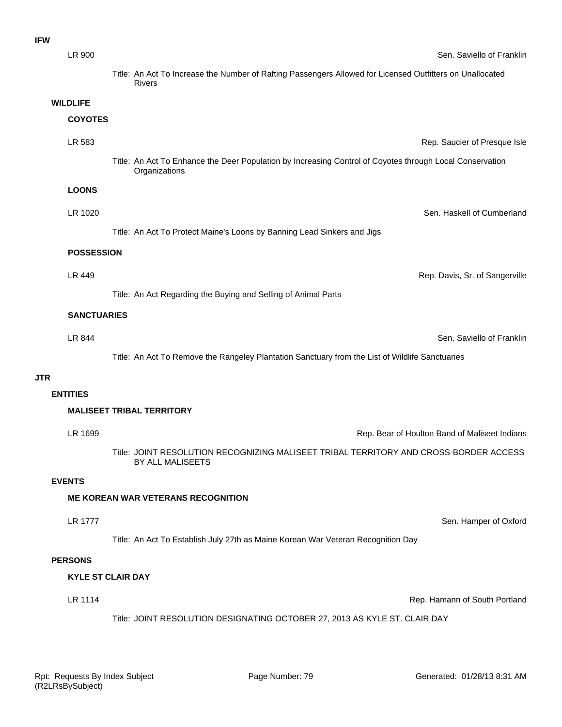**IFW**

LR 900 — Sen. Saviello of Franklin

Title: An Act To Increase the Number of Rafting Passengers Allowed for Licensed Outfitters on Unallocated Rivers

**WILDLIFE**

**COYOTES**

LR 583 — Rep. Saucier of Presque Isle

Title: An Act To Enhance the Deer Population by Increasing Control of Coyotes through Local Conservation Organizations

**LOONS**

LR 1020 — Sen. Haskell of Cumberland

Title: An Act To Protect Maine's Loons by Banning Lead Sinkers and Jigs

**POSSESSION**

LR 449 — Rep. Davis, Sr. of Sangerville

Title: An Act Regarding the Buying and Selling of Animal Parts

**SANCTUARIES**

LR 844 — Sen. Saviello of Franklin

Title: An Act To Remove the Rangeley Plantation Sanctuary from the List of Wildlife Sanctuaries

**JTR**

**ENTITIES**

**MALISEET TRIBAL TERRITORY**

LR 1699 — Rep. Bear of Houlton Band of Maliseet Indians

Title: JOINT RESOLUTION RECOGNIZING MALISEET TRIBAL TERRITORY AND CROSS-BORDER ACCESS BY ALL MALISEETS

**EVENTS**

**ME KOREAN WAR VETERANS RECOGNITION**

LR 1777 — Sen. Hamper of Oxford

Title: An Act To Establish July 27th as Maine Korean War Veteran Recognition Day

**PERSONS**

**KYLE ST CLAIR DAY**

LR 1114 — Rep. Hamann of South Portland

Title: JOINT RESOLUTION DESIGNATING OCTOBER 27, 2013 AS KYLE ST. CLAIR DAY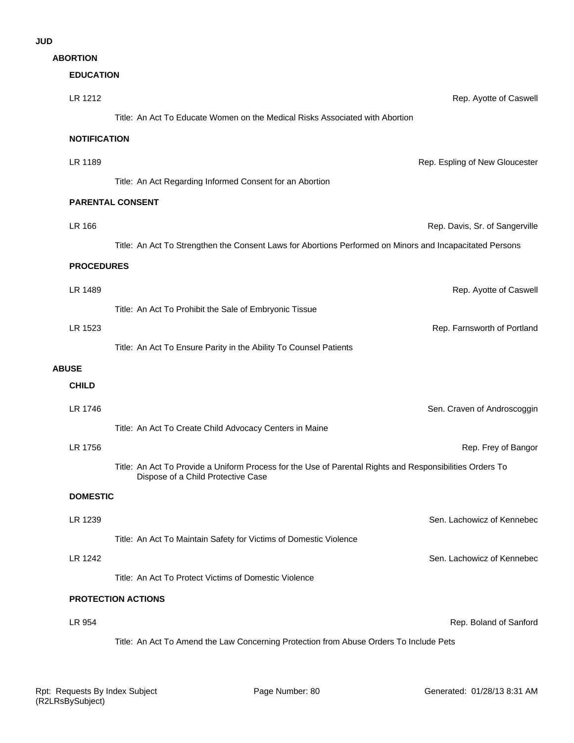# JUD

## ABORTION

### EDUCATION

LR 1212 — Rep. Ayotte of Caswell

Title: An Act To Educate Women on the Medical Risks Associated with Abortion

### NOTIFICATION

LR 1189 — Rep. Espling of New Gloucester

Title: An Act Regarding Informed Consent for an Abortion

### PARENTAL CONSENT

LR 166 — Rep. Davis, Sr. of Sangerville

Title: An Act To Strengthen the Consent Laws for Abortions Performed on Minors and Incapacitated Persons

### PROCEDURES

LR 1489 — Rep. Ayotte of Caswell

Title: An Act To Prohibit the Sale of Embryonic Tissue

LR 1523 — Rep. Farnsworth of Portland

Title: An Act To Ensure Parity in the Ability To Counsel Patients

## ABUSE

### CHILD

LR 1746 — Sen. Craven of Androscoggin

Title: An Act To Create Child Advocacy Centers in Maine

LR 1756 — Rep. Frey of Bangor

Title: An Act To Provide a Uniform Process for the Use of Parental Rights and Responsibilities Orders To Dispose of a Child Protective Case

### DOMESTIC

LR 1239 — Sen. Lachowicz of Kennebec

Title: An Act To Maintain Safety for Victims of Domestic Violence

LR 1242 — Sen. Lachowicz of Kennebec

Title: An Act To Protect Victims of Domestic Violence

### PROTECTION ACTIONS

LR 954 — Rep. Boland of Sanford

Title: An Act To Amend the Law Concerning Protection from Abuse Orders To Include Pets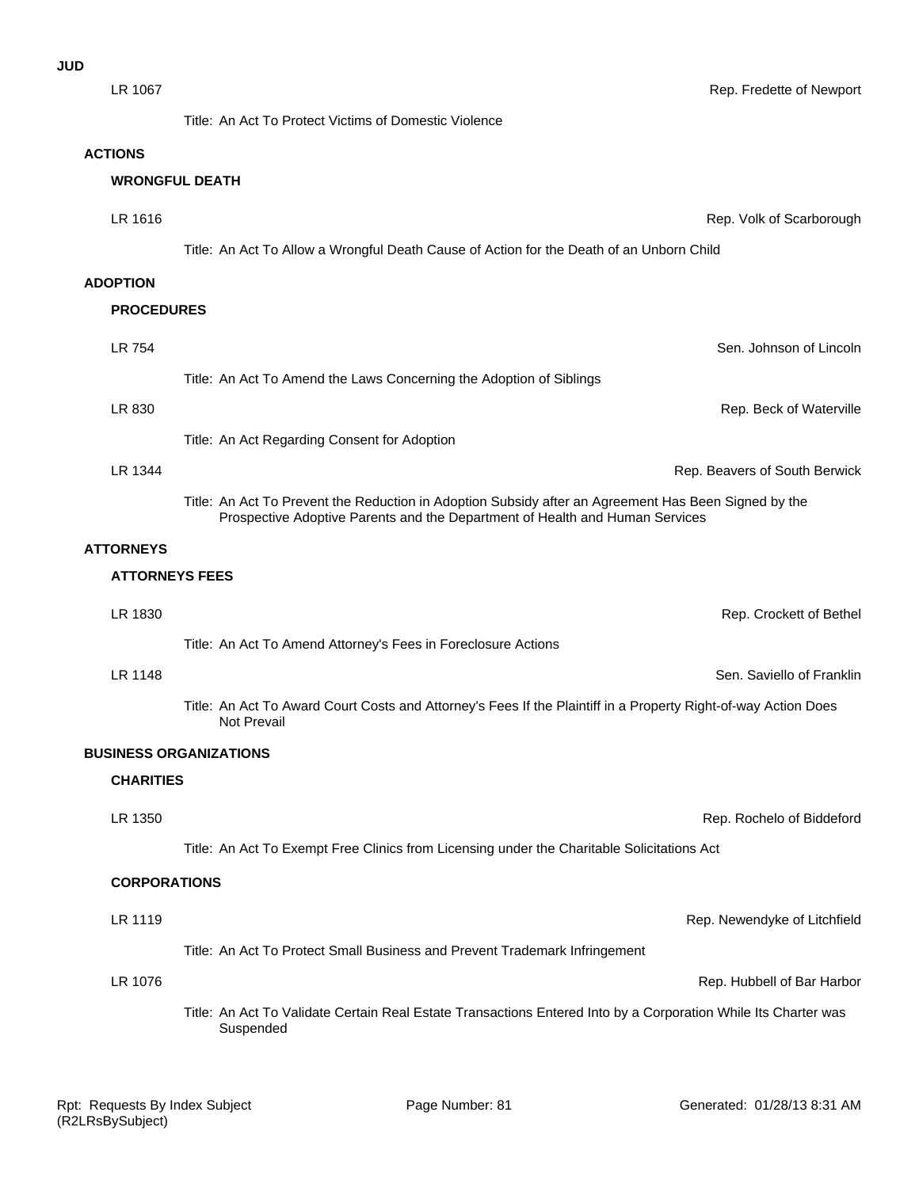**JUD**

LR 1067 — Rep. Fredette of Newport

Title: An Act To Protect Victims of Domestic Violence

## ACTIONS

### WRONGFUL DEATH

LR 1616 — Rep. Volk of Scarborough

Title: An Act To Allow a Wrongful Death Cause of Action for the Death of an Unborn Child

## ADOPTION

### PROCEDURES

LR 754 — Sen. Johnson of Lincoln

Title: An Act To Amend the Laws Concerning the Adoption of Siblings

LR 830 — Rep. Beck of Waterville

Title: An Act Regarding Consent for Adoption

LR 1344 — Rep. Beavers of South Berwick

Title: An Act To Prevent the Reduction in Adoption Subsidy after an Agreement Has Been Signed by the Prospective Adoptive Parents and the Department of Health and Human Services

## ATTORNEYS

### ATTORNEYS FEES

LR 1830 — Rep. Crockett of Bethel

Title: An Act To Amend Attorney's Fees in Foreclosure Actions

LR 1148 — Sen. Saviello of Franklin

Title: An Act To Award Court Costs and Attorney's Fees If the Plaintiff in a Property Right-of-way Action Does Not Prevail

## BUSINESS ORGANIZATIONS

### CHARITIES

LR 1350 — Rep. Rochelo of Biddeford

Title: An Act To Exempt Free Clinics from Licensing under the Charitable Solicitations Act

### CORPORATIONS

LR 1119 — Rep. Newendyke of Litchfield

Title: An Act To Protect Small Business and Prevent Trademark Infringement

LR 1076 — Rep. Hubbell of Bar Harbor

Title: An Act To Validate Certain Real Estate Transactions Entered Into by a Corporation While Its Charter was Suspended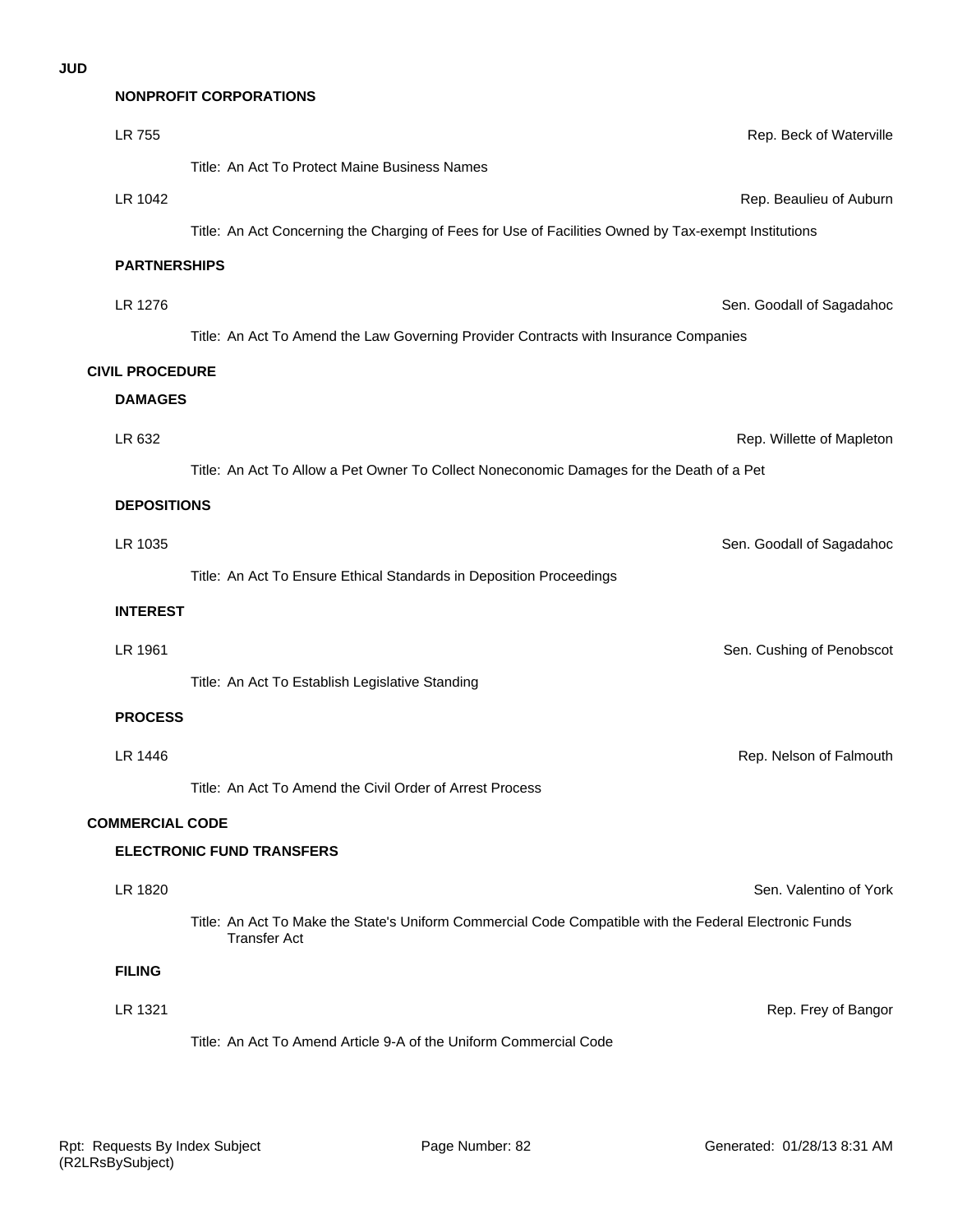**JUD**

### NONPROFIT CORPORATIONS

LR 755 — Rep. Beck of Waterville

Title: An Act To Protect Maine Business Names

LR 1042 — Rep. Beaulieu of Auburn

Title: An Act Concerning the Charging of Fees for Use of Facilities Owned by Tax-exempt Institutions

### PARTNERSHIPS

LR 1276 — Sen. Goodall of Sagadahoc

Title: An Act To Amend the Law Governing Provider Contracts with Insurance Companies

## CIVIL PROCEDURE

### DAMAGES

LR 632 — Rep. Willette of Mapleton

Title: An Act To Allow a Pet Owner To Collect Noneconomic Damages for the Death of a Pet

### DEPOSITIONS

LR 1035 — Sen. Goodall of Sagadahoc

Title: An Act To Ensure Ethical Standards in Deposition Proceedings

### INTEREST

LR 1961 — Sen. Cushing of Penobscot

Title: An Act To Establish Legislative Standing

### PROCESS

LR 1446 — Rep. Nelson of Falmouth

Title: An Act To Amend the Civil Order of Arrest Process

## COMMERCIAL CODE

### ELECTRONIC FUND TRANSFERS

LR 1820 — Sen. Valentino of York

Title: An Act To Make the State's Uniform Commercial Code Compatible with the Federal Electronic Funds Transfer Act

### FILING

LR 1321 — Rep. Frey of Bangor

Title: An Act To Amend Article 9-A of the Uniform Commercial Code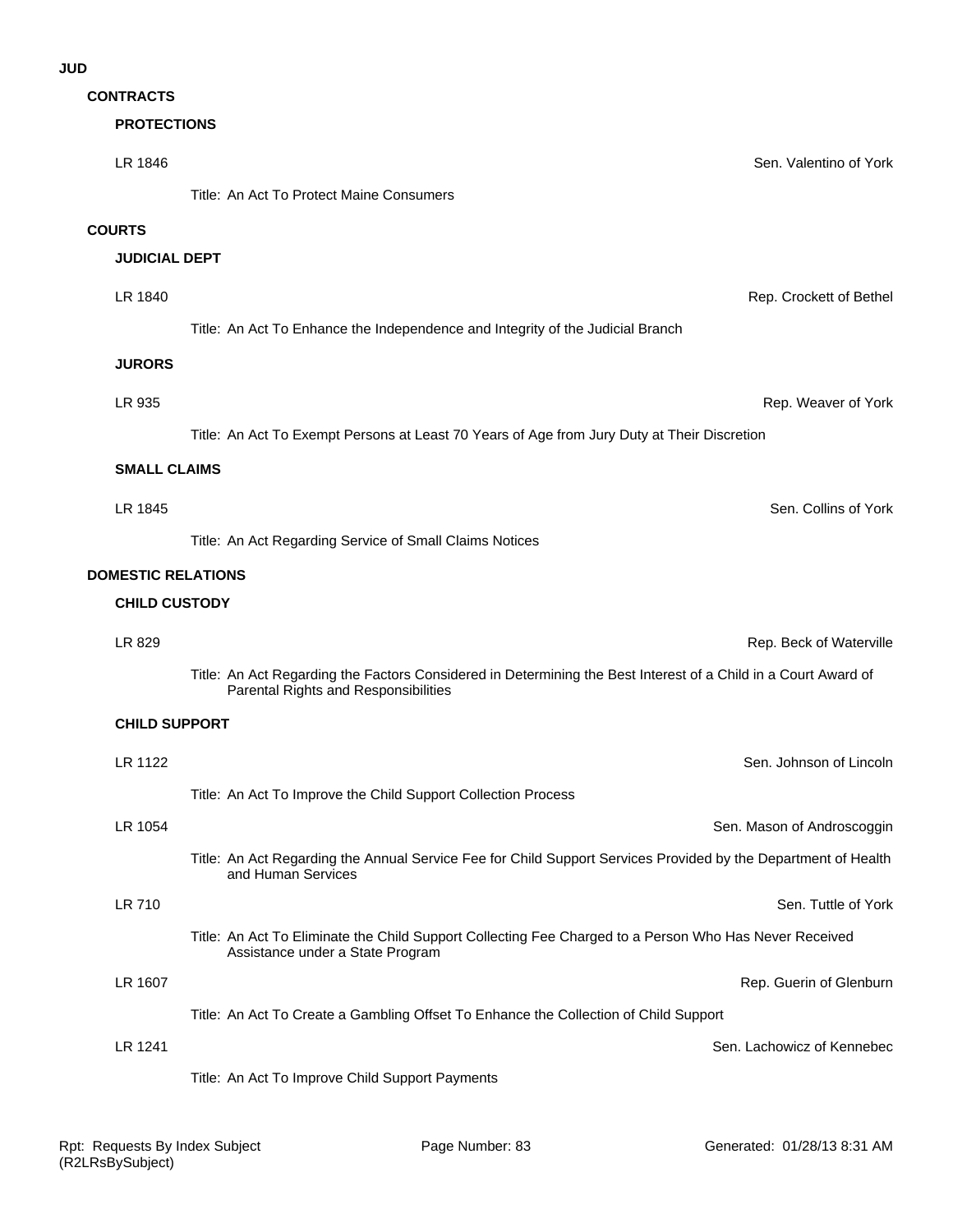# JUD

## CONTRACTS

### PROTECTIONS

LR 1846 — Sen. Valentino of York

Title: An Act To Protect Maine Consumers

## COURTS

### JUDICIAL DEPT

LR 1840 — Rep. Crockett of Bethel

Title: An Act To Enhance the Independence and Integrity of the Judicial Branch

### JURORS

LR 935 — Rep. Weaver of York

Title: An Act To Exempt Persons at Least 70 Years of Age from Jury Duty at Their Discretion

### SMALL CLAIMS

LR 1845 — Sen. Collins of York

Title: An Act Regarding Service of Small Claims Notices

## DOMESTIC RELATIONS

### CHILD CUSTODY

LR 829 — Rep. Beck of Waterville

Title: An Act Regarding the Factors Considered in Determining the Best Interest of a Child in a Court Award of Parental Rights and Responsibilities

### CHILD SUPPORT

LR 1122 — Sen. Johnson of Lincoln

Title: An Act To Improve the Child Support Collection Process

LR 1054 — Sen. Mason of Androscoggin

Title: An Act Regarding the Annual Service Fee for Child Support Services Provided by the Department of Health and Human Services

LR 710 — Sen. Tuttle of York

Title: An Act To Eliminate the Child Support Collecting Fee Charged to a Person Who Has Never Received Assistance under a State Program

LR 1607 — Rep. Guerin of Glenburn

Title: An Act To Create a Gambling Offset To Enhance the Collection of Child Support

LR 1241 — Sen. Lachowicz of Kennebec

Title: An Act To Improve Child Support Payments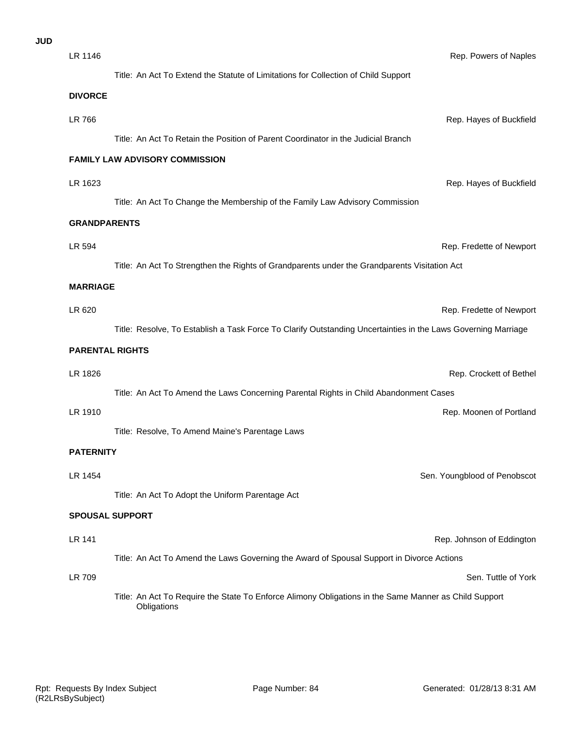**JUD**

LR 1146 — Rep. Powers of Naples

Title: An Act To Extend the Statute of Limitations for Collection of Child Support

### DIVORCE

LR 766 — Rep. Hayes of Buckfield

Title: An Act To Retain the Position of Parent Coordinator in the Judicial Branch

### FAMILY LAW ADVISORY COMMISSION

LR 1623 — Rep. Hayes of Buckfield

Title: An Act To Change the Membership of the Family Law Advisory Commission

### GRANDPARENTS

LR 594 — Rep. Fredette of Newport

Title: An Act To Strengthen the Rights of Grandparents under the Grandparents Visitation Act

### MARRIAGE

LR 620 — Rep. Fredette of Newport

Title: Resolve, To Establish a Task Force To Clarify Outstanding Uncertainties in the Laws Governing Marriage

### PARENTAL RIGHTS

LR 1826 — Rep. Crockett of Bethel

Title: An Act To Amend the Laws Concerning Parental Rights in Child Abandonment Cases

LR 1910 — Rep. Moonen of Portland

Title: Resolve, To Amend Maine's Parentage Laws

### PATERNITY

LR 1454 — Sen. Youngblood of Penobscot

Title: An Act To Adopt the Uniform Parentage Act

### SPOUSAL SUPPORT

LR 141 — Rep. Johnson of Eddington

Title: An Act To Amend the Laws Governing the Award of Spousal Support in Divorce Actions

LR 709 — Sen. Tuttle of York

Title: An Act To Require the State To Enforce Alimony Obligations in the Same Manner as Child Support Obligations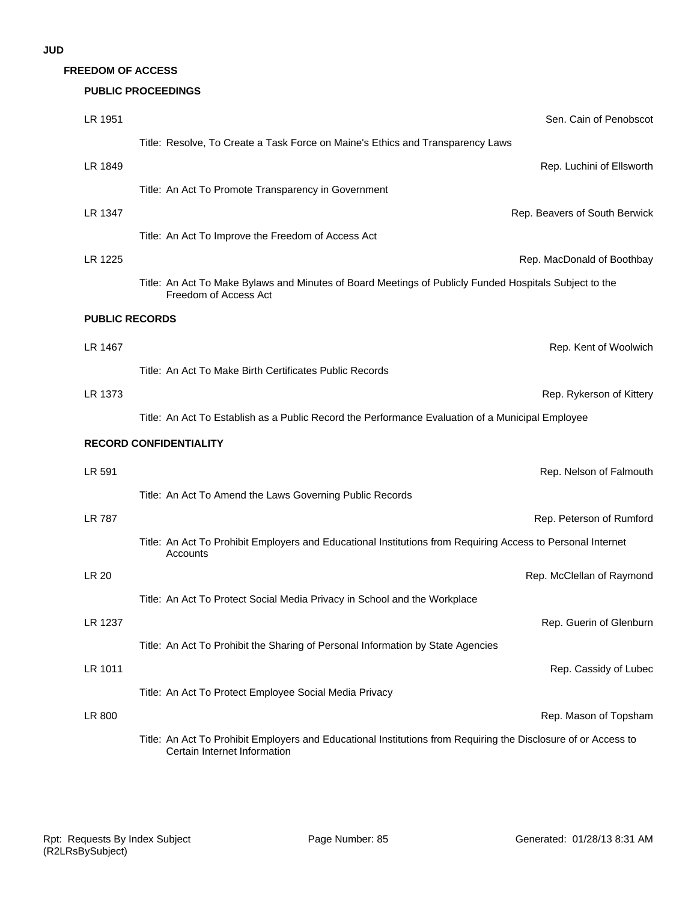**JUD**

## FREEDOM OF ACCESS

### PUBLIC PROCEEDINGS

LR 1951 — Sen. Cain of Penobscot

Title: Resolve, To Create a Task Force on Maine's Ethics and Transparency Laws

LR 1849 — Rep. Luchini of Ellsworth

Title: An Act To Promote Transparency in Government

LR 1347 — Rep. Beavers of South Berwick

Title: An Act To Improve the Freedom of Access Act

LR 1225 — Rep. MacDonald of Boothbay

Title: An Act To Make Bylaws and Minutes of Board Meetings of Publicly Funded Hospitals Subject to the Freedom of Access Act

### PUBLIC RECORDS

LR 1467 — Rep. Kent of Woolwich

Title: An Act To Make Birth Certificates Public Records

LR 1373 — Rep. Rykerson of Kittery

Title: An Act To Establish as a Public Record the Performance Evaluation of a Municipal Employee

### RECORD CONFIDENTIALITY

LR 591 — Rep. Nelson of Falmouth

Title: An Act To Amend the Laws Governing Public Records

LR 787 — Rep. Peterson of Rumford

Title: An Act To Prohibit Employers and Educational Institutions from Requiring Access to Personal Internet Accounts

LR 20 — Rep. McClellan of Raymond

Title: An Act To Protect Social Media Privacy in School and the Workplace

LR 1237 — Rep. Guerin of Glenburn

Title: An Act To Prohibit the Sharing of Personal Information by State Agencies

LR 1011 — Rep. Cassidy of Lubec

Title: An Act To Protect Employee Social Media Privacy

LR 800 — Rep. Mason of Topsham

Title: An Act To Prohibit Employers and Educational Institutions from Requiring the Disclosure of or Access to Certain Internet Information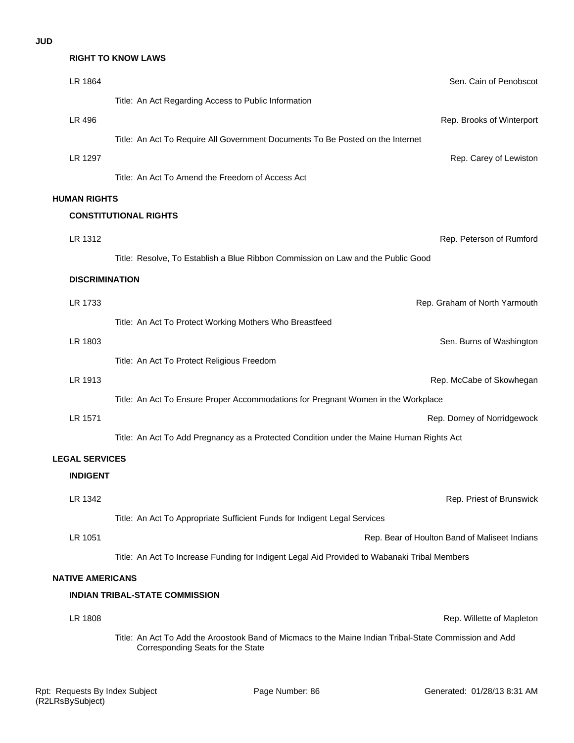**JUD**

### RIGHT TO KNOW LAWS

LR 1864 — Sen. Cain of Penobscot

Title: An Act Regarding Access to Public Information

LR 496 — Rep. Brooks of Winterport

Title: An Act To Require All Government Documents To Be Posted on the Internet

LR 1297 — Rep. Carey of Lewiston

Title: An Act To Amend the Freedom of Access Act

## HUMAN RIGHTS

### CONSTITUTIONAL RIGHTS

LR 1312 — Rep. Peterson of Rumford

Title: Resolve, To Establish a Blue Ribbon Commission on Law and the Public Good

### DISCRIMINATION

LR 1733 — Rep. Graham of North Yarmouth

Title: An Act To Protect Working Mothers Who Breastfeed

LR 1803 — Sen. Burns of Washington

Title: An Act To Protect Religious Freedom

LR 1913 — Rep. McCabe of Skowhegan

Title: An Act To Ensure Proper Accommodations for Pregnant Women in the Workplace

LR 1571 — Rep. Dorney of Norridgewock

Title: An Act To Add Pregnancy as a Protected Condition under the Maine Human Rights Act

## LEGAL SERVICES

### INDIGENT

LR 1342 — Rep. Priest of Brunswick

Title: An Act To Appropriate Sufficient Funds for Indigent Legal Services

LR 1051 — Rep. Bear of Houlton Band of Maliseet Indians

Title: An Act To Increase Funding for Indigent Legal Aid Provided to Wabanaki Tribal Members

## NATIVE AMERICANS

### INDIAN TRIBAL-STATE COMMISSION

LR 1808 — Rep. Willette of Mapleton

Title: An Act To Add the Aroostook Band of Micmacs to the Maine Indian Tribal-State Commission and Add Corresponding Seats for the State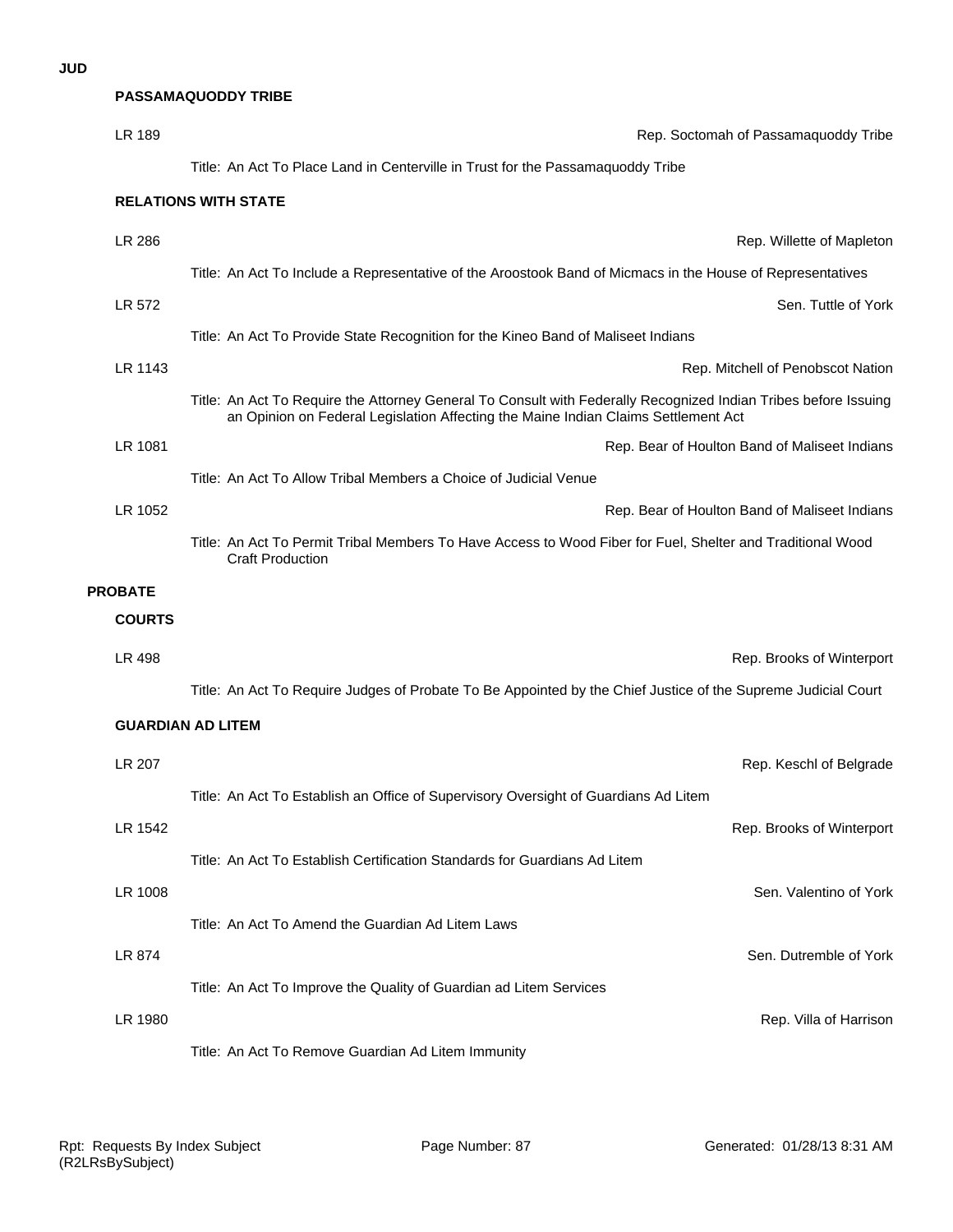**JUD**

### PASSAMAQUODDY TRIBE

LR 189 — Rep. Soctomah of Passamaquoddy Tribe

Title: An Act To Place Land in Centerville in Trust for the Passamaquoddy Tribe

### RELATIONS WITH STATE

LR 286 — Rep. Willette of Mapleton

Title: An Act To Include a Representative of the Aroostook Band of Micmacs in the House of Representatives

LR 572 — Sen. Tuttle of York

Title: An Act To Provide State Recognition for the Kineo Band of Maliseet Indians

LR 1143 — Rep. Mitchell of Penobscot Nation

Title: An Act To Require the Attorney General To Consult with Federally Recognized Indian Tribes before Issuing an Opinion on Federal Legislation Affecting the Maine Indian Claims Settlement Act

LR 1081 — Rep. Bear of Houlton Band of Maliseet Indians

Title: An Act To Allow Tribal Members a Choice of Judicial Venue

LR 1052 — Rep. Bear of Houlton Band of Maliseet Indians

Title: An Act To Permit Tribal Members To Have Access to Wood Fiber for Fuel, Shelter and Traditional Wood Craft Production

## PROBATE

### COURTS

LR 498 — Rep. Brooks of Winterport

Title: An Act To Require Judges of Probate To Be Appointed by the Chief Justice of the Supreme Judicial Court

### GUARDIAN AD LITEM

LR 207 — Rep. Keschl of Belgrade

Title: An Act To Establish an Office of Supervisory Oversight of Guardians Ad Litem

LR 1542 — Rep. Brooks of Winterport

Title: An Act To Establish Certification Standards for Guardians Ad Litem

LR 1008 — Sen. Valentino of York

Title: An Act To Amend the Guardian Ad Litem Laws

LR 874 — Sen. Dutremble of York

Title: An Act To Improve the Quality of Guardian ad Litem Services

LR 1980 — Rep. Villa of Harrison

Title: An Act To Remove Guardian Ad Litem Immunity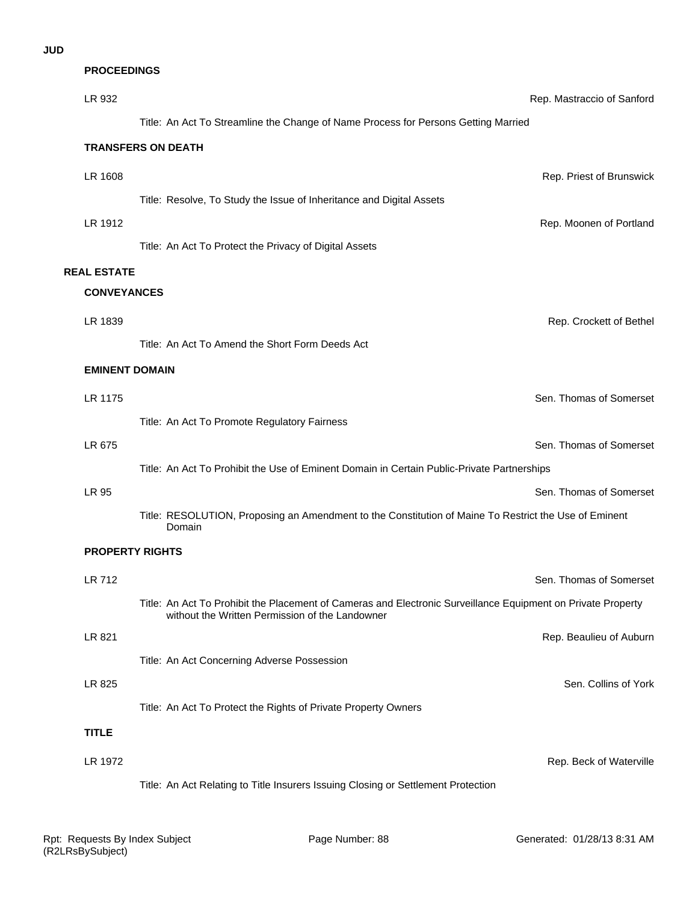**JUD**

### PROCEEDINGS

LR 932 — Rep. Mastraccio of Sanford

Title: An Act To Streamline the Change of Name Process for Persons Getting Married

### TRANSFERS ON DEATH

LR 1608 — Rep. Priest of Brunswick

Title: Resolve, To Study the Issue of Inheritance and Digital Assets

LR 1912 — Rep. Moonen of Portland

Title: An Act To Protect the Privacy of Digital Assets

## REAL ESTATE

### CONVEYANCES

LR 1839 — Rep. Crockett of Bethel

Title: An Act To Amend the Short Form Deeds Act

### EMINENT DOMAIN

LR 1175 — Sen. Thomas of Somerset

Title: An Act To Promote Regulatory Fairness

LR 675 — Sen. Thomas of Somerset

Title: An Act To Prohibit the Use of Eminent Domain in Certain Public-Private Partnerships

LR 95 — Sen. Thomas of Somerset

Title: RESOLUTION, Proposing an Amendment to the Constitution of Maine To Restrict the Use of Eminent Domain

### PROPERTY RIGHTS

LR 712 — Sen. Thomas of Somerset

Title: An Act To Prohibit the Placement of Cameras and Electronic Surveillance Equipment on Private Property without the Written Permission of the Landowner

LR 821 — Rep. Beaulieu of Auburn

Title: An Act Concerning Adverse Possession

LR 825 — Sen. Collins of York

Title: An Act To Protect the Rights of Private Property Owners

### TITLE

LR 1972 — Rep. Beck of Waterville

Title: An Act Relating to Title Insurers Issuing Closing or Settlement Protection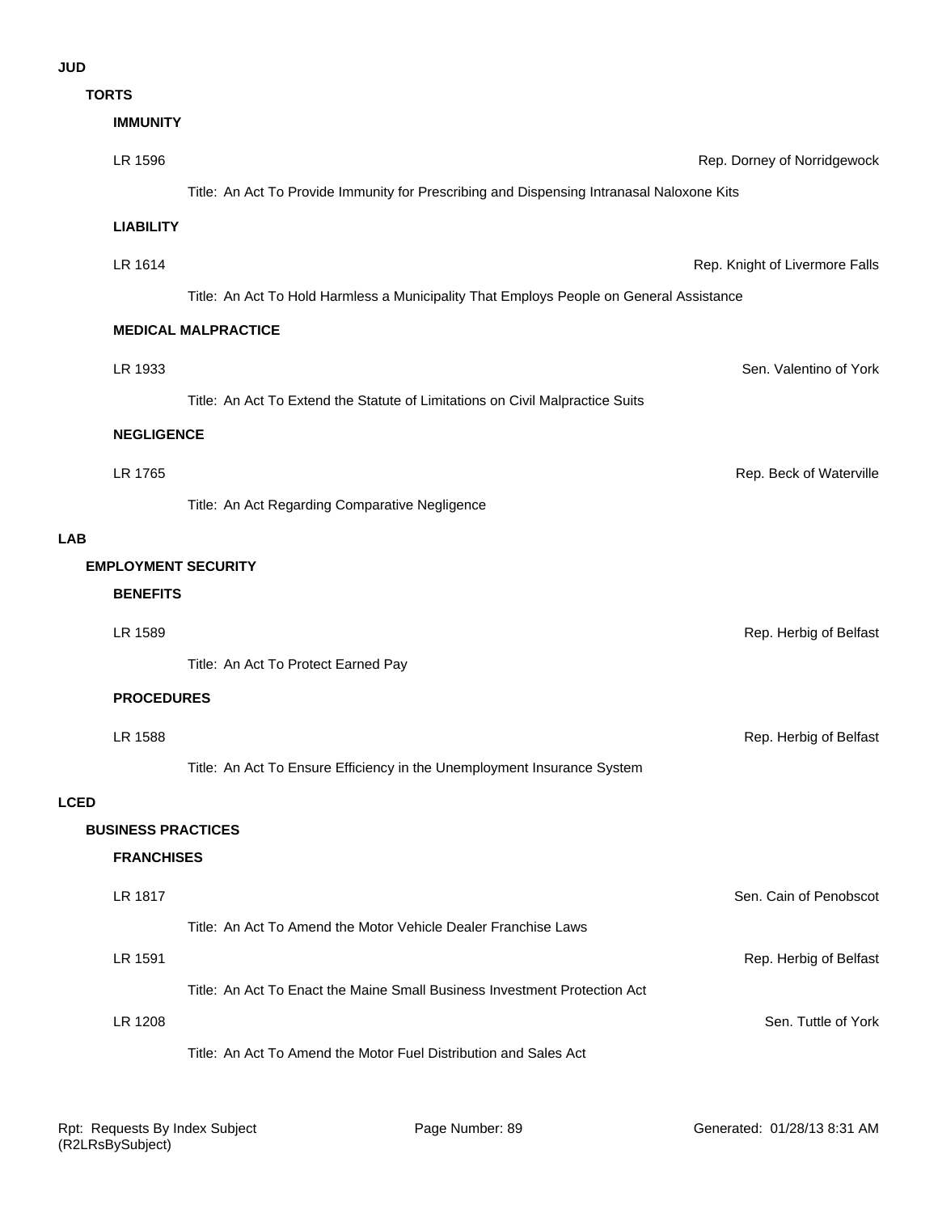# JUD

## TORTS

### IMMUNITY

LR 1596 — Rep. Dorney of Norridgewock

Title: An Act To Provide Immunity for Prescribing and Dispensing Intranasal Naloxone Kits

### LIABILITY

LR 1614 — Rep. Knight of Livermore Falls

Title: An Act To Hold Harmless a Municipality That Employs People on General Assistance

### MEDICAL MALPRACTICE

LR 1933 — Sen. Valentino of York

Title: An Act To Extend the Statute of Limitations on Civil Malpractice Suits

### NEGLIGENCE

LR 1765 — Rep. Beck of Waterville

Title: An Act Regarding Comparative Negligence

# LAB

## EMPLOYMENT SECURITY

### BENEFITS

LR 1589 — Rep. Herbig of Belfast

Title: An Act To Protect Earned Pay

### PROCEDURES

LR 1588 — Rep. Herbig of Belfast

Title: An Act To Ensure Efficiency in the Unemployment Insurance System

# LCED

## BUSINESS PRACTICES

### FRANCHISES

LR 1817 — Sen. Cain of Penobscot

Title: An Act To Amend the Motor Vehicle Dealer Franchise Laws

LR 1591 — Rep. Herbig of Belfast

Title: An Act To Enact the Maine Small Business Investment Protection Act

LR 1208 — Sen. Tuttle of York

Title: An Act To Amend the Motor Fuel Distribution and Sales Act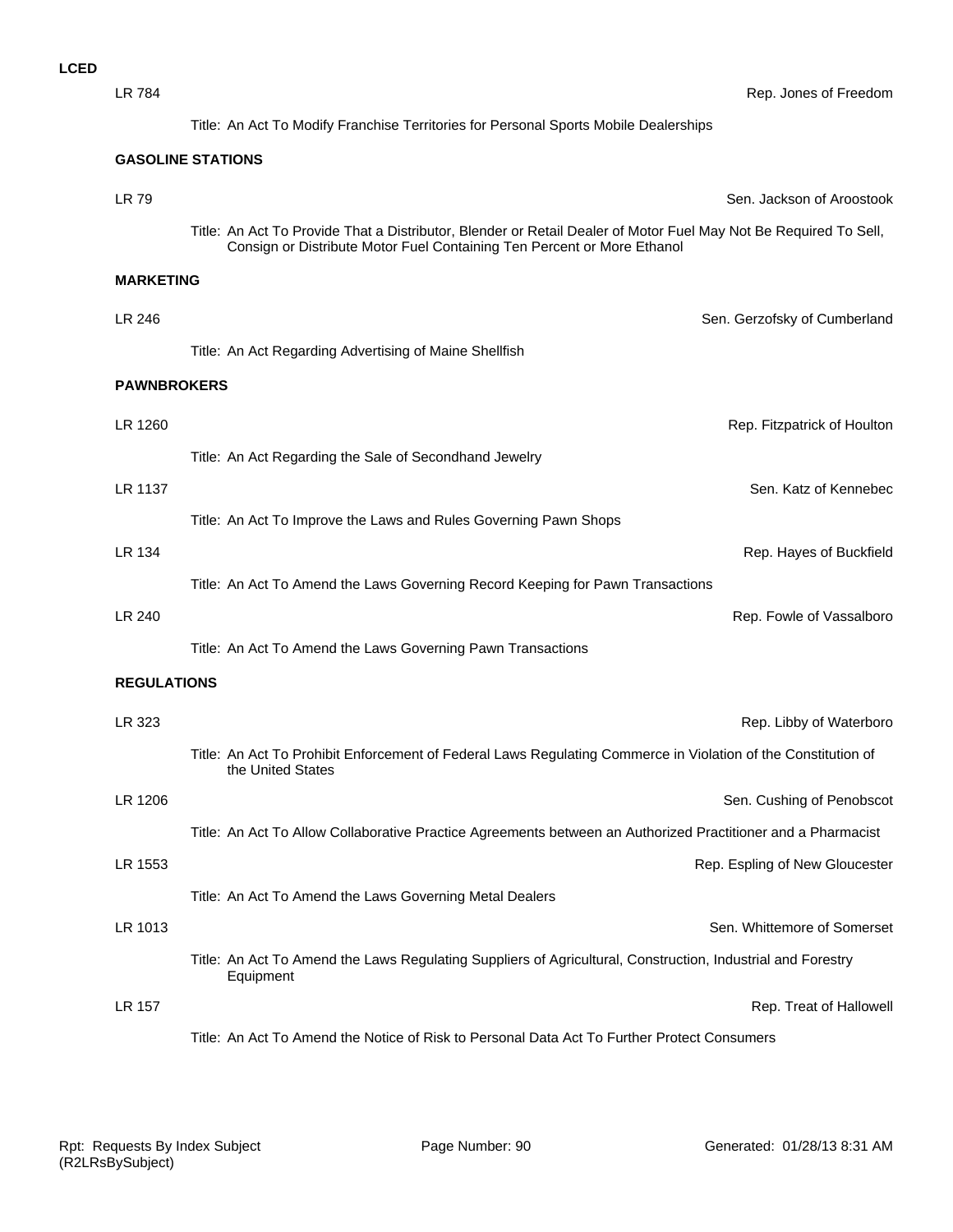**LCED**

LR 784 — Rep. Jones of Freedom

Title: An Act To Modify Franchise Territories for Personal Sports Mobile Dealerships

**GASOLINE STATIONS**

LR 79 — Sen. Jackson of Aroostook

Title: An Act To Provide That a Distributor, Blender or Retail Dealer of Motor Fuel May Not Be Required To Sell, Consign or Distribute Motor Fuel Containing Ten Percent or More Ethanol

**MARKETING**

LR 246 — Sen. Gerzofsky of Cumberland

Title: An Act Regarding Advertising of Maine Shellfish

**PAWNBROKERS**

LR 1260 — Rep. Fitzpatrick of Houlton

Title: An Act Regarding the Sale of Secondhand Jewelry

LR 1137 — Sen. Katz of Kennebec

Title: An Act To Improve the Laws and Rules Governing Pawn Shops

LR 134 — Rep. Hayes of Buckfield

Title: An Act To Amend the Laws Governing Record Keeping for Pawn Transactions

LR 240 — Rep. Fowle of Vassalboro

Title: An Act To Amend the Laws Governing Pawn Transactions

**REGULATIONS**

LR 323 — Rep. Libby of Waterboro

Title: An Act To Prohibit Enforcement of Federal Laws Regulating Commerce in Violation of the Constitution of the United States

LR 1206 — Sen. Cushing of Penobscot

Title: An Act To Allow Collaborative Practice Agreements between an Authorized Practitioner and a Pharmacist

LR 1553 — Rep. Espling of New Gloucester

Title: An Act To Amend the Laws Governing Metal Dealers

LR 1013 — Sen. Whittemore of Somerset

Title: An Act To Amend the Laws Regulating Suppliers of Agricultural, Construction, Industrial and Forestry Equipment

LR 157 — Rep. Treat of Hallowell

Title: An Act To Amend the Notice of Risk to Personal Data Act To Further Protect Consumers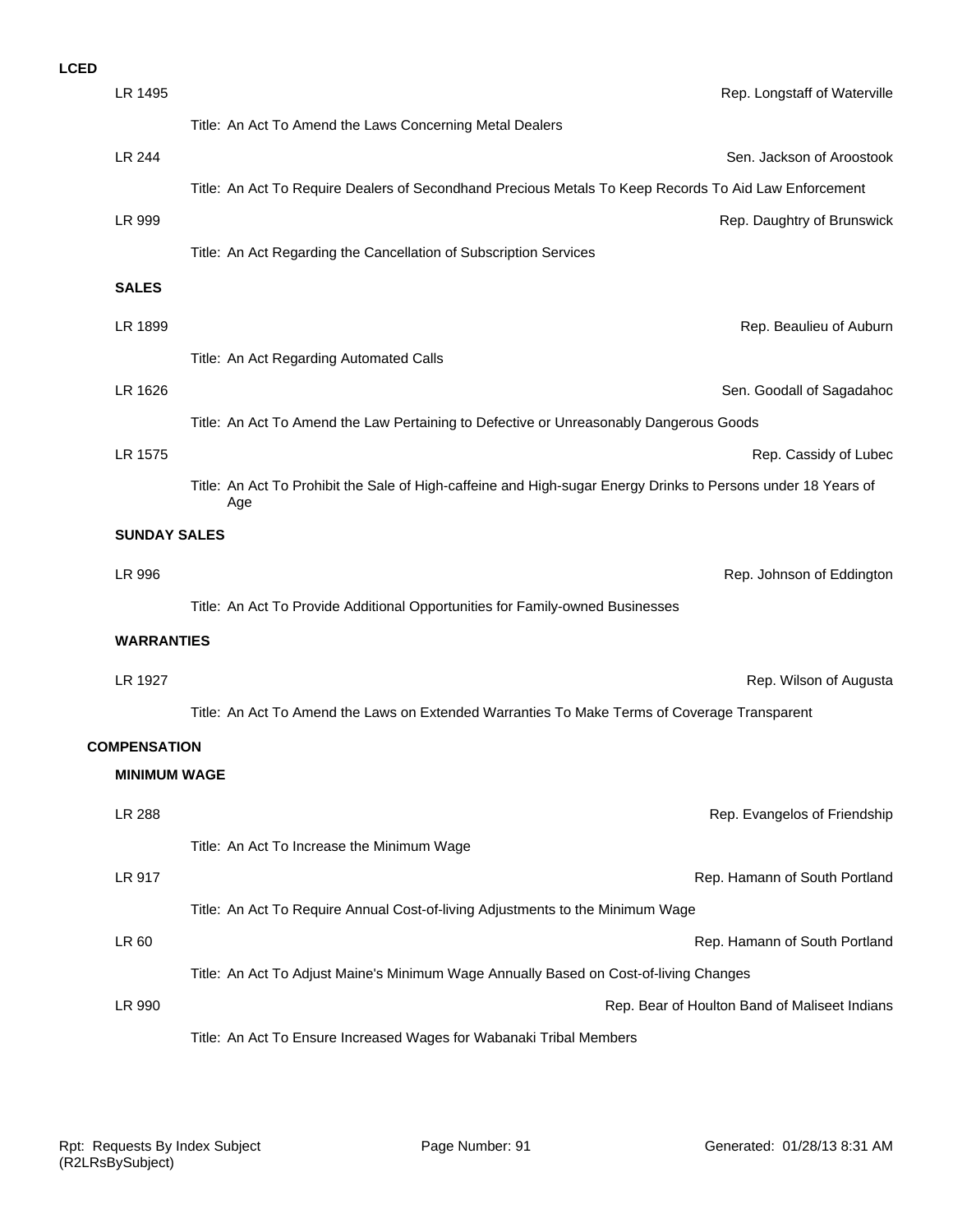**LCED**

LR 1495 — Rep. Longstaff of Waterville

Title: An Act To Amend the Laws Concerning Metal Dealers

LR 244 — Sen. Jackson of Aroostook

Title: An Act To Require Dealers of Secondhand Precious Metals To Keep Records To Aid Law Enforcement

LR 999 — Rep. Daughtry of Brunswick

Title: An Act Regarding the Cancellation of Subscription Services

### SALES

LR 1899 — Rep. Beaulieu of Auburn

Title: An Act Regarding Automated Calls

LR 1626 — Sen. Goodall of Sagadahoc

Title: An Act To Amend the Law Pertaining to Defective or Unreasonably Dangerous Goods

LR 1575 — Rep. Cassidy of Lubec

Title: An Act To Prohibit the Sale of High-caffeine and High-sugar Energy Drinks to Persons under 18 Years of Age

### SUNDAY SALES

LR 996 — Rep. Johnson of Eddington

Title: An Act To Provide Additional Opportunities for Family-owned Businesses

### WARRANTIES

LR 1927 — Rep. Wilson of Augusta

Title: An Act To Amend the Laws on Extended Warranties To Make Terms of Coverage Transparent

## COMPENSATION

### MINIMUM WAGE

LR 288 — Rep. Evangelos of Friendship

Title: An Act To Increase the Minimum Wage

LR 917 — Rep. Hamann of South Portland

Title: An Act To Require Annual Cost-of-living Adjustments to the Minimum Wage

LR 60 — Rep. Hamann of South Portland

Title: An Act To Adjust Maine's Minimum Wage Annually Based on Cost-of-living Changes

LR 990 — Rep. Bear of Houlton Band of Maliseet Indians

Title: An Act To Ensure Increased Wages for Wabanaki Tribal Members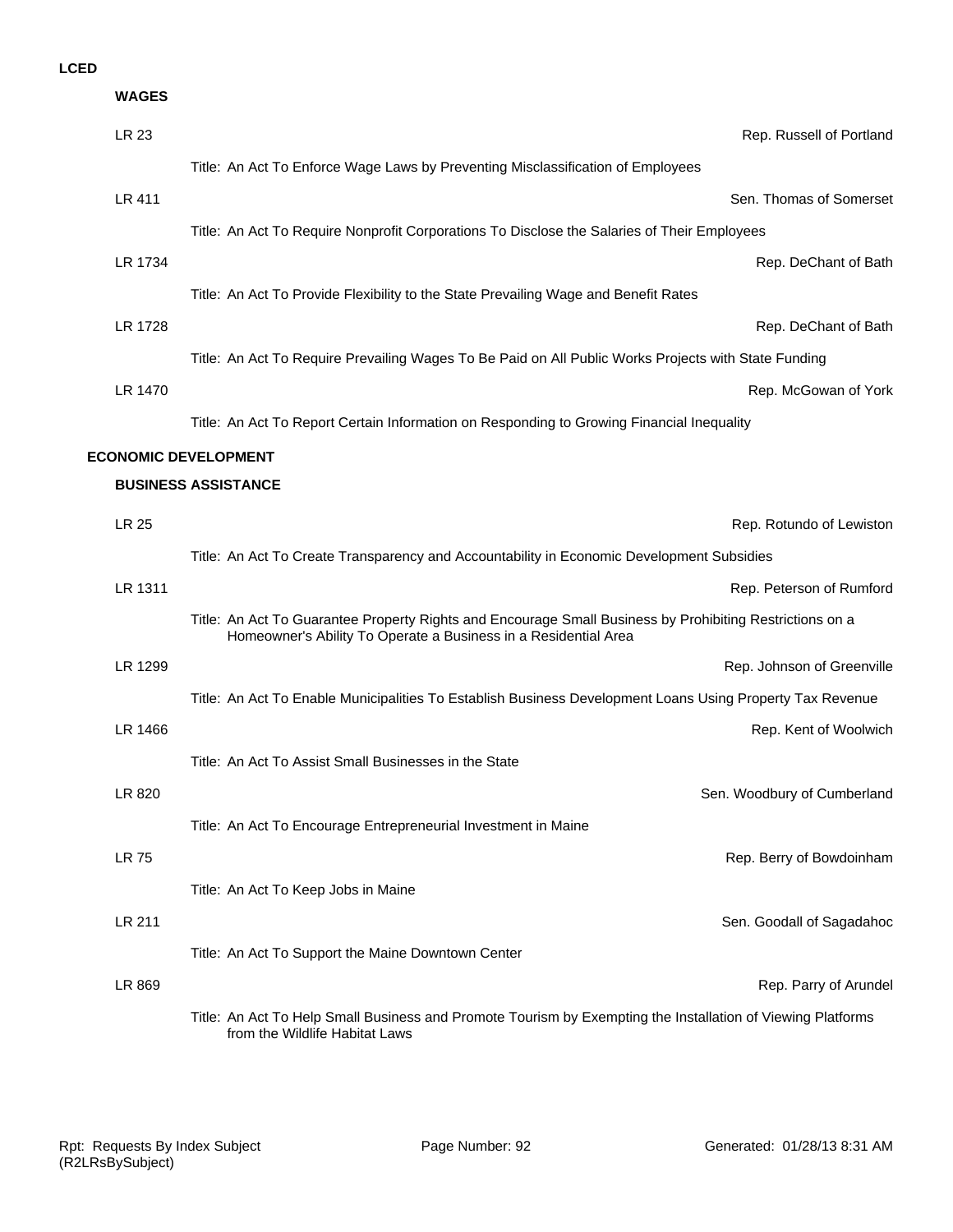**LCED**

**WAGES**

LR 23 — Rep. Russell of Portland

Title: An Act To Enforce Wage Laws by Preventing Misclassification of Employees

LR 411 — Sen. Thomas of Somerset

Title: An Act To Require Nonprofit Corporations To Disclose the Salaries of Their Employees

LR 1734 — Rep. DeChant of Bath

Title: An Act To Provide Flexibility to the State Prevailing Wage and Benefit Rates

LR 1728 — Rep. DeChant of Bath

Title: An Act To Require Prevailing Wages To Be Paid on All Public Works Projects with State Funding

LR 1470 — Rep. McGowan of York

Title: An Act To Report Certain Information on Responding to Growing Financial Inequality

**ECONOMIC DEVELOPMENT**

**BUSINESS ASSISTANCE**

LR 25 — Rep. Rotundo of Lewiston

Title: An Act To Create Transparency and Accountability in Economic Development Subsidies

LR 1311 — Rep. Peterson of Rumford

Title: An Act To Guarantee Property Rights and Encourage Small Business by Prohibiting Restrictions on a Homeowner's Ability To Operate a Business in a Residential Area

LR 1299 — Rep. Johnson of Greenville

Title: An Act To Enable Municipalities To Establish Business Development Loans Using Property Tax Revenue

LR 1466 — Rep. Kent of Woolwich

Title: An Act To Assist Small Businesses in the State

LR 820 — Sen. Woodbury of Cumberland

Title: An Act To Encourage Entrepreneurial Investment in Maine

LR 75 — Rep. Berry of Bowdoinham

Title: An Act To Keep Jobs in Maine

LR 211 — Sen. Goodall of Sagadahoc

Title: An Act To Support the Maine Downtown Center

LR 869 — Rep. Parry of Arundel

Title: An Act To Help Small Business and Promote Tourism by Exempting the Installation of Viewing Platforms from the Wildlife Habitat Laws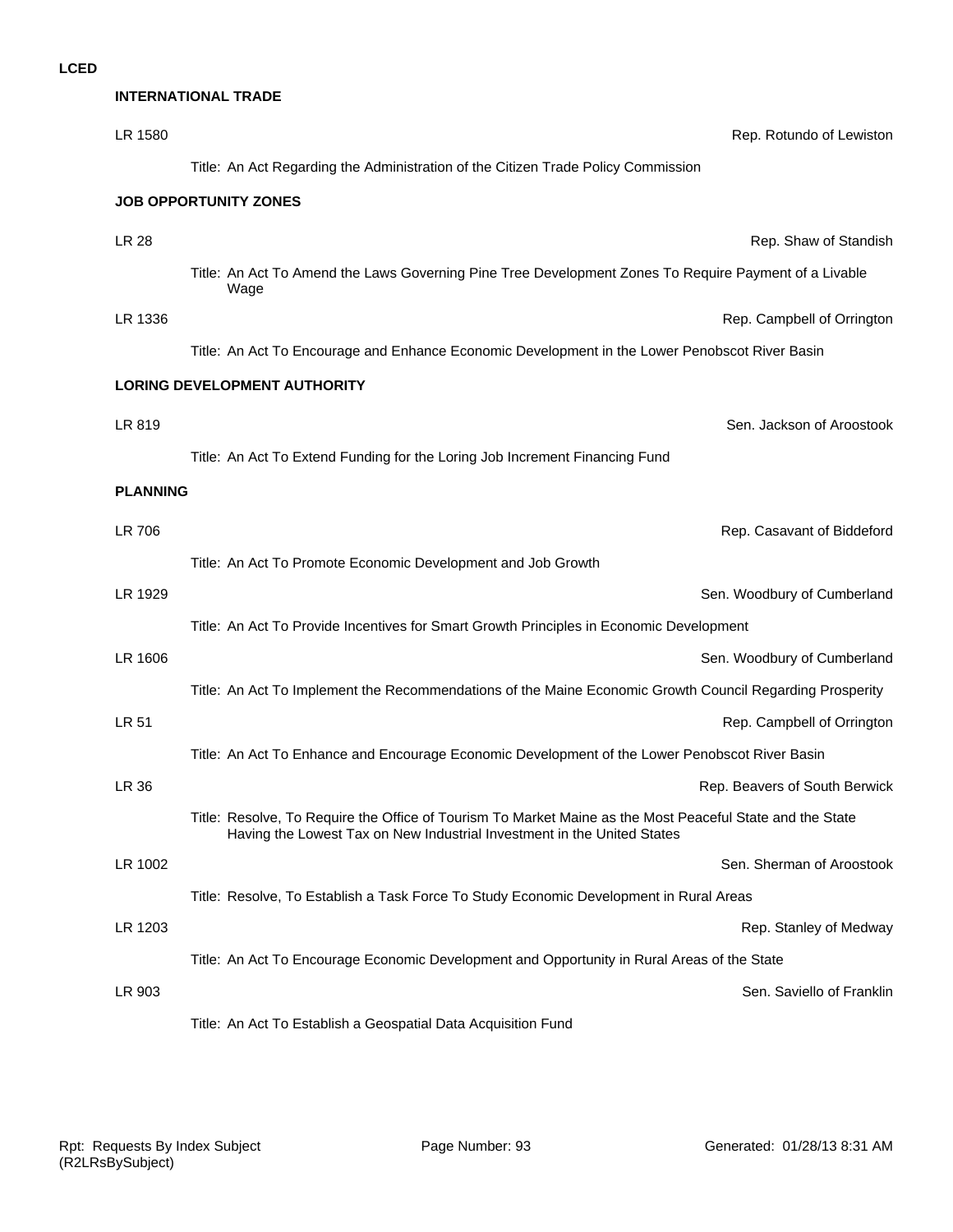**LCED**

**INTERNATIONAL TRADE**

LR 1580 — Rep. Rotundo of Lewiston

Title: An Act Regarding the Administration of the Citizen Trade Policy Commission

**JOB OPPORTUNITY ZONES**

LR 28 — Rep. Shaw of Standish

Title: An Act To Amend the Laws Governing Pine Tree Development Zones To Require Payment of a Livable Wage

LR 1336 — Rep. Campbell of Orrington

Title: An Act To Encourage and Enhance Economic Development in the Lower Penobscot River Basin

**LORING DEVELOPMENT AUTHORITY**

LR 819 — Sen. Jackson of Aroostook

Title: An Act To Extend Funding for the Loring Job Increment Financing Fund

**PLANNING**

LR 706 — Rep. Casavant of Biddeford

Title: An Act To Promote Economic Development and Job Growth

LR 1929 — Sen. Woodbury of Cumberland

Title: An Act To Provide Incentives for Smart Growth Principles in Economic Development

LR 1606 — Sen. Woodbury of Cumberland

Title: An Act To Implement the Recommendations of the Maine Economic Growth Council Regarding Prosperity

LR 51 — Rep. Campbell of Orrington

Title: An Act To Enhance and Encourage Economic Development of the Lower Penobscot River Basin

LR 36 — Rep. Beavers of South Berwick

Title: Resolve, To Require the Office of Tourism To Market Maine as the Most Peaceful State and the State Having the Lowest Tax on New Industrial Investment in the United States

LR 1002 — Sen. Sherman of Aroostook

Title: Resolve, To Establish a Task Force To Study Economic Development in Rural Areas

LR 1203 — Rep. Stanley of Medway

Title: An Act To Encourage Economic Development and Opportunity in Rural Areas of the State

LR 903 — Sen. Saviello of Franklin

Title: An Act To Establish a Geospatial Data Acquisition Fund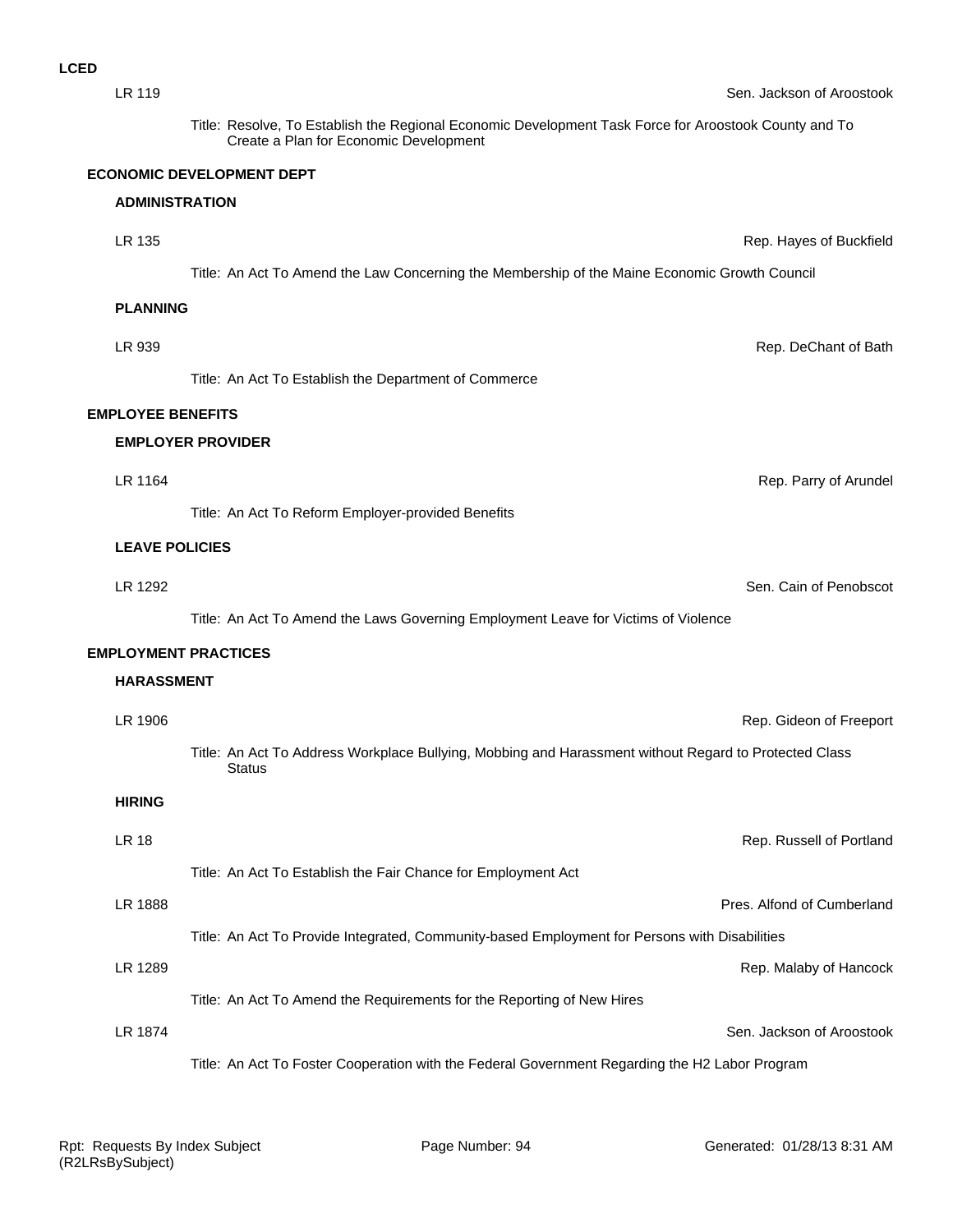**LCED**

LR 119 — Sen. Jackson of Aroostook

Title: Resolve, To Establish the Regional Economic Development Task Force for Aroostook County and To Create a Plan for Economic Development

## ECONOMIC DEVELOPMENT DEPT

### ADMINISTRATION

LR 135 — Rep. Hayes of Buckfield

Title: An Act To Amend the Law Concerning the Membership of the Maine Economic Growth Council

### PLANNING

LR 939 — Rep. DeChant of Bath

Title: An Act To Establish the Department of Commerce

## EMPLOYEE BENEFITS

### EMPLOYER PROVIDER

LR 1164 — Rep. Parry of Arundel

Title: An Act To Reform Employer-provided Benefits

### LEAVE POLICIES

LR 1292 — Sen. Cain of Penobscot

Title: An Act To Amend the Laws Governing Employment Leave for Victims of Violence

## EMPLOYMENT PRACTICES

### HARASSMENT

LR 1906 — Rep. Gideon of Freeport

Title: An Act To Address Workplace Bullying, Mobbing and Harassment without Regard to Protected Class Status

### HIRING

LR 18 — Rep. Russell of Portland

Title: An Act To Establish the Fair Chance for Employment Act

LR 1888 — Pres. Alfond of Cumberland

Title: An Act To Provide Integrated, Community-based Employment for Persons with Disabilities

LR 1289 — Rep. Malaby of Hancock

Title: An Act To Amend the Requirements for the Reporting of New Hires

LR 1874 — Sen. Jackson of Aroostook

Title: An Act To Foster Cooperation with the Federal Government Regarding the H2 Labor Program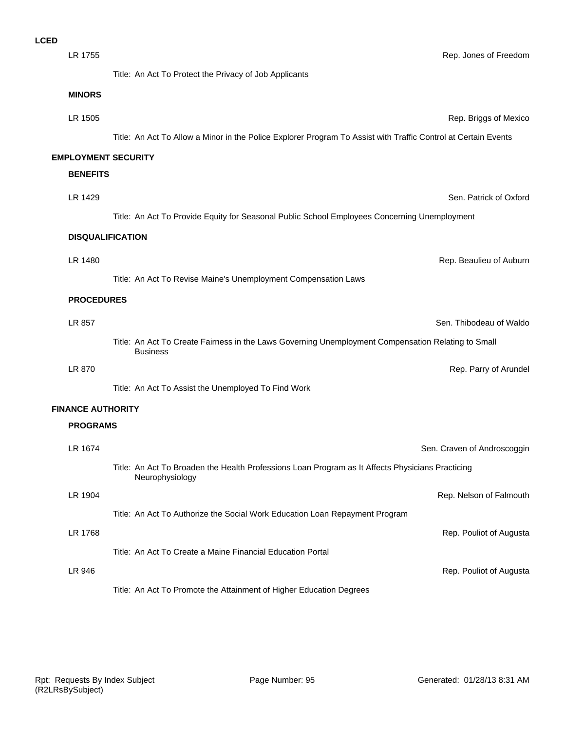**LCED**

LR 1755 — Rep. Jones of Freedom

Title: An Act To Protect the Privacy of Job Applicants

### MINORS

LR 1505 — Rep. Briggs of Mexico

Title: An Act To Allow a Minor in the Police Explorer Program To Assist with Traffic Control at Certain Events

## EMPLOYMENT SECURITY

### BENEFITS

LR 1429 — Sen. Patrick of Oxford

Title: An Act To Provide Equity for Seasonal Public School Employees Concerning Unemployment

### DISQUALIFICATION

LR 1480 — Rep. Beaulieu of Auburn

Title: An Act To Revise Maine's Unemployment Compensation Laws

### PROCEDURES

LR 857 — Sen. Thibodeau of Waldo

Title: An Act To Create Fairness in the Laws Governing Unemployment Compensation Relating to Small Business

LR 870 — Rep. Parry of Arundel

Title: An Act To Assist the Unemployed To Find Work

## FINANCE AUTHORITY

### PROGRAMS

LR 1674 — Sen. Craven of Androscoggin

Title: An Act To Broaden the Health Professions Loan Program as It Affects Physicians Practicing Neurophysiology

LR 1904 — Rep. Nelson of Falmouth

Title: An Act To Authorize the Social Work Education Loan Repayment Program

LR 1768 — Rep. Pouliot of Augusta

Title: An Act To Create a Maine Financial Education Portal

LR 946 — Rep. Pouliot of Augusta

Title: An Act To Promote the Attainment of Higher Education Degrees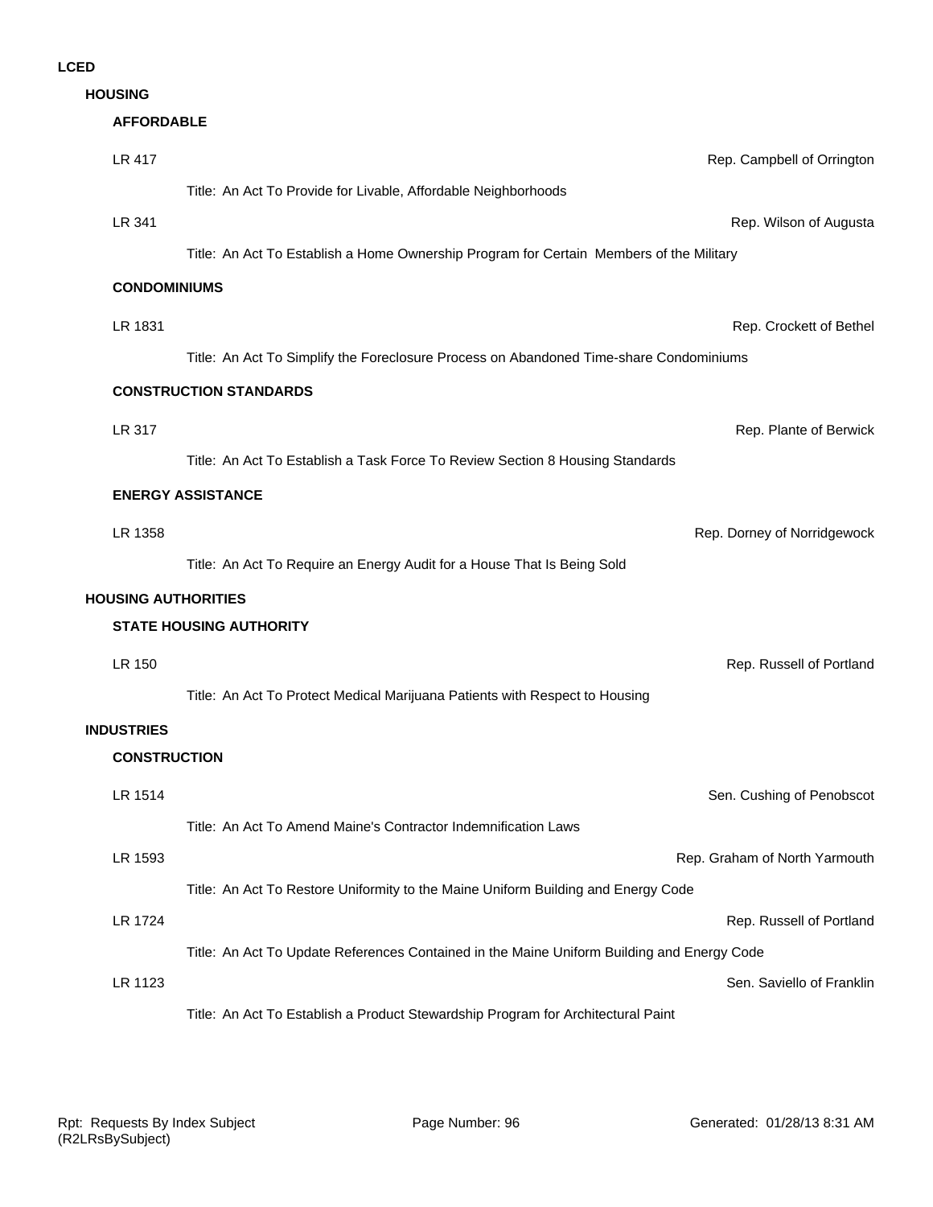# LCED

## HOUSING

### AFFORDABLE

LR 417 — Rep. Campbell of Orrington

Title: An Act To Provide for Livable, Affordable Neighborhoods

LR 341 — Rep. Wilson of Augusta

Title: An Act To Establish a Home Ownership Program for Certain Members of the Military

### CONDOMINIUMS

LR 1831 — Rep. Crockett of Bethel

Title: An Act To Simplify the Foreclosure Process on Abandoned Time-share Condominiums

### CONSTRUCTION STANDARDS

LR 317 — Rep. Plante of Berwick

Title: An Act To Establish a Task Force To Review Section 8 Housing Standards

### ENERGY ASSISTANCE

LR 1358 — Rep. Dorney of Norridgewock

Title: An Act To Require an Energy Audit for a House That Is Being Sold

## HOUSING AUTHORITIES

### STATE HOUSING AUTHORITY

LR 150 — Rep. Russell of Portland

Title: An Act To Protect Medical Marijuana Patients with Respect to Housing

## INDUSTRIES

### CONSTRUCTION

LR 1514 — Sen. Cushing of Penobscot

Title: An Act To Amend Maine's Contractor Indemnification Laws

LR 1593 — Rep. Graham of North Yarmouth

Title: An Act To Restore Uniformity to the Maine Uniform Building and Energy Code

LR 1724 — Rep. Russell of Portland

Title: An Act To Update References Contained in the Maine Uniform Building and Energy Code

LR 1123 — Sen. Saviello of Franklin

Title: An Act To Establish a Product Stewardship Program for Architectural Paint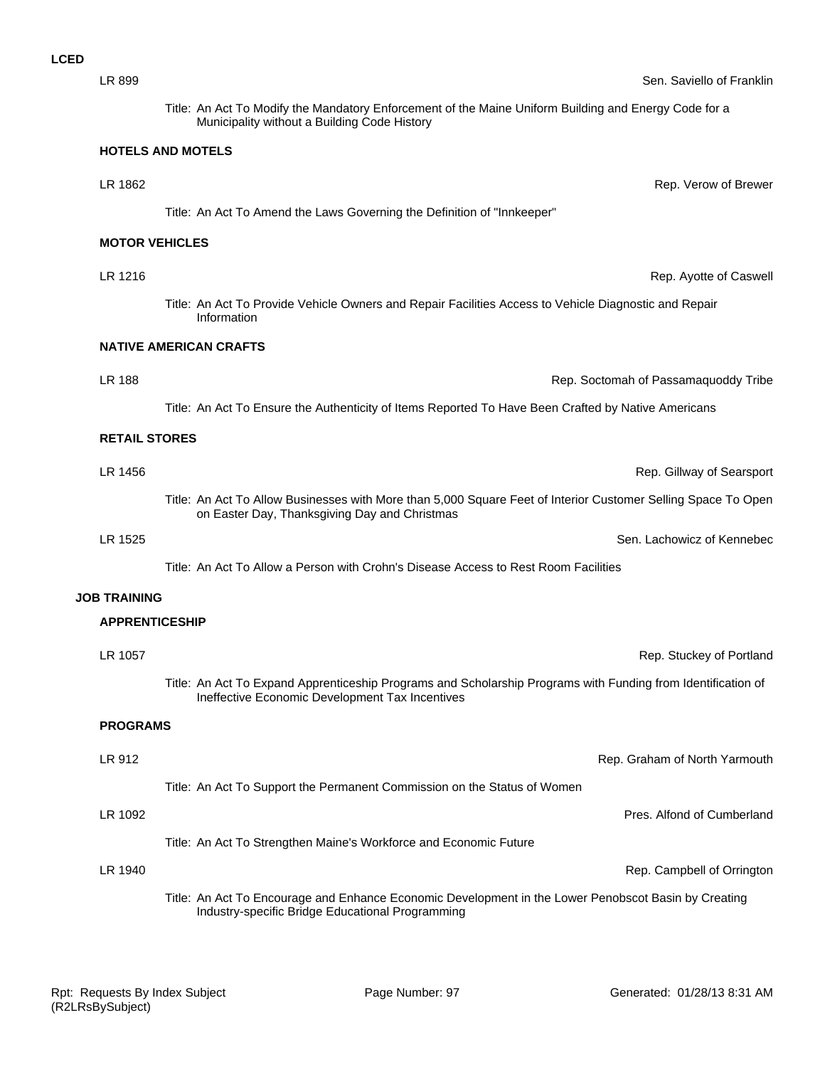**LCED**

LR 899 — Sen. Saviello of Franklin

Title: An Act To Modify the Mandatory Enforcement of the Maine Uniform Building and Energy Code for a Municipality without a Building Code History

**HOTELS AND MOTELS**

LR 1862 — Rep. Verow of Brewer

Title: An Act To Amend the Laws Governing the Definition of "Innkeeper"

**MOTOR VEHICLES**

LR 1216 — Rep. Ayotte of Caswell

Title: An Act To Provide Vehicle Owners and Repair Facilities Access to Vehicle Diagnostic and Repair Information

**NATIVE AMERICAN CRAFTS**

LR 188 — Rep. Soctomah of Passamaquoddy Tribe

Title: An Act To Ensure the Authenticity of Items Reported To Have Been Crafted by Native Americans

**RETAIL STORES**

LR 1456 — Rep. Gillway of Searsport

Title: An Act To Allow Businesses with More than 5,000 Square Feet of Interior Customer Selling Space To Open on Easter Day, Thanksgiving Day and Christmas

LR 1525 — Sen. Lachowicz of Kennebec

Title: An Act To Allow a Person with Crohn's Disease Access to Rest Room Facilities

**JOB TRAINING**

**APPRENTICESHIP**

LR 1057 — Rep. Stuckey of Portland

Title: An Act To Expand Apprenticeship Programs and Scholarship Programs with Funding from Identification of Ineffective Economic Development Tax Incentives

**PROGRAMS**

LR 912 — Rep. Graham of North Yarmouth

Title: An Act To Support the Permanent Commission on the Status of Women

LR 1092 — Pres. Alfond of Cumberland

Title: An Act To Strengthen Maine's Workforce and Economic Future

LR 1940 — Rep. Campbell of Orrington

Title: An Act To Encourage and Enhance Economic Development in the Lower Penobscot Basin by Creating Industry-specific Bridge Educational Programming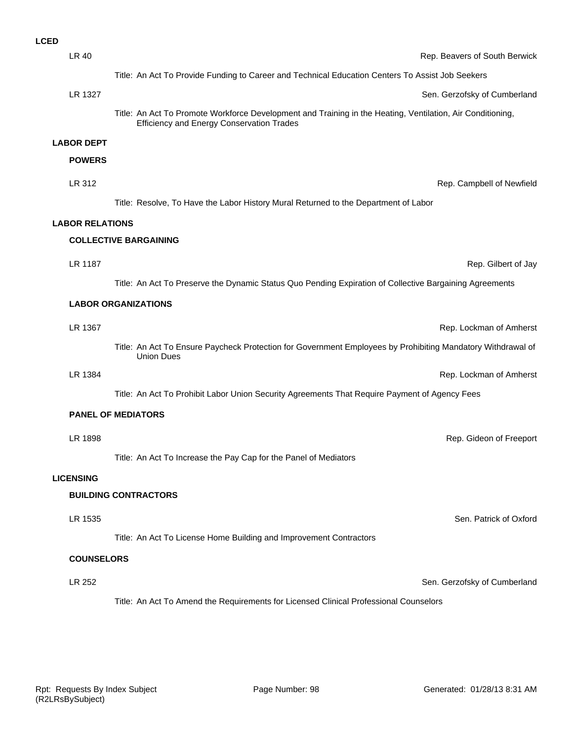**LCED**

LR 40 — Rep. Beavers of South Berwick

Title: An Act To Provide Funding to Career and Technical Education Centers To Assist Job Seekers

LR 1327 — Sen. Gerzofsky of Cumberland

Title: An Act To Promote Workforce Development and Training in the Heating, Ventilation, Air Conditioning, Efficiency and Energy Conservation Trades

## LABOR DEPT

### POWERS

LR 312 — Rep. Campbell of Newfield

Title: Resolve, To Have the Labor History Mural Returned to the Department of Labor

## LABOR RELATIONS

### COLLECTIVE BARGAINING

LR 1187 — Rep. Gilbert of Jay

Title: An Act To Preserve the Dynamic Status Quo Pending Expiration of Collective Bargaining Agreements

### LABOR ORGANIZATIONS

LR 1367 — Rep. Lockman of Amherst

Title: An Act To Ensure Paycheck Protection for Government Employees by Prohibiting Mandatory Withdrawal of Union Dues

LR 1384 — Rep. Lockman of Amherst

Title: An Act To Prohibit Labor Union Security Agreements That Require Payment of Agency Fees

### PANEL OF MEDIATORS

LR 1898 — Rep. Gideon of Freeport

Title: An Act To Increase the Pay Cap for the Panel of Mediators

## LICENSING

### BUILDING CONTRACTORS

LR 1535 — Sen. Patrick of Oxford

Title: An Act To License Home Building and Improvement Contractors

### COUNSELORS

LR 252 — Sen. Gerzofsky of Cumberland

Title: An Act To Amend the Requirements for Licensed Clinical Professional Counselors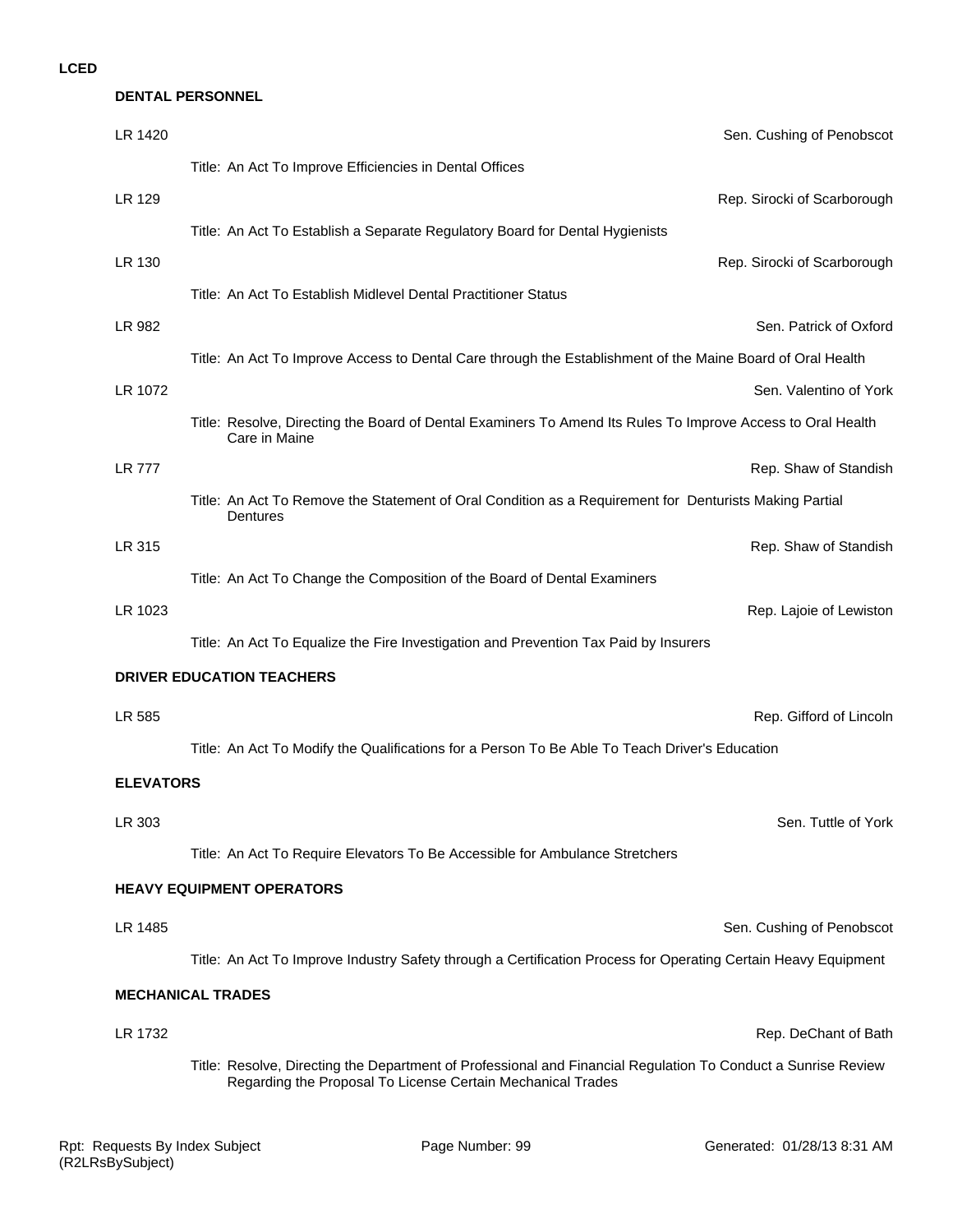**LCED**

## DENTAL PERSONNEL

LR 1420 — Sen. Cushing of Penobscot

Title: An Act To Improve Efficiencies in Dental Offices

LR 129 — Rep. Sirocki of Scarborough

Title: An Act To Establish a Separate Regulatory Board for Dental Hygienists

LR 130 — Rep. Sirocki of Scarborough

Title: An Act To Establish Midlevel Dental Practitioner Status

LR 982 — Sen. Patrick of Oxford

Title: An Act To Improve Access to Dental Care through the Establishment of the Maine Board of Oral Health

LR 1072 — Sen. Valentino of York

Title: Resolve, Directing the Board of Dental Examiners To Amend Its Rules To Improve Access to Oral Health Care in Maine

LR 777 — Rep. Shaw of Standish

Title: An Act To Remove the Statement of Oral Condition as a Requirement for Denturists Making Partial Dentures

LR 315 — Rep. Shaw of Standish

Title: An Act To Change the Composition of the Board of Dental Examiners

LR 1023 — Rep. Lajoie of Lewiston

Title: An Act To Equalize the Fire Investigation and Prevention Tax Paid by Insurers

## DRIVER EDUCATION TEACHERS

LR 585 — Rep. Gifford of Lincoln

Title: An Act To Modify the Qualifications for a Person To Be Able To Teach Driver's Education

## ELEVATORS

LR 303 — Sen. Tuttle of York

Title: An Act To Require Elevators To Be Accessible for Ambulance Stretchers

## HEAVY EQUIPMENT OPERATORS

LR 1485 — Sen. Cushing of Penobscot

Title: An Act To Improve Industry Safety through a Certification Process for Operating Certain Heavy Equipment

## MECHANICAL TRADES

LR 1732 — Rep. DeChant of Bath

Title: Resolve, Directing the Department of Professional and Financial Regulation To Conduct a Sunrise Review Regarding the Proposal To License Certain Mechanical Trades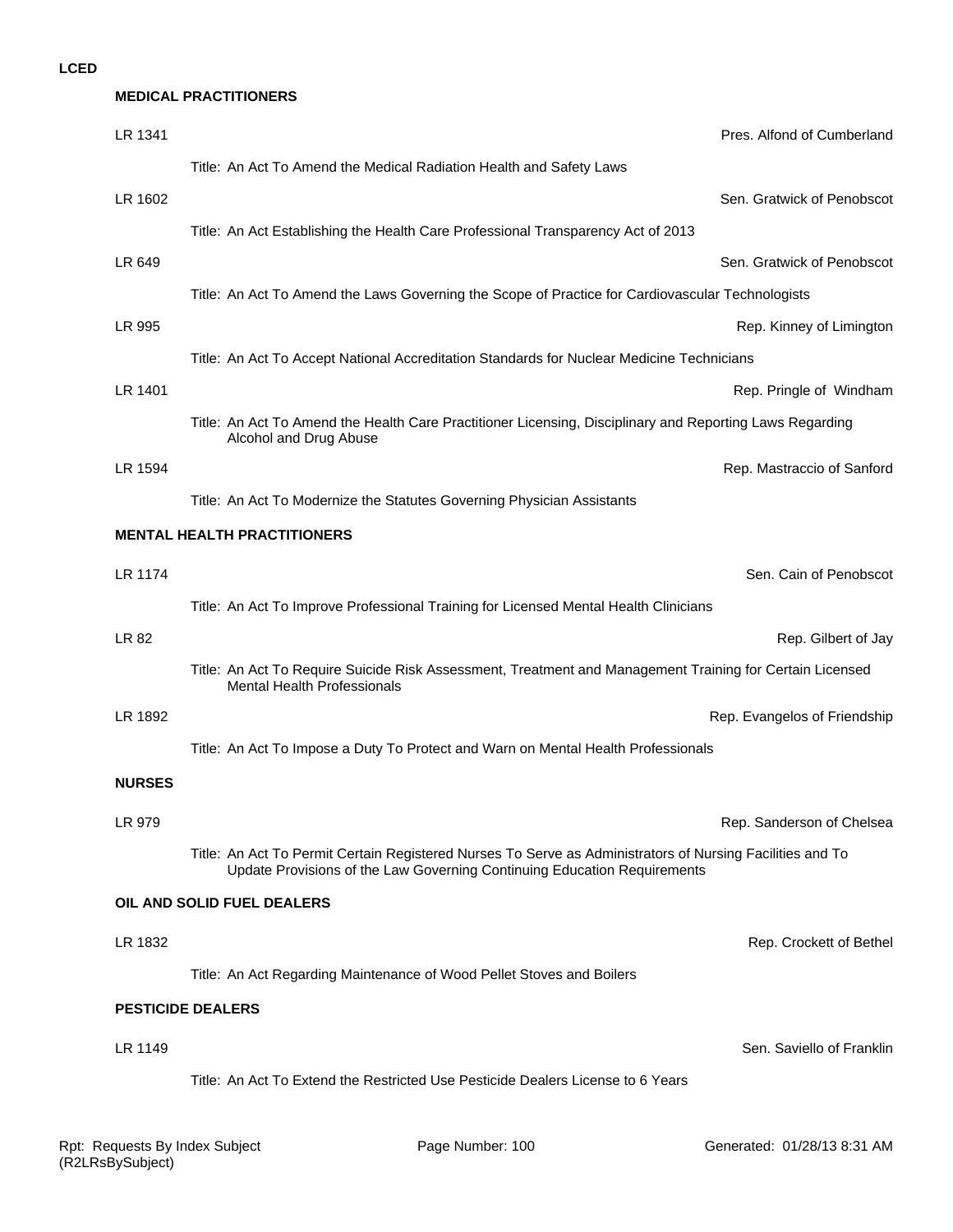**LCED**

### MEDICAL PRACTITIONERS

LR 1341 — Pres. Alfond of Cumberland

Title: An Act To Amend the Medical Radiation Health and Safety Laws

LR 1602 — Sen. Gratwick of Penobscot

Title: An Act Establishing the Health Care Professional Transparency Act of 2013

LR 649 — Sen. Gratwick of Penobscot

Title: An Act To Amend the Laws Governing the Scope of Practice for Cardiovascular Technologists

LR 995 — Rep. Kinney of Limington

Title: An Act To Accept National Accreditation Standards for Nuclear Medicine Technicians

LR 1401 — Rep. Pringle of Windham

Title: An Act To Amend the Health Care Practitioner Licensing, Disciplinary and Reporting Laws Regarding Alcohol and Drug Abuse

LR 1594 — Rep. Mastraccio of Sanford

Title: An Act To Modernize the Statutes Governing Physician Assistants

### MENTAL HEALTH PRACTITIONERS

LR 1174 — Sen. Cain of Penobscot

Title: An Act To Improve Professional Training for Licensed Mental Health Clinicians

LR 82 — Rep. Gilbert of Jay

Title: An Act To Require Suicide Risk Assessment, Treatment and Management Training for Certain Licensed Mental Health Professionals

LR 1892 — Rep. Evangelos of Friendship

Title: An Act To Impose a Duty To Protect and Warn on Mental Health Professionals

### NURSES

LR 979 — Rep. Sanderson of Chelsea

Title: An Act To Permit Certain Registered Nurses To Serve as Administrators of Nursing Facilities and To Update Provisions of the Law Governing Continuing Education Requirements

### OIL AND SOLID FUEL DEALERS

LR 1832 — Rep. Crockett of Bethel

Title: An Act Regarding Maintenance of Wood Pellet Stoves and Boilers

### PESTICIDE DEALERS

LR 1149 — Sen. Saviello of Franklin

Title: An Act To Extend the Restricted Use Pesticide Dealers License to 6 Years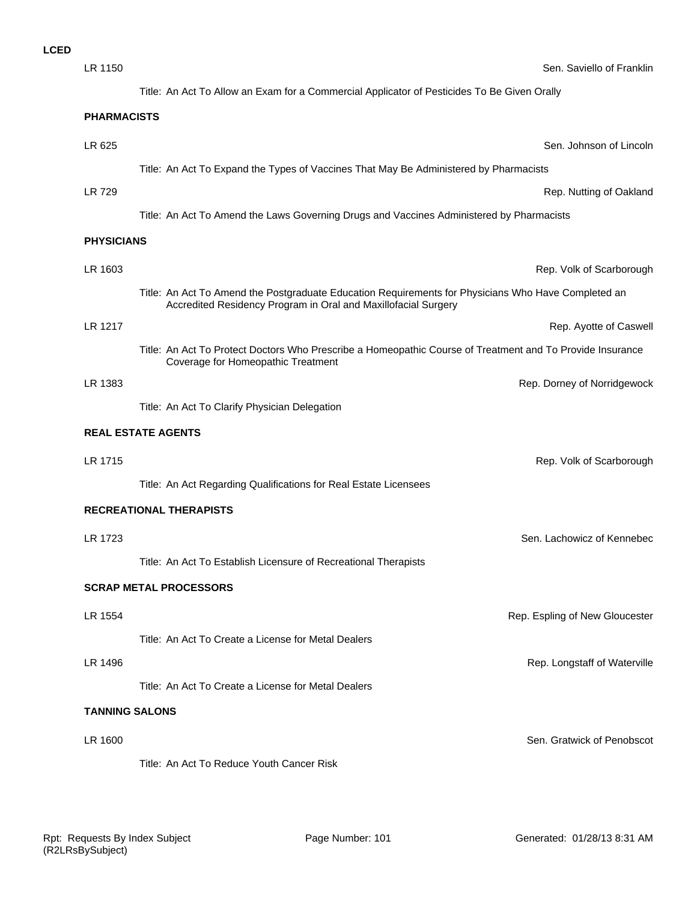**LCED**

LR 1150 — Sen. Saviello of Franklin

Title: An Act To Allow an Exam for a Commercial Applicator of Pesticides To Be Given Orally

### PHARMACISTS

LR 625 — Sen. Johnson of Lincoln

Title: An Act To Expand the Types of Vaccines That May Be Administered by Pharmacists

LR 729 — Rep. Nutting of Oakland

Title: An Act To Amend the Laws Governing Drugs and Vaccines Administered by Pharmacists

### PHYSICIANS

LR 1603 — Rep. Volk of Scarborough

Title: An Act To Amend the Postgraduate Education Requirements for Physicians Who Have Completed an Accredited Residency Program in Oral and Maxillofacial Surgery

LR 1217 — Rep. Ayotte of Caswell

Title: An Act To Protect Doctors Who Prescribe a Homeopathic Course of Treatment and To Provide Insurance Coverage for Homeopathic Treatment

LR 1383 — Rep. Dorney of Norridgewock

Title: An Act To Clarify Physician Delegation

### REAL ESTATE AGENTS

LR 1715 — Rep. Volk of Scarborough

Title: An Act Regarding Qualifications for Real Estate Licensees

### RECREATIONAL THERAPISTS

LR 1723 — Sen. Lachowicz of Kennebec

Title: An Act To Establish Licensure of Recreational Therapists

### SCRAP METAL PROCESSORS

LR 1554 — Rep. Espling of New Gloucester

Title: An Act To Create a License for Metal Dealers

LR 1496 — Rep. Longstaff of Waterville

Title: An Act To Create a License for Metal Dealers

### TANNING SALONS

LR 1600 — Sen. Gratwick of Penobscot

Title: An Act To Reduce Youth Cancer Risk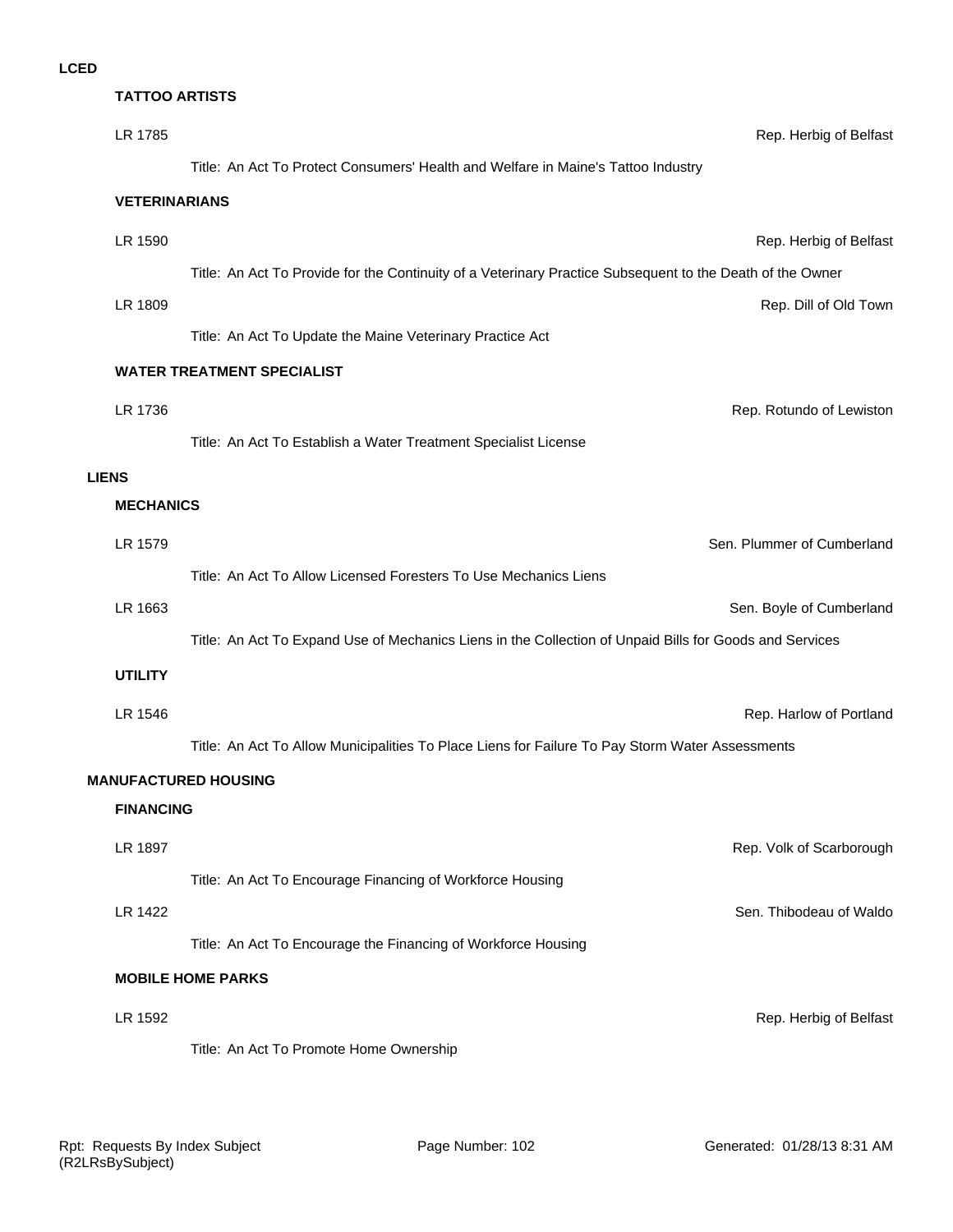# LCED

## TATTOO ARTISTS

LR 1785 — Rep. Herbig of Belfast

Title: An Act To Protect Consumers' Health and Welfare in Maine's Tattoo Industry

## VETERINARIANS

LR 1590 — Rep. Herbig of Belfast

Title: An Act To Provide for the Continuity of a Veterinary Practice Subsequent to the Death of the Owner

LR 1809 — Rep. Dill of Old Town

Title: An Act To Update the Maine Veterinary Practice Act

## WATER TREATMENT SPECIALIST

LR 1736 — Rep. Rotundo of Lewiston

Title: An Act To Establish a Water Treatment Specialist License

# LIENS

## MECHANICS

LR 1579 — Sen. Plummer of Cumberland

Title: An Act To Allow Licensed Foresters To Use Mechanics Liens

LR 1663 — Sen. Boyle of Cumberland

Title: An Act To Expand Use of Mechanics Liens in the Collection of Unpaid Bills for Goods and Services

## UTILITY

LR 1546 — Rep. Harlow of Portland

Title: An Act To Allow Municipalities To Place Liens for Failure To Pay Storm Water Assessments

# MANUFACTURED HOUSING

## FINANCING

LR 1897 — Rep. Volk of Scarborough

Title: An Act To Encourage Financing of Workforce Housing

LR 1422 — Sen. Thibodeau of Waldo

Title: An Act To Encourage the Financing of Workforce Housing

## MOBILE HOME PARKS

LR 1592 — Rep. Herbig of Belfast

Title: An Act To Promote Home Ownership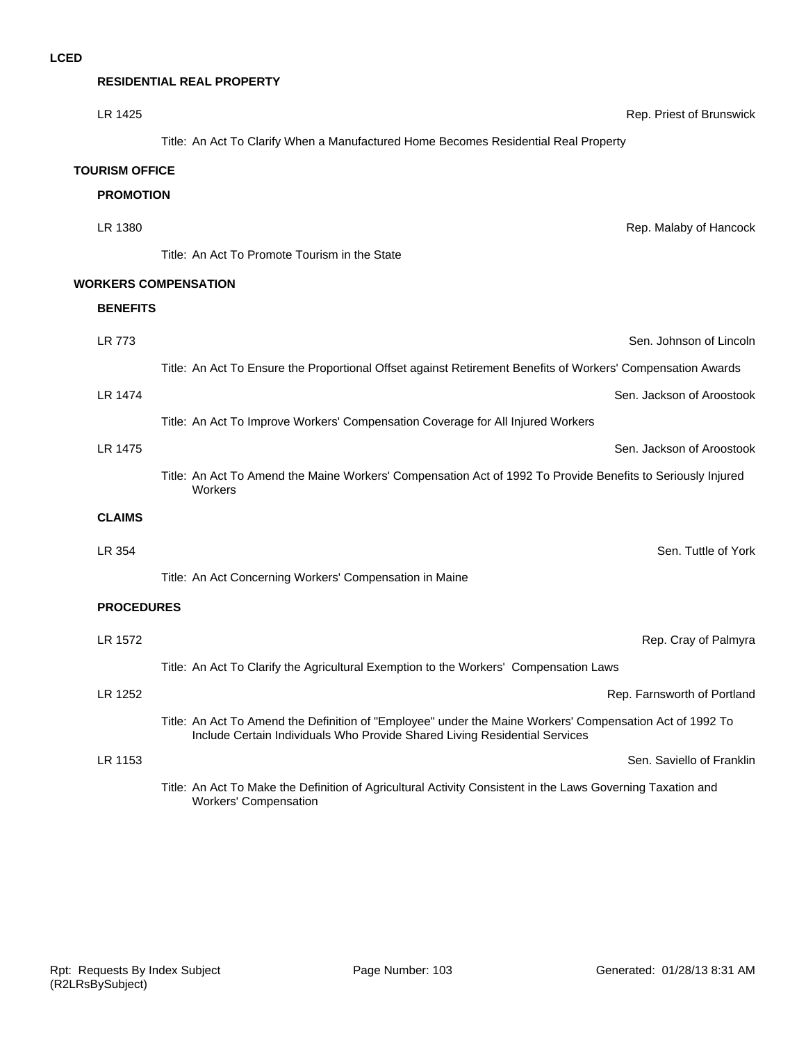**LCED**

**RESIDENTIAL REAL PROPERTY**

LR 1425 — Rep. Priest of Brunswick

Title: An Act To Clarify When a Manufactured Home Becomes Residential Real Property

**TOURISM OFFICE**

**PROMOTION**

LR 1380 — Rep. Malaby of Hancock

Title: An Act To Promote Tourism in the State

**WORKERS COMPENSATION**

**BENEFITS**

LR 773 — Sen. Johnson of Lincoln

Title: An Act To Ensure the Proportional Offset against Retirement Benefits of Workers' Compensation Awards

LR 1474 — Sen. Jackson of Aroostook

Title: An Act To Improve Workers' Compensation Coverage for All Injured Workers

LR 1475 — Sen. Jackson of Aroostook

Title: An Act To Amend the Maine Workers' Compensation Act of 1992 To Provide Benefits to Seriously Injured Workers

**CLAIMS**

LR 354 — Sen. Tuttle of York

Title: An Act Concerning Workers' Compensation in Maine

**PROCEDURES**

LR 1572 — Rep. Cray of Palmyra

Title: An Act To Clarify the Agricultural Exemption to the Workers' Compensation Laws

LR 1252 — Rep. Farnsworth of Portland

Title: An Act To Amend the Definition of "Employee" under the Maine Workers' Compensation Act of 1992 To Include Certain Individuals Who Provide Shared Living Residential Services

LR 1153 — Sen. Saviello of Franklin

Title: An Act To Make the Definition of Agricultural Activity Consistent in the Laws Governing Taxation and Workers' Compensation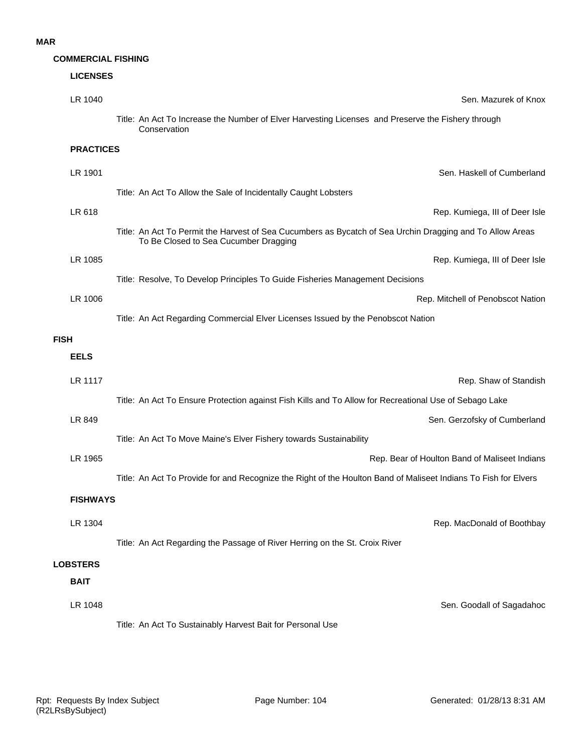**MAR**

**COMMERCIAL FISHING**

**LICENSES**

LR 1040 — Sen. Mazurek of Knox

Title: An Act To Increase the Number of Elver Harvesting Licenses and Preserve the Fishery through Conservation

**PRACTICES**

LR 1901 — Sen. Haskell of Cumberland

Title: An Act To Allow the Sale of Incidentally Caught Lobsters

LR 618 — Rep. Kumiega, III of Deer Isle

Title: An Act To Permit the Harvest of Sea Cucumbers as Bycatch of Sea Urchin Dragging and To Allow Areas To Be Closed to Sea Cucumber Dragging

LR 1085 — Rep. Kumiega, III of Deer Isle

Title: Resolve, To Develop Principles To Guide Fisheries Management Decisions

LR 1006 — Rep. Mitchell of Penobscot Nation

Title: An Act Regarding Commercial Elver Licenses Issued by the Penobscot Nation

**FISH**

**EELS**

LR 1117 — Rep. Shaw of Standish

Title: An Act To Ensure Protection against Fish Kills and To Allow for Recreational Use of Sebago Lake

LR 849 — Sen. Gerzofsky of Cumberland

Title: An Act To Move Maine's Elver Fishery towards Sustainability

LR 1965 — Rep. Bear of Houlton Band of Maliseet Indians

Title: An Act To Provide for and Recognize the Right of the Houlton Band of Maliseet Indians To Fish for Elvers

**FISHWAYS**

LR 1304 — Rep. MacDonald of Boothbay

Title: An Act Regarding the Passage of River Herring on the St. Croix River

**LOBSTERS**

**BAIT**

LR 1048 — Sen. Goodall of Sagadahoc

Title: An Act To Sustainably Harvest Bait for Personal Use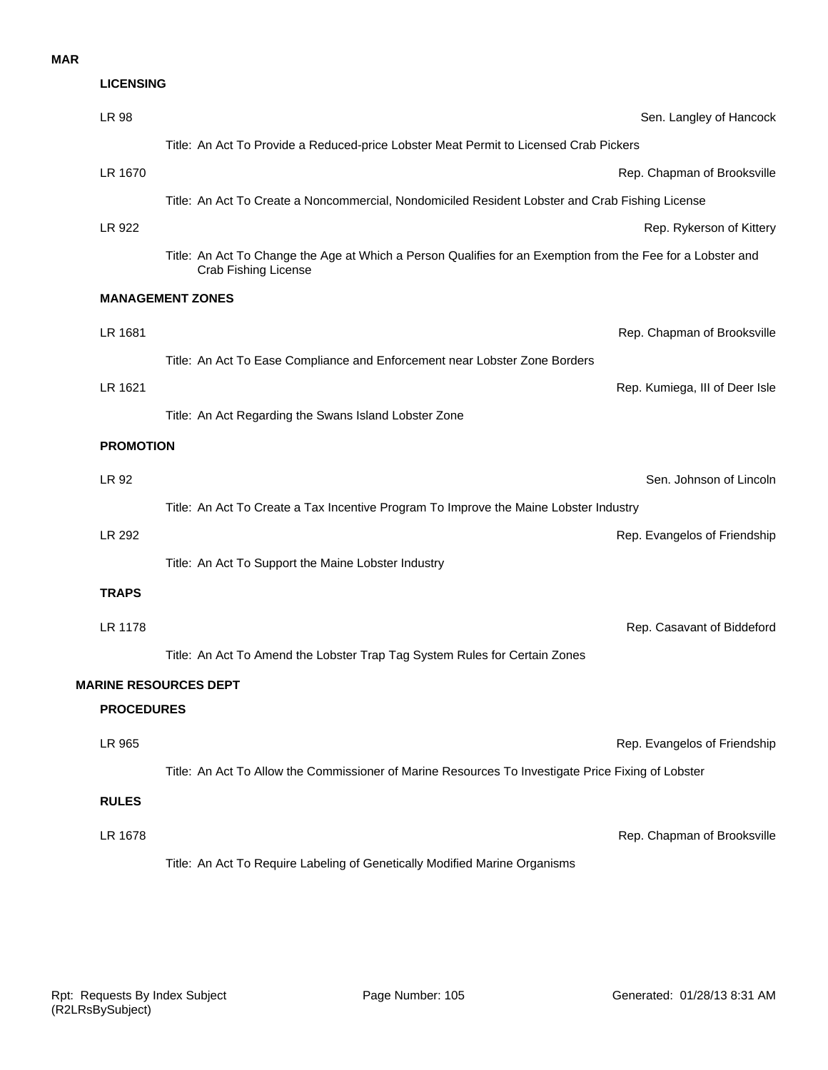**MAR**

### LICENSING

LR 98 — Sen. Langley of Hancock

Title: An Act To Provide a Reduced-price Lobster Meat Permit to Licensed Crab Pickers

LR 1670 — Rep. Chapman of Brooksville

Title: An Act To Create a Noncommercial, Nondomiciled Resident Lobster and Crab Fishing License

LR 922 — Rep. Rykerson of Kittery

Title: An Act To Change the Age at Which a Person Qualifies for an Exemption from the Fee for a Lobster and Crab Fishing License

### MANAGEMENT ZONES

LR 1681 — Rep. Chapman of Brooksville

Title: An Act To Ease Compliance and Enforcement near Lobster Zone Borders

LR 1621 — Rep. Kumiega, III of Deer Isle

Title: An Act Regarding the Swans Island Lobster Zone

### PROMOTION

LR 92 — Sen. Johnson of Lincoln

Title: An Act To Create a Tax Incentive Program To Improve the Maine Lobster Industry

LR 292 — Rep. Evangelos of Friendship

Title: An Act To Support the Maine Lobster Industry

### TRAPS

LR 1178 — Rep. Casavant of Biddeford

Title: An Act To Amend the Lobster Trap Tag System Rules for Certain Zones

## MARINE RESOURCES DEPT

### PROCEDURES

LR 965 — Rep. Evangelos of Friendship

Title: An Act To Allow the Commissioner of Marine Resources To Investigate Price Fixing of Lobster

### RULES

LR 1678 — Rep. Chapman of Brooksville

Title: An Act To Require Labeling of Genetically Modified Marine Organisms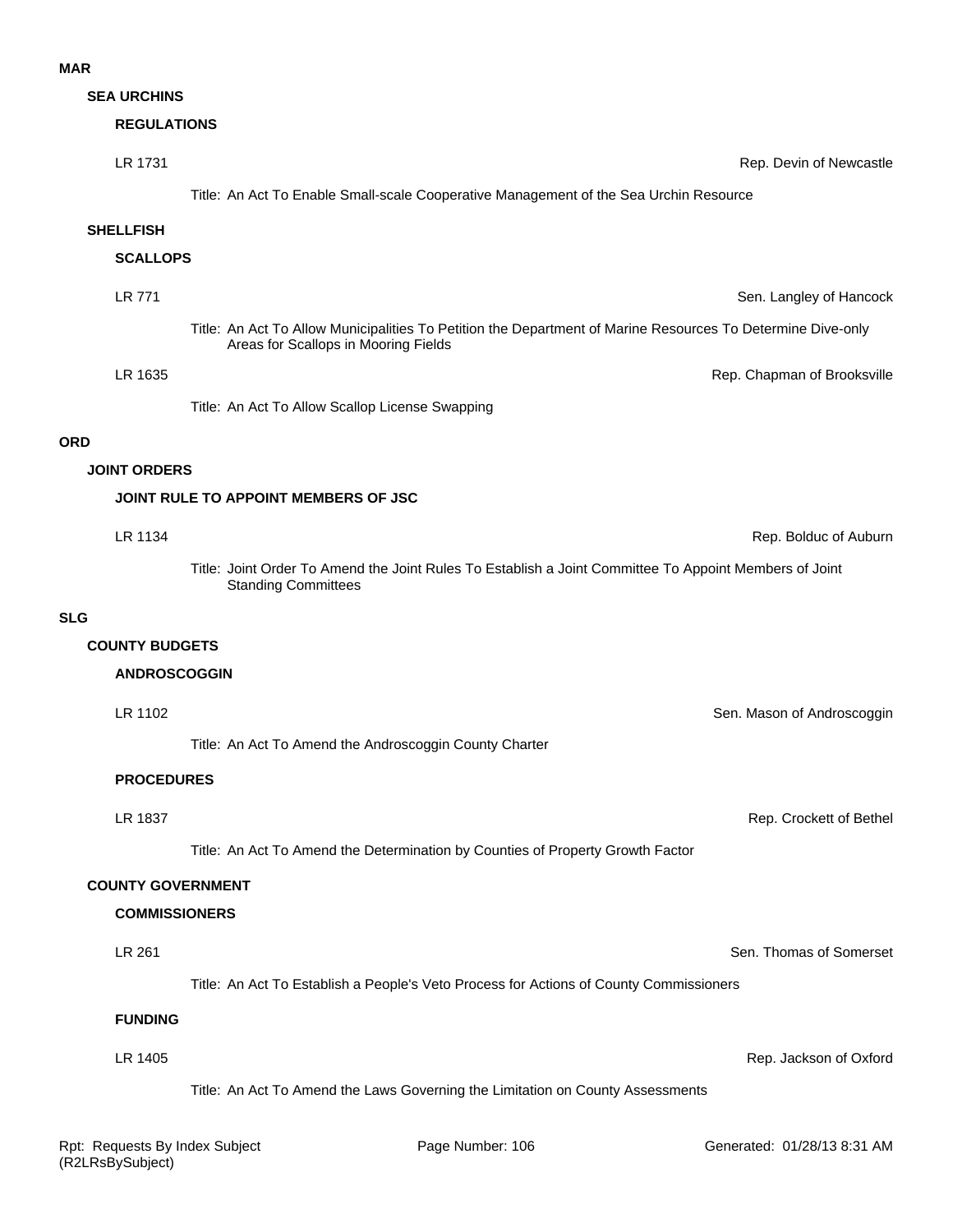# MAR

## SEA URCHINS

### REGULATIONS

LR 1731 — Rep. Devin of Newcastle

Title: An Act To Enable Small-scale Cooperative Management of the Sea Urchin Resource

## SHELLFISH

### SCALLOPS

LR 771 — Sen. Langley of Hancock

Title: An Act To Allow Municipalities To Petition the Department of Marine Resources To Determine Dive-only Areas for Scallops in Mooring Fields

LR 1635 — Rep. Chapman of Brooksville

Title: An Act To Allow Scallop License Swapping

# ORD

## JOINT ORDERS

### JOINT RULE TO APPOINT MEMBERS OF JSC

LR 1134 — Rep. Bolduc of Auburn

Title: Joint Order To Amend the Joint Rules To Establish a Joint Committee To Appoint Members of Joint Standing Committees

# SLG

## COUNTY BUDGETS

### ANDROSCOGGIN

LR 1102 — Sen. Mason of Androscoggin

Title: An Act To Amend the Androscoggin County Charter

### PROCEDURES

LR 1837 — Rep. Crockett of Bethel

Title: An Act To Amend the Determination by Counties of Property Growth Factor

## COUNTY GOVERNMENT

### COMMISSIONERS

LR 261 — Sen. Thomas of Somerset

Title: An Act To Establish a People's Veto Process for Actions of County Commissioners

### FUNDING

LR 1405 — Rep. Jackson of Oxford

Title: An Act To Amend the Laws Governing the Limitation on County Assessments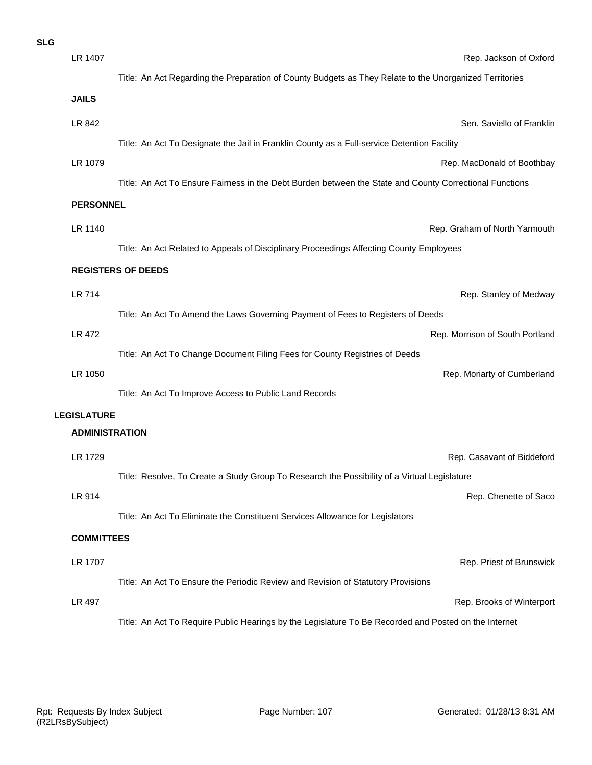**SLG**

LR 1407 — Rep. Jackson of Oxford

Title: An Act Regarding the Preparation of County Budgets as They Relate to the Unorganized Territories

**JAILS**

LR 842 — Sen. Saviello of Franklin

Title: An Act To Designate the Jail in Franklin County as a Full-service Detention Facility

LR 1079 — Rep. MacDonald of Boothbay

Title: An Act To Ensure Fairness in the Debt Burden between the State and County Correctional Functions

**PERSONNEL**

LR 1140 — Rep. Graham of North Yarmouth

Title: An Act Related to Appeals of Disciplinary Proceedings Affecting County Employees

**REGISTERS OF DEEDS**

LR 714 — Rep. Stanley of Medway

Title: An Act To Amend the Laws Governing Payment of Fees to Registers of Deeds

LR 472 — Rep. Morrison of South Portland

Title: An Act To Change Document Filing Fees for County Registries of Deeds

LR 1050 — Rep. Moriarty of Cumberland

Title: An Act To Improve Access to Public Land Records

**LEGISLATURE**

**ADMINISTRATION**

LR 1729 — Rep. Casavant of Biddeford

Title: Resolve, To Create a Study Group To Research the Possibility of a Virtual Legislature

LR 914 — Rep. Chenette of Saco

Title: An Act To Eliminate the Constituent Services Allowance for Legislators

**COMMITTEES**

LR 1707 — Rep. Priest of Brunswick

Title: An Act To Ensure the Periodic Review and Revision of Statutory Provisions

LR 497 — Rep. Brooks of Winterport

Title: An Act To Require Public Hearings by the Legislature To Be Recorded and Posted on the Internet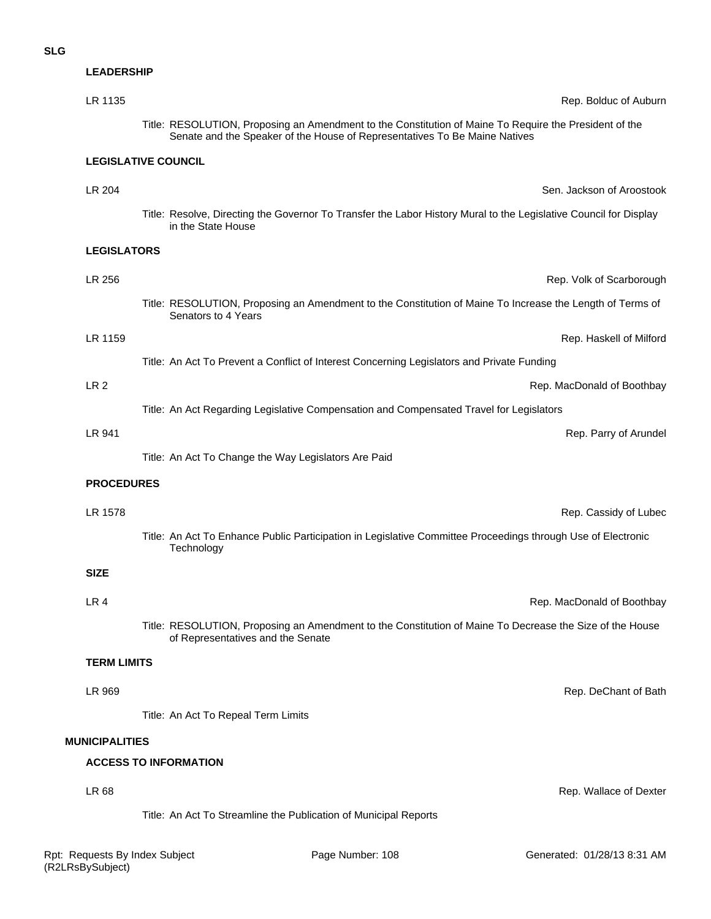**SLG**

### LEADERSHIP

LR 1135 — Rep. Bolduc of Auburn

Title: RESOLUTION, Proposing an Amendment to the Constitution of Maine To Require the President of the Senate and the Speaker of the House of Representatives To Be Maine Natives

### LEGISLATIVE COUNCIL

LR 204 — Sen. Jackson of Aroostook

Title: Resolve, Directing the Governor To Transfer the Labor History Mural to the Legislative Council for Display in the State House

### LEGISLATORS

LR 256 — Rep. Volk of Scarborough

Title: RESOLUTION, Proposing an Amendment to the Constitution of Maine To Increase the Length of Terms of Senators to 4 Years

LR 1159 — Rep. Haskell of Milford

Title: An Act To Prevent a Conflict of Interest Concerning Legislators and Private Funding

LR 2 — Rep. MacDonald of Boothbay

Title: An Act Regarding Legislative Compensation and Compensated Travel for Legislators

LR 941 — Rep. Parry of Arundel

Title: An Act To Change the Way Legislators Are Paid

### PROCEDURES

LR 1578 — Rep. Cassidy of Lubec

Title: An Act To Enhance Public Participation in Legislative Committee Proceedings through Use of Electronic Technology

### SIZE

LR 4 — Rep. MacDonald of Boothbay

Title: RESOLUTION, Proposing an Amendment to the Constitution of Maine To Decrease the Size of the House of Representatives and the Senate

### TERM LIMITS

LR 969 — Rep. DeChant of Bath

Title: An Act To Repeal Term Limits

## MUNICIPALITIES

### ACCESS TO INFORMATION

LR 68 — Rep. Wallace of Dexter

Title: An Act To Streamline the Publication of Municipal Reports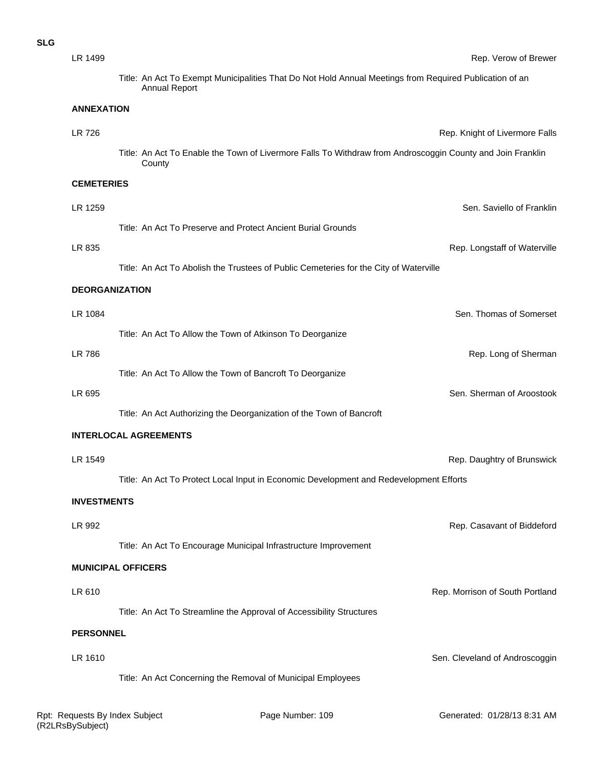**SLG**

LR 1499 — Rep. Verow of Brewer

Title: An Act To Exempt Municipalities That Do Not Hold Annual Meetings from Required Publication of an Annual Report

**ANNEXATION**

LR 726 — Rep. Knight of Livermore Falls

Title: An Act To Enable the Town of Livermore Falls To Withdraw from Androscoggin County and Join Franklin County

**CEMETERIES**

LR 1259 — Sen. Saviello of Franklin

Title: An Act To Preserve and Protect Ancient Burial Grounds

LR 835 — Rep. Longstaff of Waterville

Title: An Act To Abolish the Trustees of Public Cemeteries for the City of Waterville

**DEORGANIZATION**

LR 1084 — Sen. Thomas of Somerset

Title: An Act To Allow the Town of Atkinson To Deorganize

LR 786 — Rep. Long of Sherman

Title: An Act To Allow the Town of Bancroft To Deorganize

LR 695 — Sen. Sherman of Aroostook

Title: An Act Authorizing the Deorganization of the Town of Bancroft

**INTERLOCAL AGREEMENTS**

LR 1549 — Rep. Daughtry of Brunswick

Title: An Act To Protect Local Input in Economic Development and Redevelopment Efforts

**INVESTMENTS**

LR 992 — Rep. Casavant of Biddeford

Title: An Act To Encourage Municipal Infrastructure Improvement

**MUNICIPAL OFFICERS**

LR 610 — Rep. Morrison of South Portland

Title: An Act To Streamline the Approval of Accessibility Structures

**PERSONNEL**

LR 1610 — Sen. Cleveland of Androscoggin

Title: An Act Concerning the Removal of Municipal Employees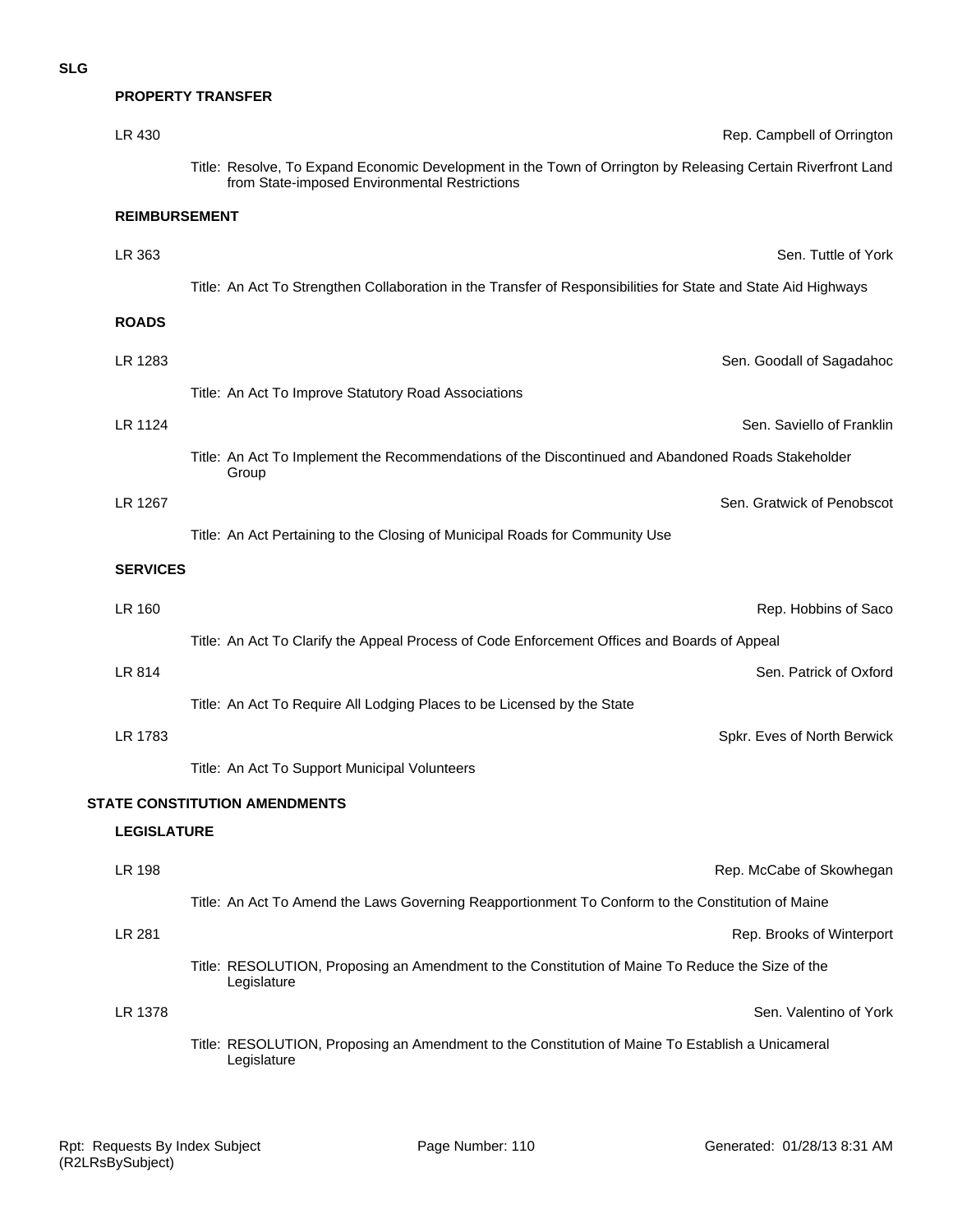**SLG**

### PROPERTY TRANSFER

LR 430 — Rep. Campbell of Orrington

Title: Resolve, To Expand Economic Development in the Town of Orrington by Releasing Certain Riverfront Land from State-imposed Environmental Restrictions

### REIMBURSEMENT

LR 363 — Sen. Tuttle of York

Title: An Act To Strengthen Collaboration in the Transfer of Responsibilities for State and State Aid Highways

### ROADS

LR 1283 — Sen. Goodall of Sagadahoc

Title: An Act To Improve Statutory Road Associations

LR 1124 — Sen. Saviello of Franklin

Title: An Act To Implement the Recommendations of the Discontinued and Abandoned Roads Stakeholder Group

LR 1267 — Sen. Gratwick of Penobscot

Title: An Act Pertaining to the Closing of Municipal Roads for Community Use

### SERVICES

LR 160 — Rep. Hobbins of Saco

Title: An Act To Clarify the Appeal Process of Code Enforcement Offices and Boards of Appeal

LR 814 — Sen. Patrick of Oxford

Title: An Act To Require All Lodging Places to be Licensed by the State

LR 1783 — Spkr. Eves of North Berwick

Title: An Act To Support Municipal Volunteers

## STATE CONSTITUTION AMENDMENTS

### LEGISLATURE

LR 198 — Rep. McCabe of Skowhegan

Title: An Act To Amend the Laws Governing Reapportionment To Conform to the Constitution of Maine

LR 281 — Rep. Brooks of Winterport

Title: RESOLUTION, Proposing an Amendment to the Constitution of Maine To Reduce the Size of the Legislature

LR 1378 — Sen. Valentino of York

Title: RESOLUTION, Proposing an Amendment to the Constitution of Maine To Establish a Unicameral Legislature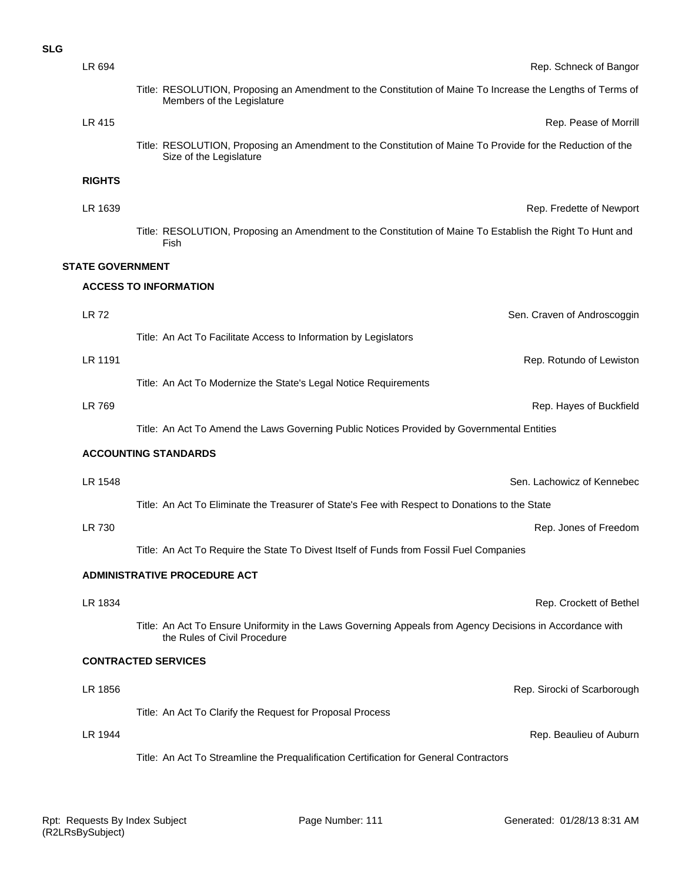**SLG**

LR 694 — Rep. Schneck of Bangor

Title: RESOLUTION, Proposing an Amendment to the Constitution of Maine To Increase the Lengths of Terms of Members of the Legislature

LR 415 — Rep. Pease of Morrill

Title: RESOLUTION, Proposing an Amendment to the Constitution of Maine To Provide for the Reduction of the Size of the Legislature

**RIGHTS**

LR 1639 — Rep. Fredette of Newport

Title: RESOLUTION, Proposing an Amendment to the Constitution of Maine To Establish the Right To Hunt and Fish

## STATE GOVERNMENT

### ACCESS TO INFORMATION

LR 72 — Sen. Craven of Androscoggin

Title: An Act To Facilitate Access to Information by Legislators

LR 1191 — Rep. Rotundo of Lewiston

Title: An Act To Modernize the State's Legal Notice Requirements

LR 769 — Rep. Hayes of Buckfield

Title: An Act To Amend the Laws Governing Public Notices Provided by Governmental Entities

### ACCOUNTING STANDARDS

LR 1548 — Sen. Lachowicz of Kennebec

Title: An Act To Eliminate the Treasurer of State's Fee with Respect to Donations to the State

LR 730 — Rep. Jones of Freedom

Title: An Act To Require the State To Divest Itself of Funds from Fossil Fuel Companies

### ADMINISTRATIVE PROCEDURE ACT

LR 1834 — Rep. Crockett of Bethel

Title: An Act To Ensure Uniformity in the Laws Governing Appeals from Agency Decisions in Accordance with the Rules of Civil Procedure

### CONTRACTED SERVICES

LR 1856 — Rep. Sirocki of Scarborough

Title: An Act To Clarify the Request for Proposal Process

LR 1944 — Rep. Beaulieu of Auburn

Title: An Act To Streamline the Prequalification Certification for General Contractors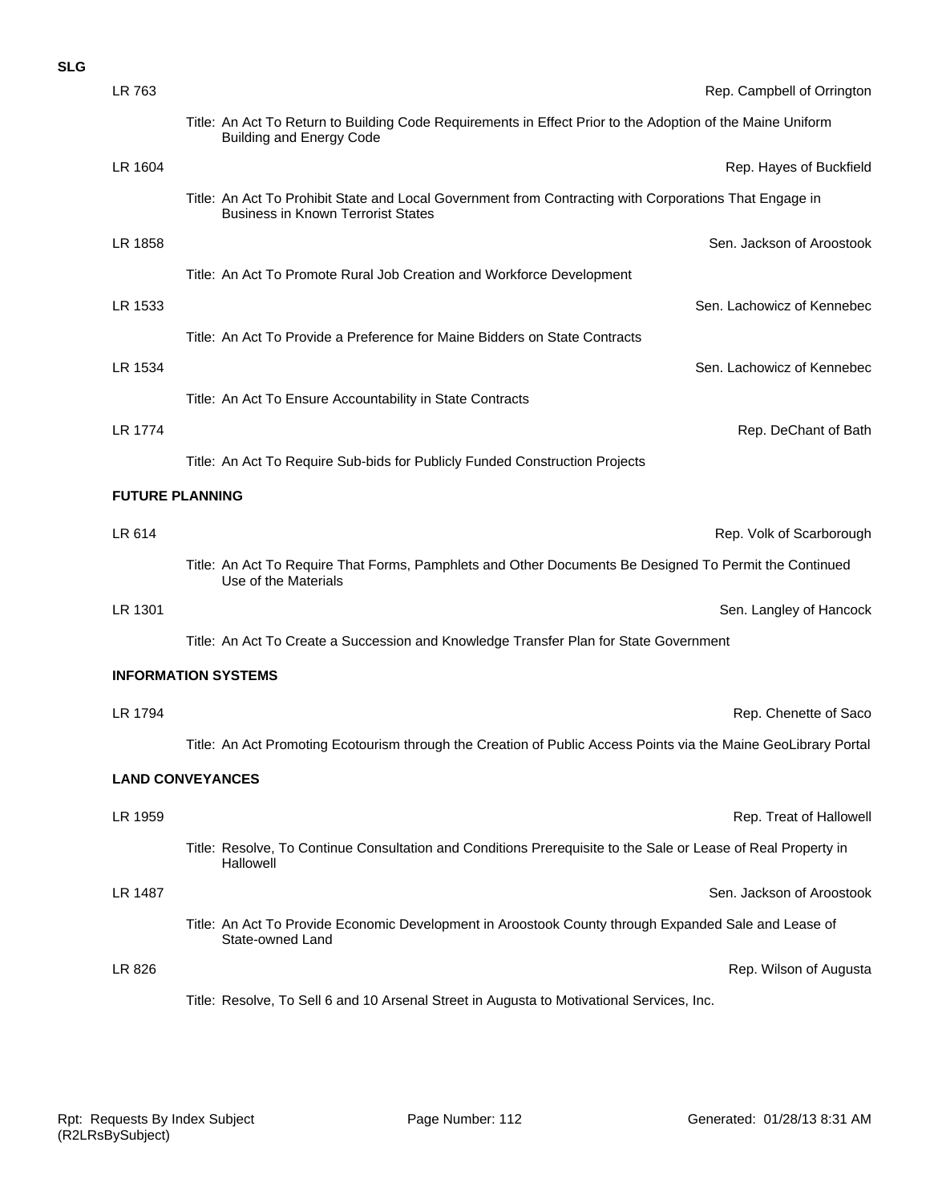**SLG**

LR 763 — Rep. Campbell of Orrington

Title: An Act To Return to Building Code Requirements in Effect Prior to the Adoption of the Maine Uniform Building and Energy Code

LR 1604 — Rep. Hayes of Buckfield

Title: An Act To Prohibit State and Local Government from Contracting with Corporations That Engage in Business in Known Terrorist States

LR 1858 — Sen. Jackson of Aroostook

Title: An Act To Promote Rural Job Creation and Workforce Development

LR 1533 — Sen. Lachowicz of Kennebec

Title: An Act To Provide a Preference for Maine Bidders on State Contracts

LR 1534 — Sen. Lachowicz of Kennebec

Title: An Act To Ensure Accountability in State Contracts

LR 1774 — Rep. DeChant of Bath

Title: An Act To Require Sub-bids for Publicly Funded Construction Projects

**FUTURE PLANNING**

LR 614 — Rep. Volk of Scarborough

Title: An Act To Require That Forms, Pamphlets and Other Documents Be Designed To Permit the Continued Use of the Materials

LR 1301 — Sen. Langley of Hancock

Title: An Act To Create a Succession and Knowledge Transfer Plan for State Government

**INFORMATION SYSTEMS**

LR 1794 — Rep. Chenette of Saco

Title: An Act Promoting Ecotourism through the Creation of Public Access Points via the Maine GeoLibrary Portal

**LAND CONVEYANCES**

LR 1959 — Rep. Treat of Hallowell

Title: Resolve, To Continue Consultation and Conditions Prerequisite to the Sale or Lease of Real Property in Hallowell

LR 1487 — Sen. Jackson of Aroostook

Title: An Act To Provide Economic Development in Aroostook County through Expanded Sale and Lease of State-owned Land

LR 826 — Rep. Wilson of Augusta

Title: Resolve, To Sell 6 and 10 Arsenal Street in Augusta to Motivational Services, Inc.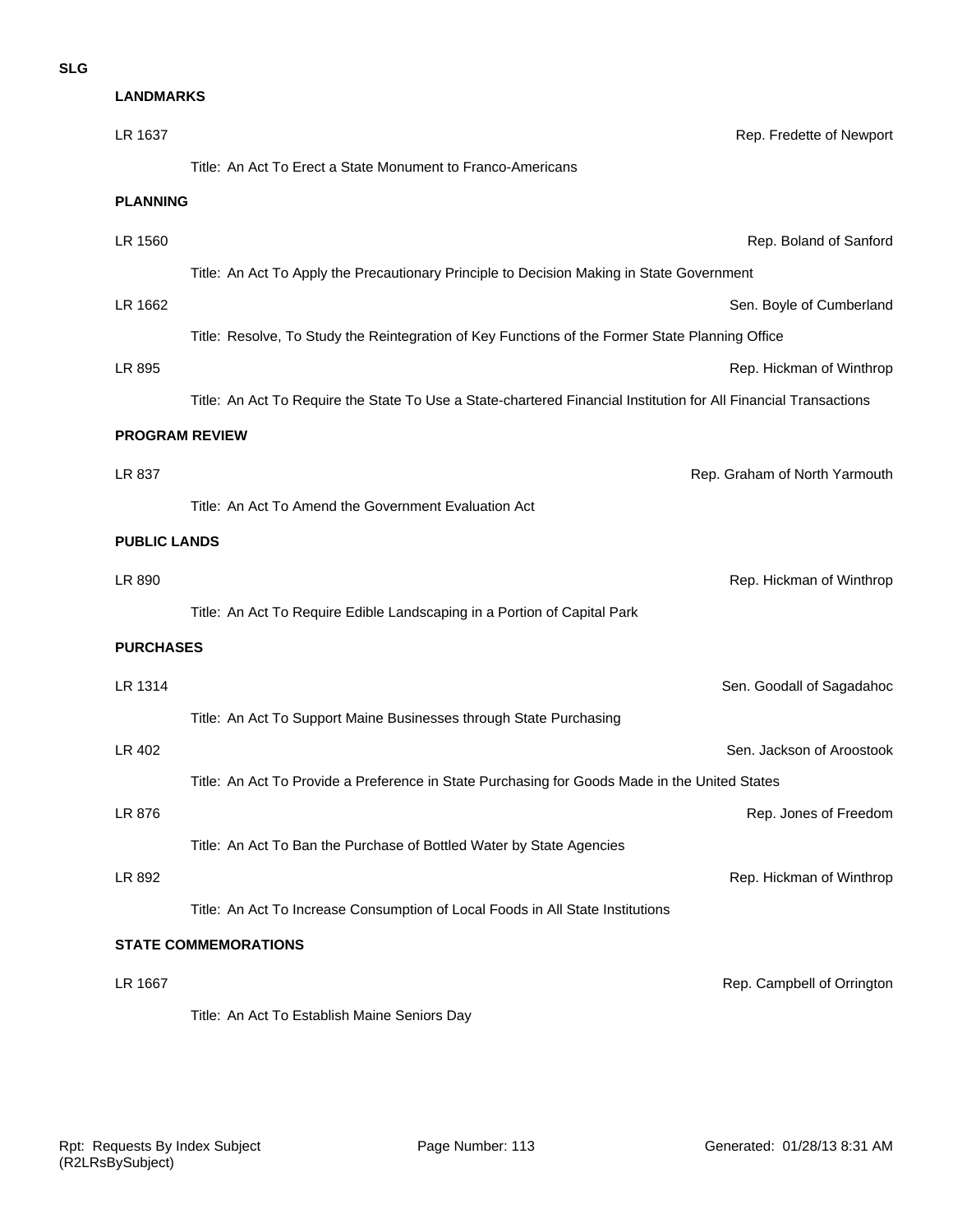**SLG**

**LANDMARKS**

LR 1637 — Rep. Fredette of Newport

Title: An Act To Erect a State Monument to Franco-Americans

**PLANNING**

LR 1560 — Rep. Boland of Sanford

Title: An Act To Apply the Precautionary Principle to Decision Making in State Government

LR 1662 — Sen. Boyle of Cumberland

Title: Resolve, To Study the Reintegration of Key Functions of the Former State Planning Office

LR 895 — Rep. Hickman of Winthrop

Title: An Act To Require the State To Use a State-chartered Financial Institution for All Financial Transactions

**PROGRAM REVIEW**

LR 837 — Rep. Graham of North Yarmouth

Title: An Act To Amend the Government Evaluation Act

**PUBLIC LANDS**

LR 890 — Rep. Hickman of Winthrop

Title: An Act To Require Edible Landscaping in a Portion of Capital Park

**PURCHASES**

LR 1314 — Sen. Goodall of Sagadahoc

Title: An Act To Support Maine Businesses through State Purchasing

LR 402 — Sen. Jackson of Aroostook

Title: An Act To Provide a Preference in State Purchasing for Goods Made in the United States

LR 876 — Rep. Jones of Freedom

Title: An Act To Ban the Purchase of Bottled Water by State Agencies

LR 892 — Rep. Hickman of Winthrop

Title: An Act To Increase Consumption of Local Foods in All State Institutions

**STATE COMMEMORATIONS**

LR 1667 — Rep. Campbell of Orrington

Title: An Act To Establish Maine Seniors Day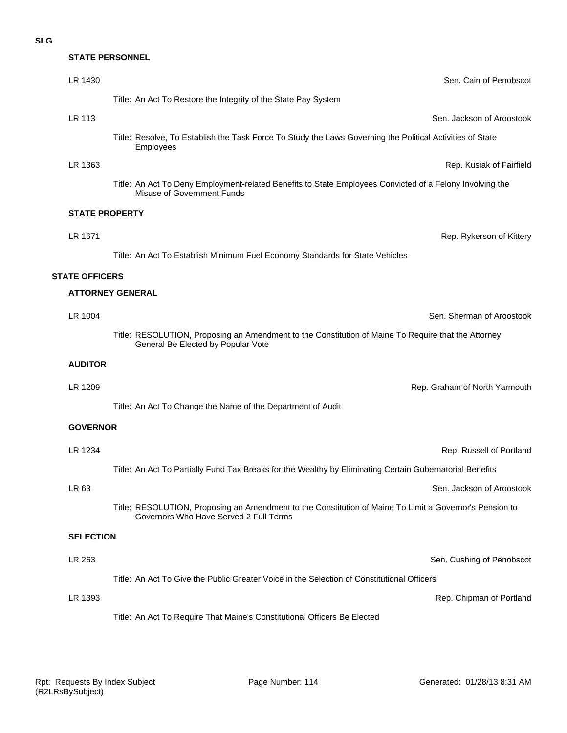**SLG**

### STATE PERSONNEL

LR 1430 — Sen. Cain of Penobscot

Title: An Act To Restore the Integrity of the State Pay System

LR 113 — Sen. Jackson of Aroostook

Title: Resolve, To Establish the Task Force To Study the Laws Governing the Political Activities of State Employees

LR 1363 — Rep. Kusiak of Fairfield

Title: An Act To Deny Employment-related Benefits to State Employees Convicted of a Felony Involving the Misuse of Government Funds

### STATE PROPERTY

LR 1671 — Rep. Rykerson of Kittery

Title: An Act To Establish Minimum Fuel Economy Standards for State Vehicles

## STATE OFFICERS

### ATTORNEY GENERAL

LR 1004 — Sen. Sherman of Aroostook

Title: RESOLUTION, Proposing an Amendment to the Constitution of Maine To Require that the Attorney General Be Elected by Popular Vote

### AUDITOR

LR 1209 — Rep. Graham of North Yarmouth

Title: An Act To Change the Name of the Department of Audit

### GOVERNOR

LR 1234 — Rep. Russell of Portland

Title: An Act To Partially Fund Tax Breaks for the Wealthy by Eliminating Certain Gubernatorial Benefits

LR 63 — Sen. Jackson of Aroostook

Title: RESOLUTION, Proposing an Amendment to the Constitution of Maine To Limit a Governor's Pension to Governors Who Have Served 2 Full Terms

### SELECTION

LR 263 — Sen. Cushing of Penobscot

Title: An Act To Give the Public Greater Voice in the Selection of Constitutional Officers

LR 1393 — Rep. Chipman of Portland

Title: An Act To Require That Maine's Constitutional Officers Be Elected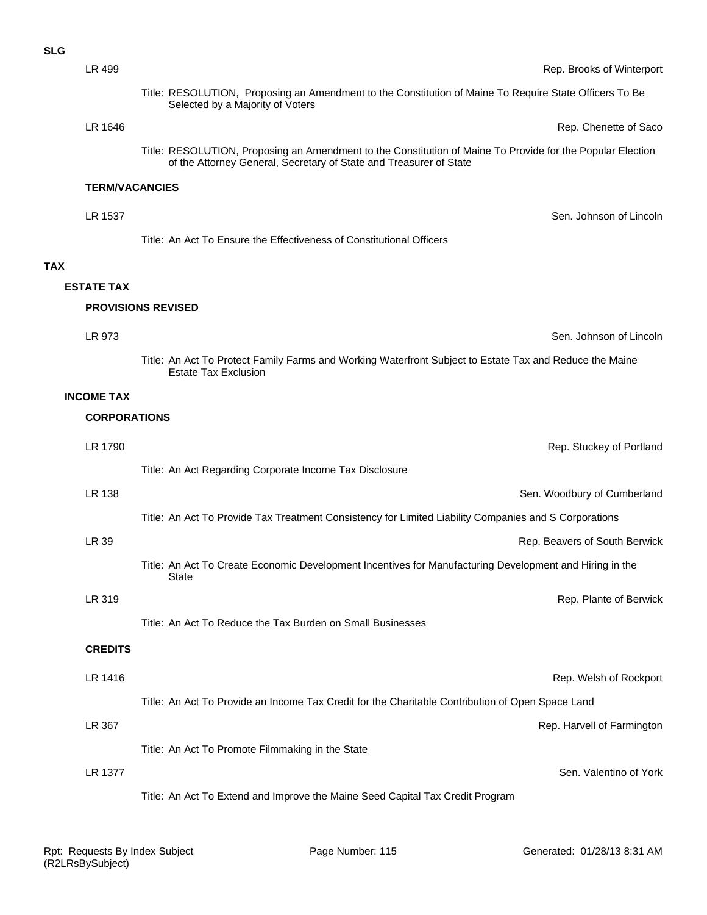**SLG**

LR 499 — Rep. Brooks of Winterport

Title: RESOLUTION, Proposing an Amendment to the Constitution of Maine To Require State Officers To Be Selected by a Majority of Voters

LR 1646 — Rep. Chenette of Saco

Title: RESOLUTION, Proposing an Amendment to the Constitution of Maine To Provide for the Popular Election of the Attorney General, Secretary of State and Treasurer of State

**TERM/VACANCIES**

LR 1537 — Sen. Johnson of Lincoln

Title: An Act To Ensure the Effectiveness of Constitutional Officers

# TAX

## ESTATE TAX

### PROVISIONS REVISED

LR 973 — Sen. Johnson of Lincoln

Title: An Act To Protect Family Farms and Working Waterfront Subject to Estate Tax and Reduce the Maine Estate Tax Exclusion

## INCOME TAX

### CORPORATIONS

LR 1790 — Rep. Stuckey of Portland

Title: An Act Regarding Corporate Income Tax Disclosure

LR 138 — Sen. Woodbury of Cumberland

Title: An Act To Provide Tax Treatment Consistency for Limited Liability Companies and S Corporations

LR 39 — Rep. Beavers of South Berwick

Title: An Act To Create Economic Development Incentives for Manufacturing Development and Hiring in the State

LR 319 — Rep. Plante of Berwick

Title: An Act To Reduce the Tax Burden on Small Businesses

### CREDITS

LR 1416 — Rep. Welsh of Rockport

Title: An Act To Provide an Income Tax Credit for the Charitable Contribution of Open Space Land

LR 367 — Rep. Harvell of Farmington

Title: An Act To Promote Filmmaking in the State

LR 1377 — Sen. Valentino of York

Title: An Act To Extend and Improve the Maine Seed Capital Tax Credit Program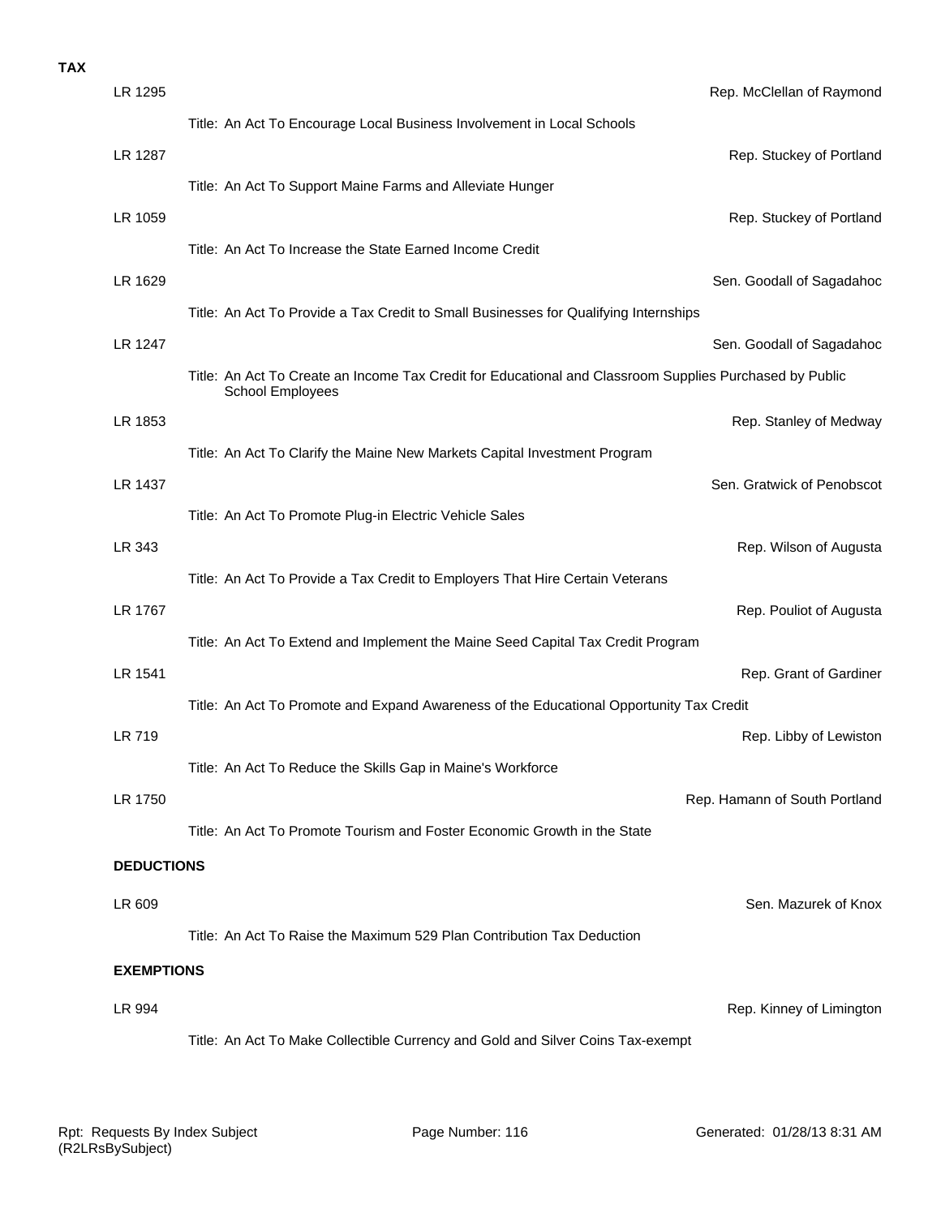**TAX**

LR 1295 — Rep. McClellan of Raymond

Title: An Act To Encourage Local Business Involvement in Local Schools

LR 1287 — Rep. Stuckey of Portland

Title: An Act To Support Maine Farms and Alleviate Hunger

LR 1059 — Rep. Stuckey of Portland

Title: An Act To Increase the State Earned Income Credit

LR 1629 — Sen. Goodall of Sagadahoc

Title: An Act To Provide a Tax Credit to Small Businesses for Qualifying Internships

LR 1247 — Sen. Goodall of Sagadahoc

Title: An Act To Create an Income Tax Credit for Educational and Classroom Supplies Purchased by Public School Employees

LR 1853 — Rep. Stanley of Medway

Title: An Act To Clarify the Maine New Markets Capital Investment Program

LR 1437 — Sen. Gratwick of Penobscot

Title: An Act To Promote Plug-in Electric Vehicle Sales

LR 343 — Rep. Wilson of Augusta

Title: An Act To Provide a Tax Credit to Employers That Hire Certain Veterans

LR 1767 — Rep. Pouliot of Augusta

Title: An Act To Extend and Implement the Maine Seed Capital Tax Credit Program

LR 1541 — Rep. Grant of Gardiner

Title: An Act To Promote and Expand Awareness of the Educational Opportunity Tax Credit

LR 719 — Rep. Libby of Lewiston

Title: An Act To Reduce the Skills Gap in Maine's Workforce

LR 1750 — Rep. Hamann of South Portland

Title: An Act To Promote Tourism and Foster Economic Growth in the State

**DEDUCTIONS**

LR 609 — Sen. Mazurek of Knox

Title: An Act To Raise the Maximum 529 Plan Contribution Tax Deduction

**EXEMPTIONS**

LR 994 — Rep. Kinney of Limington

Title: An Act To Make Collectible Currency and Gold and Silver Coins Tax-exempt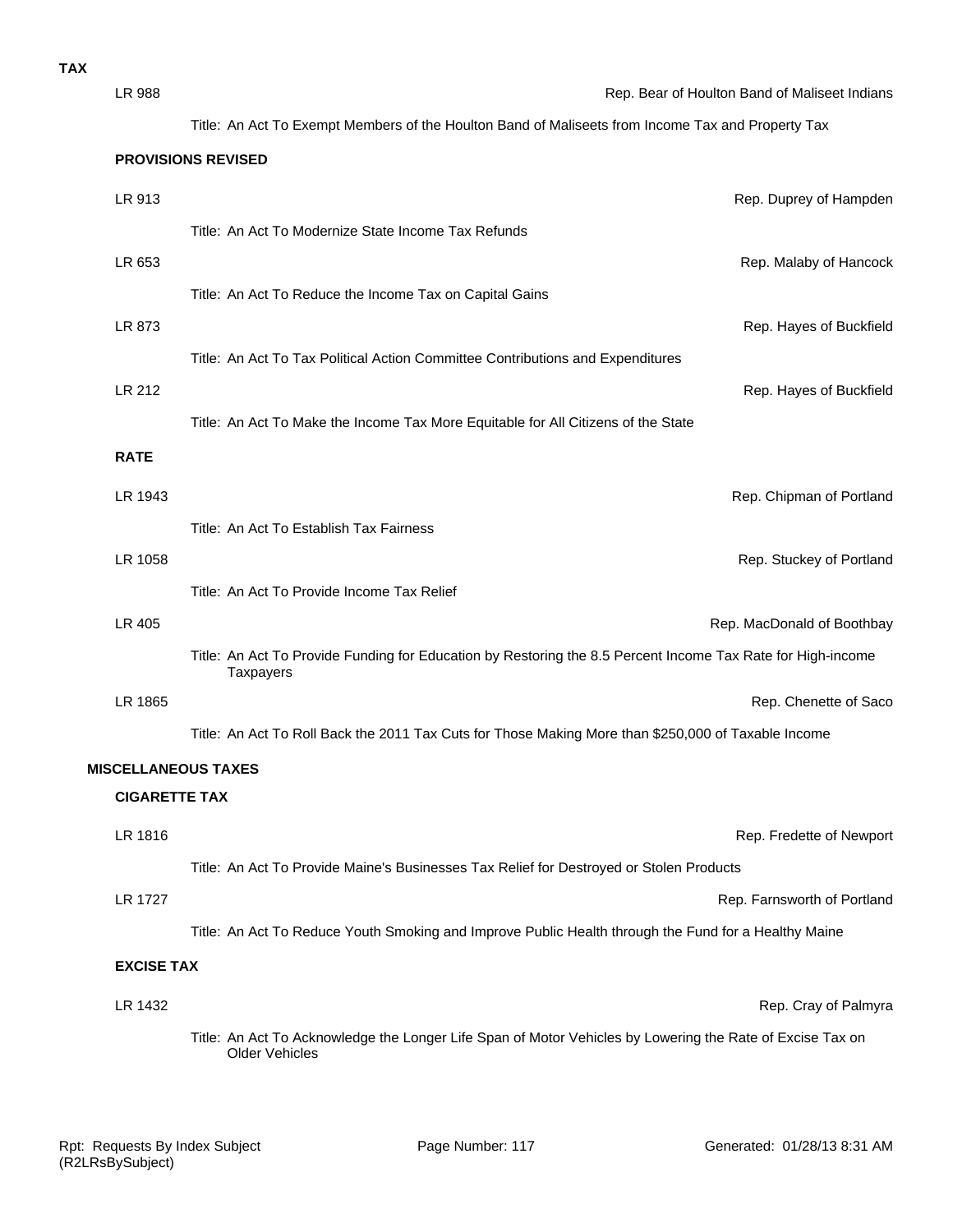**TAX**

LR 988 — Rep. Bear of Houlton Band of Maliseet Indians

Title: An Act To Exempt Members of the Houlton Band of Maliseets from Income Tax and Property Tax

**PROVISIONS REVISED**

LR 913 — Rep. Duprey of Hampden

Title: An Act To Modernize State Income Tax Refunds

LR 653 — Rep. Malaby of Hancock

Title: An Act To Reduce the Income Tax on Capital Gains

LR 873 — Rep. Hayes of Buckfield

Title: An Act To Tax Political Action Committee Contributions and Expenditures

LR 212 — Rep. Hayes of Buckfield

Title: An Act To Make the Income Tax More Equitable for All Citizens of the State

**RATE**

LR 1943 — Rep. Chipman of Portland

Title: An Act To Establish Tax Fairness

LR 1058 — Rep. Stuckey of Portland

Title: An Act To Provide Income Tax Relief

LR 405 — Rep. MacDonald of Boothbay

Title: An Act To Provide Funding for Education by Restoring the 8.5 Percent Income Tax Rate for High-income Taxpayers

LR 1865 — Rep. Chenette of Saco

Title: An Act To Roll Back the 2011 Tax Cuts for Those Making More than $250,000 of Taxable Income

**MISCELLANEOUS TAXES**

**CIGARETTE TAX**

LR 1816 — Rep. Fredette of Newport

Title: An Act To Provide Maine's Businesses Tax Relief for Destroyed or Stolen Products

LR 1727 — Rep. Farnsworth of Portland

Title: An Act To Reduce Youth Smoking and Improve Public Health through the Fund for a Healthy Maine

**EXCISE TAX**

LR 1432 — Rep. Cray of Palmyra

Title: An Act To Acknowledge the Longer Life Span of Motor Vehicles by Lowering the Rate of Excise Tax on Older Vehicles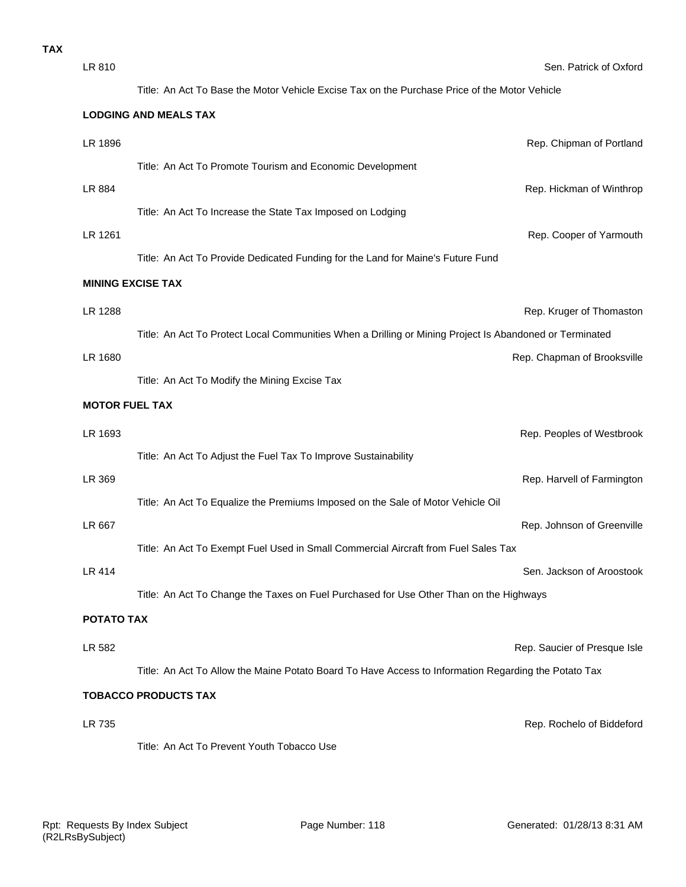**TAX**

LR 810 — Sen. Patrick of Oxford

Title: An Act To Base the Motor Vehicle Excise Tax on the Purchase Price of the Motor Vehicle

**LODGING AND MEALS TAX**

LR 1896 — Rep. Chipman of Portland

Title: An Act To Promote Tourism and Economic Development

LR 884 — Rep. Hickman of Winthrop

Title: An Act To Increase the State Tax Imposed on Lodging

LR 1261 — Rep. Cooper of Yarmouth

Title: An Act To Provide Dedicated Funding for the Land for Maine's Future Fund

**MINING EXCISE TAX**

LR 1288 — Rep. Kruger of Thomaston

Title: An Act To Protect Local Communities When a Drilling or Mining Project Is Abandoned or Terminated

LR 1680 — Rep. Chapman of Brooksville

Title: An Act To Modify the Mining Excise Tax

**MOTOR FUEL TAX**

LR 1693 — Rep. Peoples of Westbrook

Title: An Act To Adjust the Fuel Tax To Improve Sustainability

LR 369 — Rep. Harvell of Farmington

Title: An Act To Equalize the Premiums Imposed on the Sale of Motor Vehicle Oil

LR 667 — Rep. Johnson of Greenville

Title: An Act To Exempt Fuel Used in Small Commercial Aircraft from Fuel Sales Tax

LR 414 — Sen. Jackson of Aroostook

Title: An Act To Change the Taxes on Fuel Purchased for Use Other Than on the Highways

**POTATO TAX**

LR 582 — Rep. Saucier of Presque Isle

Title: An Act To Allow the Maine Potato Board To Have Access to Information Regarding the Potato Tax

**TOBACCO PRODUCTS TAX**

LR 735 — Rep. Rochelo of Biddeford

Title: An Act To Prevent Youth Tobacco Use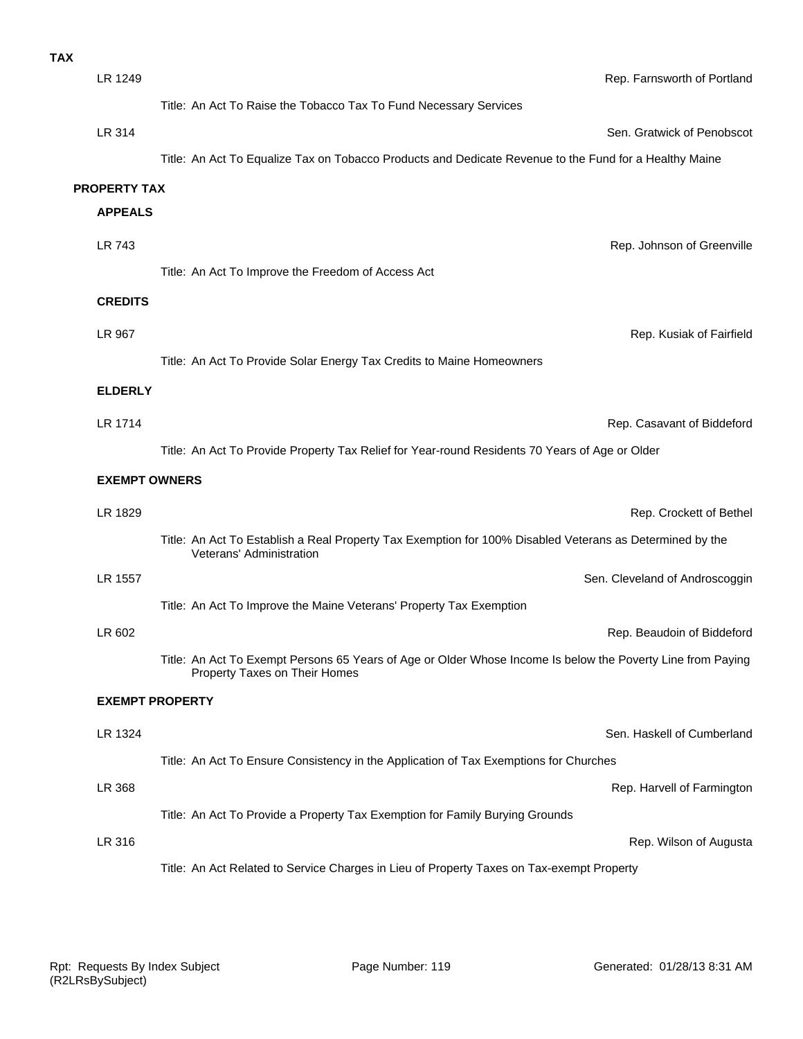**TAX**

LR 1249 — Rep. Farnsworth of Portland

Title: An Act To Raise the Tobacco Tax To Fund Necessary Services

LR 314 — Sen. Gratwick of Penobscot

Title: An Act To Equalize Tax on Tobacco Products and Dedicate Revenue to the Fund for a Healthy Maine

## PROPERTY TAX

### APPEALS

LR 743 — Rep. Johnson of Greenville

Title: An Act To Improve the Freedom of Access Act

### CREDITS

LR 967 — Rep. Kusiak of Fairfield

Title: An Act To Provide Solar Energy Tax Credits to Maine Homeowners

### ELDERLY

LR 1714 — Rep. Casavant of Biddeford

Title: An Act To Provide Property Tax Relief for Year-round Residents 70 Years of Age or Older

### EXEMPT OWNERS

LR 1829 — Rep. Crockett of Bethel

Title: An Act To Establish a Real Property Tax Exemption for 100% Disabled Veterans as Determined by the Veterans' Administration

LR 1557 — Sen. Cleveland of Androscoggin

Title: An Act To Improve the Maine Veterans' Property Tax Exemption

LR 602 — Rep. Beaudoin of Biddeford

Title: An Act To Exempt Persons 65 Years of Age or Older Whose Income Is below the Poverty Line from Paying Property Taxes on Their Homes

### EXEMPT PROPERTY

LR 1324 — Sen. Haskell of Cumberland

Title: An Act To Ensure Consistency in the Application of Tax Exemptions for Churches

LR 368 — Rep. Harvell of Farmington

Title: An Act To Provide a Property Tax Exemption for Family Burying Grounds

LR 316 — Rep. Wilson of Augusta

Title: An Act Related to Service Charges in Lieu of Property Taxes on Tax-exempt Property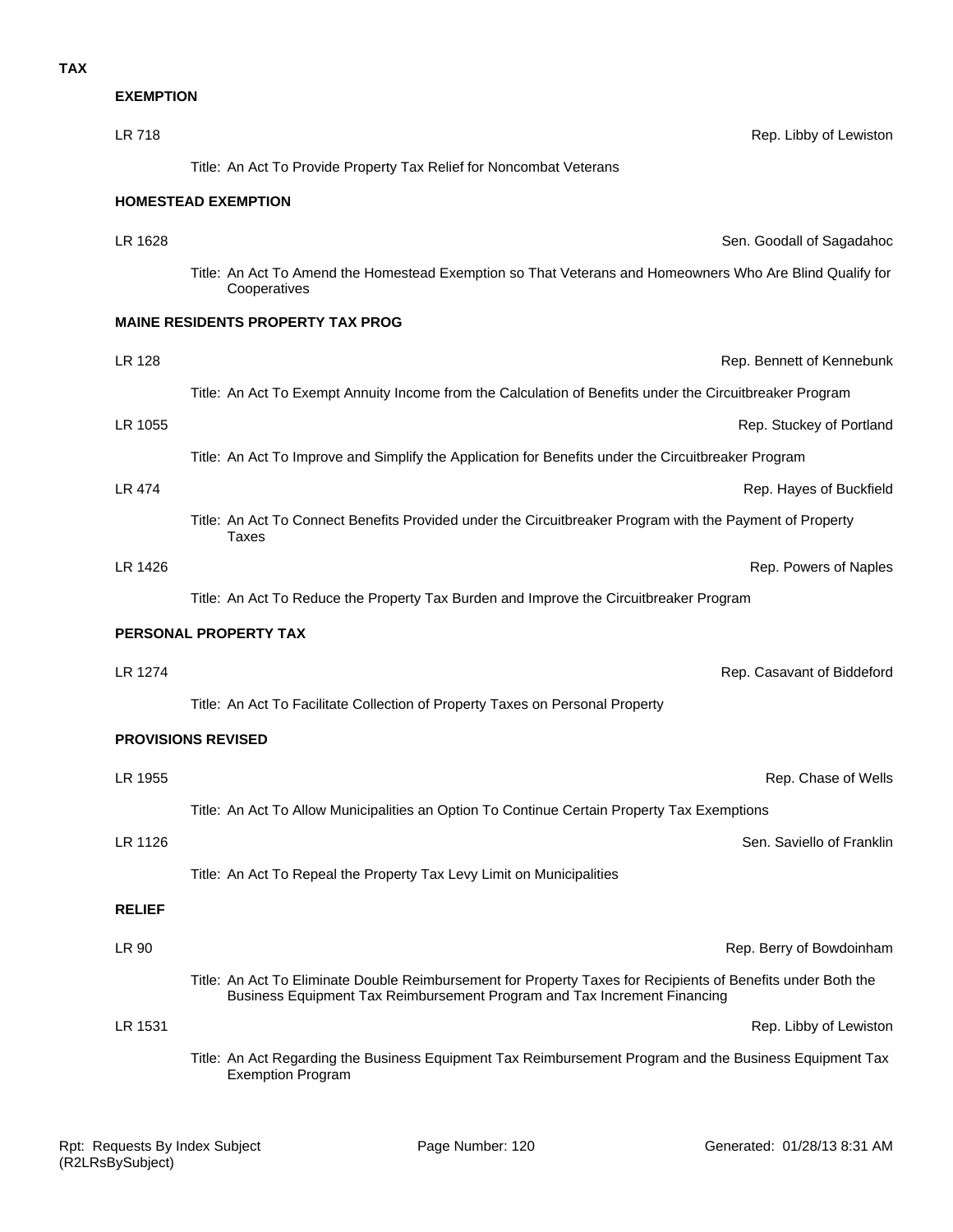**TAX**

### EXEMPTION

LR 718 — Rep. Libby of Lewiston

Title: An Act To Provide Property Tax Relief for Noncombat Veterans

### HOMESTEAD EXEMPTION

LR 1628 — Sen. Goodall of Sagadahoc

Title: An Act To Amend the Homestead Exemption so That Veterans and Homeowners Who Are Blind Qualify for Cooperatives

### MAINE RESIDENTS PROPERTY TAX PROG

LR 128 — Rep. Bennett of Kennebunk

Title: An Act To Exempt Annuity Income from the Calculation of Benefits under the Circuitbreaker Program

LR 1055 — Rep. Stuckey of Portland

Title: An Act To Improve and Simplify the Application for Benefits under the Circuitbreaker Program

LR 474 — Rep. Hayes of Buckfield

Title: An Act To Connect Benefits Provided under the Circuitbreaker Program with the Payment of Property Taxes

LR 1426 — Rep. Powers of Naples

Title: An Act To Reduce the Property Tax Burden and Improve the Circuitbreaker Program

### PERSONAL PROPERTY TAX

LR 1274 — Rep. Casavant of Biddeford

Title: An Act To Facilitate Collection of Property Taxes on Personal Property

### PROVISIONS REVISED

LR 1955 — Rep. Chase of Wells

Title: An Act To Allow Municipalities an Option To Continue Certain Property Tax Exemptions

LR 1126 — Sen. Saviello of Franklin

Title: An Act To Repeal the Property Tax Levy Limit on Municipalities

### RELIEF

LR 90 — Rep. Berry of Bowdoinham

Title: An Act To Eliminate Double Reimbursement for Property Taxes for Recipients of Benefits under Both the Business Equipment Tax Reimbursement Program and Tax Increment Financing

LR 1531 — Rep. Libby of Lewiston

Title: An Act Regarding the Business Equipment Tax Reimbursement Program and the Business Equipment Tax Exemption Program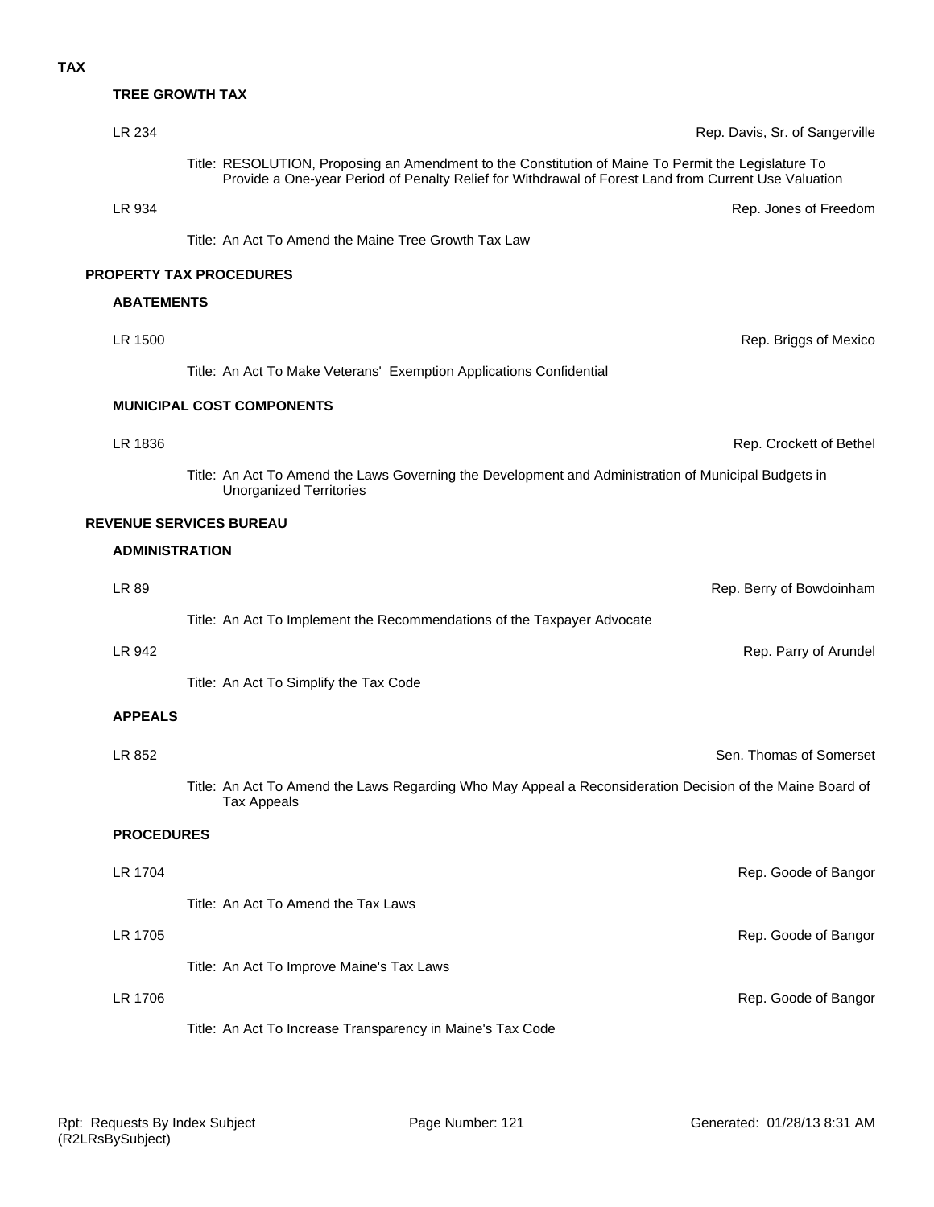**TAX**

**TREE GROWTH TAX**

LR 234 — Rep. Davis, Sr. of Sangerville

Title: RESOLUTION, Proposing an Amendment to the Constitution of Maine To Permit the Legislature To Provide a One-year Period of Penalty Relief for Withdrawal of Forest Land from Current Use Valuation

LR 934 — Rep. Jones of Freedom

Title: An Act To Amend the Maine Tree Growth Tax Law

**PROPERTY TAX PROCEDURES**

**ABATEMENTS**

LR 1500 — Rep. Briggs of Mexico

Title: An Act To Make Veterans'  Exemption Applications Confidential

**MUNICIPAL COST COMPONENTS**

LR 1836 — Rep. Crockett of Bethel

Title: An Act To Amend the Laws Governing the Development and Administration of Municipal Budgets in Unorganized Territories

**REVENUE SERVICES BUREAU**

**ADMINISTRATION**

LR 89 — Rep. Berry of Bowdoinham

Title: An Act To Implement the Recommendations of the Taxpayer Advocate

LR 942 — Rep. Parry of Arundel

Title: An Act To Simplify the Tax Code

**APPEALS**

LR 852 — Sen. Thomas of Somerset

Title: An Act To Amend the Laws Regarding Who May Appeal a Reconsideration Decision of the Maine Board of Tax Appeals

**PROCEDURES**

LR 1704 — Rep. Goode of Bangor

Title: An Act To Amend the Tax Laws

LR 1705 — Rep. Goode of Bangor

Title: An Act To Improve Maine's Tax Laws

LR 1706 — Rep. Goode of Bangor

Title: An Act To Increase Transparency in Maine's Tax Code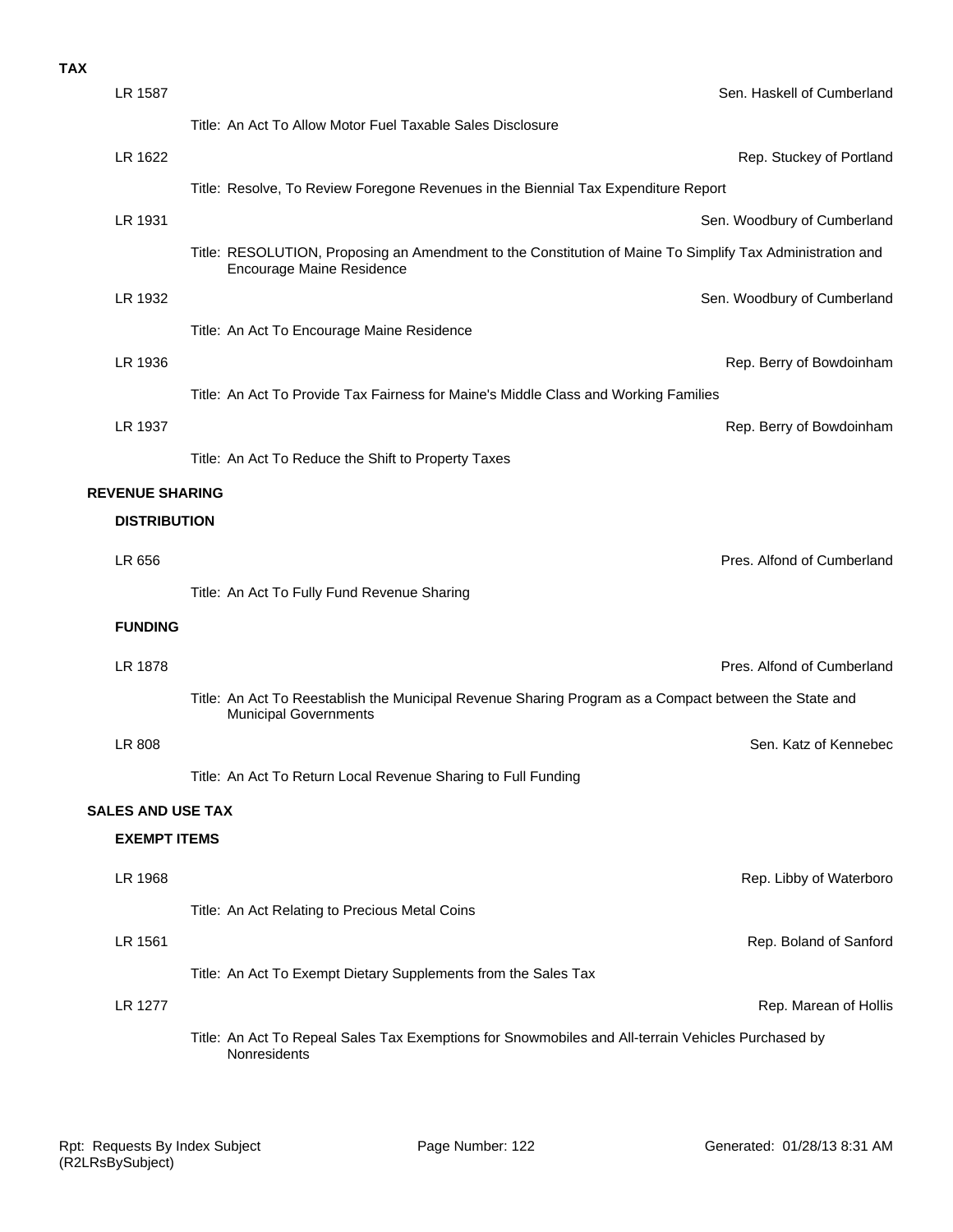**TAX**

LR 1587 — Sen. Haskell of Cumberland

Title: An Act To Allow Motor Fuel Taxable Sales Disclosure

LR 1622 — Rep. Stuckey of Portland

Title: Resolve, To Review Foregone Revenues in the Biennial Tax Expenditure Report

LR 1931 — Sen. Woodbury of Cumberland

Title: RESOLUTION, Proposing an Amendment to the Constitution of Maine To Simplify Tax Administration and Encourage Maine Residence

LR 1932 — Sen. Woodbury of Cumberland

Title: An Act To Encourage Maine Residence

LR 1936 — Rep. Berry of Bowdoinham

Title: An Act To Provide Tax Fairness for Maine's Middle Class and Working Families

LR 1937 — Rep. Berry of Bowdoinham

Title: An Act To Reduce the Shift to Property Taxes

## REVENUE SHARING

### DISTRIBUTION

LR 656 — Pres. Alfond of Cumberland

Title: An Act To Fully Fund Revenue Sharing

### FUNDING

LR 1878 — Pres. Alfond of Cumberland

Title: An Act To Reestablish the Municipal Revenue Sharing Program as a Compact between the State and Municipal Governments

LR 808 — Sen. Katz of Kennebec

Title: An Act To Return Local Revenue Sharing to Full Funding

## SALES AND USE TAX

### EXEMPT ITEMS

LR 1968 — Rep. Libby of Waterboro

Title: An Act Relating to Precious Metal Coins

LR 1561 — Rep. Boland of Sanford

Title: An Act To Exempt Dietary Supplements from the Sales Tax

LR 1277 — Rep. Marean of Hollis

Title: An Act To Repeal Sales Tax Exemptions for Snowmobiles and All-terrain Vehicles Purchased by Nonresidents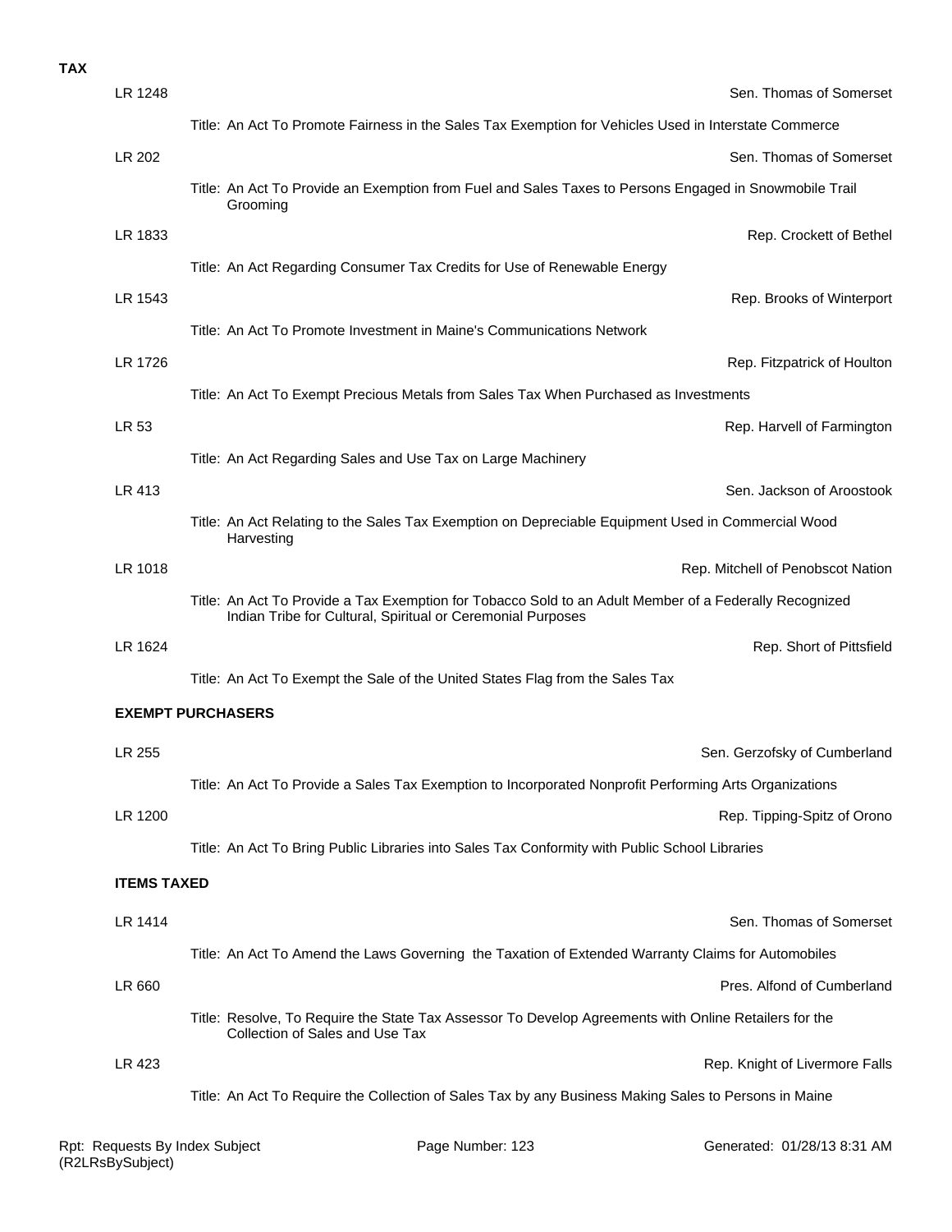**TAX**

LR 1248 — Sen. Thomas of Somerset

Title: An Act To Promote Fairness in the Sales Tax Exemption for Vehicles Used in Interstate Commerce

LR 202 — Sen. Thomas of Somerset

Title: An Act To Provide an Exemption from Fuel and Sales Taxes to Persons Engaged in Snowmobile Trail Grooming

LR 1833 — Rep. Crockett of Bethel

Title: An Act Regarding Consumer Tax Credits for Use of Renewable Energy

LR 1543 — Rep. Brooks of Winterport

Title: An Act To Promote Investment in Maine's Communications Network

LR 1726 — Rep. Fitzpatrick of Houlton

Title: An Act To Exempt Precious Metals from Sales Tax When Purchased as Investments

LR 53 — Rep. Harvell of Farmington

Title: An Act Regarding Sales and Use Tax on Large Machinery

LR 413 — Sen. Jackson of Aroostook

Title: An Act Relating to the Sales Tax Exemption on Depreciable Equipment Used in Commercial Wood Harvesting

LR 1018 — Rep. Mitchell of Penobscot Nation

Title: An Act To Provide a Tax Exemption for Tobacco Sold to an Adult Member of a Federally Recognized Indian Tribe for Cultural, Spiritual or Ceremonial Purposes

LR 1624 — Rep. Short of Pittsfield

Title: An Act To Exempt the Sale of the United States Flag from the Sales Tax

**EXEMPT PURCHASERS**

LR 255 — Sen. Gerzofsky of Cumberland

Title: An Act To Provide a Sales Tax Exemption to Incorporated Nonprofit Performing Arts Organizations

LR 1200 — Rep. Tipping-Spitz of Orono

Title: An Act To Bring Public Libraries into Sales Tax Conformity with Public School Libraries

**ITEMS TAXED**

LR 1414 — Sen. Thomas of Somerset

Title: An Act To Amend the Laws Governing the Taxation of Extended Warranty Claims for Automobiles

LR 660 — Pres. Alfond of Cumberland

Title: Resolve, To Require the State Tax Assessor To Develop Agreements with Online Retailers for the Collection of Sales and Use Tax

LR 423 — Rep. Knight of Livermore Falls

Title: An Act To Require the Collection of Sales Tax by any Business Making Sales to Persons in Maine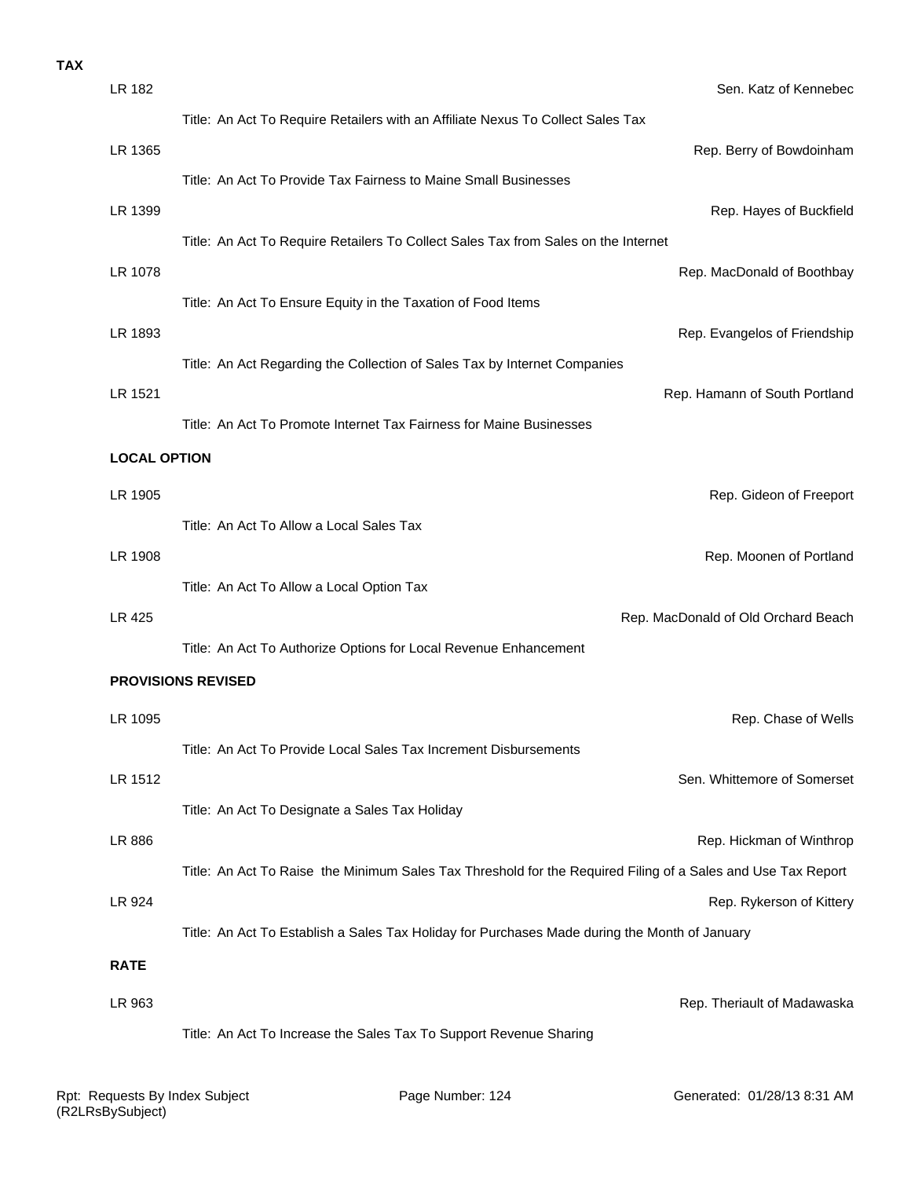**TAX**

LR 182 — Sen. Katz of Kennebec

Title: An Act To Require Retailers with an Affiliate Nexus To Collect Sales Tax

LR 1365 — Rep. Berry of Bowdoinham

Title: An Act To Provide Tax Fairness to Maine Small Businesses

LR 1399 — Rep. Hayes of Buckfield

Title: An Act To Require Retailers To Collect Sales Tax from Sales on the Internet

LR 1078 — Rep. MacDonald of Boothbay

Title: An Act To Ensure Equity in the Taxation of Food Items

LR 1893 — Rep. Evangelos of Friendship

Title: An Act Regarding the Collection of Sales Tax by Internet Companies

LR 1521 — Rep. Hamann of South Portland

Title: An Act To Promote Internet Tax Fairness for Maine Businesses

**LOCAL OPTION**

LR 1905 — Rep. Gideon of Freeport

Title: An Act To Allow a Local Sales Tax

LR 1908 — Rep. Moonen of Portland

Title: An Act To Allow a Local Option Tax

LR 425 — Rep. MacDonald of Old Orchard Beach

Title: An Act To Authorize Options for Local Revenue Enhancement

**PROVISIONS REVISED**

LR 1095 — Rep. Chase of Wells

Title: An Act To Provide Local Sales Tax Increment Disbursements

LR 1512 — Sen. Whittemore of Somerset

Title: An Act To Designate a Sales Tax Holiday

LR 886 — Rep. Hickman of Winthrop

Title: An Act To Raise the Minimum Sales Tax Threshold for the Required Filing of a Sales and Use Tax Report

LR 924 — Rep. Rykerson of Kittery

Title: An Act To Establish a Sales Tax Holiday for Purchases Made during the Month of January

**RATE**

LR 963 — Rep. Theriault of Madawaska

Title: An Act To Increase the Sales Tax To Support Revenue Sharing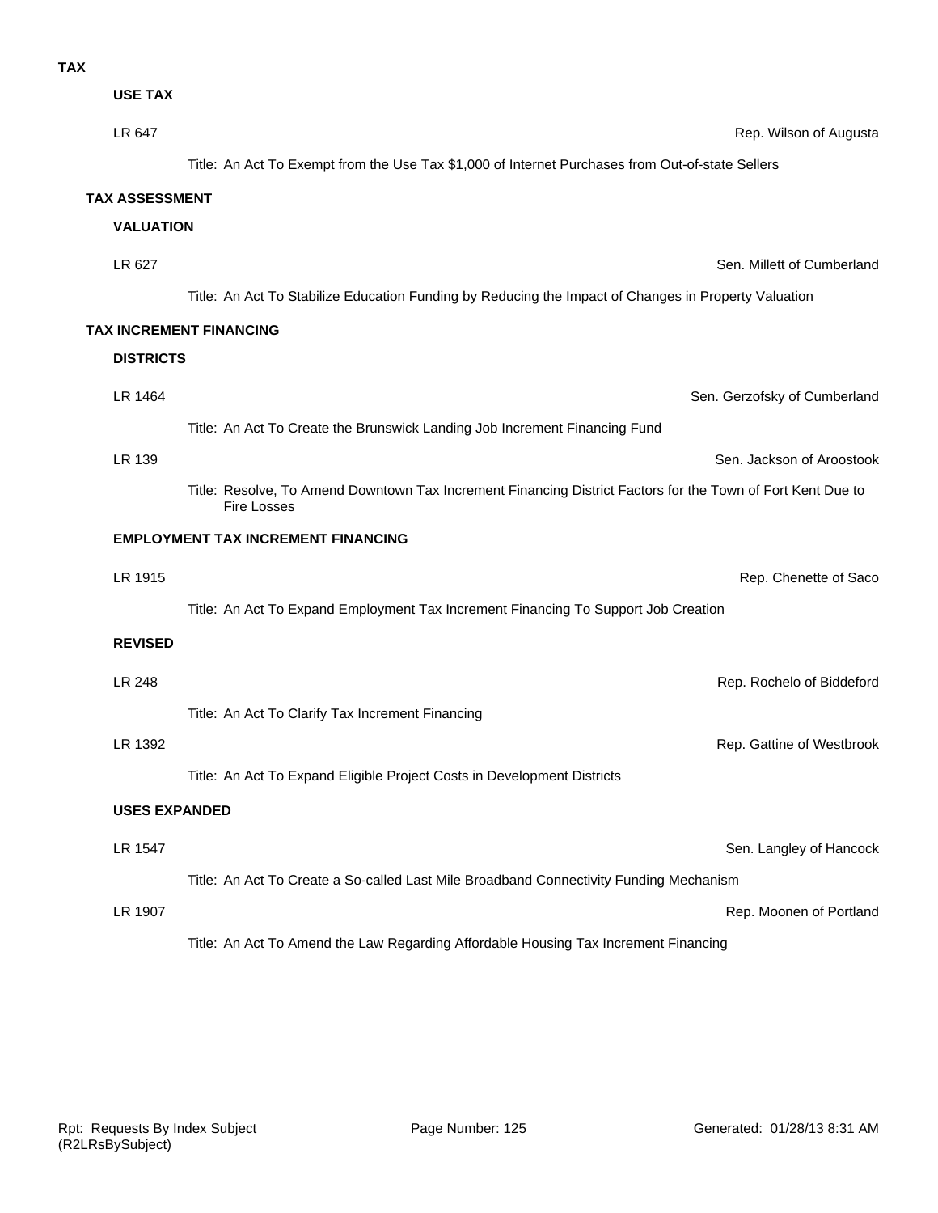# TAX

### USE TAX

LR 647 — Rep. Wilson of Augusta

Title: An Act To Exempt from the Use Tax $1,000 of Internet Purchases from Out-of-state Sellers

## TAX ASSESSMENT

### VALUATION

LR 627 — Sen. Millett of Cumberland

Title: An Act To Stabilize Education Funding by Reducing the Impact of Changes in Property Valuation

## TAX INCREMENT FINANCING

### DISTRICTS

LR 1464 — Sen. Gerzofsky of Cumberland

Title: An Act To Create the Brunswick Landing Job Increment Financing Fund

LR 139 — Sen. Jackson of Aroostook

Title: Resolve, To Amend Downtown Tax Increment Financing District Factors for the Town of Fort Kent Due to Fire Losses

### EMPLOYMENT TAX INCREMENT FINANCING

LR 1915 — Rep. Chenette of Saco

Title: An Act To Expand Employment Tax Increment Financing To Support Job Creation

### REVISED

LR 248 — Rep. Rochelo of Biddeford

Title: An Act To Clarify Tax Increment Financing

LR 1392 — Rep. Gattine of Westbrook

Title: An Act To Expand Eligible Project Costs in Development Districts

### USES EXPANDED

LR 1547 — Sen. Langley of Hancock

Title: An Act To Create a So-called Last Mile Broadband Connectivity Funding Mechanism

LR 1907 — Rep. Moonen of Portland

Title: An Act To Amend the Law Regarding Affordable Housing Tax Increment Financing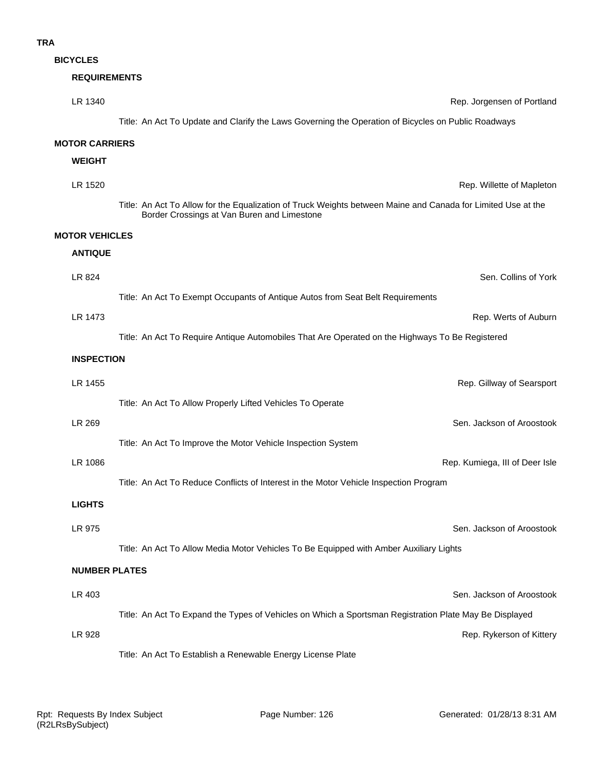**TRA**

**BICYCLES**

**REQUIREMENTS**

LR 1340 — Rep. Jorgensen of Portland

Title: An Act To Update and Clarify the Laws Governing the Operation of Bicycles on Public Roadways

**MOTOR CARRIERS**

**WEIGHT**

LR 1520 — Rep. Willette of Mapleton

Title: An Act To Allow for the Equalization of Truck Weights between Maine and Canada for Limited Use at the Border Crossings at Van Buren and Limestone

**MOTOR VEHICLES**

**ANTIQUE**

LR 824 — Sen. Collins of York

Title: An Act To Exempt Occupants of Antique Autos from Seat Belt Requirements

LR 1473 — Rep. Werts of Auburn

Title: An Act To Require Antique Automobiles That Are Operated on the Highways To Be Registered

**INSPECTION**

LR 1455 — Rep. Gillway of Searsport

Title: An Act To Allow Properly Lifted Vehicles To Operate

LR 269 — Sen. Jackson of Aroostook

Title: An Act To Improve the Motor Vehicle Inspection System

LR 1086 — Rep. Kumiega, III of Deer Isle

Title: An Act To Reduce Conflicts of Interest in the Motor Vehicle Inspection Program

**LIGHTS**

LR 975 — Sen. Jackson of Aroostook

Title: An Act To Allow Media Motor Vehicles To Be Equipped with Amber Auxiliary Lights

**NUMBER PLATES**

LR 403 — Sen. Jackson of Aroostook

Title: An Act To Expand the Types of Vehicles on Which a Sportsman Registration Plate May Be Displayed

LR 928 — Rep. Rykerson of Kittery

Title: An Act To Establish a Renewable Energy License Plate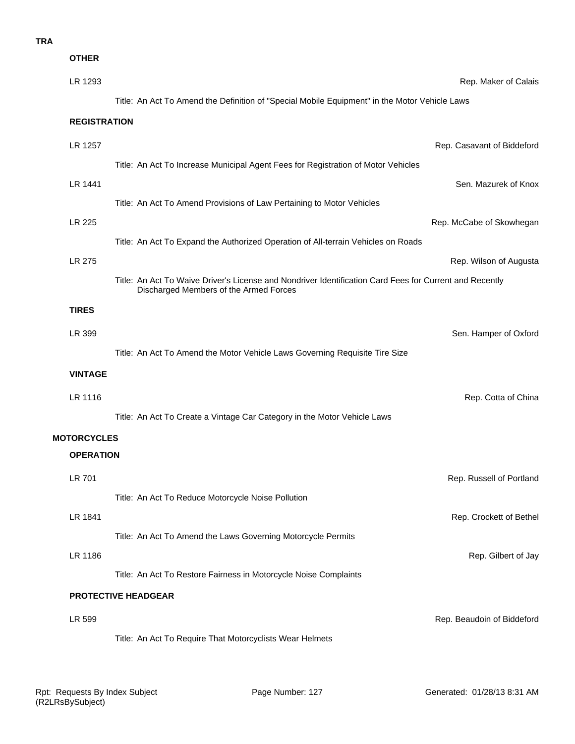**TRA**

### OTHER

**LR 1293** — Rep. Maker of Calais

Title: An Act To Amend the Definition of "Special Mobile Equipment" in the Motor Vehicle Laws

### REGISTRATION

**LR 1257** — Rep. Casavant of Biddeford

Title: An Act To Increase Municipal Agent Fees for Registration of Motor Vehicles

**LR 1441** — Sen. Mazurek of Knox

Title: An Act To Amend Provisions of Law Pertaining to Motor Vehicles

**LR 225** — Rep. McCabe of Skowhegan

Title: An Act To Expand the Authorized Operation of All-terrain Vehicles on Roads

**LR 275** — Rep. Wilson of Augusta

Title: An Act To Waive Driver's License and Nondriver Identification Card Fees for Current and Recently Discharged Members of the Armed Forces

### TIRES

**LR 399** — Sen. Hamper of Oxford

Title: An Act To Amend the Motor Vehicle Laws Governing Requisite Tire Size

### VINTAGE

**LR 1116** — Rep. Cotta of China

Title: An Act To Create a Vintage Car Category in the Motor Vehicle Laws

## MOTORCYCLES

### OPERATION

**LR 701** — Rep. Russell of Portland

Title: An Act To Reduce Motorcycle Noise Pollution

**LR 1841** — Rep. Crockett of Bethel

Title: An Act To Amend the Laws Governing Motorcycle Permits

**LR 1186** — Rep. Gilbert of Jay

Title: An Act To Restore Fairness in Motorcycle Noise Complaints

### PROTECTIVE HEADGEAR

**LR 599** — Rep. Beaudoin of Biddeford

Title: An Act To Require That Motorcyclists Wear Helmets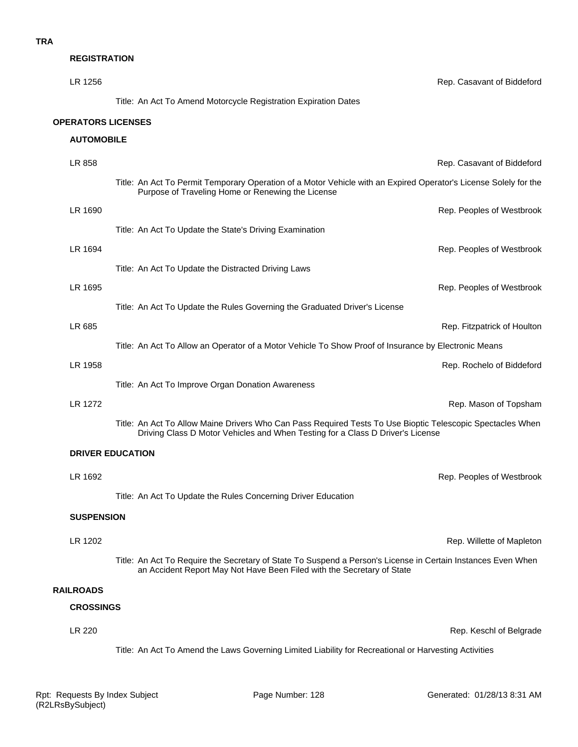**TRA**

### REGISTRATION

LR 1256 — Rep. Casavant of Biddeford

Title: An Act To Amend Motorcycle Registration Expiration Dates

## OPERATORS LICENSES

### AUTOMOBILE

LR 858 — Rep. Casavant of Biddeford

Title: An Act To Permit Temporary Operation of a Motor Vehicle with an Expired Operator's License Solely for the Purpose of Traveling Home or Renewing the License

LR 1690 — Rep. Peoples of Westbrook

Title: An Act To Update the State's Driving Examination

LR 1694 — Rep. Peoples of Westbrook

Title: An Act To Update the Distracted Driving Laws

LR 1695 — Rep. Peoples of Westbrook

Title: An Act To Update the Rules Governing the Graduated Driver's License

LR 685 — Rep. Fitzpatrick of Houlton

Title: An Act To Allow an Operator of a Motor Vehicle To Show Proof of Insurance by Electronic Means

LR 1958 — Rep. Rochelo of Biddeford

Title: An Act To Improve Organ Donation Awareness

LR 1272 — Rep. Mason of Topsham

Title: An Act To Allow Maine Drivers Who Can Pass Required Tests To Use Bioptic Telescopic Spectacles When Driving Class D Motor Vehicles and When Testing for a Class D Driver's License

### DRIVER EDUCATION

LR 1692 — Rep. Peoples of Westbrook

Title: An Act To Update the Rules Concerning Driver Education

### SUSPENSION

LR 1202 — Rep. Willette of Mapleton

Title: An Act To Require the Secretary of State To Suspend a Person's License in Certain Instances Even When an Accident Report May Not Have Been Filed with the Secretary of State

## RAILROADS

### CROSSINGS

LR 220 — Rep. Keschl of Belgrade

Title: An Act To Amend the Laws Governing Limited Liability for Recreational or Harvesting Activities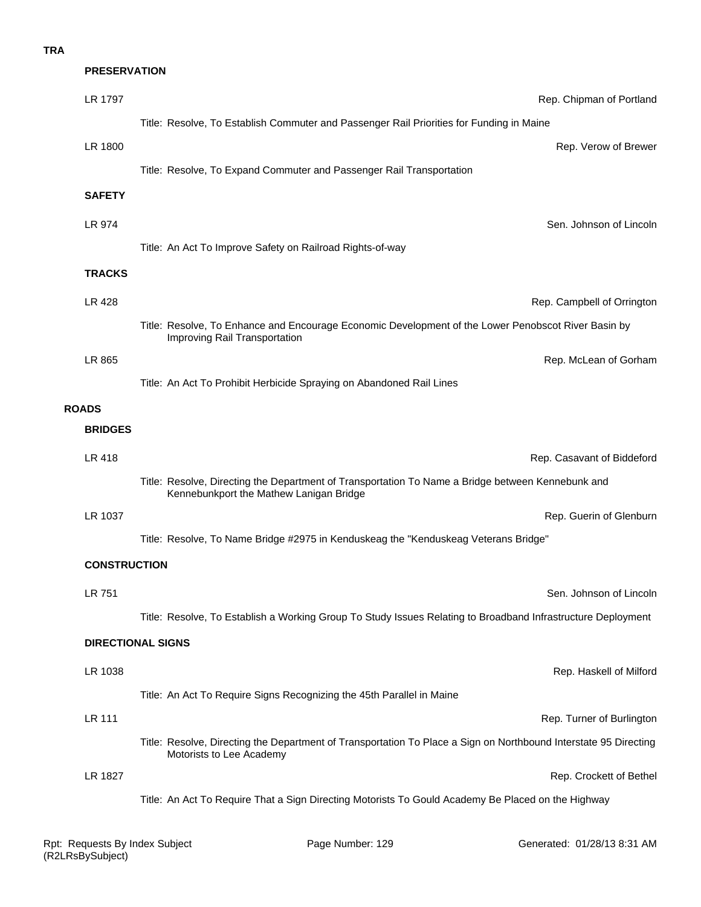**TRA**

**PRESERVATION**

LR 1797 — Rep. Chipman of Portland

Title: Resolve, To Establish Commuter and Passenger Rail Priorities for Funding in Maine

LR 1800 — Rep. Verow of Brewer

Title: Resolve, To Expand Commuter and Passenger Rail Transportation

**SAFETY**

LR 974 — Sen. Johnson of Lincoln

Title: An Act To Improve Safety on Railroad Rights-of-way

**TRACKS**

LR 428 — Rep. Campbell of Orrington

Title: Resolve, To Enhance and Encourage Economic Development of the Lower Penobscot River Basin by Improving Rail Transportation

LR 865 — Rep. McLean of Gorham

Title: An Act To Prohibit Herbicide Spraying on Abandoned Rail Lines

**ROADS**

**BRIDGES**

LR 418 — Rep. Casavant of Biddeford

Title: Resolve, Directing the Department of Transportation To Name a Bridge between Kennebunk and Kennebunkport the Mathew Lanigan Bridge

LR 1037 — Rep. Guerin of Glenburn

Title: Resolve, To Name Bridge #2975 in Kenduskeag the "Kenduskeag Veterans Bridge"

**CONSTRUCTION**

LR 751 — Sen. Johnson of Lincoln

Title: Resolve, To Establish a Working Group To Study Issues Relating to Broadband Infrastructure Deployment

**DIRECTIONAL SIGNS**

LR 1038 — Rep. Haskell of Milford

Title: An Act To Require Signs Recognizing the 45th Parallel in Maine

LR 111 — Rep. Turner of Burlington

Title: Resolve, Directing the Department of Transportation To Place a Sign on Northbound Interstate 95 Directing Motorists to Lee Academy

LR 1827 — Rep. Crockett of Bethel

Title: An Act To Require That a Sign Directing Motorists To Gould Academy Be Placed on the Highway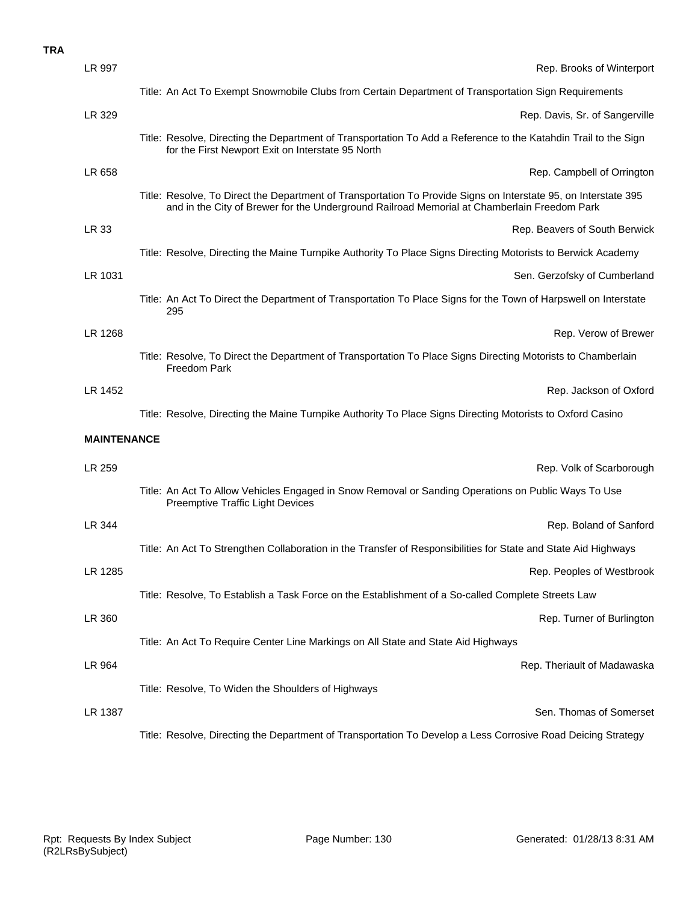**TRA**

LR 997 — Rep. Brooks of Winterport

Title: An Act To Exempt Snowmobile Clubs from Certain Department of Transportation Sign Requirements

LR 329 — Rep. Davis, Sr. of Sangerville

Title: Resolve, Directing the Department of Transportation To Add a Reference to the Katahdin Trail to the Sign for the First Newport Exit on Interstate 95 North

LR 658 — Rep. Campbell of Orrington

Title: Resolve, To Direct the Department of Transportation To Provide Signs on Interstate 95, on Interstate 395 and in the City of Brewer for the Underground Railroad Memorial at Chamberlain Freedom Park

LR 33 — Rep. Beavers of South Berwick

Title: Resolve, Directing the Maine Turnpike Authority To Place Signs Directing Motorists to Berwick Academy

LR 1031 — Sen. Gerzofsky of Cumberland

Title: An Act To Direct the Department of Transportation To Place Signs for the Town of Harpswell on Interstate 295

LR 1268 — Rep. Verow of Brewer

Title: Resolve, To Direct the Department of Transportation To Place Signs Directing Motorists to Chamberlain Freedom Park

LR 1452 — Rep. Jackson of Oxford

Title: Resolve, Directing the Maine Turnpike Authority To Place Signs Directing Motorists to Oxford Casino

**MAINTENANCE**

LR 259 — Rep. Volk of Scarborough

Title: An Act To Allow Vehicles Engaged in Snow Removal or Sanding Operations on Public Ways To Use Preemptive Traffic Light Devices

LR 344 — Rep. Boland of Sanford

Title: An Act To Strengthen Collaboration in the Transfer of Responsibilities for State and State Aid Highways

LR 1285 — Rep. Peoples of Westbrook

Title: Resolve, To Establish a Task Force on the Establishment of a So-called Complete Streets Law

LR 360 — Rep. Turner of Burlington

Title: An Act To Require Center Line Markings on All State and State Aid Highways

LR 964 — Rep. Theriault of Madawaska

Title: Resolve, To Widen the Shoulders of Highways

LR 1387 — Sen. Thomas of Somerset

Title: Resolve, Directing the Department of Transportation To Develop a Less Corrosive Road Deicing Strategy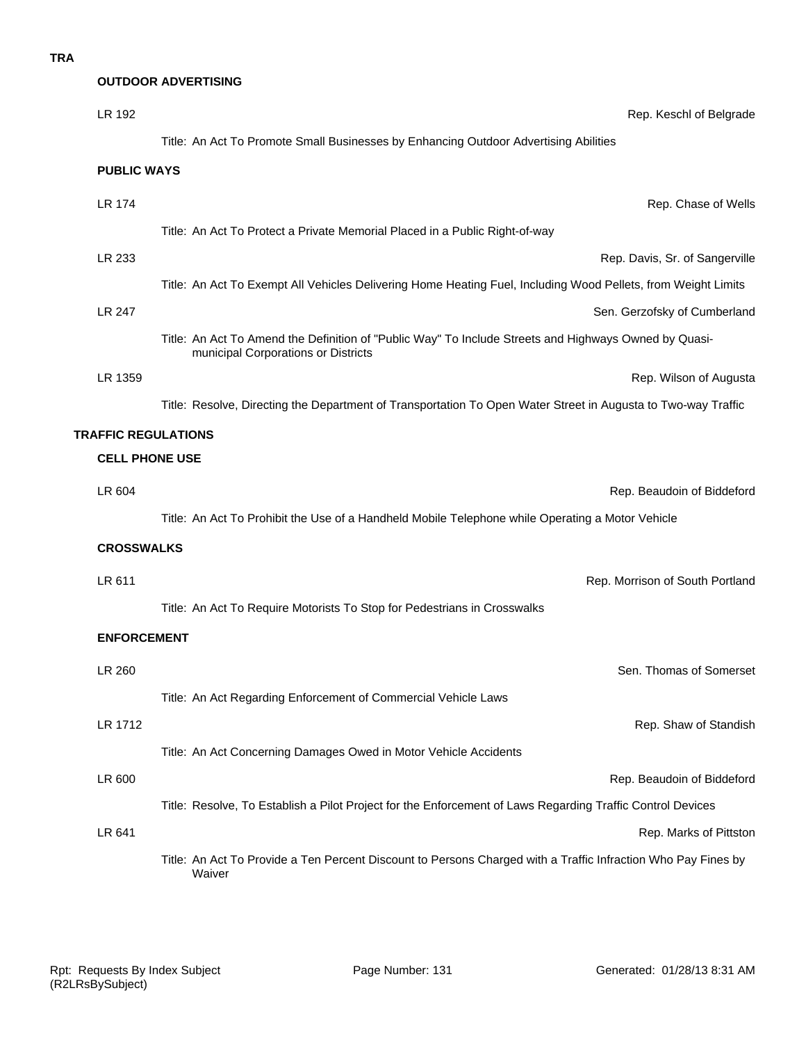**TRA**

### OUTDOOR ADVERTISING

LR 192 — Rep. Keschl of Belgrade

Title: An Act To Promote Small Businesses by Enhancing Outdoor Advertising Abilities

### PUBLIC WAYS

LR 174 — Rep. Chase of Wells

Title: An Act To Protect a Private Memorial Placed in a Public Right-of-way

LR 233 — Rep. Davis, Sr. of Sangerville

Title: An Act To Exempt All Vehicles Delivering Home Heating Fuel, Including Wood Pellets, from Weight Limits

LR 247 — Sen. Gerzofsky of Cumberland

Title: An Act To Amend the Definition of "Public Way" To Include Streets and Highways Owned by Quasi-municipal Corporations or Districts

LR 1359 — Rep. Wilson of Augusta

Title: Resolve, Directing the Department of Transportation To Open Water Street in Augusta to Two-way Traffic

## TRAFFIC REGULATIONS

### CELL PHONE USE

LR 604 — Rep. Beaudoin of Biddeford

Title: An Act To Prohibit the Use of a Handheld Mobile Telephone while Operating a Motor Vehicle

### CROSSWALKS

LR 611 — Rep. Morrison of South Portland

Title: An Act To Require Motorists To Stop for Pedestrians in Crosswalks

### ENFORCEMENT

LR 260 — Sen. Thomas of Somerset

Title: An Act Regarding Enforcement of Commercial Vehicle Laws

LR 1712 — Rep. Shaw of Standish

Title: An Act Concerning Damages Owed in Motor Vehicle Accidents

LR 600 — Rep. Beaudoin of Biddeford

Title: Resolve, To Establish a Pilot Project for the Enforcement of Laws Regarding Traffic Control Devices

LR 641 — Rep. Marks of Pittston

Title: An Act To Provide a Ten Percent Discount to Persons Charged with a Traffic Infraction Who Pay Fines by Waiver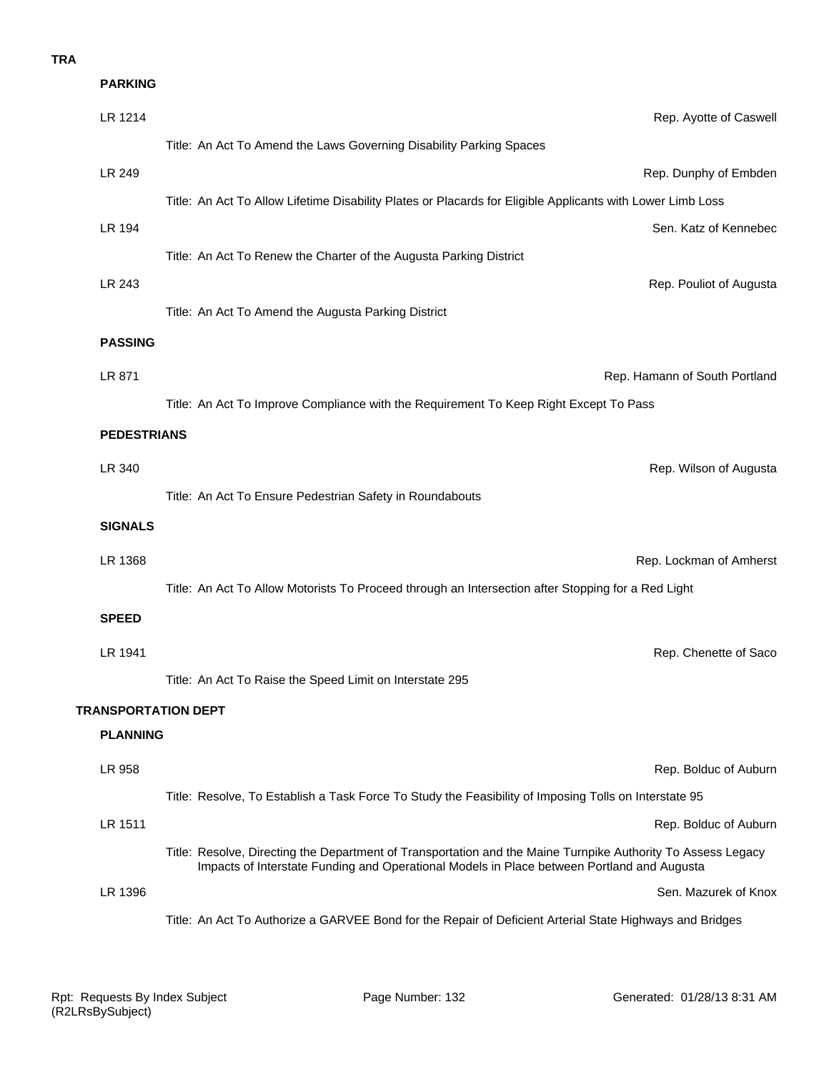**TRA**

**PARKING**

LR 1214 — Rep. Ayotte of Caswell

Title: An Act To Amend the Laws Governing Disability Parking Spaces

LR 249 — Rep. Dunphy of Embden

Title: An Act To Allow Lifetime Disability Plates or Placards for Eligible Applicants with Lower Limb Loss

LR 194 — Sen. Katz of Kennebec

Title: An Act To Renew the Charter of the Augusta Parking District

LR 243 — Rep. Pouliot of Augusta

Title: An Act To Amend the Augusta Parking District

**PASSING**

LR 871 — Rep. Hamann of South Portland

Title: An Act To Improve Compliance with the Requirement To Keep Right Except To Pass

**PEDESTRIANS**

LR 340 — Rep. Wilson of Augusta

Title: An Act To Ensure Pedestrian Safety in Roundabouts

**SIGNALS**

LR 1368 — Rep. Lockman of Amherst

Title: An Act To Allow Motorists To Proceed through an Intersection after Stopping for a Red Light

**SPEED**

LR 1941 — Rep. Chenette of Saco

Title: An Act To Raise the Speed Limit on Interstate 295

**TRANSPORTATION DEPT**

**PLANNING**

LR 958 — Rep. Bolduc of Auburn

Title: Resolve, To Establish a Task Force To Study the Feasibility of Imposing Tolls on Interstate 95

LR 1511 — Rep. Bolduc of Auburn

Title: Resolve, Directing the Department of Transportation and the Maine Turnpike Authority To Assess Legacy Impacts of Interstate Funding and Operational Models in Place between Portland and Augusta

LR 1396 — Sen. Mazurek of Knox

Title: An Act To Authorize a GARVEE Bond for the Repair of Deficient Arterial State Highways and Bridges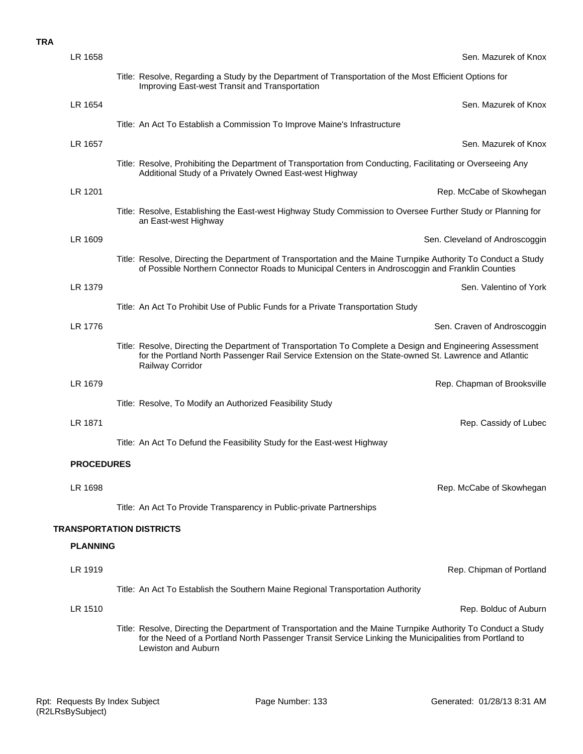**TRA**

LR 1658 — Sen. Mazurek of Knox

Title: Resolve, Regarding a Study by the Department of Transportation of the Most Efficient Options for Improving East-west Transit and Transportation

LR 1654 — Sen. Mazurek of Knox

Title: An Act To Establish a Commission To Improve Maine's Infrastructure

LR 1657 — Sen. Mazurek of Knox

Title: Resolve, Prohibiting the Department of Transportation from Conducting, Facilitating or Overseeing Any Additional Study of a Privately Owned East-west Highway

LR 1201 — Rep. McCabe of Skowhegan

Title: Resolve, Establishing the East-west Highway Study Commission to Oversee Further Study or Planning for an East-west Highway

LR 1609 — Sen. Cleveland of Androscoggin

Title: Resolve, Directing the Department of Transportation and the Maine Turnpike Authority To Conduct a Study of Possible Northern Connector Roads to Municipal Centers in Androscoggin and Franklin Counties

LR 1379 — Sen. Valentino of York

Title: An Act To Prohibit Use of Public Funds for a Private Transportation Study

LR 1776 — Sen. Craven of Androscoggin

Title: Resolve, Directing the Department of Transportation To Complete a Design and Engineering Assessment for the Portland North Passenger Rail Service Extension on the State-owned St. Lawrence and Atlantic Railway Corridor

LR 1679 — Rep. Chapman of Brooksville

Title: Resolve, To Modify an Authorized Feasibility Study

LR 1871 — Rep. Cassidy of Lubec

Title: An Act To Defund the Feasibility Study for the East-west Highway

### PROCEDURES

LR 1698 — Rep. McCabe of Skowhegan

Title: An Act To Provide Transparency in Public-private Partnerships

## TRANSPORTATION DISTRICTS

### PLANNING

LR 1919 — Rep. Chipman of Portland

Title: An Act To Establish the Southern Maine Regional Transportation Authority

LR 1510 — Rep. Bolduc of Auburn

Title: Resolve, Directing the Department of Transportation and the Maine Turnpike Authority To Conduct a Study for the Need of a Portland North Passenger Transit Service Linking the Municipalities from Portland to Lewiston and Auburn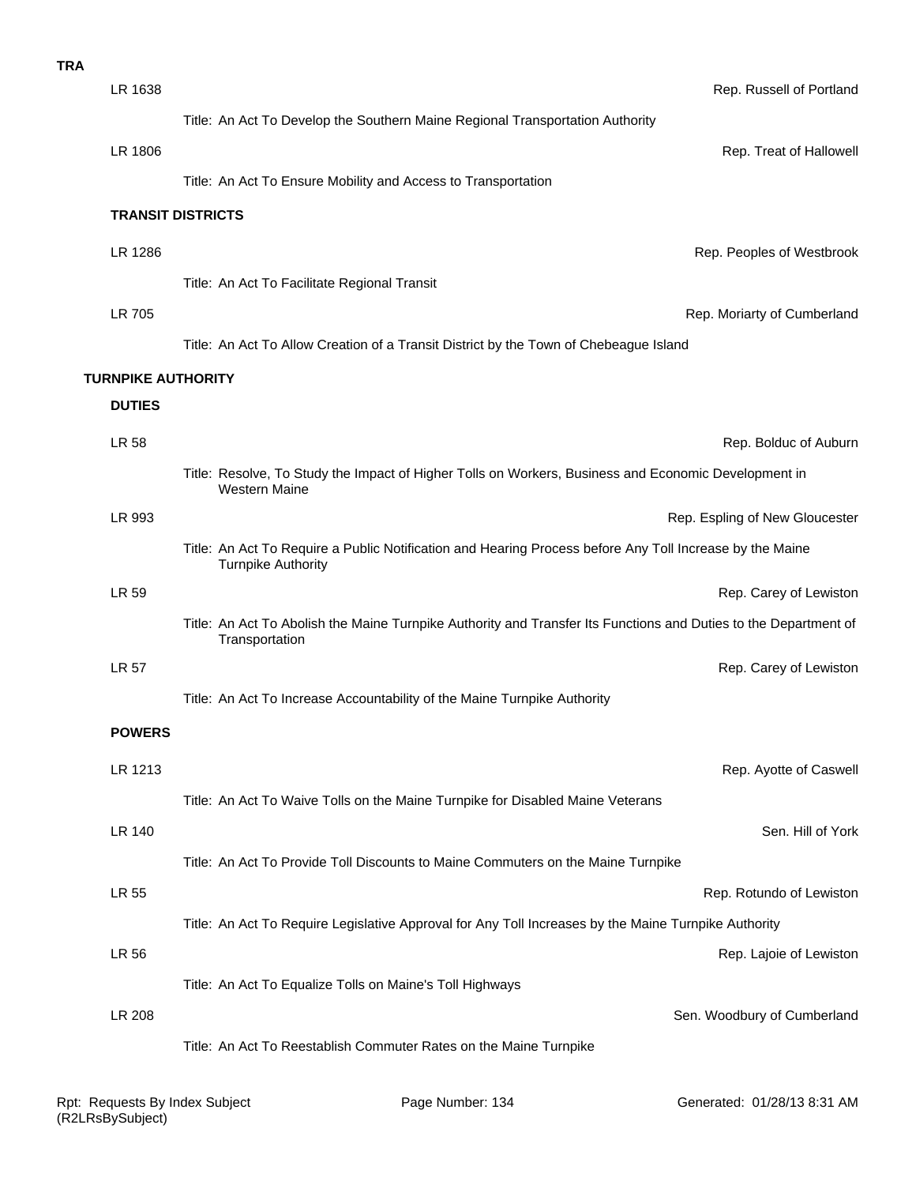**TRA**

LR 1638 — Rep. Russell of Portland

Title: An Act To Develop the Southern Maine Regional Transportation Authority

LR 1806 — Rep. Treat of Hallowell

Title: An Act To Ensure Mobility and Access to Transportation

### TRANSIT DISTRICTS

LR 1286 — Rep. Peoples of Westbrook

Title: An Act To Facilitate Regional Transit

LR 705 — Rep. Moriarty of Cumberland

Title: An Act To Allow Creation of a Transit District by the Town of Chebeague Island

## TURNPIKE AUTHORITY

### DUTIES

LR 58 — Rep. Bolduc of Auburn

Title: Resolve, To Study the Impact of Higher Tolls on Workers, Business and Economic Development in Western Maine

LR 993 — Rep. Espling of New Gloucester

Title: An Act To Require a Public Notification and Hearing Process before Any Toll Increase by the Maine Turnpike Authority

LR 59 — Rep. Carey of Lewiston

Title: An Act To Abolish the Maine Turnpike Authority and Transfer Its Functions and Duties to the Department of Transportation

LR 57 — Rep. Carey of Lewiston

Title: An Act To Increase Accountability of the Maine Turnpike Authority

### POWERS

LR 1213 — Rep. Ayotte of Caswell

Title: An Act To Waive Tolls on the Maine Turnpike for Disabled Maine Veterans

LR 140 — Sen. Hill of York

Title: An Act To Provide Toll Discounts to Maine Commuters on the Maine Turnpike

LR 55 — Rep. Rotundo of Lewiston

Title: An Act To Require Legislative Approval for Any Toll Increases by the Maine Turnpike Authority

LR 56 — Rep. Lajoie of Lewiston

Title: An Act To Equalize Tolls on Maine's Toll Highways

LR 208 — Sen. Woodbury of Cumberland

Title: An Act To Reestablish Commuter Rates on the Maine Turnpike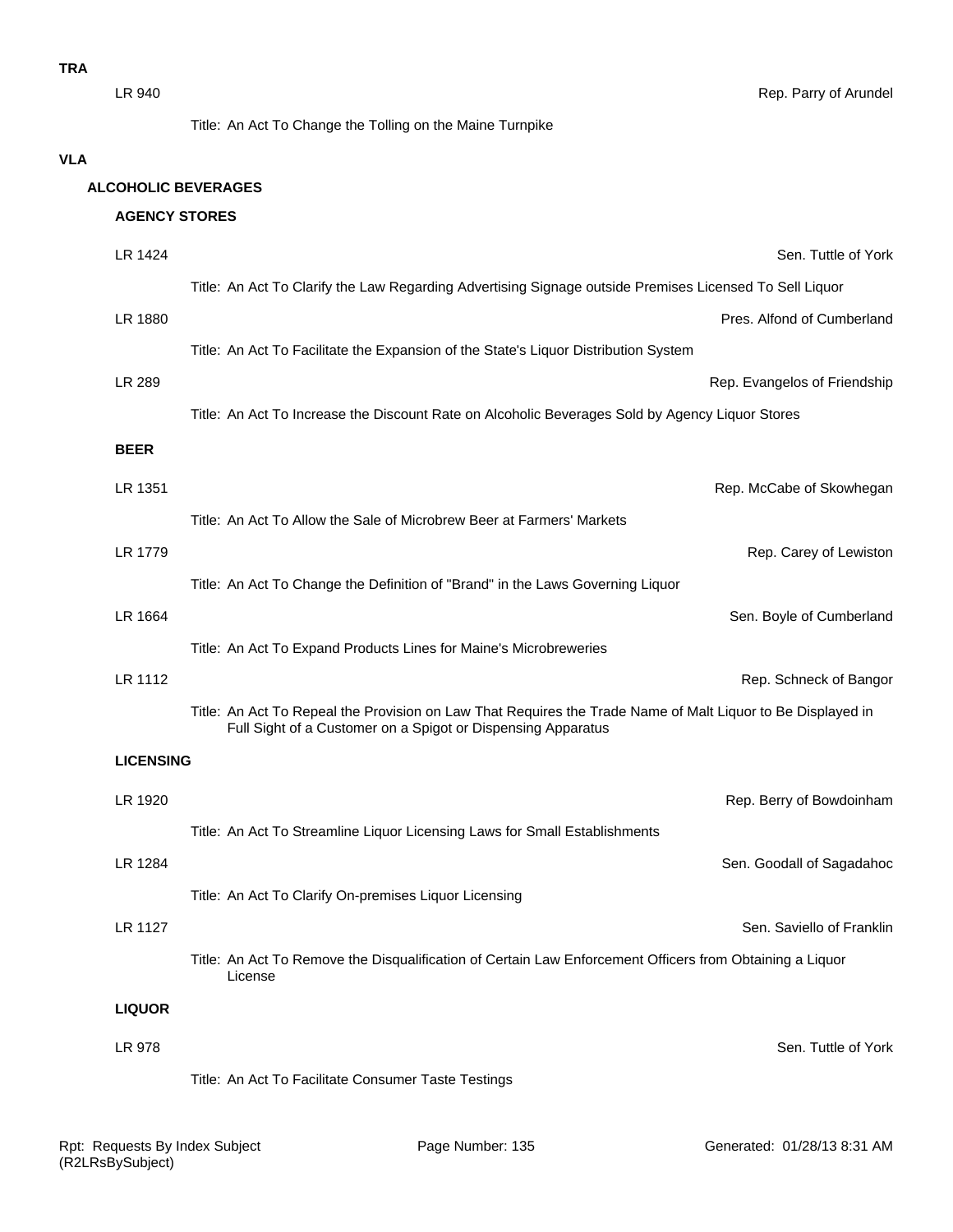**TRA**

LR 940 — Rep. Parry of Arundel

Title: An Act To Change the Tolling on the Maine Turnpike

**VLA**

**ALCOHOLIC BEVERAGES**

**AGENCY STORES**

LR 1424 — Sen. Tuttle of York

Title: An Act To Clarify the Law Regarding Advertising Signage outside Premises Licensed To Sell Liquor

LR 1880 — Pres. Alfond of Cumberland

Title: An Act To Facilitate the Expansion of the State's Liquor Distribution System

LR 289 — Rep. Evangelos of Friendship

Title: An Act To Increase the Discount Rate on Alcoholic Beverages Sold by Agency Liquor Stores

**BEER**

LR 1351 — Rep. McCabe of Skowhegan

Title: An Act To Allow the Sale of Microbrew Beer at Farmers' Markets

LR 1779 — Rep. Carey of Lewiston

Title: An Act To Change the Definition of "Brand" in the Laws Governing Liquor

LR 1664 — Sen. Boyle of Cumberland

Title: An Act To Expand Products Lines for Maine's Microbreweries

LR 1112 — Rep. Schneck of Bangor

Title: An Act To Repeal the Provision on Law That Requires the Trade Name of Malt Liquor to Be Displayed in Full Sight of a Customer on a Spigot or Dispensing Apparatus

**LICENSING**

LR 1920 — Rep. Berry of Bowdoinham

Title: An Act To Streamline Liquor Licensing Laws for Small Establishments

LR 1284 — Sen. Goodall of Sagadahoc

Title: An Act To Clarify On-premises Liquor Licensing

LR 1127 — Sen. Saviello of Franklin

Title: An Act To Remove the Disqualification of Certain Law Enforcement Officers from Obtaining a Liquor License

**LIQUOR**

LR 978 — Sen. Tuttle of York

Title: An Act To Facilitate Consumer Taste Testings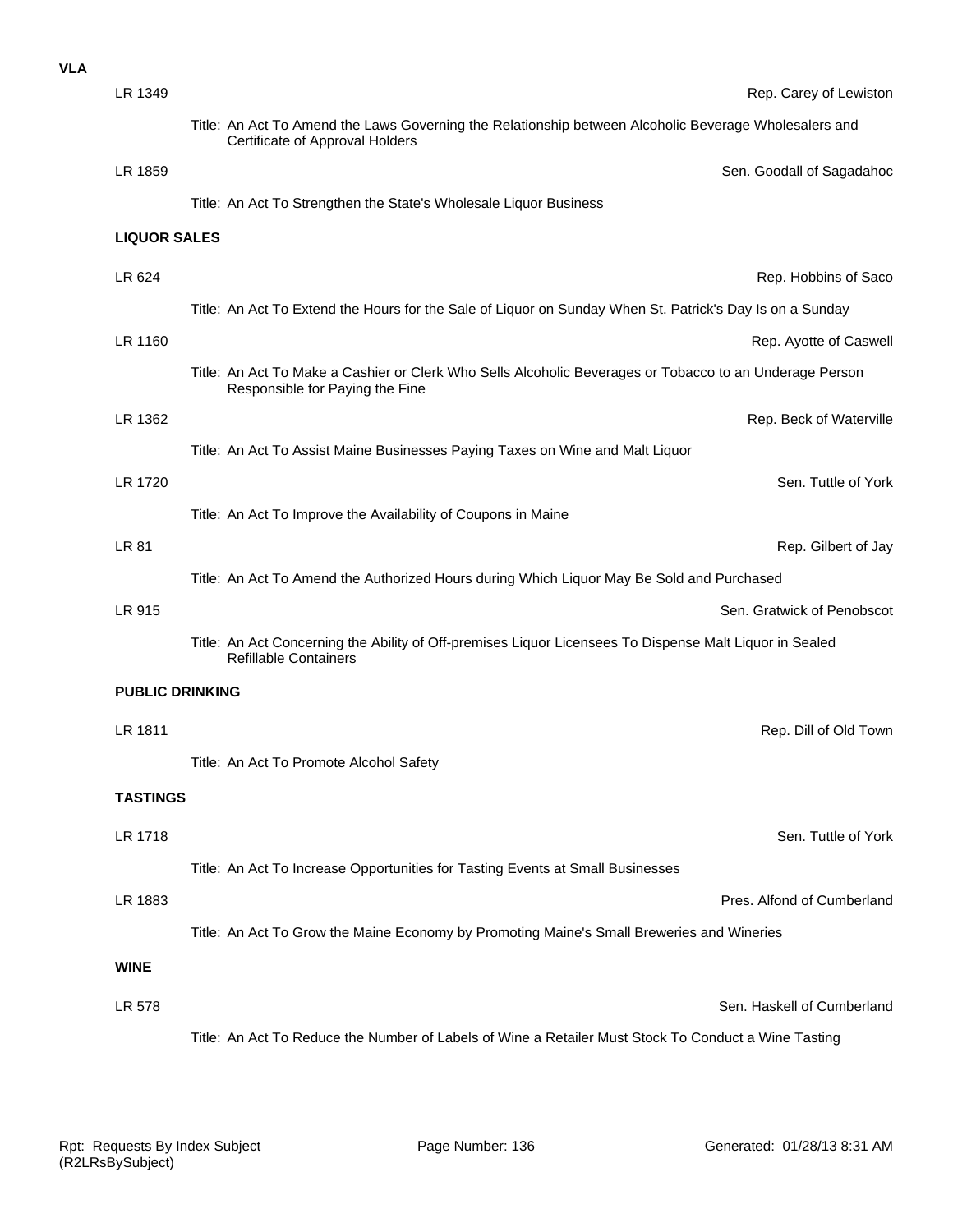**VLA**

LR 1349 — Rep. Carey of Lewiston

Title: An Act To Amend the Laws Governing the Relationship between Alcoholic Beverage Wholesalers and Certificate of Approval Holders

LR 1859 — Sen. Goodall of Sagadahoc

Title: An Act To Strengthen the State's Wholesale Liquor Business

**LIQUOR SALES**

LR 624 — Rep. Hobbins of Saco

Title: An Act To Extend the Hours for the Sale of Liquor on Sunday When St. Patrick's Day Is on a Sunday

LR 1160 — Rep. Ayotte of Caswell

Title: An Act To Make a Cashier or Clerk Who Sells Alcoholic Beverages or Tobacco to an Underage Person Responsible for Paying the Fine

LR 1362 — Rep. Beck of Waterville

Title: An Act To Assist Maine Businesses Paying Taxes on Wine and Malt Liquor

LR 1720 — Sen. Tuttle of York

Title: An Act To Improve the Availability of Coupons in Maine

LR 81 — Rep. Gilbert of Jay

Title: An Act To Amend the Authorized Hours during Which Liquor May Be Sold and Purchased

LR 915 — Sen. Gratwick of Penobscot

Title: An Act Concerning the Ability of Off-premises Liquor Licensees To Dispense Malt Liquor in Sealed Refillable Containers

**PUBLIC DRINKING**

LR 1811 — Rep. Dill of Old Town

Title: An Act To Promote Alcohol Safety

**TASTINGS**

LR 1718 — Sen. Tuttle of York

Title: An Act To Increase Opportunities for Tasting Events at Small Businesses

LR 1883 — Pres. Alfond of Cumberland

Title: An Act To Grow the Maine Economy by Promoting Maine's Small Breweries and Wineries

**WINE**

LR 578 — Sen. Haskell of Cumberland

Title: An Act To Reduce the Number of Labels of Wine a Retailer Must Stock To Conduct a Wine Tasting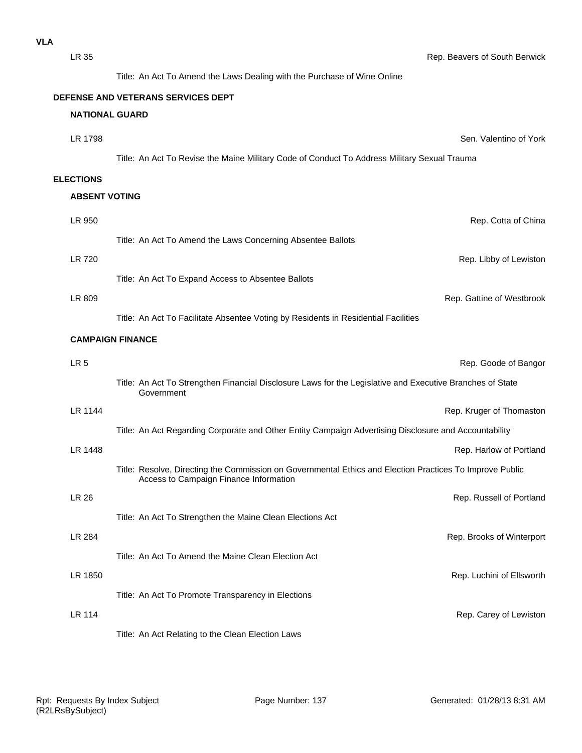**VLA**

LR 35 — Rep. Beavers of South Berwick

Title: An Act To Amend the Laws Dealing with the Purchase of Wine Online

## DEFENSE AND VETERANS SERVICES DEPT

### NATIONAL GUARD

LR 1798 — Sen. Valentino of York

Title: An Act To Revise the Maine Military Code of Conduct To Address Military Sexual Trauma

## ELECTIONS

### ABSENT VOTING

LR 950 — Rep. Cotta of China

Title: An Act To Amend the Laws Concerning Absentee Ballots

LR 720 — Rep. Libby of Lewiston

Title: An Act To Expand Access to Absentee Ballots

LR 809 — Rep. Gattine of Westbrook

Title: An Act To Facilitate Absentee Voting by Residents in Residential Facilities

### CAMPAIGN FINANCE

LR 5 — Rep. Goode of Bangor

Title: An Act To Strengthen Financial Disclosure Laws for the Legislative and Executive Branches of State Government

LR 1144 — Rep. Kruger of Thomaston

Title: An Act Regarding Corporate and Other Entity Campaign Advertising Disclosure and Accountability

LR 1448 — Rep. Harlow of Portland

Title: Resolve, Directing the Commission on Governmental Ethics and Election Practices To Improve Public Access to Campaign Finance Information

LR 26 — Rep. Russell of Portland

Title: An Act To Strengthen the Maine Clean Elections Act

LR 284 — Rep. Brooks of Winterport

Title: An Act To Amend the Maine Clean Election Act

LR 1850 — Rep. Luchini of Ellsworth

Title: An Act To Promote Transparency in Elections

LR 114 — Rep. Carey of Lewiston

Title: An Act Relating to the Clean Election Laws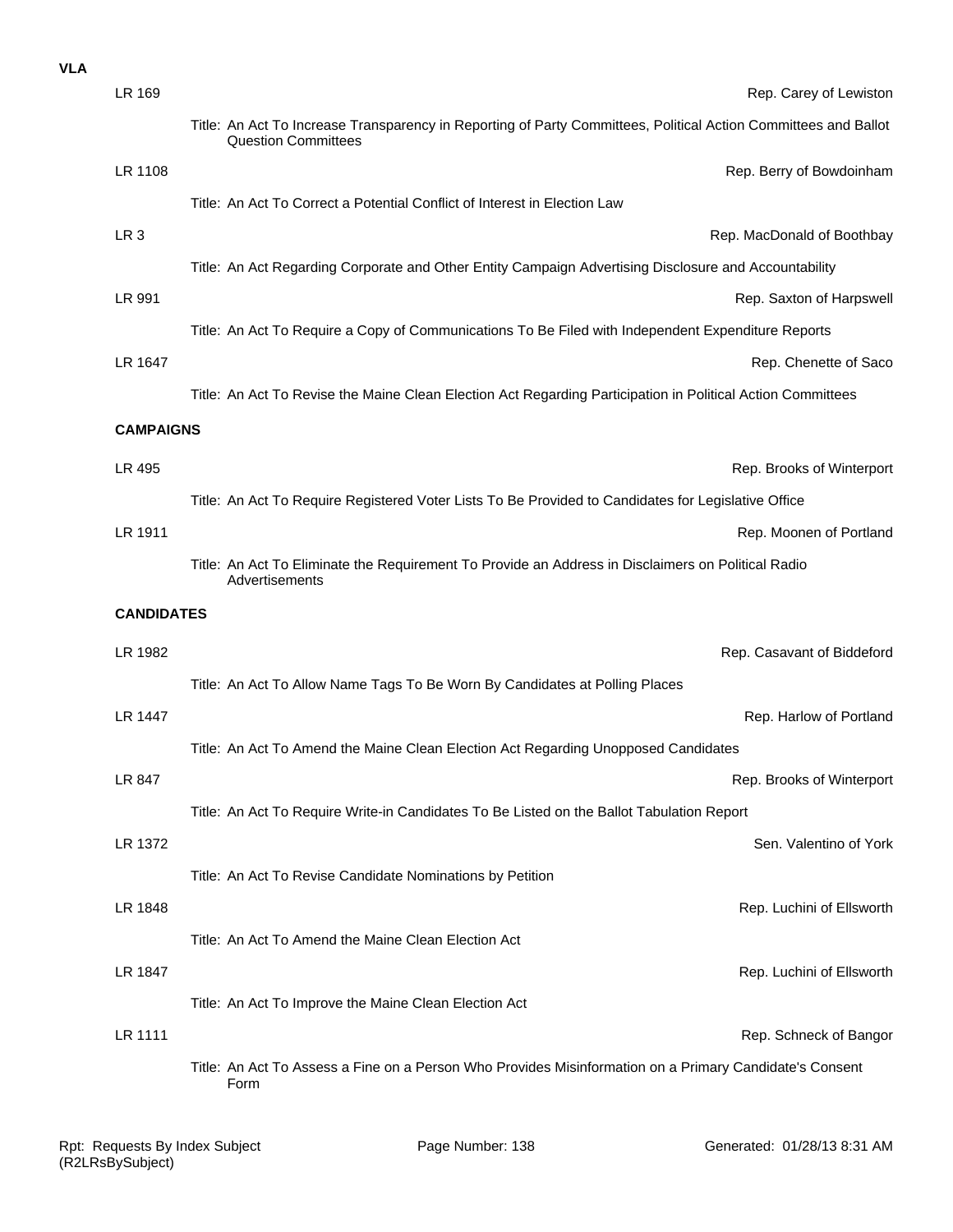**VLA**

LR 169 — Rep. Carey of Lewiston

Title: An Act To Increase Transparency in Reporting of Party Committees, Political Action Committees and Ballot Question Committees

LR 1108 — Rep. Berry of Bowdoinham

Title: An Act To Correct a Potential Conflict of Interest in Election Law

LR 3 — Rep. MacDonald of Boothbay

Title: An Act Regarding Corporate and Other Entity Campaign Advertising Disclosure and Accountability

LR 991 — Rep. Saxton of Harpswell

Title: An Act To Require a Copy of Communications To Be Filed with Independent Expenditure Reports

LR 1647 — Rep. Chenette of Saco

Title: An Act To Revise the Maine Clean Election Act Regarding Participation in Political Action Committees

**CAMPAIGNS**

LR 495 — Rep. Brooks of Winterport

Title: An Act To Require Registered Voter Lists To Be Provided to Candidates for Legislative Office

LR 1911 — Rep. Moonen of Portland

Title: An Act To Eliminate the Requirement To Provide an Address in Disclaimers on Political Radio Advertisements

**CANDIDATES**

LR 1982 — Rep. Casavant of Biddeford

Title: An Act To Allow Name Tags To Be Worn By Candidates at Polling Places

LR 1447 — Rep. Harlow of Portland

Title: An Act To Amend the Maine Clean Election Act Regarding Unopposed Candidates

LR 847 — Rep. Brooks of Winterport

Title: An Act To Require Write-in Candidates To Be Listed on the Ballot Tabulation Report

LR 1372 — Sen. Valentino of York

Title: An Act To Revise Candidate Nominations by Petition

LR 1848 — Rep. Luchini of Ellsworth

Title: An Act To Amend the Maine Clean Election Act

LR 1847 — Rep. Luchini of Ellsworth

Title: An Act To Improve the Maine Clean Election Act

LR 1111 — Rep. Schneck of Bangor

Title: An Act To Assess a Fine on a Person Who Provides Misinformation on a Primary Candidate's Consent Form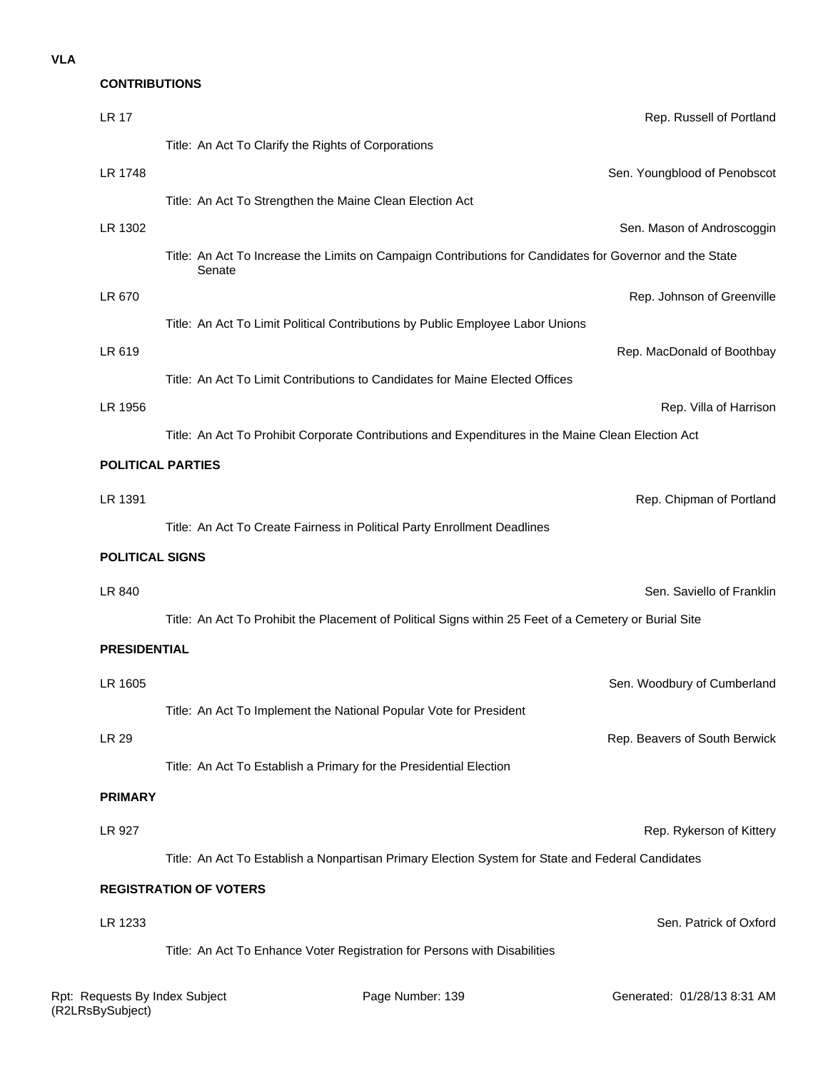**VLA**

### CONTRIBUTIONS

LR 17 — Rep. Russell of Portland

Title: An Act To Clarify the Rights of Corporations

LR 1748 — Sen. Youngblood of Penobscot

Title: An Act To Strengthen the Maine Clean Election Act

LR 1302 — Sen. Mason of Androscoggin

Title: An Act To Increase the Limits on Campaign Contributions for Candidates for Governor and the State Senate

LR 670 — Rep. Johnson of Greenville

Title: An Act To Limit Political Contributions by Public Employee Labor Unions

LR 619 — Rep. MacDonald of Boothbay

Title: An Act To Limit Contributions to Candidates for Maine Elected Offices

LR 1956 — Rep. Villa of Harrison

Title: An Act To Prohibit Corporate Contributions and Expenditures in the Maine Clean Election Act

### POLITICAL PARTIES

LR 1391 — Rep. Chipman of Portland

Title: An Act To Create Fairness in Political Party Enrollment Deadlines

### POLITICAL SIGNS

LR 840 — Sen. Saviello of Franklin

Title: An Act To Prohibit the Placement of Political Signs within 25 Feet of a Cemetery or Burial Site

### PRESIDENTIAL

LR 1605 — Sen. Woodbury of Cumberland

Title: An Act To Implement the National Popular Vote for President

LR 29 — Rep. Beavers of South Berwick

Title: An Act To Establish a Primary for the Presidential Election

### PRIMARY

LR 927 — Rep. Rykerson of Kittery

Title: An Act To Establish a Nonpartisan Primary Election System for State and Federal Candidates

### REGISTRATION OF VOTERS

LR 1233 — Sen. Patrick of Oxford

Title: An Act To Enhance Voter Registration for Persons with Disabilities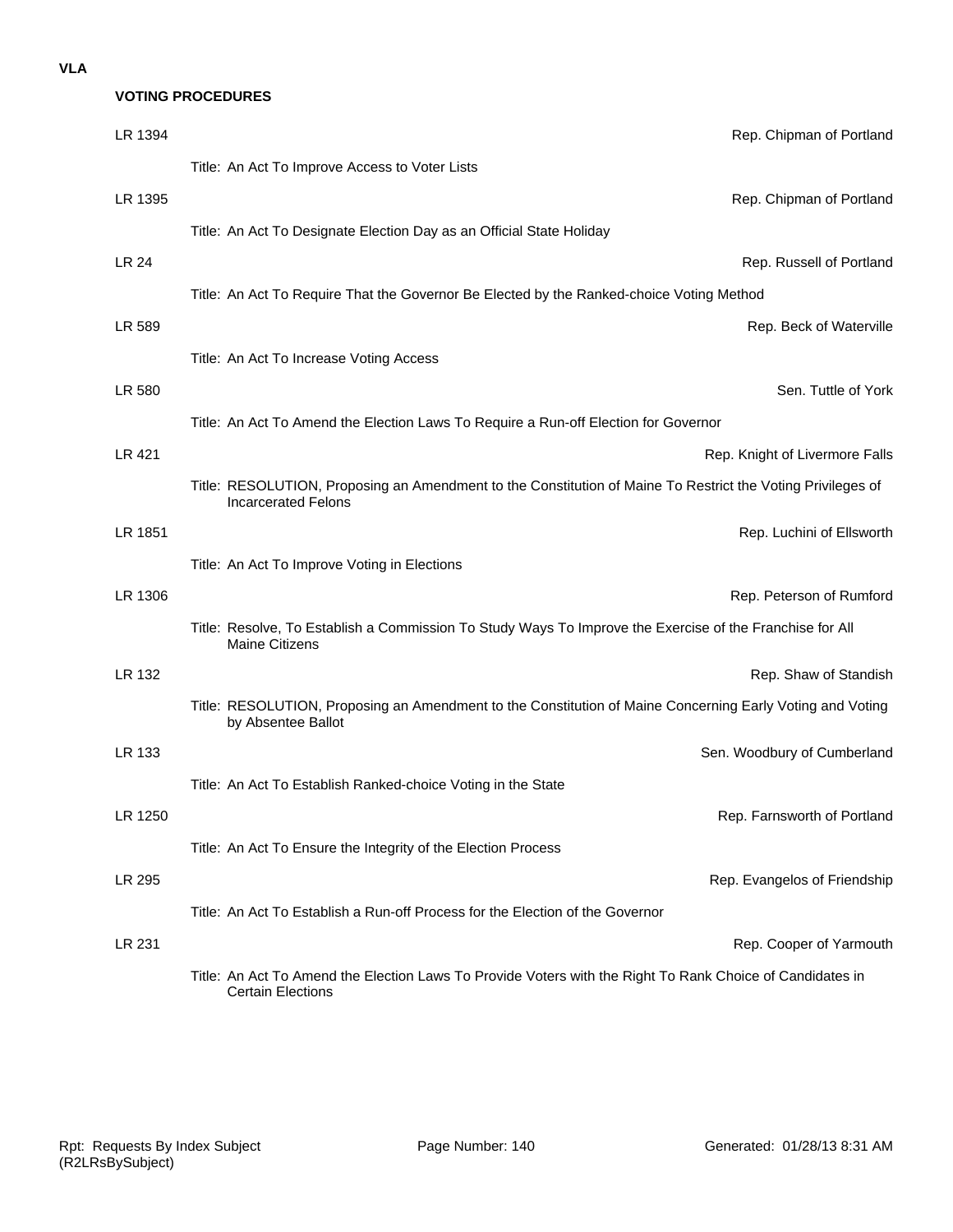VLA

## VOTING PROCEDURES

**LR 1394** — Rep. Chipman of Portland

Title: An Act To Improve Access to Voter Lists

**LR 1395** — Rep. Chipman of Portland

Title: An Act To Designate Election Day as an Official State Holiday

**LR 24** — Rep. Russell of Portland

Title: An Act To Require That the Governor Be Elected by the Ranked-choice Voting Method

**LR 589** — Rep. Beck of Waterville

Title: An Act To Increase Voting Access

**LR 580** — Sen. Tuttle of York

Title: An Act To Amend the Election Laws To Require a Run-off Election for Governor

**LR 421** — Rep. Knight of Livermore Falls

Title: RESOLUTION, Proposing an Amendment to the Constitution of Maine To Restrict the Voting Privileges of Incarcerated Felons

**LR 1851** — Rep. Luchini of Ellsworth

Title: An Act To Improve Voting in Elections

**LR 1306** — Rep. Peterson of Rumford

Title: Resolve, To Establish a Commission To Study Ways To Improve the Exercise of the Franchise for All Maine Citizens

**LR 132** — Rep. Shaw of Standish

Title: RESOLUTION, Proposing an Amendment to the Constitution of Maine Concerning Early Voting and Voting by Absentee Ballot

**LR 133** — Sen. Woodbury of Cumberland

Title: An Act To Establish Ranked-choice Voting in the State

**LR 1250** — Rep. Farnsworth of Portland

Title: An Act To Ensure the Integrity of the Election Process

**LR 295** — Rep. Evangelos of Friendship

Title: An Act To Establish a Run-off Process for the Election of the Governor

**LR 231** — Rep. Cooper of Yarmouth

Title: An Act To Amend the Election Laws To Provide Voters with the Right To Rank Choice of Candidates in Certain Elections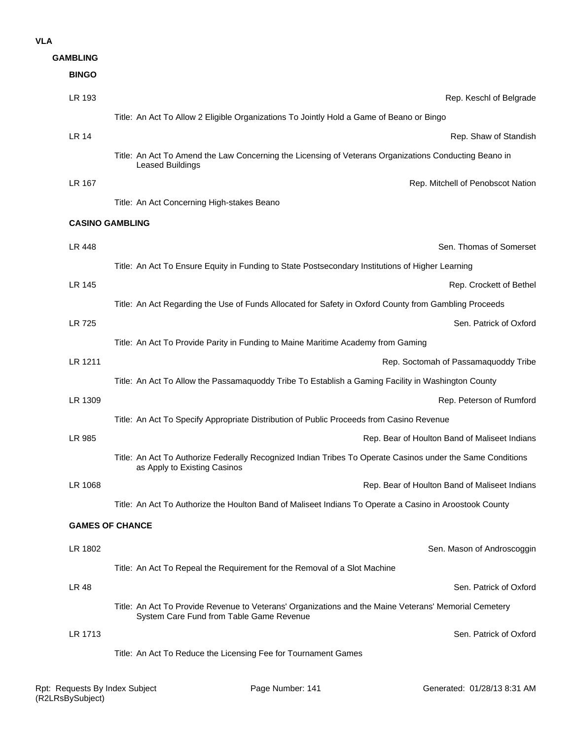# VLA

## GAMBLING

### BINGO

**LR 193** — Rep. Keschl of Belgrade

Title: An Act To Allow 2 Eligible Organizations To Jointly Hold a Game of Beano or Bingo

**LR 14** — Rep. Shaw of Standish

Title: An Act To Amend the Law Concerning the Licensing of Veterans Organizations Conducting Beano in Leased Buildings

**LR 167** — Rep. Mitchell of Penobscot Nation

Title: An Act Concerning High-stakes Beano

### CASINO GAMBLING

**LR 448** — Sen. Thomas of Somerset

Title: An Act To Ensure Equity in Funding to State Postsecondary Institutions of Higher Learning

**LR 145** — Rep. Crockett of Bethel

Title: An Act Regarding the Use of Funds Allocated for Safety in Oxford County from Gambling Proceeds

**LR 725** — Sen. Patrick of Oxford

Title: An Act To Provide Parity in Funding to Maine Maritime Academy from Gaming

**LR 1211** — Rep. Soctomah of Passamaquoddy Tribe

Title: An Act To Allow the Passamaquoddy Tribe To Establish a Gaming Facility in Washington County

**LR 1309** — Rep. Peterson of Rumford

Title: An Act To Specify Appropriate Distribution of Public Proceeds from Casino Revenue

**LR 985** — Rep. Bear of Houlton Band of Maliseet Indians

Title: An Act To Authorize Federally Recognized Indian Tribes To Operate Casinos under the Same Conditions as Apply to Existing Casinos

**LR 1068** — Rep. Bear of Houlton Band of Maliseet Indians

Title: An Act To Authorize the Houlton Band of Maliseet Indians To Operate a Casino in Aroostook County

### GAMES OF CHANCE

**LR 1802** — Sen. Mason of Androscoggin

Title: An Act To Repeal the Requirement for the Removal of a Slot Machine

**LR 48** — Sen. Patrick of Oxford

Title: An Act To Provide Revenue to Veterans' Organizations and the Maine Veterans' Memorial Cemetery System Care Fund from Table Game Revenue

**LR 1713** — Sen. Patrick of Oxford

Title: An Act To Reduce the Licensing Fee for Tournament Games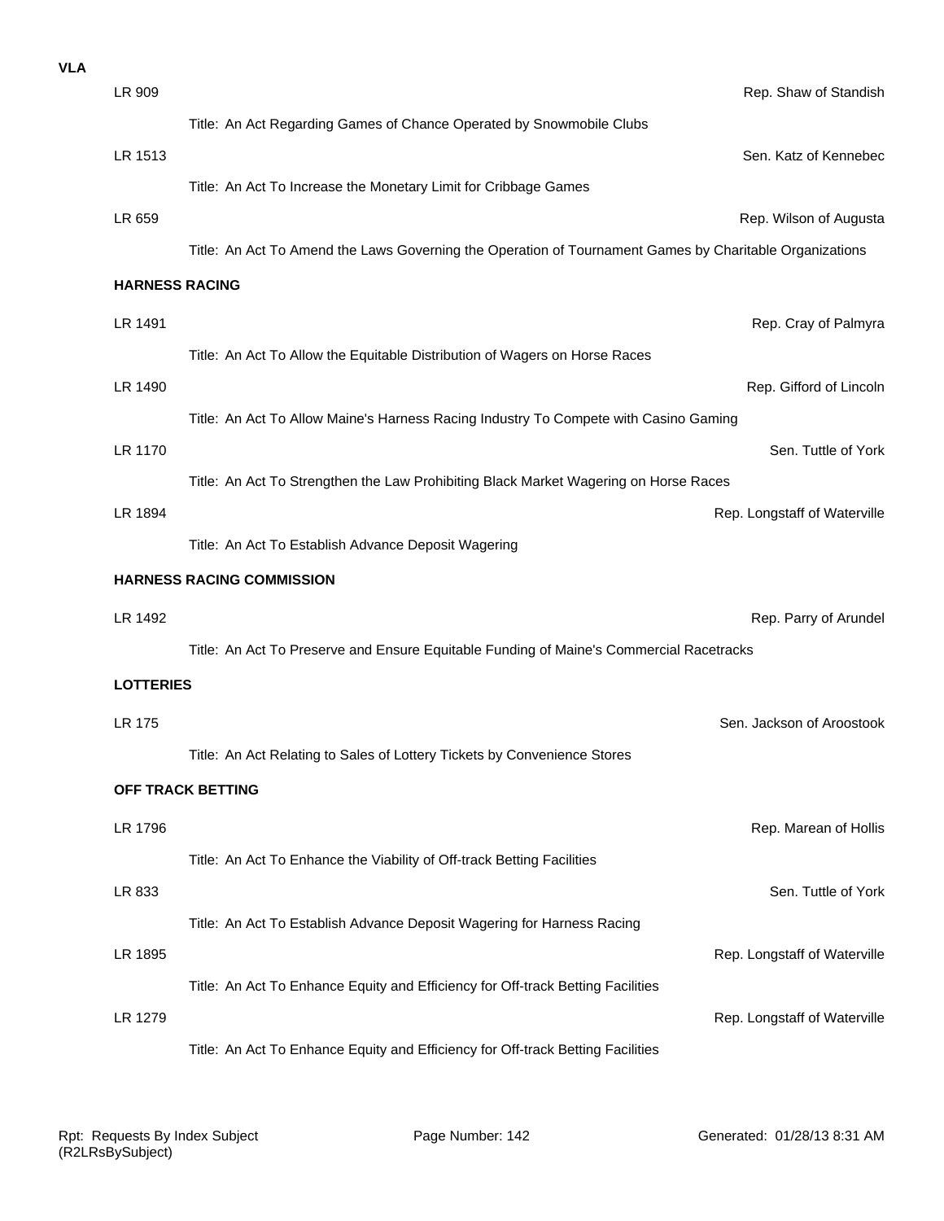**VLA**

LR 909 — Rep. Shaw of Standish

Title: An Act Regarding Games of Chance Operated by Snowmobile Clubs

LR 1513 — Sen. Katz of Kennebec

Title: An Act To Increase the Monetary Limit for Cribbage Games

LR 659 — Rep. Wilson of Augusta

Title: An Act To Amend the Laws Governing the Operation of Tournament Games by Charitable Organizations

**HARNESS RACING**

LR 1491 — Rep. Cray of Palmyra

Title: An Act To Allow the Equitable Distribution of Wagers on Horse Races

LR 1490 — Rep. Gifford of Lincoln

Title: An Act To Allow Maine's Harness Racing Industry To Compete with Casino Gaming

LR 1170 — Sen. Tuttle of York

Title: An Act To Strengthen the Law Prohibiting Black Market Wagering on Horse Races

LR 1894 — Rep. Longstaff of Waterville

Title: An Act To Establish Advance Deposit Wagering

**HARNESS RACING COMMISSION**

LR 1492 — Rep. Parry of Arundel

Title: An Act To Preserve and Ensure Equitable Funding of Maine's Commercial Racetracks

**LOTTERIES**

LR 175 — Sen. Jackson of Aroostook

Title: An Act Relating to Sales of Lottery Tickets by Convenience Stores

**OFF TRACK BETTING**

LR 1796 — Rep. Marean of Hollis

Title: An Act To Enhance the Viability of Off-track Betting Facilities

LR 833 — Sen. Tuttle of York

Title: An Act To Establish Advance Deposit Wagering for Harness Racing

LR 1895 — Rep. Longstaff of Waterville

Title: An Act To Enhance Equity and Efficiency for Off-track Betting Facilities

LR 1279 — Rep. Longstaff of Waterville

Title: An Act To Enhance Equity and Efficiency for Off-track Betting Facilities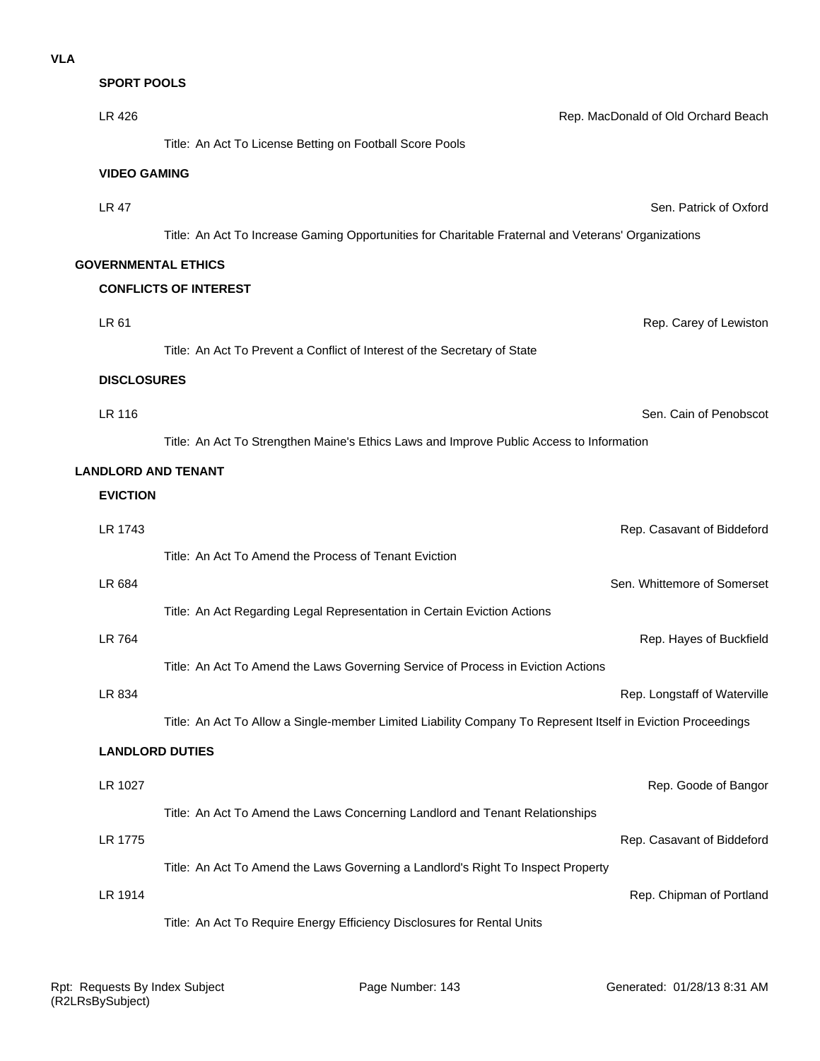**VLA**

### SPORT POOLS

LR 426 — Rep. MacDonald of Old Orchard Beach

Title: An Act To License Betting on Football Score Pools

### VIDEO GAMING

LR 47 — Sen. Patrick of Oxford

Title: An Act To Increase Gaming Opportunities for Charitable Fraternal and Veterans' Organizations

## GOVERNMENTAL ETHICS

### CONFLICTS OF INTEREST

LR 61 — Rep. Carey of Lewiston

Title: An Act To Prevent a Conflict of Interest of the Secretary of State

### DISCLOSURES

LR 116 — Sen. Cain of Penobscot

Title: An Act To Strengthen Maine's Ethics Laws and Improve Public Access to Information

## LANDLORD AND TENANT

### EVICTION

LR 1743 — Rep. Casavant of Biddeford

Title: An Act To Amend the Process of Tenant Eviction

LR 684 — Sen. Whittemore of Somerset

Title: An Act Regarding Legal Representation in Certain Eviction Actions

LR 764 — Rep. Hayes of Buckfield

Title: An Act To Amend the Laws Governing Service of Process in Eviction Actions

LR 834 — Rep. Longstaff of Waterville

Title: An Act To Allow a Single-member Limited Liability Company To Represent Itself in Eviction Proceedings

### LANDLORD DUTIES

LR 1027 — Rep. Goode of Bangor

Title: An Act To Amend the Laws Concerning Landlord and Tenant Relationships

LR 1775 — Rep. Casavant of Biddeford

Title: An Act To Amend the Laws Governing a Landlord's Right To Inspect Property

LR 1914 — Rep. Chipman of Portland

Title: An Act To Require Energy Efficiency Disclosures for Rental Units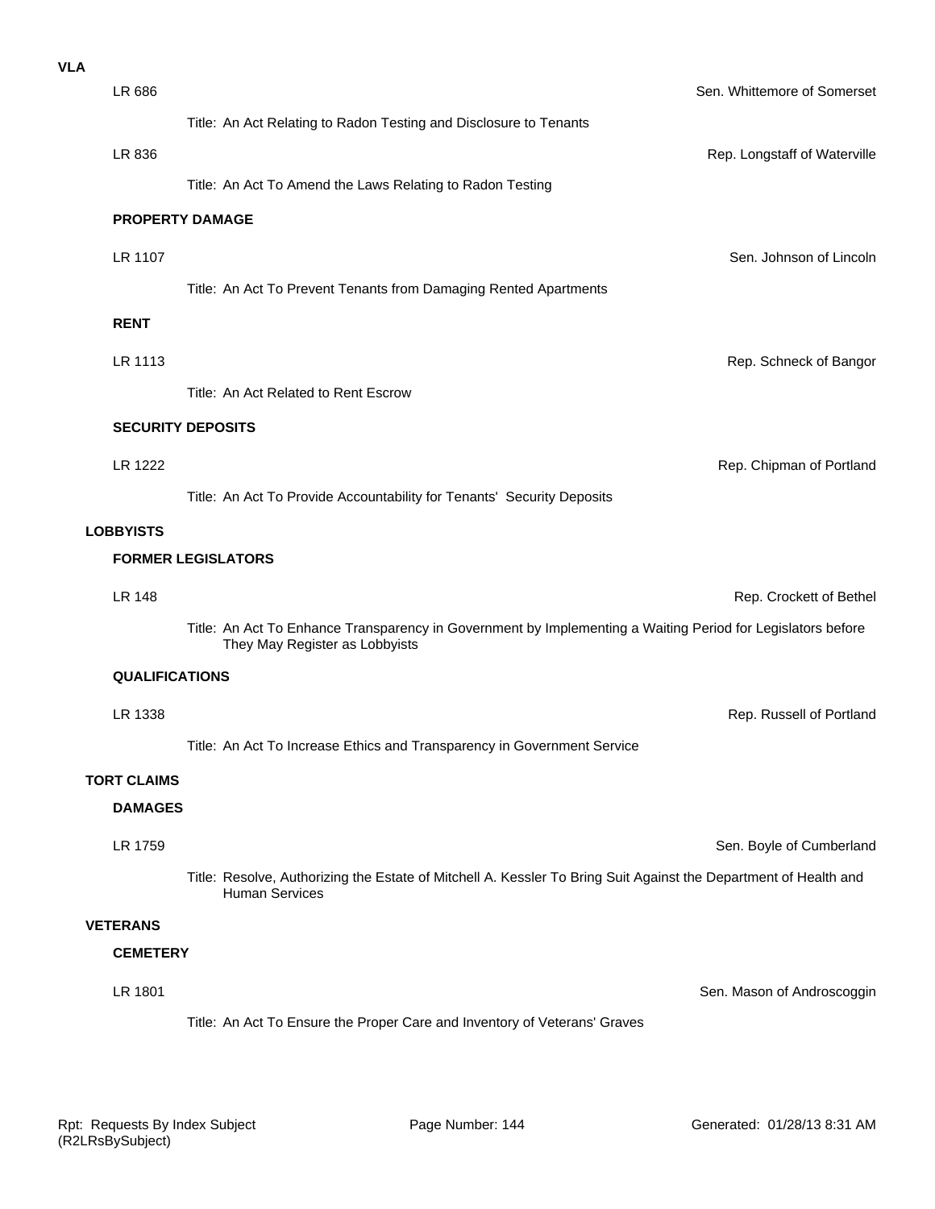**VLA**

LR 686 — Sen. Whittemore of Somerset

Title: An Act Relating to Radon Testing and Disclosure to Tenants

LR 836 — Rep. Longstaff of Waterville

Title: An Act To Amend the Laws Relating to Radon Testing

### PROPERTY DAMAGE

LR 1107 — Sen. Johnson of Lincoln

Title: An Act To Prevent Tenants from Damaging Rented Apartments

### RENT

LR 1113 — Rep. Schneck of Bangor

Title: An Act Related to Rent Escrow

### SECURITY DEPOSITS

LR 1222 — Rep. Chipman of Portland

Title: An Act To Provide Accountability for Tenants' Security Deposits

## LOBBYISTS

### FORMER LEGISLATORS

LR 148 — Rep. Crockett of Bethel

Title: An Act To Enhance Transparency in Government by Implementing a Waiting Period for Legislators before They May Register as Lobbyists

### QUALIFICATIONS

LR 1338 — Rep. Russell of Portland

Title: An Act To Increase Ethics and Transparency in Government Service

## TORT CLAIMS

### DAMAGES

LR 1759 — Sen. Boyle of Cumberland

Title: Resolve, Authorizing the Estate of Mitchell A. Kessler To Bring Suit Against the Department of Health and Human Services

## VETERANS

### CEMETERY

LR 1801 — Sen. Mason of Androscoggin

Title: An Act To Ensure the Proper Care and Inventory of Veterans' Graves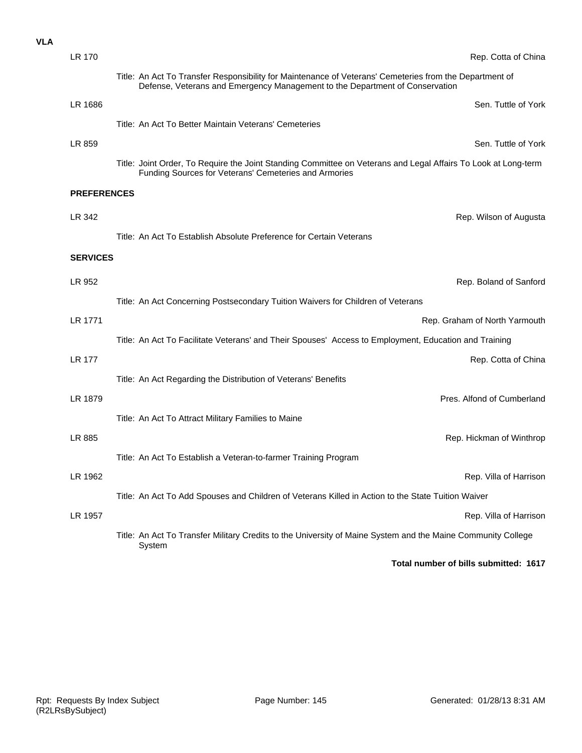**VLA**

LR 170 — Rep. Cotta of China

Title: An Act To Transfer Responsibility for Maintenance of Veterans' Cemeteries from the Department of Defense, Veterans and Emergency Management to the Department of Conservation

LR 1686 — Sen. Tuttle of York

Title: An Act To Better Maintain Veterans' Cemeteries

LR 859 — Sen. Tuttle of York

Title: Joint Order, To Require the Joint Standing Committee on Veterans and Legal Affairs To Look at Long-term Funding Sources for Veterans' Cemeteries and Armories

**PREFERENCES**

LR 342 — Rep. Wilson of Augusta

Title: An Act To Establish Absolute Preference for Certain Veterans

**SERVICES**

LR 952 — Rep. Boland of Sanford

Title: An Act Concerning Postsecondary Tuition Waivers for Children of Veterans

LR 1771 — Rep. Graham of North Yarmouth

Title: An Act To Facilitate Veterans' and Their Spouses' Access to Employment, Education and Training

LR 177 — Rep. Cotta of China

Title: An Act Regarding the Distribution of Veterans' Benefits

LR 1879 — Pres. Alfond of Cumberland

Title: An Act To Attract Military Families to Maine

LR 885 — Rep. Hickman of Winthrop

Title: An Act To Establish a Veteran-to-farmer Training Program

LR 1962 — Rep. Villa of Harrison

Title: An Act To Add Spouses and Children of Veterans Killed in Action to the State Tuition Waiver

LR 1957 — Rep. Villa of Harrison

Title: An Act To Transfer Military Credits to the University of Maine System and the Maine Community College System

**Total number of bills submitted: 1617**